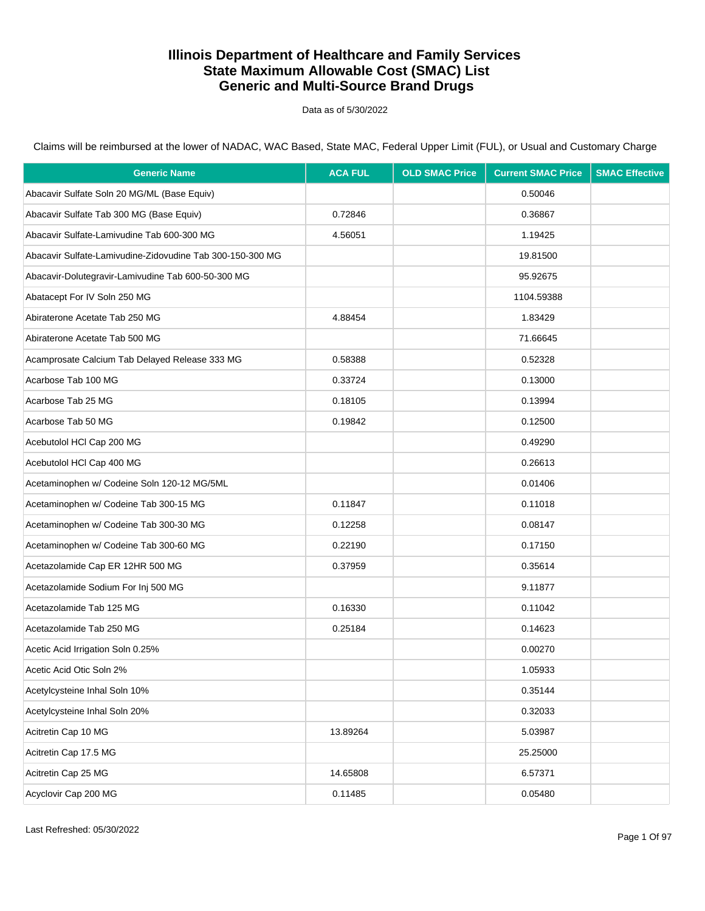# Illinois Department of Healthcare and Family Services
# State Maximum Allowable Cost (SMAC) List
# Generic and Multi-Source Brand Drugs

Data as of 5/30/2022

Claims will be reimbursed at the lower of NADAC, WAC Based, State MAC, Federal Upper Limit (FUL), or Usual and Customary Charge

| Generic Name | ACA FUL | OLD SMAC Price | Current SMAC Price | SMAC Effective |
|---|---|---|---|---|
| Abacavir Sulfate Soln 20 MG/ML (Base Equiv) | | | 0.50046 | |
| Abacavir Sulfate Tab 300 MG (Base Equiv) | 0.72846 | | 0.36867 | |
| Abacavir Sulfate-Lamivudine Tab 600-300 MG | 4.56051 | | 1.19425 | |
| Abacavir Sulfate-Lamivudine-Zidovudine Tab 300-150-300 MG | | | 19.81500 | |
| Abacavir-Dolutegravir-Lamivudine Tab 600-50-300 MG | | | 95.92675 | |
| Abatacept For IV Soln 250 MG | | | 1104.59388 | |
| Abiraterone Acetate Tab 250 MG | 4.88454 | | 1.83429 | |
| Abiraterone Acetate Tab 500 MG | | | 71.66645 | |
| Acamprosate Calcium Tab Delayed Release 333 MG | 0.58388 | | 0.52328 | |
| Acarbose Tab 100 MG | 0.33724 | | 0.13000 | |
| Acarbose Tab 25 MG | 0.18105 | | 0.13994 | |
| Acarbose Tab 50 MG | 0.19842 | | 0.12500 | |
| Acebutolol HCl Cap 200 MG | | | 0.49290 | |
| Acebutolol HCl Cap 400 MG | | | 0.26613 | |
| Acetaminophen w/ Codeine Soln 120-12 MG/5ML | | | 0.01406 | |
| Acetaminophen w/ Codeine Tab 300-15 MG | 0.11847 | | 0.11018 | |
| Acetaminophen w/ Codeine Tab 300-30 MG | 0.12258 | | 0.08147 | |
| Acetaminophen w/ Codeine Tab 300-60 MG | 0.22190 | | 0.17150 | |
| Acetazolamide Cap ER 12HR 500 MG | 0.37959 | | 0.35614 | |
| Acetazolamide Sodium For Inj 500 MG | | | 9.11877 | |
| Acetazolamide Tab 125 MG | 0.16330 | | 0.11042 | |
| Acetazolamide Tab 250 MG | 0.25184 | | 0.14623 | |
| Acetic Acid Irrigation Soln 0.25% | | | 0.00270 | |
| Acetic Acid Otic Soln 2% | | | 1.05933 | |
| Acetylcysteine Inhal Soln 10% | | | 0.35144 | |
| Acetylcysteine Inhal Soln 20% | | | 0.32033 | |
| Acitretin Cap 10 MG | 13.89264 | | 5.03987 | |
| Acitretin Cap 17.5 MG | | | 25.25000 | |
| Acitretin Cap 25 MG | 14.65808 | | 6.57371 | |
| Acyclovir Cap 200 MG | 0.11485 | | 0.05480 | |

Last Refreshed: 05/30/2022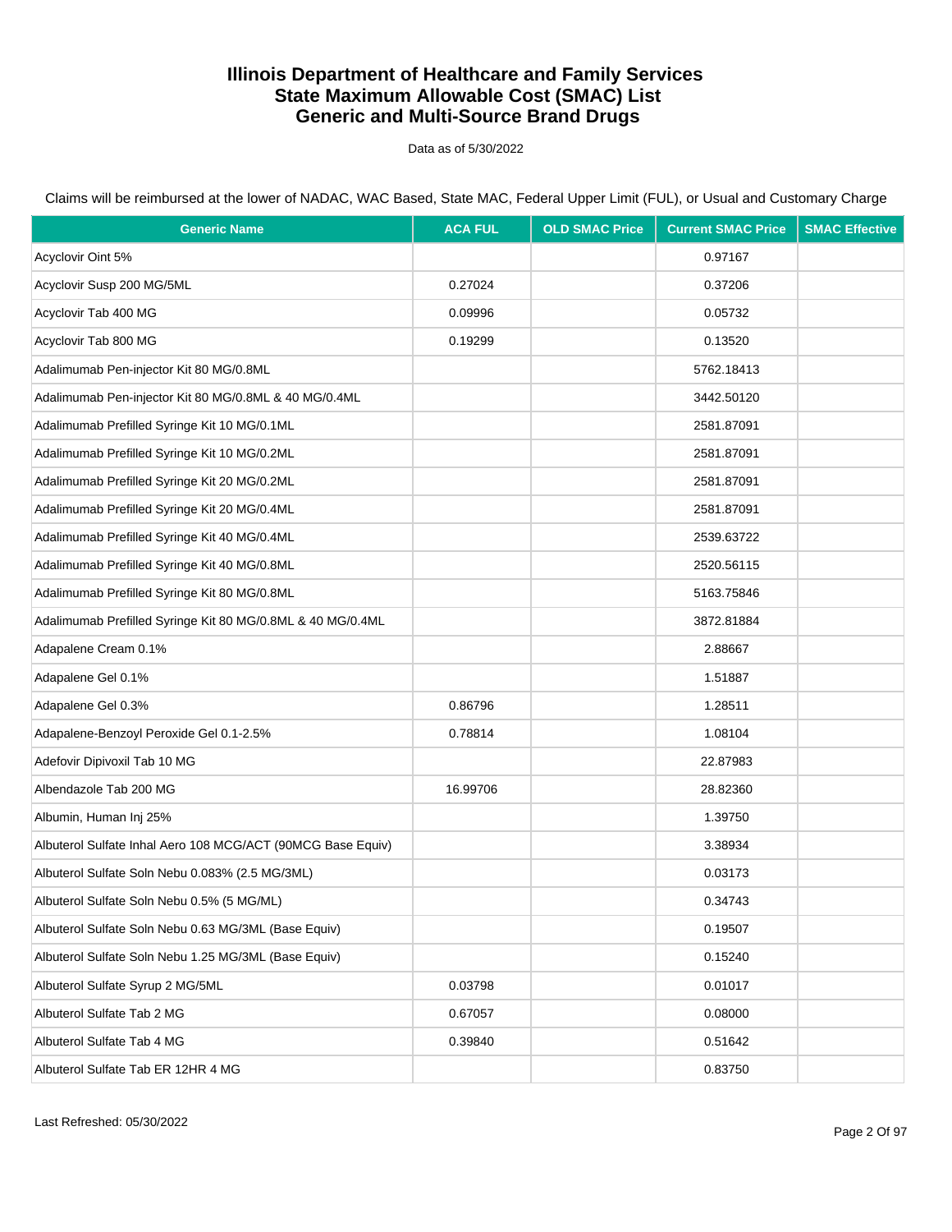# Illinois Department of Healthcare and Family Services
# State Maximum Allowable Cost (SMAC) List
# Generic and Multi-Source Brand Drugs

Data as of 5/30/2022

Claims will be reimbursed at the lower of NADAC, WAC Based, State MAC, Federal Upper Limit (FUL), or Usual and Customary Charge

| Generic Name | ACA FUL | OLD SMAC Price | Current SMAC Price | SMAC Effective |
|---|---|---|---|---|
| Acyclovir Oint 5% | | | 0.97167 | |
| Acyclovir Susp 200 MG/5ML | 0.27024 | | 0.37206 | |
| Acyclovir Tab 400 MG | 0.09996 | | 0.05732 | |
| Acyclovir Tab 800 MG | 0.19299 | | 0.13520 | |
| Adalimumab Pen-injector Kit 80 MG/0.8ML | | | 5762.18413 | |
| Adalimumab Pen-injector Kit 80 MG/0.8ML & 40 MG/0.4ML | | | 3442.50120 | |
| Adalimumab Prefilled Syringe Kit 10 MG/0.1ML | | | 2581.87091 | |
| Adalimumab Prefilled Syringe Kit 10 MG/0.2ML | | | 2581.87091 | |
| Adalimumab Prefilled Syringe Kit 20 MG/0.2ML | | | 2581.87091 | |
| Adalimumab Prefilled Syringe Kit 20 MG/0.4ML | | | 2581.87091 | |
| Adalimumab Prefilled Syringe Kit 40 MG/0.4ML | | | 2539.63722 | |
| Adalimumab Prefilled Syringe Kit 40 MG/0.8ML | | | 2520.56115 | |
| Adalimumab Prefilled Syringe Kit 80 MG/0.8ML | | | 5163.75846 | |
| Adalimumab Prefilled Syringe Kit 80 MG/0.8ML & 40 MG/0.4ML | | | 3872.81884 | |
| Adapalene Cream 0.1% | | | 2.88667 | |
| Adapalene Gel 0.1% | | | 1.51887 | |
| Adapalene Gel 0.3% | 0.86796 | | 1.28511 | |
| Adapalene-Benzoyl Peroxide Gel 0.1-2.5% | 0.78814 | | 1.08104 | |
| Adefovir Dipivoxil Tab 10 MG | | | 22.87983 | |
| Albendazole Tab 200 MG | 16.99706 | | 28.82360 | |
| Albumin, Human Inj 25% | | | 1.39750 | |
| Albuterol Sulfate Inhal Aero 108 MCG/ACT (90MCG Base Equiv) | | | 3.38934 | |
| Albuterol Sulfate Soln Nebu 0.083% (2.5 MG/3ML) | | | 0.03173 | |
| Albuterol Sulfate Soln Nebu 0.5% (5 MG/ML) | | | 0.34743 | |
| Albuterol Sulfate Soln Nebu 0.63 MG/3ML (Base Equiv) | | | 0.19507 | |
| Albuterol Sulfate Soln Nebu 1.25 MG/3ML (Base Equiv) | | | 0.15240 | |
| Albuterol Sulfate Syrup 2 MG/5ML | 0.03798 | | 0.01017 | |
| Albuterol Sulfate Tab 2 MG | 0.67057 | | 0.08000 | |
| Albuterol Sulfate Tab 4 MG | 0.39840 | | 0.51642 | |
| Albuterol Sulfate Tab ER 12HR 4 MG | | | 0.83750 | |

Last Refreshed: 05/30/2022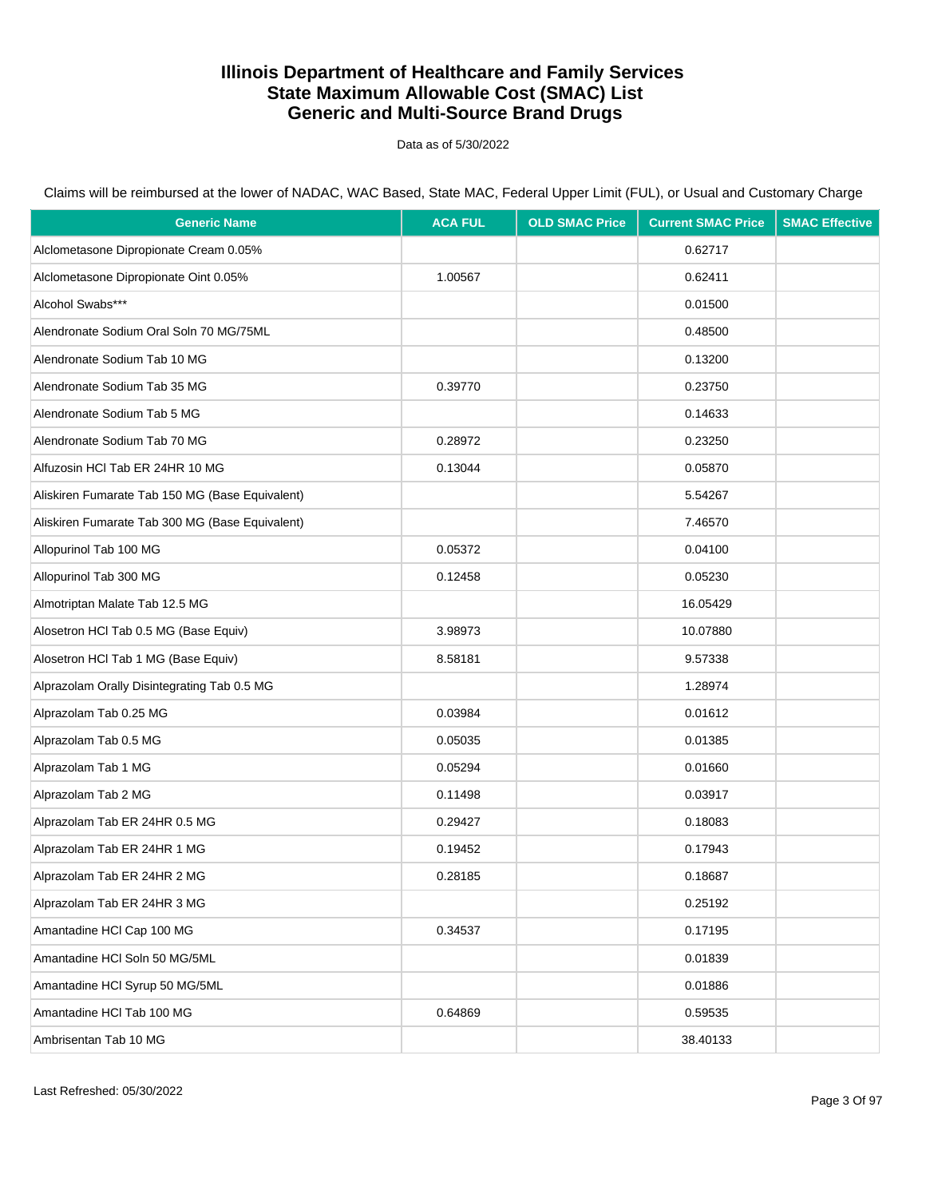# Illinois Department of Healthcare and Family Services
# State Maximum Allowable Cost (SMAC) List
# Generic and Multi-Source Brand Drugs

Data as of 5/30/2022

Claims will be reimbursed at the lower of NADAC, WAC Based, State MAC, Federal Upper Limit (FUL), or Usual and Customary Charge

| Generic Name | ACA FUL | OLD SMAC Price | Current SMAC Price | SMAC Effective |
|---|---|---|---|---|
| Alclometasone Dipropionate Cream 0.05% | | | 0.62717 | |
| Alclometasone Dipropionate Oint 0.05% | 1.00567 | | 0.62411 | |
| Alcohol Swabs*** | | | 0.01500 | |
| Alendronate Sodium Oral Soln 70 MG/75ML | | | 0.48500 | |
| Alendronate Sodium Tab 10 MG | | | 0.13200 | |
| Alendronate Sodium Tab 35 MG | 0.39770 | | 0.23750 | |
| Alendronate Sodium Tab 5 MG | | | 0.14633 | |
| Alendronate Sodium Tab 70 MG | 0.28972 | | 0.23250 | |
| Alfuzosin HCl Tab ER 24HR 10 MG | 0.13044 | | 0.05870 | |
| Aliskiren Fumarate Tab 150 MG (Base Equivalent) | | | 5.54267 | |
| Aliskiren Fumarate Tab 300 MG (Base Equivalent) | | | 7.46570 | |
| Allopurinol Tab 100 MG | 0.05372 | | 0.04100 | |
| Allopurinol Tab 300 MG | 0.12458 | | 0.05230 | |
| Almotriptan Malate Tab 12.5 MG | | | 16.05429 | |
| Alosetron HCl Tab 0.5 MG (Base Equiv) | 3.98973 | | 10.07880 | |
| Alosetron HCl Tab 1 MG (Base Equiv) | 8.58181 | | 9.57338 | |
| Alprazolam Orally Disintegrating Tab 0.5 MG | | | 1.28974 | |
| Alprazolam Tab 0.25 MG | 0.03984 | | 0.01612 | |
| Alprazolam Tab 0.5 MG | 0.05035 | | 0.01385 | |
| Alprazolam Tab 1 MG | 0.05294 | | 0.01660 | |
| Alprazolam Tab 2 MG | 0.11498 | | 0.03917 | |
| Alprazolam Tab ER 24HR 0.5 MG | 0.29427 | | 0.18083 | |
| Alprazolam Tab ER 24HR 1 MG | 0.19452 | | 0.17943 | |
| Alprazolam Tab ER 24HR 2 MG | 0.28185 | | 0.18687 | |
| Alprazolam Tab ER 24HR 3 MG | | | 0.25192 | |
| Amantadine HCl Cap 100 MG | 0.34537 | | 0.17195 | |
| Amantadine HCl Soln 50 MG/5ML | | | 0.01839 | |
| Amantadine HCl Syrup 50 MG/5ML | | | 0.01886 | |
| Amantadine HCl Tab 100 MG | 0.64869 | | 0.59535 | |
| Ambrisentan Tab 10 MG | | | 38.40133 | |

Last Refreshed: 05/30/2022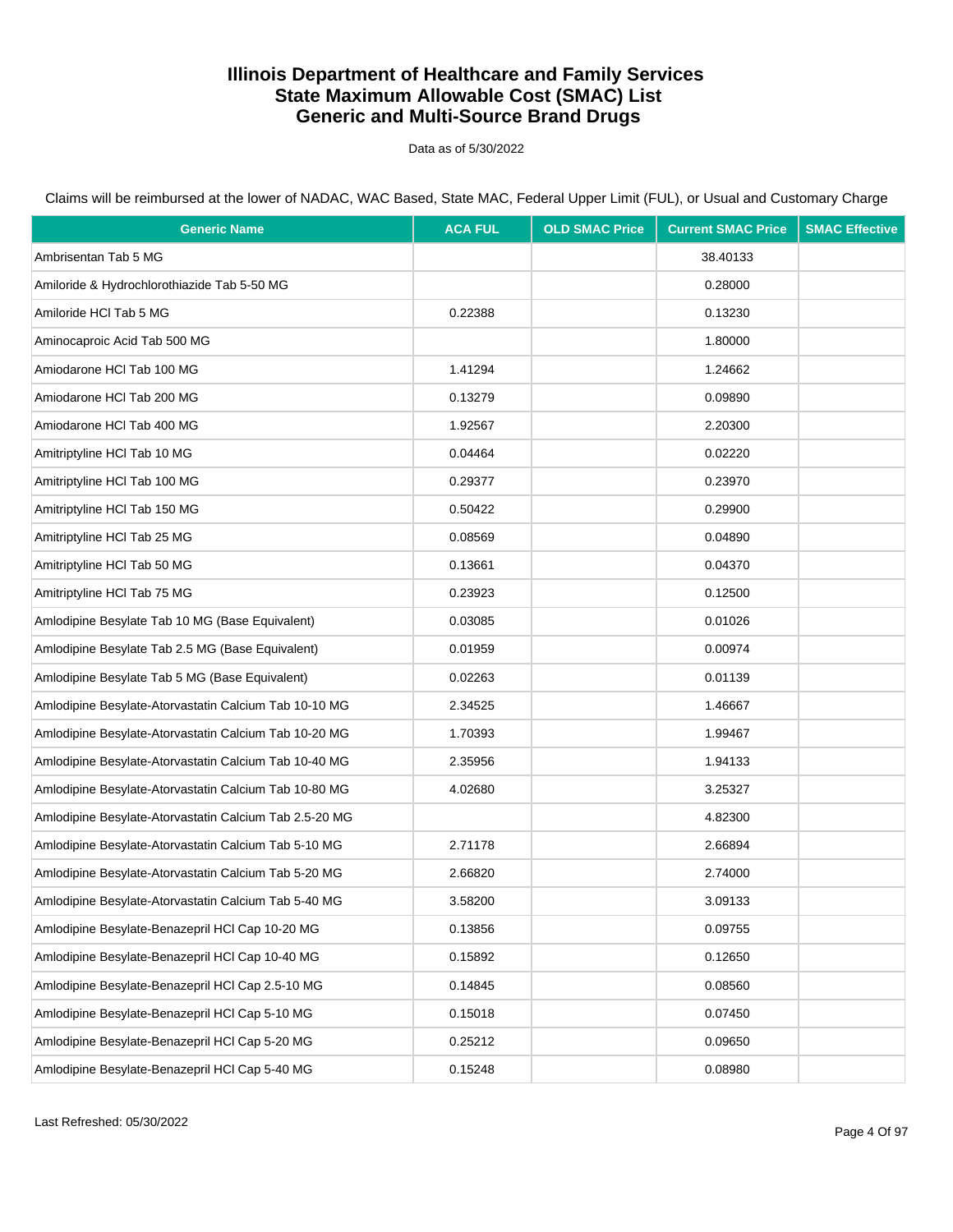# Illinois Department of Healthcare and Family Services
# State Maximum Allowable Cost (SMAC) List
# Generic and Multi-Source Brand Drugs

Data as of 5/30/2022

Claims will be reimbursed at the lower of NADAC, WAC Based, State MAC, Federal Upper Limit (FUL), or Usual and Customary Charge

| Generic Name | ACA FUL | OLD SMAC Price | Current SMAC Price | SMAC Effective |
|---|---|---|---|---|
| Ambrisentan Tab 5 MG | | | 38.40133 | |
| Amiloride & Hydrochlorothiazide Tab 5-50 MG | | | 0.28000 | |
| Amiloride HCl Tab 5 MG | 0.22388 | | 0.13230 | |
| Aminocaproic Acid Tab 500 MG | | | 1.80000 | |
| Amiodarone HCl Tab 100 MG | 1.41294 | | 1.24662 | |
| Amiodarone HCl Tab 200 MG | 0.13279 | | 0.09890 | |
| Amiodarone HCl Tab 400 MG | 1.92567 | | 2.20300 | |
| Amitriptyline HCl Tab 10 MG | 0.04464 | | 0.02220 | |
| Amitriptyline HCl Tab 100 MG | 0.29377 | | 0.23970 | |
| Amitriptyline HCl Tab 150 MG | 0.50422 | | 0.29900 | |
| Amitriptyline HCl Tab 25 MG | 0.08569 | | 0.04890 | |
| Amitriptyline HCl Tab 50 MG | 0.13661 | | 0.04370 | |
| Amitriptyline HCl Tab 75 MG | 0.23923 | | 0.12500 | |
| Amlodipine Besylate Tab 10 MG (Base Equivalent) | 0.03085 | | 0.01026 | |
| Amlodipine Besylate Tab 2.5 MG (Base Equivalent) | 0.01959 | | 0.00974 | |
| Amlodipine Besylate Tab 5 MG (Base Equivalent) | 0.02263 | | 0.01139 | |
| Amlodipine Besylate-Atorvastatin Calcium Tab 10-10 MG | 2.34525 | | 1.46667 | |
| Amlodipine Besylate-Atorvastatin Calcium Tab 10-20 MG | 1.70393 | | 1.99467 | |
| Amlodipine Besylate-Atorvastatin Calcium Tab 10-40 MG | 2.35956 | | 1.94133 | |
| Amlodipine Besylate-Atorvastatin Calcium Tab 10-80 MG | 4.02680 | | 3.25327 | |
| Amlodipine Besylate-Atorvastatin Calcium Tab 2.5-20 MG | | | 4.82300 | |
| Amlodipine Besylate-Atorvastatin Calcium Tab 5-10 MG | 2.71178 | | 2.66894 | |
| Amlodipine Besylate-Atorvastatin Calcium Tab 5-20 MG | 2.66820 | | 2.74000 | |
| Amlodipine Besylate-Atorvastatin Calcium Tab 5-40 MG | 3.58200 | | 3.09133 | |
| Amlodipine Besylate-Benazepril HCl Cap 10-20 MG | 0.13856 | | 0.09755 | |
| Amlodipine Besylate-Benazepril HCl Cap 10-40 MG | 0.15892 | | 0.12650 | |
| Amlodipine Besylate-Benazepril HCl Cap 2.5-10 MG | 0.14845 | | 0.08560 | |
| Amlodipine Besylate-Benazepril HCl Cap 5-10 MG | 0.15018 | | 0.07450 | |
| Amlodipine Besylate-Benazepril HCl Cap 5-20 MG | 0.25212 | | 0.09650 | |
| Amlodipine Besylate-Benazepril HCl Cap 5-40 MG | 0.15248 | | 0.08980 | |

Last Refreshed: 05/30/2022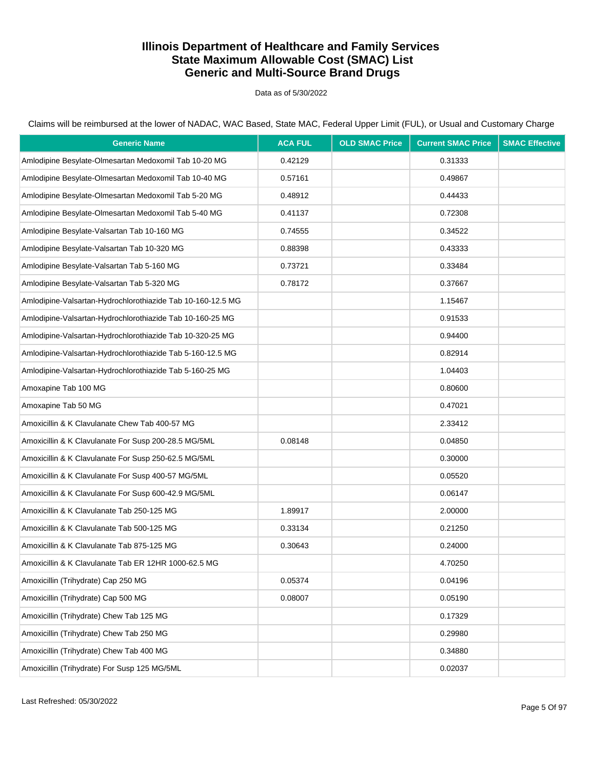# Illinois Department of Healthcare and Family Services
# State Maximum Allowable Cost (SMAC) List
# Generic and Multi-Source Brand Drugs

Data as of 5/30/2022

Claims will be reimbursed at the lower of NADAC, WAC Based, State MAC, Federal Upper Limit (FUL), or Usual and Customary Charge

| Generic Name | ACA FUL | OLD SMAC Price | Current SMAC Price | SMAC Effective |
|---|---|---|---|---|
| Amlodipine Besylate-Olmesartan Medoxomil Tab 10-20 MG | 0.42129 | | 0.31333 | |
| Amlodipine Besylate-Olmesartan Medoxomil Tab 10-40 MG | 0.57161 | | 0.49867 | |
| Amlodipine Besylate-Olmesartan Medoxomil Tab 5-20 MG | 0.48912 | | 0.44433 | |
| Amlodipine Besylate-Olmesartan Medoxomil Tab 5-40 MG | 0.41137 | | 0.72308 | |
| Amlodipine Besylate-Valsartan Tab 10-160 MG | 0.74555 | | 0.34522 | |
| Amlodipine Besylate-Valsartan Tab 10-320 MG | 0.88398 | | 0.43333 | |
| Amlodipine Besylate-Valsartan Tab 5-160 MG | 0.73721 | | 0.33484 | |
| Amlodipine Besylate-Valsartan Tab 5-320 MG | 0.78172 | | 0.37667 | |
| Amlodipine-Valsartan-Hydrochlorothiazide Tab 10-160-12.5 MG | | | 1.15467 | |
| Amlodipine-Valsartan-Hydrochlorothiazide Tab 10-160-25 MG | | | 0.91533 | |
| Amlodipine-Valsartan-Hydrochlorothiazide Tab 10-320-25 MG | | | 0.94400 | |
| Amlodipine-Valsartan-Hydrochlorothiazide Tab 5-160-12.5 MG | | | 0.82914 | |
| Amlodipine-Valsartan-Hydrochlorothiazide Tab 5-160-25 MG | | | 1.04403 | |
| Amoxapine Tab 100 MG | | | 0.80600 | |
| Amoxapine Tab 50 MG | | | 0.47021 | |
| Amoxicillin & K Clavulanate Chew Tab 400-57 MG | | | 2.33412 | |
| Amoxicillin & K Clavulanate For Susp 200-28.5 MG/5ML | 0.08148 | | 0.04850 | |
| Amoxicillin & K Clavulanate For Susp 250-62.5 MG/5ML | | | 0.30000 | |
| Amoxicillin & K Clavulanate For Susp 400-57 MG/5ML | | | 0.05520 | |
| Amoxicillin & K Clavulanate For Susp 600-42.9 MG/5ML | | | 0.06147 | |
| Amoxicillin & K Clavulanate Tab 250-125 MG | 1.89917 | | 2.00000 | |
| Amoxicillin & K Clavulanate Tab 500-125 MG | 0.33134 | | 0.21250 | |
| Amoxicillin & K Clavulanate Tab 875-125 MG | 0.30643 | | 0.24000 | |
| Amoxicillin & K Clavulanate Tab ER 12HR 1000-62.5 MG | | | 4.70250 | |
| Amoxicillin (Trihydrate) Cap 250 MG | 0.05374 | | 0.04196 | |
| Amoxicillin (Trihydrate) Cap 500 MG | 0.08007 | | 0.05190 | |
| Amoxicillin (Trihydrate) Chew Tab 125 MG | | | 0.17329 | |
| Amoxicillin (Trihydrate) Chew Tab 250 MG | | | 0.29980 | |
| Amoxicillin (Trihydrate) Chew Tab 400 MG | | | 0.34880 | |
| Amoxicillin (Trihydrate) For Susp 125 MG/5ML | | | 0.02037 | |

Last Refreshed: 05/30/2022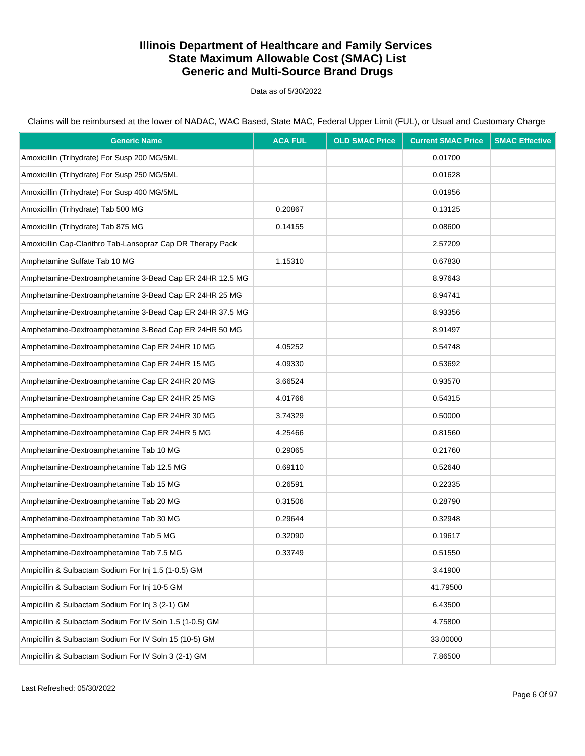# Illinois Department of Healthcare and Family Services
# State Maximum Allowable Cost (SMAC) List
# Generic and Multi-Source Brand Drugs

Data as of 5/30/2022

Claims will be reimbursed at the lower of NADAC, WAC Based, State MAC, Federal Upper Limit (FUL), or Usual and Customary Charge

| Generic Name | ACA FUL | OLD SMAC Price | Current SMAC Price | SMAC Effective |
|---|---|---|---|---|
| Amoxicillin (Trihydrate) For Susp 200 MG/5ML | | | 0.01700 | |
| Amoxicillin (Trihydrate) For Susp 250 MG/5ML | | | 0.01628 | |
| Amoxicillin (Trihydrate) For Susp 400 MG/5ML | | | 0.01956 | |
| Amoxicillin (Trihydrate) Tab 500 MG | 0.20867 | | 0.13125 | |
| Amoxicillin (Trihydrate) Tab 875 MG | 0.14155 | | 0.08600 | |
| Amoxicillin Cap-Clarithro Tab-Lansopraz Cap DR Therapy Pack | | | 2.57209 | |
| Amphetamine Sulfate Tab 10 MG | 1.15310 | | 0.67830 | |
| Amphetamine-Dextroamphetamine 3-Bead Cap ER 24HR 12.5 MG | | | 8.97643 | |
| Amphetamine-Dextroamphetamine 3-Bead Cap ER 24HR 25 MG | | | 8.94741 | |
| Amphetamine-Dextroamphetamine 3-Bead Cap ER 24HR 37.5 MG | | | 8.93356 | |
| Amphetamine-Dextroamphetamine 3-Bead Cap ER 24HR 50 MG | | | 8.91497 | |
| Amphetamine-Dextroamphetamine Cap ER 24HR 10 MG | 4.05252 | | 0.54748 | |
| Amphetamine-Dextroamphetamine Cap ER 24HR 15 MG | 4.09330 | | 0.53692 | |
| Amphetamine-Dextroamphetamine Cap ER 24HR 20 MG | 3.66524 | | 0.93570 | |
| Amphetamine-Dextroamphetamine Cap ER 24HR 25 MG | 4.01766 | | 0.54315 | |
| Amphetamine-Dextroamphetamine Cap ER 24HR 30 MG | 3.74329 | | 0.50000 | |
| Amphetamine-Dextroamphetamine Cap ER 24HR 5 MG | 4.25466 | | 0.81560 | |
| Amphetamine-Dextroamphetamine Tab 10 MG | 0.29065 | | 0.21760 | |
| Amphetamine-Dextroamphetamine Tab 12.5 MG | 0.69110 | | 0.52640 | |
| Amphetamine-Dextroamphetamine Tab 15 MG | 0.26591 | | 0.22335 | |
| Amphetamine-Dextroamphetamine Tab 20 MG | 0.31506 | | 0.28790 | |
| Amphetamine-Dextroamphetamine Tab 30 MG | 0.29644 | | 0.32948 | |
| Amphetamine-Dextroamphetamine Tab 5 MG | 0.32090 | | 0.19617 | |
| Amphetamine-Dextroamphetamine Tab 7.5 MG | 0.33749 | | 0.51550 | |
| Ampicillin & Sulbactam Sodium For Inj 1.5 (1-0.5) GM | | | 3.41900 | |
| Ampicillin & Sulbactam Sodium For Inj 10-5 GM | | | 41.79500 | |
| Ampicillin & Sulbactam Sodium For Inj 3 (2-1) GM | | | 6.43500 | |
| Ampicillin & Sulbactam Sodium For IV Soln 1.5 (1-0.5) GM | | | 4.75800 | |
| Ampicillin & Sulbactam Sodium For IV Soln 15 (10-5) GM | | | 33.00000 | |
| Ampicillin & Sulbactam Sodium For IV Soln 3 (2-1) GM | | | 7.86500 | |

Last Refreshed: 05/30/2022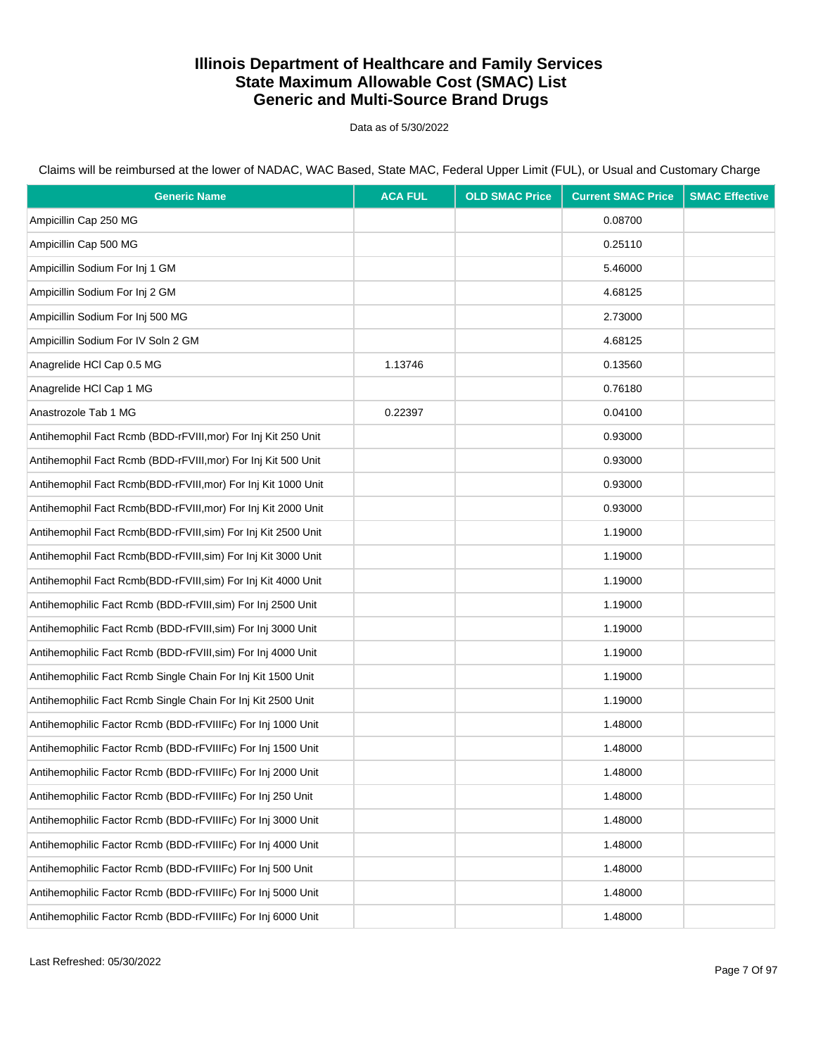# Illinois Department of Healthcare and Family Services
# State Maximum Allowable Cost (SMAC) List
# Generic and Multi-Source Brand Drugs

Data as of 5/30/2022

Claims will be reimbursed at the lower of NADAC, WAC Based, State MAC, Federal Upper Limit (FUL), or Usual and Customary Charge

| Generic Name | ACA FUL | OLD SMAC Price | Current SMAC Price | SMAC Effective |
|---|---|---|---|---|
| Ampicillin Cap 250 MG | | | 0.08700 | |
| Ampicillin Cap 500 MG | | | 0.25110 | |
| Ampicillin Sodium For Inj 1 GM | | | 5.46000 | |
| Ampicillin Sodium For Inj 2 GM | | | 4.68125 | |
| Ampicillin Sodium For Inj 500 MG | | | 2.73000 | |
| Ampicillin Sodium For IV Soln 2 GM | | | 4.68125 | |
| Anagrelide HCl Cap 0.5 MG | 1.13746 | | 0.13560 | |
| Anagrelide HCl Cap 1 MG | | | 0.76180 | |
| Anastrozole Tab 1 MG | 0.22397 | | 0.04100 | |
| Antihemophil Fact Rcmb (BDD-rFVIII,mor) For Inj Kit 250 Unit | | | 0.93000 | |
| Antihemophil Fact Rcmb (BDD-rFVIII,mor) For Inj Kit 500 Unit | | | 0.93000 | |
| Antihemophil Fact Rcmb(BDD-rFVIII,mor) For Inj Kit 1000 Unit | | | 0.93000 | |
| Antihemophil Fact Rcmb(BDD-rFVIII,mor) For Inj Kit 2000 Unit | | | 0.93000 | |
| Antihemophil Fact Rcmb(BDD-rFVIII,sim) For Inj Kit 2500 Unit | | | 1.19000 | |
| Antihemophil Fact Rcmb(BDD-rFVIII,sim) For Inj Kit 3000 Unit | | | 1.19000 | |
| Antihemophil Fact Rcmb(BDD-rFVIII,sim) For Inj Kit 4000 Unit | | | 1.19000 | |
| Antihemophilic Fact Rcmb (BDD-rFVIII,sim) For Inj 2500 Unit | | | 1.19000 | |
| Antihemophilic Fact Rcmb (BDD-rFVIII,sim) For Inj 3000 Unit | | | 1.19000 | |
| Antihemophilic Fact Rcmb (BDD-rFVIII,sim) For Inj 4000 Unit | | | 1.19000 | |
| Antihemophilic Fact Rcmb Single Chain For Inj Kit 1500 Unit | | | 1.19000 | |
| Antihemophilic Fact Rcmb Single Chain For Inj Kit 2500 Unit | | | 1.19000 | |
| Antihemophilic Factor Rcmb (BDD-rFVIIIFc) For Inj 1000 Unit | | | 1.48000 | |
| Antihemophilic Factor Rcmb (BDD-rFVIIIFc) For Inj 1500 Unit | | | 1.48000 | |
| Antihemophilic Factor Rcmb (BDD-rFVIIIFc) For Inj 2000 Unit | | | 1.48000 | |
| Antihemophilic Factor Rcmb (BDD-rFVIIIFc) For Inj 250 Unit | | | 1.48000 | |
| Antihemophilic Factor Rcmb (BDD-rFVIIIFc) For Inj 3000 Unit | | | 1.48000 | |
| Antihemophilic Factor Rcmb (BDD-rFVIIIFc) For Inj 4000 Unit | | | 1.48000 | |
| Antihemophilic Factor Rcmb (BDD-rFVIIIFc) For Inj 500 Unit | | | 1.48000 | |
| Antihemophilic Factor Rcmb (BDD-rFVIIIFc) For Inj 5000 Unit | | | 1.48000 | |
| Antihemophilic Factor Rcmb (BDD-rFVIIIFc) For Inj 6000 Unit | | | 1.48000 | |

Last Refreshed: 05/30/2022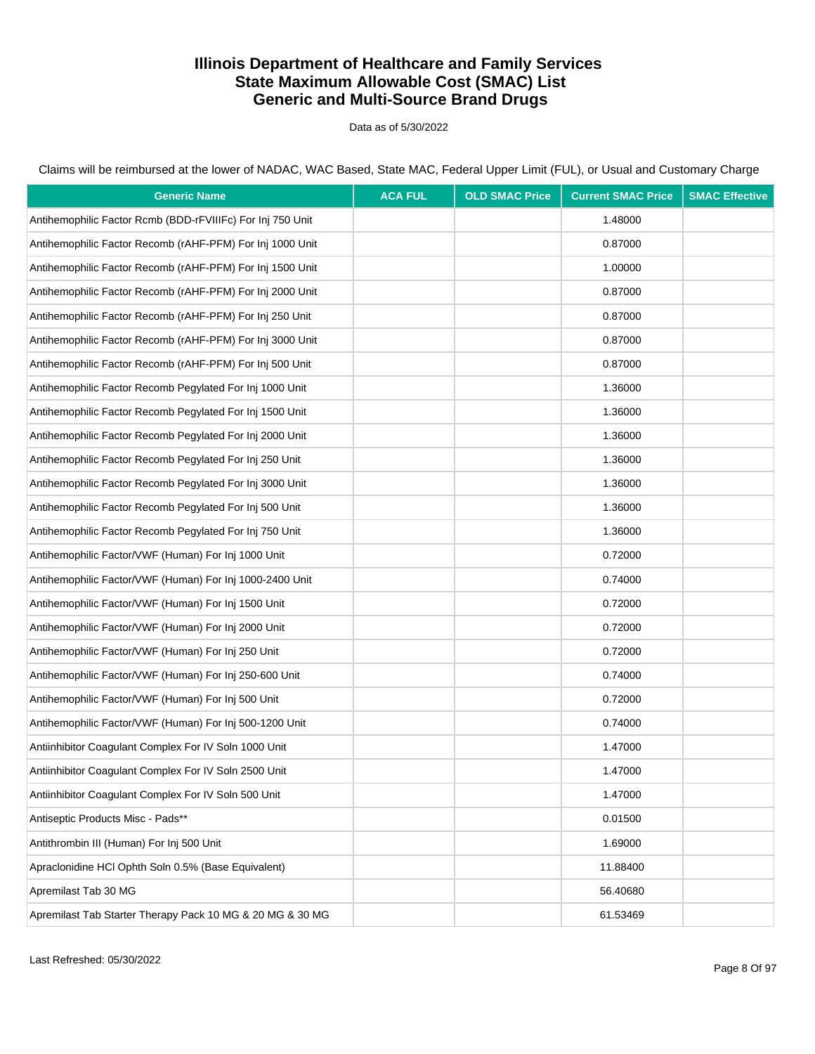# Illinois Department of Healthcare and Family Services
# State Maximum Allowable Cost (SMAC) List
# Generic and Multi-Source Brand Drugs

Data as of 5/30/2022

Claims will be reimbursed at the lower of NADAC, WAC Based, State MAC, Federal Upper Limit (FUL), or Usual and Customary Charge

| Generic Name | ACA FUL | OLD SMAC Price | Current SMAC Price | SMAC Effective |
|---|---|---|---|---|
| Antihemophilic Factor Rcmb (BDD-rFVIIIFc) For Inj 750 Unit | | | 1.48000 | |
| Antihemophilic Factor Recomb (rAHF-PFM) For Inj 1000 Unit | | | 0.87000 | |
| Antihemophilic Factor Recomb (rAHF-PFM) For Inj 1500 Unit | | | 1.00000 | |
| Antihemophilic Factor Recomb (rAHF-PFM) For Inj 2000 Unit | | | 0.87000 | |
| Antihemophilic Factor Recomb (rAHF-PFM) For Inj 250 Unit | | | 0.87000 | |
| Antihemophilic Factor Recomb (rAHF-PFM) For Inj 3000 Unit | | | 0.87000 | |
| Antihemophilic Factor Recomb (rAHF-PFM) For Inj 500 Unit | | | 0.87000 | |
| Antihemophilic Factor Recomb Pegylated For Inj 1000 Unit | | | 1.36000 | |
| Antihemophilic Factor Recomb Pegylated For Inj 1500 Unit | | | 1.36000 | |
| Antihemophilic Factor Recomb Pegylated For Inj 2000 Unit | | | 1.36000 | |
| Antihemophilic Factor Recomb Pegylated For Inj 250 Unit | | | 1.36000 | |
| Antihemophilic Factor Recomb Pegylated For Inj 3000 Unit | | | 1.36000 | |
| Antihemophilic Factor Recomb Pegylated For Inj 500 Unit | | | 1.36000 | |
| Antihemophilic Factor Recomb Pegylated For Inj 750 Unit | | | 1.36000 | |
| Antihemophilic Factor/VWF (Human) For Inj 1000 Unit | | | 0.72000 | |
| Antihemophilic Factor/VWF (Human) For Inj 1000-2400 Unit | | | 0.74000 | |
| Antihemophilic Factor/VWF (Human) For Inj 1500 Unit | | | 0.72000 | |
| Antihemophilic Factor/VWF (Human) For Inj 2000 Unit | | | 0.72000 | |
| Antihemophilic Factor/VWF (Human) For Inj 250 Unit | | | 0.72000 | |
| Antihemophilic Factor/VWF (Human) For Inj 250-600 Unit | | | 0.74000 | |
| Antihemophilic Factor/VWF (Human) For Inj 500 Unit | | | 0.72000 | |
| Antihemophilic Factor/VWF (Human) For Inj 500-1200 Unit | | | 0.74000 | |
| Antiinhibitor Coagulant Complex For IV Soln 1000 Unit | | | 1.47000 | |
| Antiinhibitor Coagulant Complex For IV Soln 2500 Unit | | | 1.47000 | |
| Antiinhibitor Coagulant Complex For IV Soln 500 Unit | | | 1.47000 | |
| Antiseptic Products Misc - Pads** | | | 0.01500 | |
| Antithrombin III (Human) For Inj 500 Unit | | | 1.69000 | |
| Apraclonidine HCl Ophth Soln 0.5% (Base Equivalent) | | | 11.88400 | |
| Apremilast Tab 30 MG | | | 56.40680 | |
| Apremilast Tab Starter Therapy Pack 10 MG & 20 MG & 30 MG | | | 61.53469 | |

Last Refreshed: 05/30/2022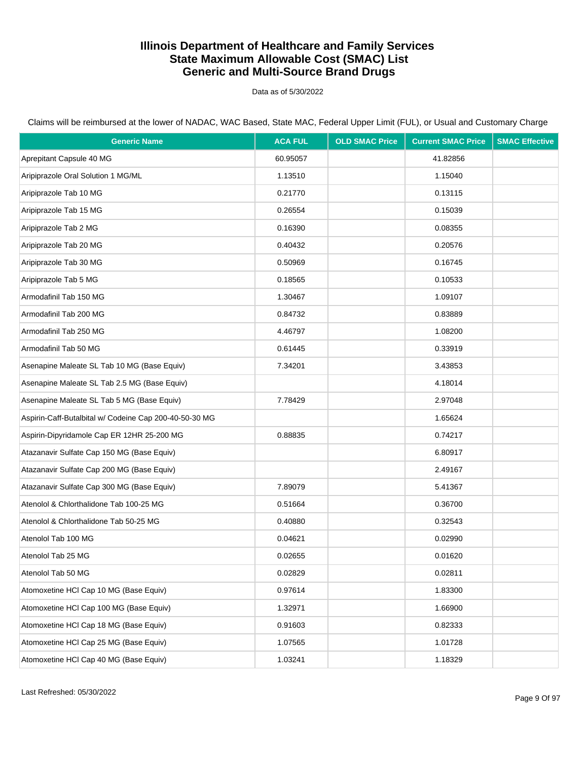# Illinois Department of Healthcare and Family Services
# State Maximum Allowable Cost (SMAC) List
# Generic and Multi-Source Brand Drugs

Data as of 5/30/2022

Claims will be reimbursed at the lower of NADAC, WAC Based, State MAC, Federal Upper Limit (FUL), or Usual and Customary Charge

| Generic Name | ACA FUL | OLD SMAC Price | Current SMAC Price | SMAC Effective |
|---|---|---|---|---|
| Aprepitant Capsule 40 MG | 60.95057 | | 41.82856 | |
| Aripiprazole Oral Solution 1 MG/ML | 1.13510 | | 1.15040 | |
| Aripiprazole Tab 10 MG | 0.21770 | | 0.13115 | |
| Aripiprazole Tab 15 MG | 0.26554 | | 0.15039 | |
| Aripiprazole Tab 2 MG | 0.16390 | | 0.08355 | |
| Aripiprazole Tab 20 MG | 0.40432 | | 0.20576 | |
| Aripiprazole Tab 30 MG | 0.50969 | | 0.16745 | |
| Aripiprazole Tab 5 MG | 0.18565 | | 0.10533 | |
| Armodafinil Tab 150 MG | 1.30467 | | 1.09107 | |
| Armodafinil Tab 200 MG | 0.84732 | | 0.83889 | |
| Armodafinil Tab 250 MG | 4.46797 | | 1.08200 | |
| Armodafinil Tab 50 MG | 0.61445 | | 0.33919 | |
| Asenapine Maleate SL Tab 10 MG (Base Equiv) | 7.34201 | | 3.43853 | |
| Asenapine Maleate SL Tab 2.5 MG (Base Equiv) | | | 4.18014 | |
| Asenapine Maleate SL Tab 5 MG (Base Equiv) | 7.78429 | | 2.97048 | |
| Aspirin-Caff-Butalbital w/ Codeine Cap 200-40-50-30 MG | | | 1.65624 | |
| Aspirin-Dipyridamole Cap ER 12HR 25-200 MG | 0.88835 | | 0.74217 | |
| Atazanavir Sulfate Cap 150 MG (Base Equiv) | | | 6.80917 | |
| Atazanavir Sulfate Cap 200 MG (Base Equiv) | | | 2.49167 | |
| Atazanavir Sulfate Cap 300 MG (Base Equiv) | 7.89079 | | 5.41367 | |
| Atenolol & Chlorthalidone Tab 100-25 MG | 0.51664 | | 0.36700 | |
| Atenolol & Chlorthalidone Tab 50-25 MG | 0.40880 | | 0.32543 | |
| Atenolol Tab 100 MG | 0.04621 | | 0.02990 | |
| Atenolol Tab 25 MG | 0.02655 | | 0.01620 | |
| Atenolol Tab 50 MG | 0.02829 | | 0.02811 | |
| Atomoxetine HCl Cap 10 MG (Base Equiv) | 0.97614 | | 1.83300 | |
| Atomoxetine HCl Cap 100 MG (Base Equiv) | 1.32971 | | 1.66900 | |
| Atomoxetine HCl Cap 18 MG (Base Equiv) | 0.91603 | | 0.82333 | |
| Atomoxetine HCl Cap 25 MG (Base Equiv) | 1.07565 | | 1.01728 | |
| Atomoxetine HCl Cap 40 MG (Base Equiv) | 1.03241 | | 1.18329 | |

Last Refreshed: 05/30/2022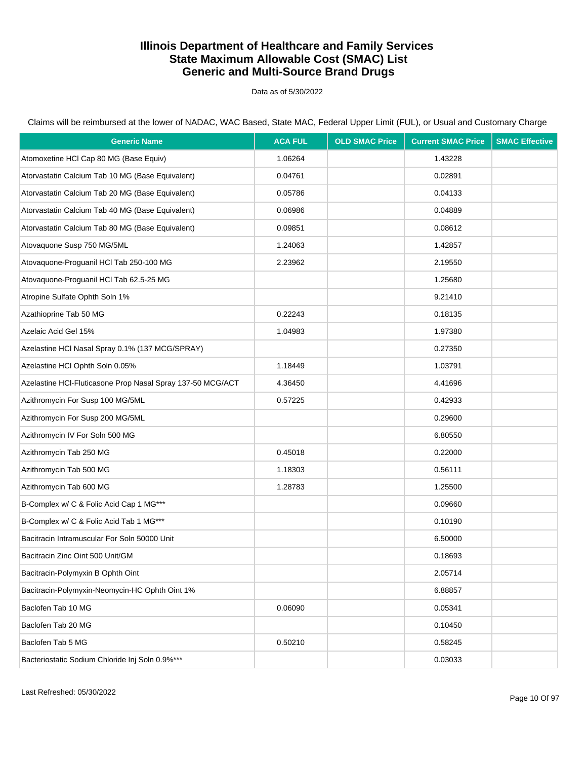# Illinois Department of Healthcare and Family Services
# State Maximum Allowable Cost (SMAC) List
# Generic and Multi-Source Brand Drugs

Data as of 5/30/2022

Claims will be reimbursed at the lower of NADAC, WAC Based, State MAC, Federal Upper Limit (FUL), or Usual and Customary Charge

| Generic Name | ACA FUL | OLD SMAC Price | Current SMAC Price | SMAC Effective |
|---|---|---|---|---|
| Atomoxetine HCl Cap 80 MG (Base Equiv) | 1.06264 | | 1.43228 | |
| Atorvastatin Calcium Tab 10 MG (Base Equivalent) | 0.04761 | | 0.02891 | |
| Atorvastatin Calcium Tab 20 MG (Base Equivalent) | 0.05786 | | 0.04133 | |
| Atorvastatin Calcium Tab 40 MG (Base Equivalent) | 0.06986 | | 0.04889 | |
| Atorvastatin Calcium Tab 80 MG (Base Equivalent) | 0.09851 | | 0.08612 | |
| Atovaquone Susp 750 MG/5ML | 1.24063 | | 1.42857 | |
| Atovaquone-Proguanil HCl Tab 250-100 MG | 2.23962 | | 2.19550 | |
| Atovaquone-Proguanil HCl Tab 62.5-25 MG | | | 1.25680 | |
| Atropine Sulfate Ophth Soln 1% | | | 9.21410 | |
| Azathioprine Tab 50 MG | 0.22243 | | 0.18135 | |
| Azelaic Acid Gel 15% | 1.04983 | | 1.97380 | |
| Azelastine HCl Nasal Spray 0.1% (137 MCG/SPRAY) | | | 0.27350 | |
| Azelastine HCl Ophth Soln 0.05% | 1.18449 | | 1.03791 | |
| Azelastine HCl-Fluticasone Prop Nasal Spray 137-50 MCG/ACT | 4.36450 | | 4.41696 | |
| Azithromycin For Susp 100 MG/5ML | 0.57225 | | 0.42933 | |
| Azithromycin For Susp 200 MG/5ML | | | 0.29600 | |
| Azithromycin IV For Soln 500 MG | | | 6.80550 | |
| Azithromycin Tab 250 MG | 0.45018 | | 0.22000 | |
| Azithromycin Tab 500 MG | 1.18303 | | 0.56111 | |
| Azithromycin Tab 600 MG | 1.28783 | | 1.25500 | |
| B-Complex w/ C & Folic Acid Cap 1 MG*** | | | 0.09660 | |
| B-Complex w/ C & Folic Acid Tab 1 MG*** | | | 0.10190 | |
| Bacitracin Intramuscular For Soln 50000 Unit | | | 6.50000 | |
| Bacitracin Zinc Oint 500 Unit/GM | | | 0.18693 | |
| Bacitracin-Polymyxin B Ophth Oint | | | 2.05714 | |
| Bacitracin-Polymyxin-Neomycin-HC Ophth Oint 1% | | | 6.88857 | |
| Baclofen Tab 10 MG | 0.06090 | | 0.05341 | |
| Baclofen Tab 20 MG | | | 0.10450 | |
| Baclofen Tab 5 MG | 0.50210 | | 0.58245 | |
| Bacteriostatic Sodium Chloride Inj Soln 0.9%*** | | | 0.03033 | |

Last Refreshed: 05/30/2022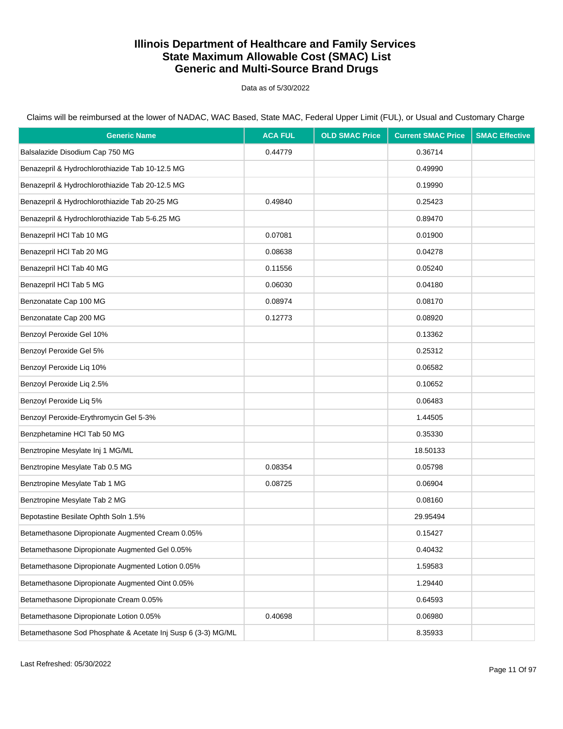# Illinois Department of Healthcare and Family Services
# State Maximum Allowable Cost (SMAC) List
# Generic and Multi-Source Brand Drugs

Data as of 5/30/2022

Claims will be reimbursed at the lower of NADAC, WAC Based, State MAC, Federal Upper Limit (FUL), or Usual and Customary Charge

| Generic Name | ACA FUL | OLD SMAC Price | Current SMAC Price | SMAC Effective |
|---|---|---|---|---|
| Balsalazide Disodium Cap 750 MG | 0.44779 | | 0.36714 | |
| Benazepril & Hydrochlorothiazide Tab 10-12.5 MG | | | 0.49990 | |
| Benazepril & Hydrochlorothiazide Tab 20-12.5 MG | | | 0.19990 | |
| Benazepril & Hydrochlorothiazide Tab 20-25 MG | 0.49840 | | 0.25423 | |
| Benazepril & Hydrochlorothiazide Tab 5-6.25 MG | | | 0.89470 | |
| Benazepril HCl Tab 10 MG | 0.07081 | | 0.01900 | |
| Benazepril HCl Tab 20 MG | 0.08638 | | 0.04278 | |
| Benazepril HCl Tab 40 MG | 0.11556 | | 0.05240 | |
| Benazepril HCl Tab 5 MG | 0.06030 | | 0.04180 | |
| Benzonatate Cap 100 MG | 0.08974 | | 0.08170 | |
| Benzonatate Cap 200 MG | 0.12773 | | 0.08920 | |
| Benzoyl Peroxide Gel 10% | | | 0.13362 | |
| Benzoyl Peroxide Gel 5% | | | 0.25312 | |
| Benzoyl Peroxide Liq 10% | | | 0.06582 | |
| Benzoyl Peroxide Liq 2.5% | | | 0.10652 | |
| Benzoyl Peroxide Liq 5% | | | 0.06483 | |
| Benzoyl Peroxide-Erythromycin Gel 5-3% | | | 1.44505 | |
| Benzphetamine HCl Tab 50 MG | | | 0.35330 | |
| Benztropine Mesylate Inj 1 MG/ML | | | 18.50133 | |
| Benztropine Mesylate Tab 0.5 MG | 0.08354 | | 0.05798 | |
| Benztropine Mesylate Tab 1 MG | 0.08725 | | 0.06904 | |
| Benztropine Mesylate Tab 2 MG | | | 0.08160 | |
| Bepotastine Besilate Ophth Soln 1.5% | | | 29.95494 | |
| Betamethasone Dipropionate Augmented Cream 0.05% | | | 0.15427 | |
| Betamethasone Dipropionate Augmented Gel 0.05% | | | 0.40432 | |
| Betamethasone Dipropionate Augmented Lotion 0.05% | | | 1.59583 | |
| Betamethasone Dipropionate Augmented Oint 0.05% | | | 1.29440 | |
| Betamethasone Dipropionate Cream 0.05% | | | 0.64593 | |
| Betamethasone Dipropionate Lotion 0.05% | 0.40698 | | 0.06980 | |
| Betamethasone Sod Phosphate & Acetate Inj Susp 6 (3-3) MG/ML | | | 8.35933 | |

Last Refreshed: 05/30/2022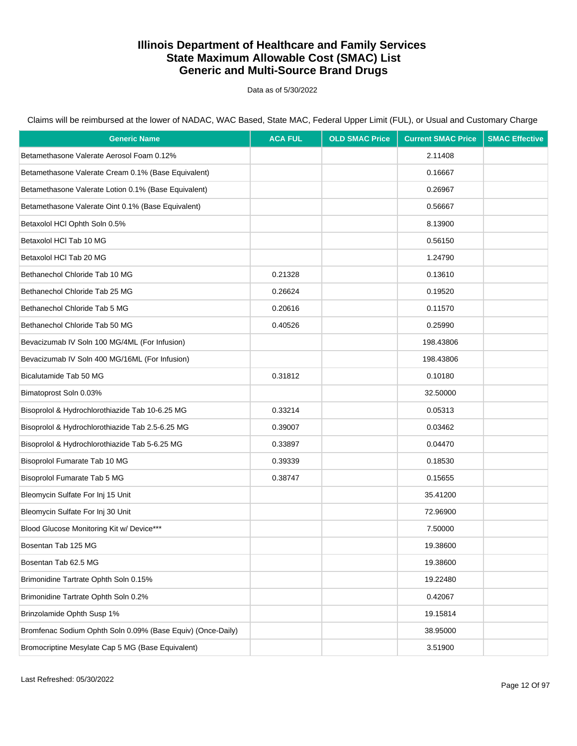# Illinois Department of Healthcare and Family Services
# State Maximum Allowable Cost (SMAC) List
# Generic and Multi-Source Brand Drugs

Data as of 5/30/2022

Claims will be reimbursed at the lower of NADAC, WAC Based, State MAC, Federal Upper Limit (FUL), or Usual and Customary Charge

| Generic Name | ACA FUL | OLD SMAC Price | Current SMAC Price | SMAC Effective |
|---|---|---|---|---|
| Betamethasone Valerate Aerosol Foam 0.12% | | | 2.11408 | |
| Betamethasone Valerate Cream 0.1% (Base Equivalent) | | | 0.16667 | |
| Betamethasone Valerate Lotion 0.1% (Base Equivalent) | | | 0.26967 | |
| Betamethasone Valerate Oint 0.1% (Base Equivalent) | | | 0.56667 | |
| Betaxolol HCl Ophth Soln 0.5% | | | 8.13900 | |
| Betaxolol HCl Tab 10 MG | | | 0.56150 | |
| Betaxolol HCl Tab 20 MG | | | 1.24790 | |
| Bethanechol Chloride Tab 10 MG | 0.21328 | | 0.13610 | |
| Bethanechol Chloride Tab 25 MG | 0.26624 | | 0.19520 | |
| Bethanechol Chloride Tab 5 MG | 0.20616 | | 0.11570 | |
| Bethanechol Chloride Tab 50 MG | 0.40526 | | 0.25990 | |
| Bevacizumab IV Soln 100 MG/4ML (For Infusion) | | | 198.43806 | |
| Bevacizumab IV Soln 400 MG/16ML (For Infusion) | | | 198.43806 | |
| Bicalutamide Tab 50 MG | 0.31812 | | 0.10180 | |
| Bimatoprost Soln 0.03% | | | 32.50000 | |
| Bisoprolol & Hydrochlorothiazide Tab 10-6.25 MG | 0.33214 | | 0.05313 | |
| Bisoprolol & Hydrochlorothiazide Tab 2.5-6.25 MG | 0.39007 | | 0.03462 | |
| Bisoprolol & Hydrochlorothiazide Tab 5-6.25 MG | 0.33897 | | 0.04470 | |
| Bisoprolol Fumarate Tab 10 MG | 0.39339 | | 0.18530 | |
| Bisoprolol Fumarate Tab 5 MG | 0.38747 | | 0.15655 | |
| Bleomycin Sulfate For Inj 15 Unit | | | 35.41200 | |
| Bleomycin Sulfate For Inj 30 Unit | | | 72.96900 | |
| Blood Glucose Monitoring Kit w/ Device*** | | | 7.50000 | |
| Bosentan Tab 125 MG | | | 19.38600 | |
| Bosentan Tab 62.5 MG | | | 19.38600 | |
| Brimonidine Tartrate Ophth Soln 0.15% | | | 19.22480 | |
| Brimonidine Tartrate Ophth Soln 0.2% | | | 0.42067 | |
| Brinzolamide Ophth Susp 1% | | | 19.15814 | |
| Bromfenac Sodium Ophth Soln 0.09% (Base Equiv) (Once-Daily) | | | 38.95000 | |
| Bromocriptine Mesylate Cap 5 MG (Base Equivalent) | | | 3.51900 | |

Last Refreshed: 05/30/2022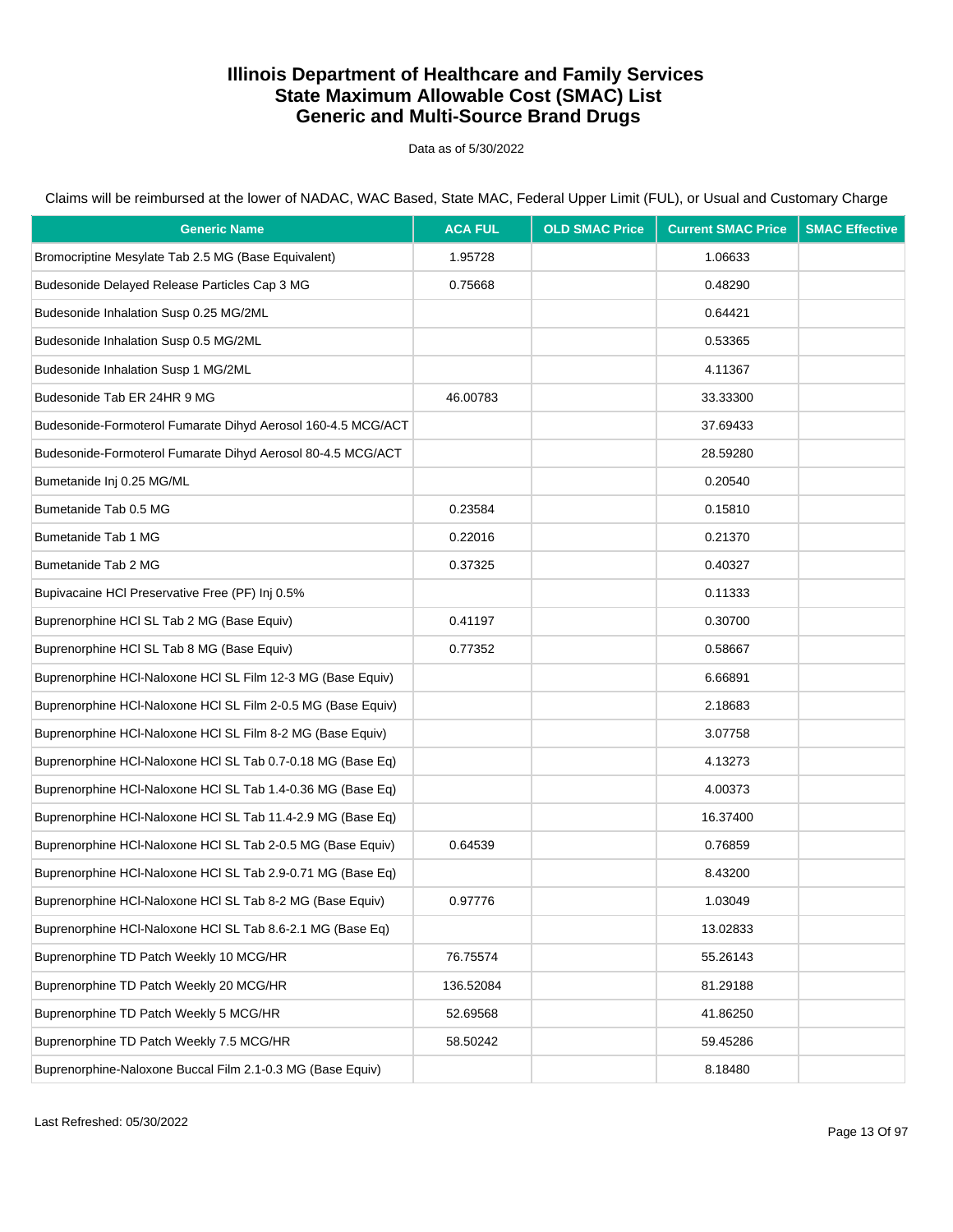# Illinois Department of Healthcare and Family Services
# State Maximum Allowable Cost (SMAC) List
# Generic and Multi-Source Brand Drugs

Data as of 5/30/2022

Claims will be reimbursed at the lower of NADAC, WAC Based, State MAC, Federal Upper Limit (FUL), or Usual and Customary Charge

| Generic Name | ACA FUL | OLD SMAC Price | Current SMAC Price | SMAC Effective |
|---|---|---|---|---|
| Bromocriptine Mesylate Tab 2.5 MG (Base Equivalent) | 1.95728 | | 1.06633 | |
| Budesonide Delayed Release Particles Cap 3 MG | 0.75668 | | 0.48290 | |
| Budesonide Inhalation Susp 0.25 MG/2ML | | | 0.64421 | |
| Budesonide Inhalation Susp 0.5 MG/2ML | | | 0.53365 | |
| Budesonide Inhalation Susp 1 MG/2ML | | | 4.11367 | |
| Budesonide Tab ER 24HR 9 MG | 46.00783 | | 33.33300 | |
| Budesonide-Formoterol Fumarate Dihyd Aerosol 160-4.5 MCG/ACT | | | 37.69433 | |
| Budesonide-Formoterol Fumarate Dihyd Aerosol 80-4.5 MCG/ACT | | | 28.59280 | |
| Bumetanide Inj 0.25 MG/ML | | | 0.20540 | |
| Bumetanide Tab 0.5 MG | 0.23584 | | 0.15810 | |
| Bumetanide Tab 1 MG | 0.22016 | | 0.21370 | |
| Bumetanide Tab 2 MG | 0.37325 | | 0.40327 | |
| Bupivacaine HCl Preservative Free (PF) Inj 0.5% | | | 0.11333 | |
| Buprenorphine HCl SL Tab 2 MG (Base Equiv) | 0.41197 | | 0.30700 | |
| Buprenorphine HCl SL Tab 8 MG (Base Equiv) | 0.77352 | | 0.58667 | |
| Buprenorphine HCl-Naloxone HCl SL Film 12-3 MG (Base Equiv) | | | 6.66891 | |
| Buprenorphine HCl-Naloxone HCl SL Film 2-0.5 MG (Base Equiv) | | | 2.18683 | |
| Buprenorphine HCl-Naloxone HCl SL Film 8-2 MG (Base Equiv) | | | 3.07758 | |
| Buprenorphine HCl-Naloxone HCl SL Tab 0.7-0.18 MG (Base Eq) | | | 4.13273 | |
| Buprenorphine HCl-Naloxone HCl SL Tab 1.4-0.36 MG (Base Eq) | | | 4.00373 | |
| Buprenorphine HCl-Naloxone HCl SL Tab 11.4-2.9 MG (Base Eq) | | | 16.37400 | |
| Buprenorphine HCl-Naloxone HCl SL Tab 2-0.5 MG (Base Equiv) | 0.64539 | | 0.76859 | |
| Buprenorphine HCl-Naloxone HCl SL Tab 2.9-0.71 MG (Base Eq) | | | 8.43200 | |
| Buprenorphine HCl-Naloxone HCl SL Tab 8-2 MG (Base Equiv) | 0.97776 | | 1.03049 | |
| Buprenorphine HCl-Naloxone HCl SL Tab 8.6-2.1 MG (Base Eq) | | | 13.02833 | |
| Buprenorphine TD Patch Weekly 10 MCG/HR | 76.75574 | | 55.26143 | |
| Buprenorphine TD Patch Weekly 20 MCG/HR | 136.52084 | | 81.29188 | |
| Buprenorphine TD Patch Weekly 5 MCG/HR | 52.69568 | | 41.86250 | |
| Buprenorphine TD Patch Weekly 7.5 MCG/HR | 58.50242 | | 59.45286 | |
| Buprenorphine-Naloxone Buccal Film 2.1-0.3 MG (Base Equiv) | | | 8.18480 | |

Last Refreshed: 05/30/2022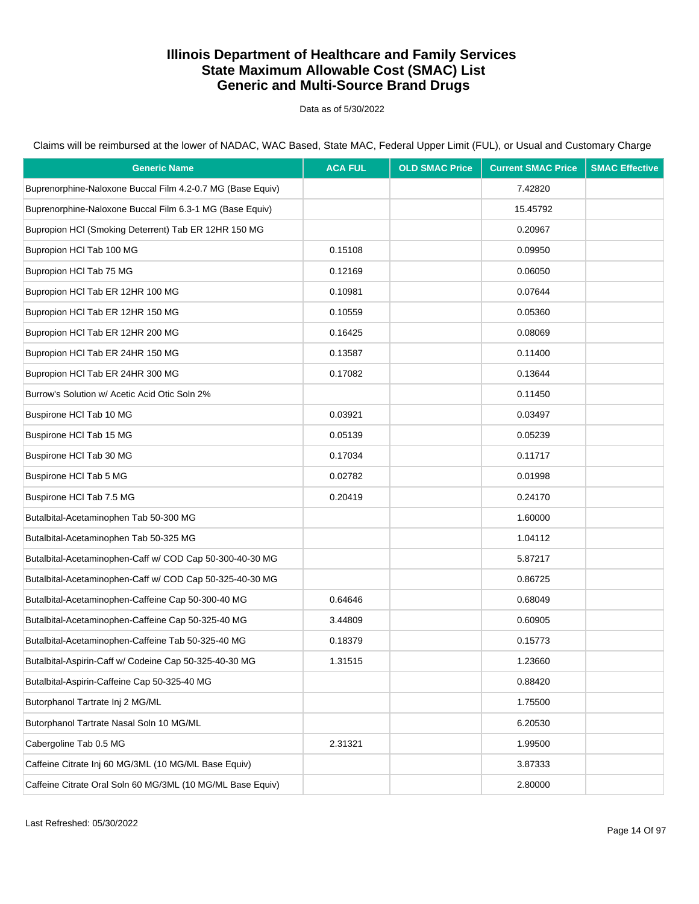# Illinois Department of Healthcare and Family Services
# State Maximum Allowable Cost (SMAC) List
# Generic and Multi-Source Brand Drugs

Data as of 5/30/2022

Claims will be reimbursed at the lower of NADAC, WAC Based, State MAC, Federal Upper Limit (FUL), or Usual and Customary Charge

| Generic Name | ACA FUL | OLD SMAC Price | Current SMAC Price | SMAC Effective |
|---|---|---|---|---|
| Buprenorphine-Naloxone Buccal Film 4.2-0.7 MG (Base Equiv) | | | 7.42820 | |
| Buprenorphine-Naloxone Buccal Film 6.3-1 MG (Base Equiv) | | | 15.45792 | |
| Bupropion HCl (Smoking Deterrent) Tab ER 12HR 150 MG | | | 0.20967 | |
| Bupropion HCl Tab 100 MG | 0.15108 | | 0.09950 | |
| Bupropion HCl Tab 75 MG | 0.12169 | | 0.06050 | |
| Bupropion HCl Tab ER 12HR 100 MG | 0.10981 | | 0.07644 | |
| Bupropion HCl Tab ER 12HR 150 MG | 0.10559 | | 0.05360 | |
| Bupropion HCl Tab ER 12HR 200 MG | 0.16425 | | 0.08069 | |
| Bupropion HCl Tab ER 24HR 150 MG | 0.13587 | | 0.11400 | |
| Bupropion HCl Tab ER 24HR 300 MG | 0.17082 | | 0.13644 | |
| Burrow's Solution w/ Acetic Acid Otic Soln 2% | | | 0.11450 | |
| Buspirone HCl Tab 10 MG | 0.03921 | | 0.03497 | |
| Buspirone HCl Tab 15 MG | 0.05139 | | 0.05239 | |
| Buspirone HCl Tab 30 MG | 0.17034 | | 0.11717 | |
| Buspirone HCl Tab 5 MG | 0.02782 | | 0.01998 | |
| Buspirone HCl Tab 7.5 MG | 0.20419 | | 0.24170 | |
| Butalbital-Acetaminophen Tab 50-300 MG | | | 1.60000 | |
| Butalbital-Acetaminophen Tab 50-325 MG | | | 1.04112 | |
| Butalbital-Acetaminophen-Caff w/ COD Cap 50-300-40-30 MG | | | 5.87217 | |
| Butalbital-Acetaminophen-Caff w/ COD Cap 50-325-40-30 MG | | | 0.86725 | |
| Butalbital-Acetaminophen-Caffeine Cap 50-300-40 MG | 0.64646 | | 0.68049 | |
| Butalbital-Acetaminophen-Caffeine Cap 50-325-40 MG | 3.44809 | | 0.60905 | |
| Butalbital-Acetaminophen-Caffeine Tab 50-325-40 MG | 0.18379 | | 0.15773 | |
| Butalbital-Aspirin-Caff w/ Codeine Cap 50-325-40-30 MG | 1.31515 | | 1.23660 | |
| Butalbital-Aspirin-Caffeine Cap 50-325-40 MG | | | 0.88420 | |
| Butorphanol Tartrate Inj 2 MG/ML | | | 1.75500 | |
| Butorphanol Tartrate Nasal Soln 10 MG/ML | | | 6.20530 | |
| Cabergoline Tab 0.5 MG | 2.31321 | | 1.99500 | |
| Caffeine Citrate Inj 60 MG/3ML (10 MG/ML Base Equiv) | | | 3.87333 | |
| Caffeine Citrate Oral Soln 60 MG/3ML (10 MG/ML Base Equiv) | | | 2.80000 | |

Last Refreshed: 05/30/2022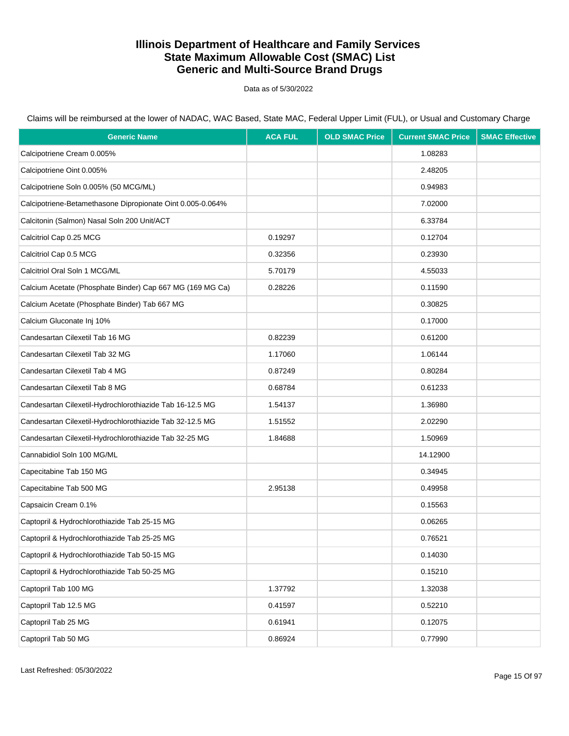# Illinois Department of Healthcare and Family Services
# State Maximum Allowable Cost (SMAC) List
# Generic and Multi-Source Brand Drugs

Data as of 5/30/2022

Claims will be reimbursed at the lower of NADAC, WAC Based, State MAC, Federal Upper Limit (FUL), or Usual and Customary Charge

| Generic Name | ACA FUL | OLD SMAC Price | Current SMAC Price | SMAC Effective |
|---|---|---|---|---|
| Calcipotriene Cream 0.005% | | | 1.08283 | |
| Calcipotriene Oint 0.005% | | | 2.48205 | |
| Calcipotriene Soln 0.005% (50 MCG/ML) | | | 0.94983 | |
| Calcipotriene-Betamethasone Dipropionate Oint 0.005-0.064% | | | 7.02000 | |
| Calcitonin (Salmon) Nasal Soln 200 Unit/ACT | | | 6.33784 | |
| Calcitriol Cap 0.25 MCG | 0.19297 | | 0.12704 | |
| Calcitriol Cap 0.5 MCG | 0.32356 | | 0.23930 | |
| Calcitriol Oral Soln 1 MCG/ML | 5.70179 | | 4.55033 | |
| Calcium Acetate (Phosphate Binder) Cap 667 MG (169 MG Ca) | 0.28226 | | 0.11590 | |
| Calcium Acetate (Phosphate Binder) Tab 667 MG | | | 0.30825 | |
| Calcium Gluconate Inj 10% | | | 0.17000 | |
| Candesartan Cilexetil Tab 16 MG | 0.82239 | | 0.61200 | |
| Candesartan Cilexetil Tab 32 MG | 1.17060 | | 1.06144 | |
| Candesartan Cilexetil Tab 4 MG | 0.87249 | | 0.80284 | |
| Candesartan Cilexetil Tab 8 MG | 0.68784 | | 0.61233 | |
| Candesartan Cilexetil-Hydrochlorothiazide Tab 16-12.5 MG | 1.54137 | | 1.36980 | |
| Candesartan Cilexetil-Hydrochlorothiazide Tab 32-12.5 MG | 1.51552 | | 2.02290 | |
| Candesartan Cilexetil-Hydrochlorothiazide Tab 32-25 MG | 1.84688 | | 1.50969 | |
| Cannabidiol Soln 100 MG/ML | | | 14.12900 | |
| Capecitabine Tab 150 MG | | | 0.34945 | |
| Capecitabine Tab 500 MG | 2.95138 | | 0.49958 | |
| Capsaicin Cream 0.1% | | | 0.15563 | |
| Captopril & Hydrochlorothiazide Tab 25-15 MG | | | 0.06265 | |
| Captopril & Hydrochlorothiazide Tab 25-25 MG | | | 0.76521 | |
| Captopril & Hydrochlorothiazide Tab 50-15 MG | | | 0.14030 | |
| Captopril & Hydrochlorothiazide Tab 50-25 MG | | | 0.15210 | |
| Captopril Tab 100 MG | 1.37792 | | 1.32038 | |
| Captopril Tab 12.5 MG | 0.41597 | | 0.52210 | |
| Captopril Tab 25 MG | 0.61941 | | 0.12075 | |
| Captopril Tab 50 MG | 0.86924 | | 0.77990 | |

Last Refreshed: 05/30/2022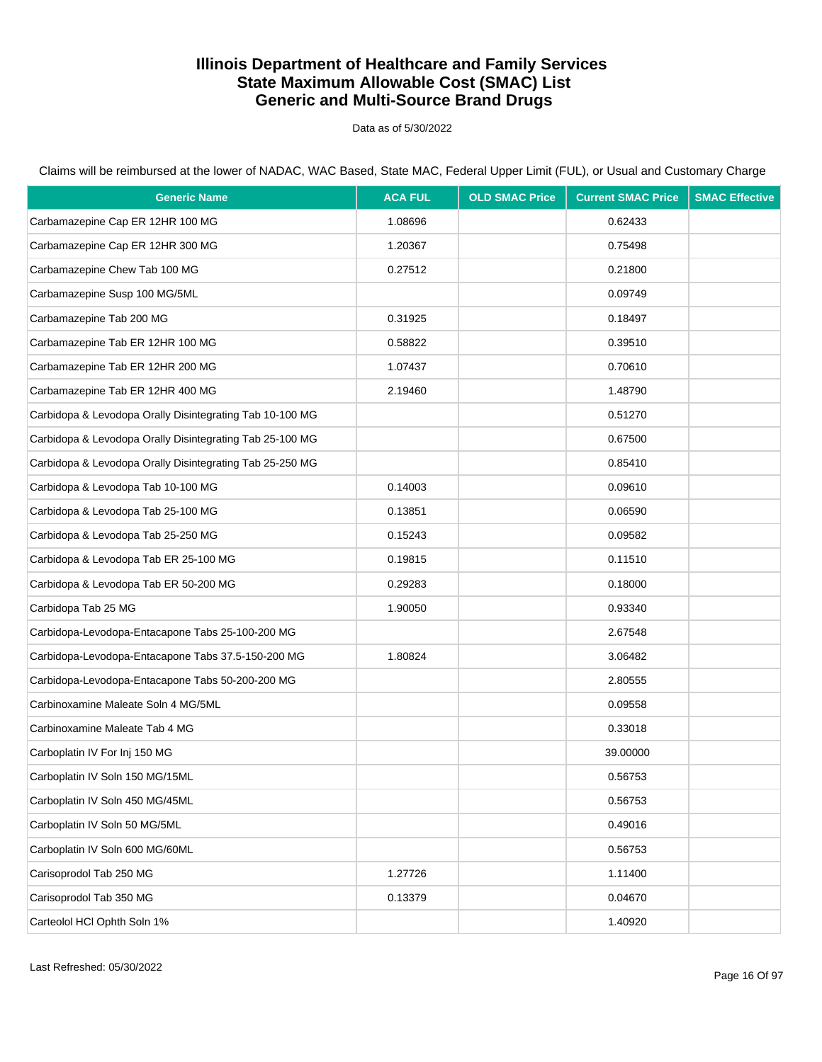# Illinois Department of Healthcare and Family Services
# State Maximum Allowable Cost (SMAC) List
# Generic and Multi-Source Brand Drugs

Data as of 5/30/2022

Claims will be reimbursed at the lower of NADAC, WAC Based, State MAC, Federal Upper Limit (FUL), or Usual and Customary Charge

| Generic Name | ACA FUL | OLD SMAC Price | Current SMAC Price | SMAC Effective |
|---|---|---|---|---|
| Carbamazepine Cap ER 12HR 100 MG | 1.08696 | | 0.62433 | |
| Carbamazepine Cap ER 12HR 300 MG | 1.20367 | | 0.75498 | |
| Carbamazepine Chew Tab 100 MG | 0.27512 | | 0.21800 | |
| Carbamazepine Susp 100 MG/5ML | | | 0.09749 | |
| Carbamazepine Tab 200 MG | 0.31925 | | 0.18497 | |
| Carbamazepine Tab ER 12HR 100 MG | 0.58822 | | 0.39510 | |
| Carbamazepine Tab ER 12HR 200 MG | 1.07437 | | 0.70610 | |
| Carbamazepine Tab ER 12HR 400 MG | 2.19460 | | 1.48790 | |
| Carbidopa & Levodopa Orally Disintegrating Tab 10-100 MG | | | 0.51270 | |
| Carbidopa & Levodopa Orally Disintegrating Tab 25-100 MG | | | 0.67500 | |
| Carbidopa & Levodopa Orally Disintegrating Tab 25-250 MG | | | 0.85410 | |
| Carbidopa & Levodopa Tab 10-100 MG | 0.14003 | | 0.09610 | |
| Carbidopa & Levodopa Tab 25-100 MG | 0.13851 | | 0.06590 | |
| Carbidopa & Levodopa Tab 25-250 MG | 0.15243 | | 0.09582 | |
| Carbidopa & Levodopa Tab ER 25-100 MG | 0.19815 | | 0.11510 | |
| Carbidopa & Levodopa Tab ER 50-200 MG | 0.29283 | | 0.18000 | |
| Carbidopa Tab 25 MG | 1.90050 | | 0.93340 | |
| Carbidopa-Levodopa-Entacapone Tabs 25-100-200 MG | | | 2.67548 | |
| Carbidopa-Levodopa-Entacapone Tabs 37.5-150-200 MG | 1.80824 | | 3.06482 | |
| Carbidopa-Levodopa-Entacapone Tabs 50-200-200 MG | | | 2.80555 | |
| Carbinoxamine Maleate Soln 4 MG/5ML | | | 0.09558 | |
| Carbinoxamine Maleate Tab 4 MG | | | 0.33018 | |
| Carboplatin IV For Inj 150 MG | | | 39.00000 | |
| Carboplatin IV Soln 150 MG/15ML | | | 0.56753 | |
| Carboplatin IV Soln 450 MG/45ML | | | 0.56753 | |
| Carboplatin IV Soln 50 MG/5ML | | | 0.49016 | |
| Carboplatin IV Soln 600 MG/60ML | | | 0.56753 | |
| Carisoprodol Tab 250 MG | 1.27726 | | 1.11400 | |
| Carisoprodol Tab 350 MG | 0.13379 | | 0.04670 | |
| Carteolol HCl Ophth Soln 1% | | | 1.40920 | |

Last Refreshed: 05/30/2022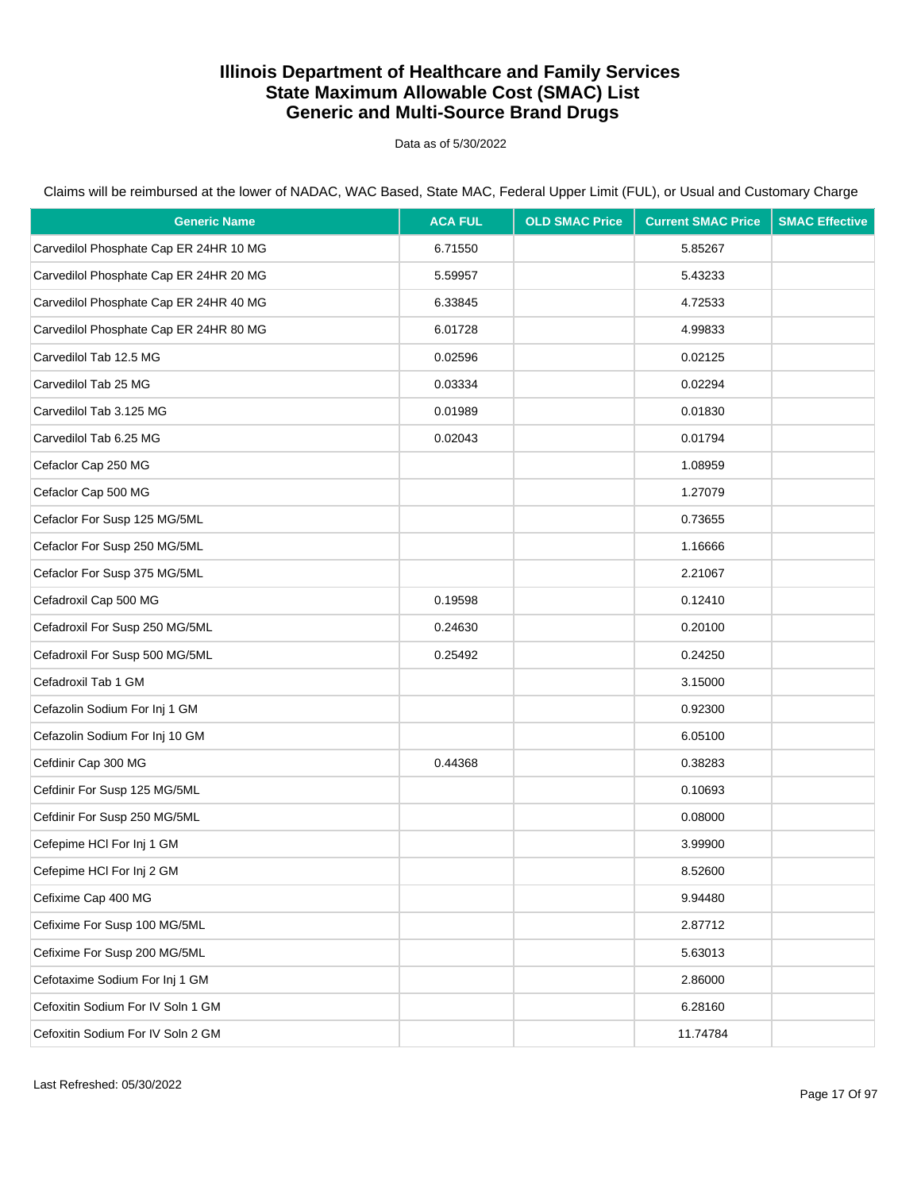# Illinois Department of Healthcare and Family Services
# State Maximum Allowable Cost (SMAC) List
# Generic and Multi-Source Brand Drugs

Data as of 5/30/2022

Claims will be reimbursed at the lower of NADAC, WAC Based, State MAC, Federal Upper Limit (FUL), or Usual and Customary Charge

| Generic Name | ACA FUL | OLD SMAC Price | Current SMAC Price | SMAC Effective |
|---|---|---|---|---|
| Carvedilol Phosphate Cap ER 24HR 10 MG | 6.71550 | | 5.85267 | |
| Carvedilol Phosphate Cap ER 24HR 20 MG | 5.59957 | | 5.43233 | |
| Carvedilol Phosphate Cap ER 24HR 40 MG | 6.33845 | | 4.72533 | |
| Carvedilol Phosphate Cap ER 24HR 80 MG | 6.01728 | | 4.99833 | |
| Carvedilol Tab 12.5 MG | 0.02596 | | 0.02125 | |
| Carvedilol Tab 25 MG | 0.03334 | | 0.02294 | |
| Carvedilol Tab 3.125 MG | 0.01989 | | 0.01830 | |
| Carvedilol Tab 6.25 MG | 0.02043 | | 0.01794 | |
| Cefaclor Cap 250 MG | | | 1.08959 | |
| Cefaclor Cap 500 MG | | | 1.27079 | |
| Cefaclor For Susp 125 MG/5ML | | | 0.73655 | |
| Cefaclor For Susp 250 MG/5ML | | | 1.16666 | |
| Cefaclor For Susp 375 MG/5ML | | | 2.21067 | |
| Cefadroxil Cap 500 MG | 0.19598 | | 0.12410 | |
| Cefadroxil For Susp 250 MG/5ML | 0.24630 | | 0.20100 | |
| Cefadroxil For Susp 500 MG/5ML | 0.25492 | | 0.24250 | |
| Cefadroxil Tab 1 GM | | | 3.15000 | |
| Cefazolin Sodium For Inj 1 GM | | | 0.92300 | |
| Cefazolin Sodium For Inj 10 GM | | | 6.05100 | |
| Cefdinir Cap 300 MG | 0.44368 | | 0.38283 | |
| Cefdinir For Susp 125 MG/5ML | | | 0.10693 | |
| Cefdinir For Susp 250 MG/5ML | | | 0.08000 | |
| Cefepime HCl For Inj 1 GM | | | 3.99900 | |
| Cefepime HCl For Inj 2 GM | | | 8.52600 | |
| Cefixime Cap 400 MG | | | 9.94480 | |
| Cefixime For Susp 100 MG/5ML | | | 2.87712 | |
| Cefixime For Susp 200 MG/5ML | | | 5.63013 | |
| Cefotaxime Sodium For Inj 1 GM | | | 2.86000 | |
| Cefoxitin Sodium For IV Soln 1 GM | | | 6.28160 | |
| Cefoxitin Sodium For IV Soln 2 GM | | | 11.74784 | |

Last Refreshed: 05/30/2022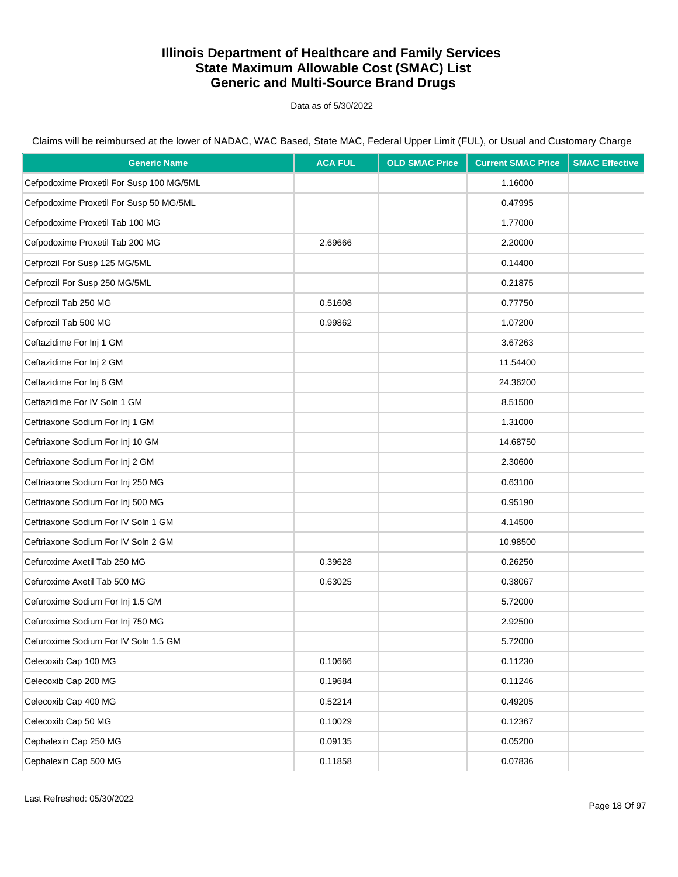# Illinois Department of Healthcare and Family Services
# State Maximum Allowable Cost (SMAC) List
# Generic and Multi-Source Brand Drugs

Data as of 5/30/2022

Claims will be reimbursed at the lower of NADAC, WAC Based, State MAC, Federal Upper Limit (FUL), or Usual and Customary Charge

| Generic Name | ACA FUL | OLD SMAC Price | Current SMAC Price | SMAC Effective |
|---|---|---|---|---|
| Cefpodoxime Proxetil For Susp 100 MG/5ML | | | 1.16000 | |
| Cefpodoxime Proxetil For Susp 50 MG/5ML | | | 0.47995 | |
| Cefpodoxime Proxetil Tab 100 MG | | | 1.77000 | |
| Cefpodoxime Proxetil Tab 200 MG | 2.69666 | | 2.20000 | |
| Cefprozil For Susp 125 MG/5ML | | | 0.14400 | |
| Cefprozil For Susp 250 MG/5ML | | | 0.21875 | |
| Cefprozil Tab 250 MG | 0.51608 | | 0.77750 | |
| Cefprozil Tab 500 MG | 0.99862 | | 1.07200 | |
| Ceftazidime For Inj 1 GM | | | 3.67263 | |
| Ceftazidime For Inj 2 GM | | | 11.54400 | |
| Ceftazidime For Inj 6 GM | | | 24.36200 | |
| Ceftazidime For IV Soln 1 GM | | | 8.51500 | |
| Ceftriaxone Sodium For Inj 1 GM | | | 1.31000 | |
| Ceftriaxone Sodium For Inj 10 GM | | | 14.68750 | |
| Ceftriaxone Sodium For Inj 2 GM | | | 2.30600 | |
| Ceftriaxone Sodium For Inj 250 MG | | | 0.63100 | |
| Ceftriaxone Sodium For Inj 500 MG | | | 0.95190 | |
| Ceftriaxone Sodium For IV Soln 1 GM | | | 4.14500 | |
| Ceftriaxone Sodium For IV Soln 2 GM | | | 10.98500 | |
| Cefuroxime Axetil Tab 250 MG | 0.39628 | | 0.26250 | |
| Cefuroxime Axetil Tab 500 MG | 0.63025 | | 0.38067 | |
| Cefuroxime Sodium For Inj 1.5 GM | | | 5.72000 | |
| Cefuroxime Sodium For Inj 750 MG | | | 2.92500 | |
| Cefuroxime Sodium For IV Soln 1.5 GM | | | 5.72000 | |
| Celecoxib Cap 100 MG | 0.10666 | | 0.11230 | |
| Celecoxib Cap 200 MG | 0.19684 | | 0.11246 | |
| Celecoxib Cap 400 MG | 0.52214 | | 0.49205 | |
| Celecoxib Cap 50 MG | 0.10029 | | 0.12367 | |
| Cephalexin Cap 250 MG | 0.09135 | | 0.05200 | |
| Cephalexin Cap 500 MG | 0.11858 | | 0.07836 | |

Last Refreshed: 05/30/2022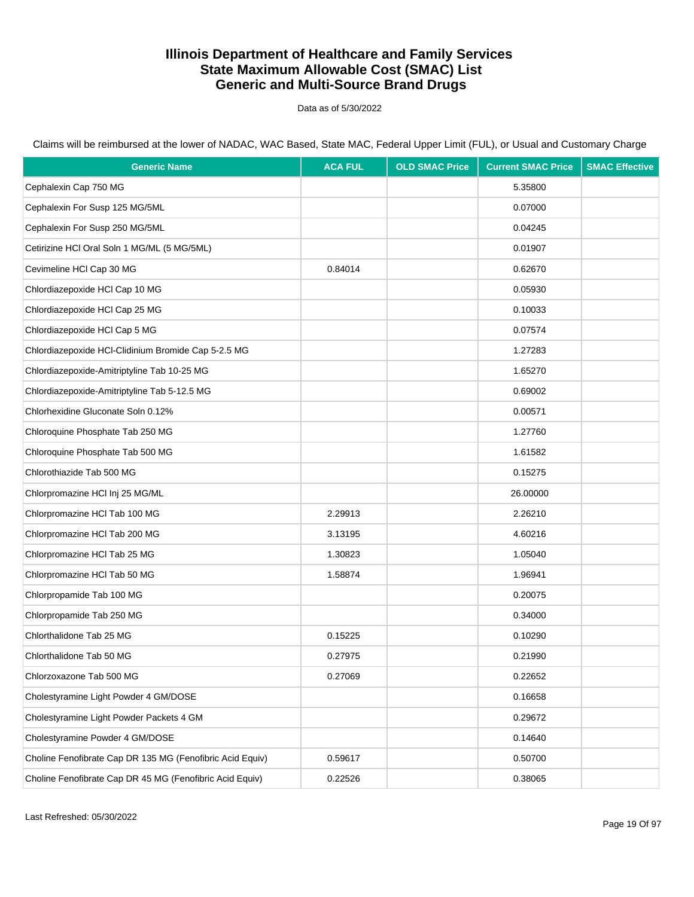# Illinois Department of Healthcare and Family Services
# State Maximum Allowable Cost (SMAC) List
# Generic and Multi-Source Brand Drugs

Data as of 5/30/2022

Claims will be reimbursed at the lower of NADAC, WAC Based, State MAC, Federal Upper Limit (FUL), or Usual and Customary Charge

| Generic Name | ACA FUL | OLD SMAC Price | Current SMAC Price | SMAC Effective |
|---|---|---|---|---|
| Cephalexin Cap 750 MG | | | 5.35800 | |
| Cephalexin For Susp 125 MG/5ML | | | 0.07000 | |
| Cephalexin For Susp 250 MG/5ML | | | 0.04245 | |
| Cetirizine HCl Oral Soln 1 MG/ML (5 MG/5ML) | | | 0.01907 | |
| Cevimeline HCl Cap 30 MG | 0.84014 | | 0.62670 | |
| Chlordiazepoxide HCl Cap 10 MG | | | 0.05930 | |
| Chlordiazepoxide HCl Cap 25 MG | | | 0.10033 | |
| Chlordiazepoxide HCl Cap 5 MG | | | 0.07574 | |
| Chlordiazepoxide HCl-Clidinium Bromide Cap 5-2.5 MG | | | 1.27283 | |
| Chlordiazepoxide-Amitriptyline Tab 10-25 MG | | | 1.65270 | |
| Chlordiazepoxide-Amitriptyline Tab 5-12.5 MG | | | 0.69002 | |
| Chlorhexidine Gluconate Soln 0.12% | | | 0.00571 | |
| Chloroquine Phosphate Tab 250 MG | | | 1.27760 | |
| Chloroquine Phosphate Tab 500 MG | | | 1.61582 | |
| Chlorothiazide Tab 500 MG | | | 0.15275 | |
| Chlorpromazine HCl Inj 25 MG/ML | | | 26.00000 | |
| Chlorpromazine HCl Tab 100 MG | 2.29913 | | 2.26210 | |
| Chlorpromazine HCl Tab 200 MG | 3.13195 | | 4.60216 | |
| Chlorpromazine HCl Tab 25 MG | 1.30823 | | 1.05040 | |
| Chlorpromazine HCl Tab 50 MG | 1.58874 | | 1.96941 | |
| Chlorpropamide Tab 100 MG | | | 0.20075 | |
| Chlorpropamide Tab 250 MG | | | 0.34000 | |
| Chlorthalidone Tab 25 MG | 0.15225 | | 0.10290 | |
| Chlorthalidone Tab 50 MG | 0.27975 | | 0.21990 | |
| Chlorzoxazone Tab 500 MG | 0.27069 | | 0.22652 | |
| Cholestyramine Light Powder 4 GM/DOSE | | | 0.16658 | |
| Cholestyramine Light Powder Packets 4 GM | | | 0.29672 | |
| Cholestyramine Powder 4 GM/DOSE | | | 0.14640 | |
| Choline Fenofibrate Cap DR 135 MG (Fenofibric Acid Equiv) | 0.59617 | | 0.50700 | |
| Choline Fenofibrate Cap DR 45 MG (Fenofibric Acid Equiv) | 0.22526 | | 0.38065 | |

Last Refreshed: 05/30/2022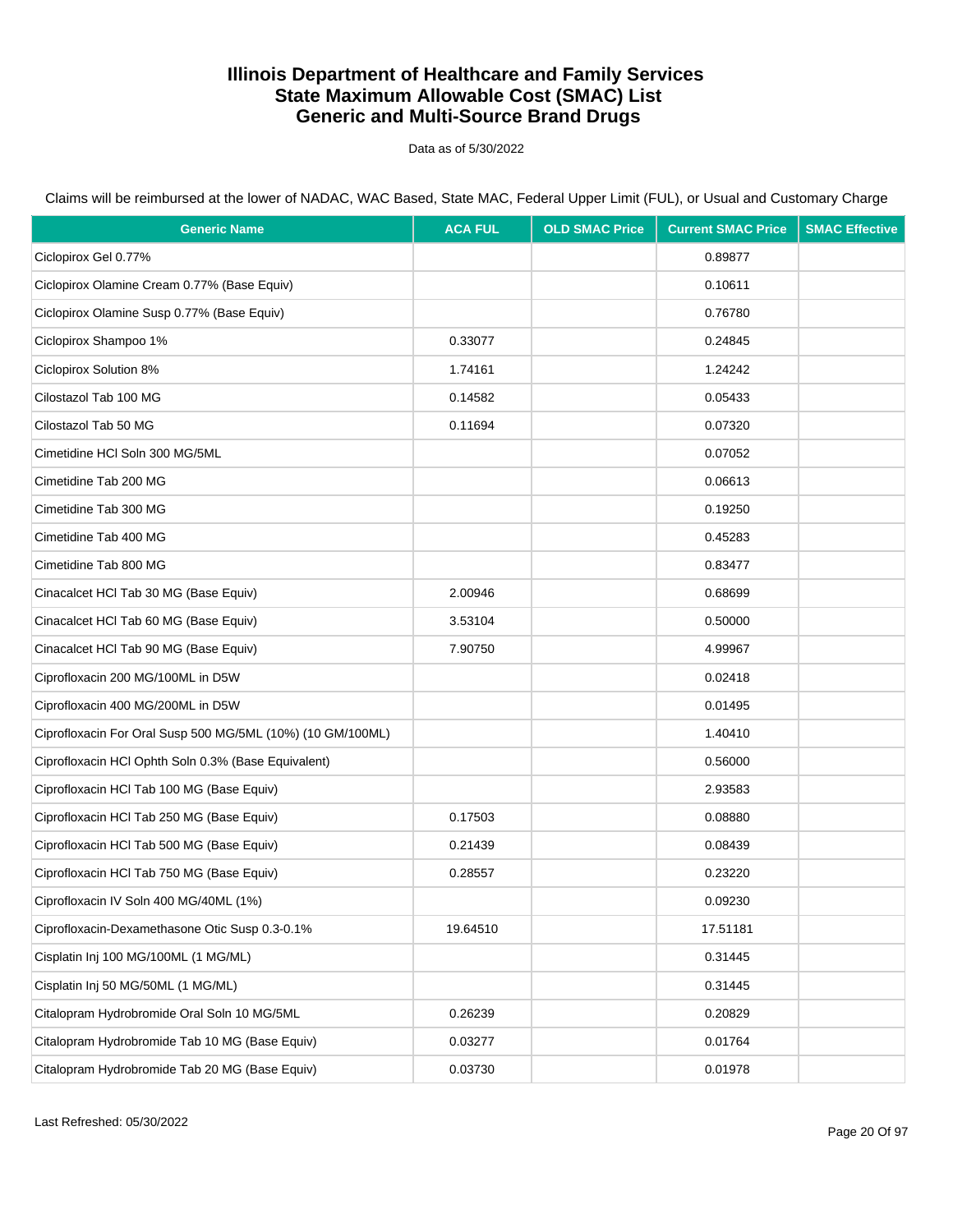# Illinois Department of Healthcare and Family Services
# State Maximum Allowable Cost (SMAC) List
# Generic and Multi-Source Brand Drugs

Data as of 5/30/2022

Claims will be reimbursed at the lower of NADAC, WAC Based, State MAC, Federal Upper Limit (FUL), or Usual and Customary Charge

| Generic Name | ACA FUL | OLD SMAC Price | Current SMAC Price | SMAC Effective |
|---|---|---|---|---|
| Ciclopirox Gel 0.77% | | | 0.89877 | |
| Ciclopirox Olamine Cream 0.77% (Base Equiv) | | | 0.10611 | |
| Ciclopirox Olamine Susp 0.77% (Base Equiv) | | | 0.76780 | |
| Ciclopirox Shampoo 1% | 0.33077 | | 0.24845 | |
| Ciclopirox Solution 8% | 1.74161 | | 1.24242 | |
| Cilostazol Tab 100 MG | 0.14582 | | 0.05433 | |
| Cilostazol Tab 50 MG | 0.11694 | | 0.07320 | |
| Cimetidine HCl Soln 300 MG/5ML | | | 0.07052 | |
| Cimetidine Tab 200 MG | | | 0.06613 | |
| Cimetidine Tab 300 MG | | | 0.19250 | |
| Cimetidine Tab 400 MG | | | 0.45283 | |
| Cimetidine Tab 800 MG | | | 0.83477 | |
| Cinacalcet HCl Tab 30 MG (Base Equiv) | 2.00946 | | 0.68699 | |
| Cinacalcet HCl Tab 60 MG (Base Equiv) | 3.53104 | | 0.50000 | |
| Cinacalcet HCl Tab 90 MG (Base Equiv) | 7.90750 | | 4.99967 | |
| Ciprofloxacin 200 MG/100ML in D5W | | | 0.02418 | |
| Ciprofloxacin 400 MG/200ML in D5W | | | 0.01495 | |
| Ciprofloxacin For Oral Susp 500 MG/5ML (10%) (10 GM/100ML) | | | 1.40410 | |
| Ciprofloxacin HCl Ophth Soln 0.3% (Base Equivalent) | | | 0.56000 | |
| Ciprofloxacin HCl Tab 100 MG (Base Equiv) | | | 2.93583 | |
| Ciprofloxacin HCl Tab 250 MG (Base Equiv) | 0.17503 | | 0.08880 | |
| Ciprofloxacin HCl Tab 500 MG (Base Equiv) | 0.21439 | | 0.08439 | |
| Ciprofloxacin HCl Tab 750 MG (Base Equiv) | 0.28557 | | 0.23220 | |
| Ciprofloxacin IV Soln 400 MG/40ML (1%) | | | 0.09230 | |
| Ciprofloxacin-Dexamethasone Otic Susp 0.3-0.1% | 19.64510 | | 17.51181 | |
| Cisplatin Inj 100 MG/100ML (1 MG/ML) | | | 0.31445 | |
| Cisplatin Inj 50 MG/50ML (1 MG/ML) | | | 0.31445 | |
| Citalopram Hydrobromide Oral Soln 10 MG/5ML | 0.26239 | | 0.20829 | |
| Citalopram Hydrobromide Tab 10 MG (Base Equiv) | 0.03277 | | 0.01764 | |
| Citalopram Hydrobromide Tab 20 MG (Base Equiv) | 0.03730 | | 0.01978 | |

Last Refreshed: 05/30/2022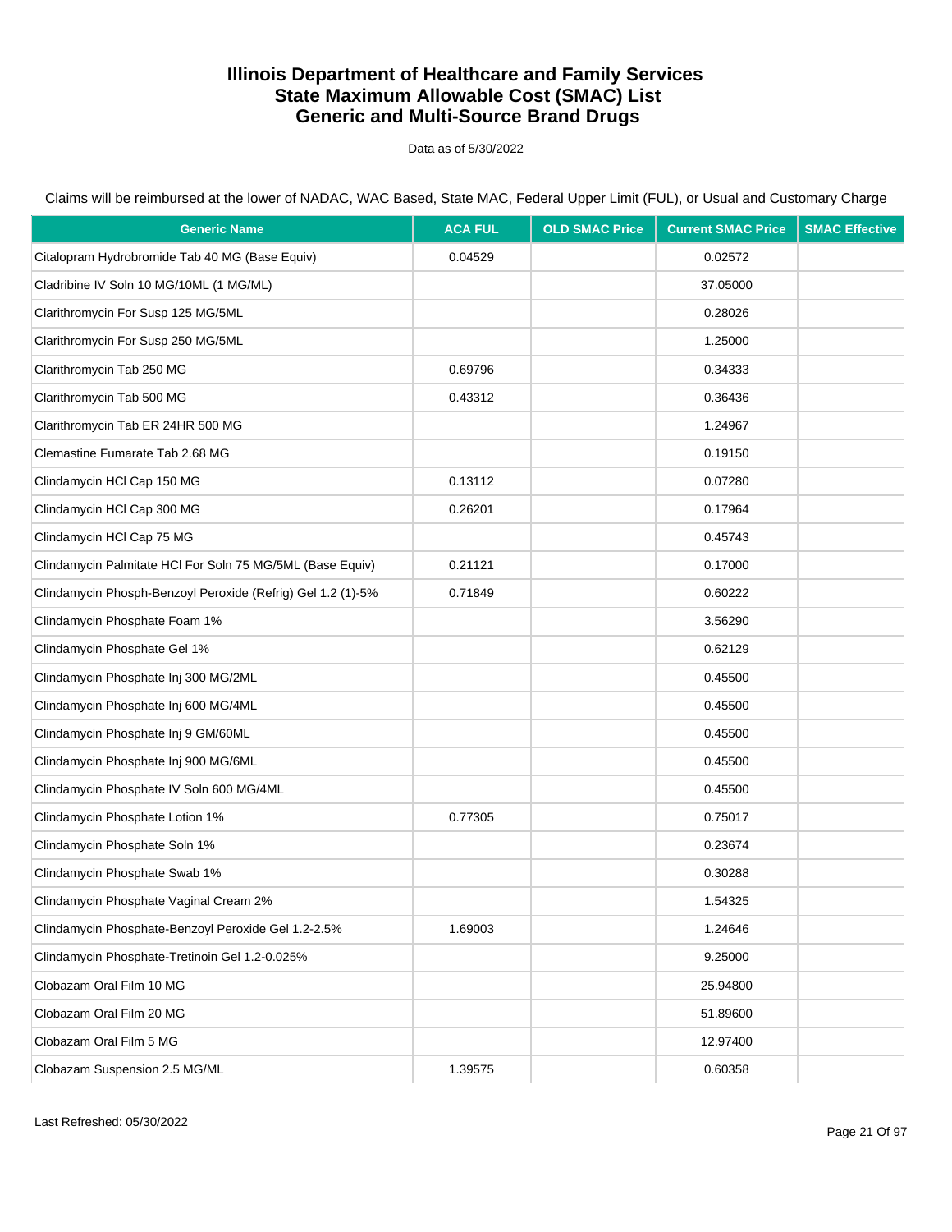# Illinois Department of Healthcare and Family Services
# State Maximum Allowable Cost (SMAC) List
# Generic and Multi-Source Brand Drugs

Data as of 5/30/2022

Claims will be reimbursed at the lower of NADAC, WAC Based, State MAC, Federal Upper Limit (FUL), or Usual and Customary Charge

| Generic Name | ACA FUL | OLD SMAC Price | Current SMAC Price | SMAC Effective |
|---|---|---|---|---|
| Citalopram Hydrobromide Tab 40 MG (Base Equiv) | 0.04529 | | 0.02572 | |
| Cladribine IV Soln 10 MG/10ML (1 MG/ML) | | | 37.05000 | |
| Clarithromycin For Susp 125 MG/5ML | | | 0.28026 | |
| Clarithromycin For Susp 250 MG/5ML | | | 1.25000 | |
| Clarithromycin Tab 250 MG | 0.69796 | | 0.34333 | |
| Clarithromycin Tab 500 MG | 0.43312 | | 0.36436 | |
| Clarithromycin Tab ER 24HR 500 MG | | | 1.24967 | |
| Clemastine Fumarate Tab 2.68 MG | | | 0.19150 | |
| Clindamycin HCl Cap 150 MG | 0.13112 | | 0.07280 | |
| Clindamycin HCl Cap 300 MG | 0.26201 | | 0.17964 | |
| Clindamycin HCl Cap 75 MG | | | 0.45743 | |
| Clindamycin Palmitate HCl For Soln 75 MG/5ML (Base Equiv) | 0.21121 | | 0.17000 | |
| Clindamycin Phosph-Benzoyl Peroxide (Refrig) Gel 1.2 (1)-5% | 0.71849 | | 0.60222 | |
| Clindamycin Phosphate Foam 1% | | | 3.56290 | |
| Clindamycin Phosphate Gel 1% | | | 0.62129 | |
| Clindamycin Phosphate Inj 300 MG/2ML | | | 0.45500 | |
| Clindamycin Phosphate Inj 600 MG/4ML | | | 0.45500 | |
| Clindamycin Phosphate Inj 9 GM/60ML | | | 0.45500 | |
| Clindamycin Phosphate Inj 900 MG/6ML | | | 0.45500 | |
| Clindamycin Phosphate IV Soln 600 MG/4ML | | | 0.45500 | |
| Clindamycin Phosphate Lotion 1% | 0.77305 | | 0.75017 | |
| Clindamycin Phosphate Soln 1% | | | 0.23674 | |
| Clindamycin Phosphate Swab 1% | | | 0.30288 | |
| Clindamycin Phosphate Vaginal Cream 2% | | | 1.54325 | |
| Clindamycin Phosphate-Benzoyl Peroxide Gel 1.2-2.5% | 1.69003 | | 1.24646 | |
| Clindamycin Phosphate-Tretinoin Gel 1.2-0.025% | | | 9.25000 | |
| Clobazam Oral Film 10 MG | | | 25.94800 | |
| Clobazam Oral Film 20 MG | | | 51.89600 | |
| Clobazam Oral Film 5 MG | | | 12.97400 | |
| Clobazam Suspension 2.5 MG/ML | 1.39575 | | 0.60358 | |

Last Refreshed: 05/30/2022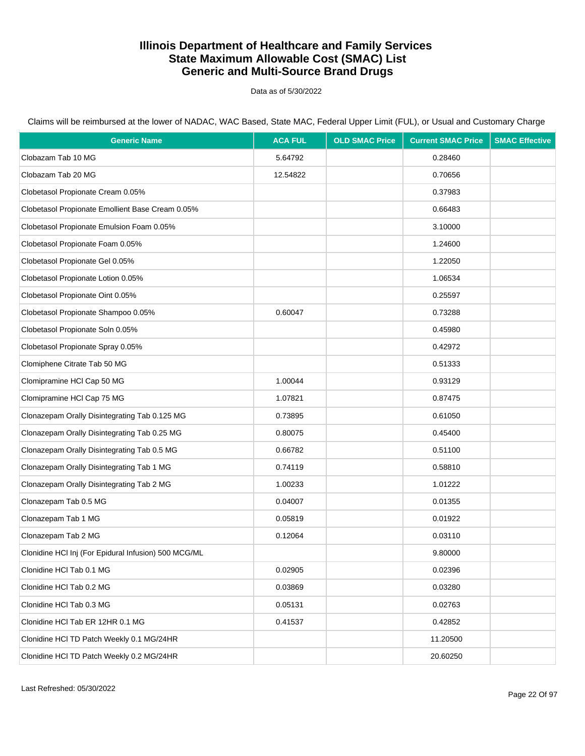# Illinois Department of Healthcare and Family Services
# State Maximum Allowable Cost (SMAC) List
# Generic and Multi-Source Brand Drugs

Data as of 5/30/2022

Claims will be reimbursed at the lower of NADAC, WAC Based, State MAC, Federal Upper Limit (FUL), or Usual and Customary Charge

| Generic Name | ACA FUL | OLD SMAC Price | Current SMAC Price | SMAC Effective |
|---|---|---|---|---|
| Clobazam Tab 10 MG | 5.64792 | | 0.28460 | |
| Clobazam Tab 20 MG | 12.54822 | | 0.70656 | |
| Clobetasol Propionate Cream 0.05% | | | 0.37983 | |
| Clobetasol Propionate Emollient Base Cream 0.05% | | | 0.66483 | |
| Clobetasol Propionate Emulsion Foam 0.05% | | | 3.10000 | |
| Clobetasol Propionate Foam 0.05% | | | 1.24600 | |
| Clobetasol Propionate Gel 0.05% | | | 1.22050 | |
| Clobetasol Propionate Lotion 0.05% | | | 1.06534 | |
| Clobetasol Propionate Oint 0.05% | | | 0.25597 | |
| Clobetasol Propionate Shampoo 0.05% | 0.60047 | | 0.73288 | |
| Clobetasol Propionate Soln 0.05% | | | 0.45980 | |
| Clobetasol Propionate Spray 0.05% | | | 0.42972 | |
| Clomiphene Citrate Tab 50 MG | | | 0.51333 | |
| Clomipramine HCl Cap 50 MG | 1.00044 | | 0.93129 | |
| Clomipramine HCl Cap 75 MG | 1.07821 | | 0.87475 | |
| Clonazepam Orally Disintegrating Tab 0.125 MG | 0.73895 | | 0.61050 | |
| Clonazepam Orally Disintegrating Tab 0.25 MG | 0.80075 | | 0.45400 | |
| Clonazepam Orally Disintegrating Tab 0.5 MG | 0.66782 | | 0.51100 | |
| Clonazepam Orally Disintegrating Tab 1 MG | 0.74119 | | 0.58810 | |
| Clonazepam Orally Disintegrating Tab 2 MG | 1.00233 | | 1.01222 | |
| Clonazepam Tab 0.5 MG | 0.04007 | | 0.01355 | |
| Clonazepam Tab 1 MG | 0.05819 | | 0.01922 | |
| Clonazepam Tab 2 MG | 0.12064 | | 0.03110 | |
| Clonidine HCl Inj (For Epidural Infusion) 500 MCG/ML | | | 9.80000 | |
| Clonidine HCl Tab 0.1 MG | 0.02905 | | 0.02396 | |
| Clonidine HCl Tab 0.2 MG | 0.03869 | | 0.03280 | |
| Clonidine HCl Tab 0.3 MG | 0.05131 | | 0.02763 | |
| Clonidine HCl Tab ER 12HR 0.1 MG | 0.41537 | | 0.42852 | |
| Clonidine HCl TD Patch Weekly 0.1 MG/24HR | | | 11.20500 | |
| Clonidine HCl TD Patch Weekly 0.2 MG/24HR | | | 20.60250 | |

Last Refreshed: 05/30/2022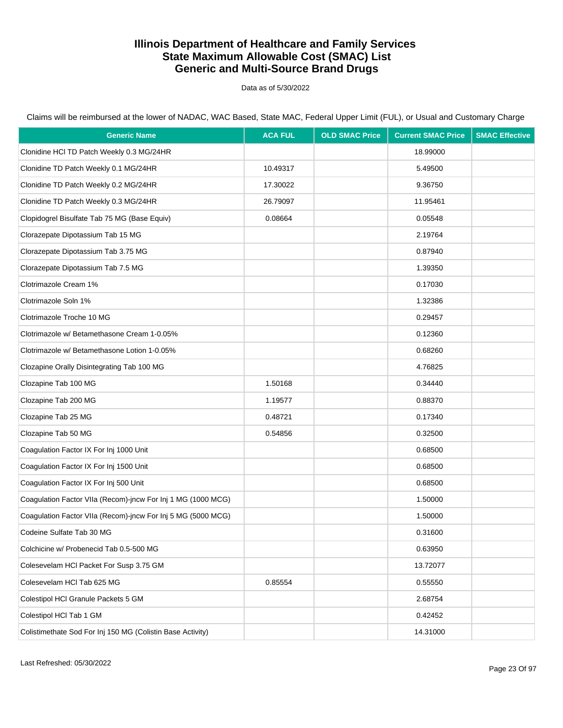# Illinois Department of Healthcare and Family Services
# State Maximum Allowable Cost (SMAC) List
# Generic and Multi-Source Brand Drugs

Data as of 5/30/2022

Claims will be reimbursed at the lower of NADAC, WAC Based, State MAC, Federal Upper Limit (FUL), or Usual and Customary Charge

| Generic Name | ACA FUL | OLD SMAC Price | Current SMAC Price | SMAC Effective |
|---|---|---|---|---|
| Clonidine HCl TD Patch Weekly 0.3 MG/24HR | | | 18.99000 | |
| Clonidine TD Patch Weekly 0.1 MG/24HR | 10.49317 | | 5.49500 | |
| Clonidine TD Patch Weekly 0.2 MG/24HR | 17.30022 | | 9.36750 | |
| Clonidine TD Patch Weekly 0.3 MG/24HR | 26.79097 | | 11.95461 | |
| Clopidogrel Bisulfate Tab 75 MG (Base Equiv) | 0.08664 | | 0.05548 | |
| Clorazepate Dipotassium Tab 15 MG | | | 2.19764 | |
| Clorazepate Dipotassium Tab 3.75 MG | | | 0.87940 | |
| Clorazepate Dipotassium Tab 7.5 MG | | | 1.39350 | |
| Clotrimazole Cream 1% | | | 0.17030 | |
| Clotrimazole Soln 1% | | | 1.32386 | |
| Clotrimazole Troche 10 MG | | | 0.29457 | |
| Clotrimazole w/ Betamethasone Cream 1-0.05% | | | 0.12360 | |
| Clotrimazole w/ Betamethasone Lotion 1-0.05% | | | 0.68260 | |
| Clozapine Orally Disintegrating Tab 100 MG | | | 4.76825 | |
| Clozapine Tab 100 MG | 1.50168 | | 0.34440 | |
| Clozapine Tab 200 MG | 1.19577 | | 0.88370 | |
| Clozapine Tab 25 MG | 0.48721 | | 0.17340 | |
| Clozapine Tab 50 MG | 0.54856 | | 0.32500 | |
| Coagulation Factor IX For Inj 1000 Unit | | | 0.68500 | |
| Coagulation Factor IX For Inj 1500 Unit | | | 0.68500 | |
| Coagulation Factor IX For Inj 500 Unit | | | 0.68500 | |
| Coagulation Factor VIIa (Recom)-jncw For Inj 1 MG (1000 MCG) | | | 1.50000 | |
| Coagulation Factor VIIa (Recom)-jncw For Inj 5 MG (5000 MCG) | | | 1.50000 | |
| Codeine Sulfate Tab 30 MG | | | 0.31600 | |
| Colchicine w/ Probenecid Tab 0.5-500 MG | | | 0.63950 | |
| Colesevelam HCl Packet For Susp 3.75 GM | | | 13.72077 | |
| Colesevelam HCl Tab 625 MG | 0.85554 | | 0.55550 | |
| Colestipol HCl Granule Packets 5 GM | | | 2.68754 | |
| Colestipol HCl Tab 1 GM | | | 0.42452 | |
| Colistimethate Sod For Inj 150 MG (Colistin Base Activity) | | | 14.31000 | |

Last Refreshed: 05/30/2022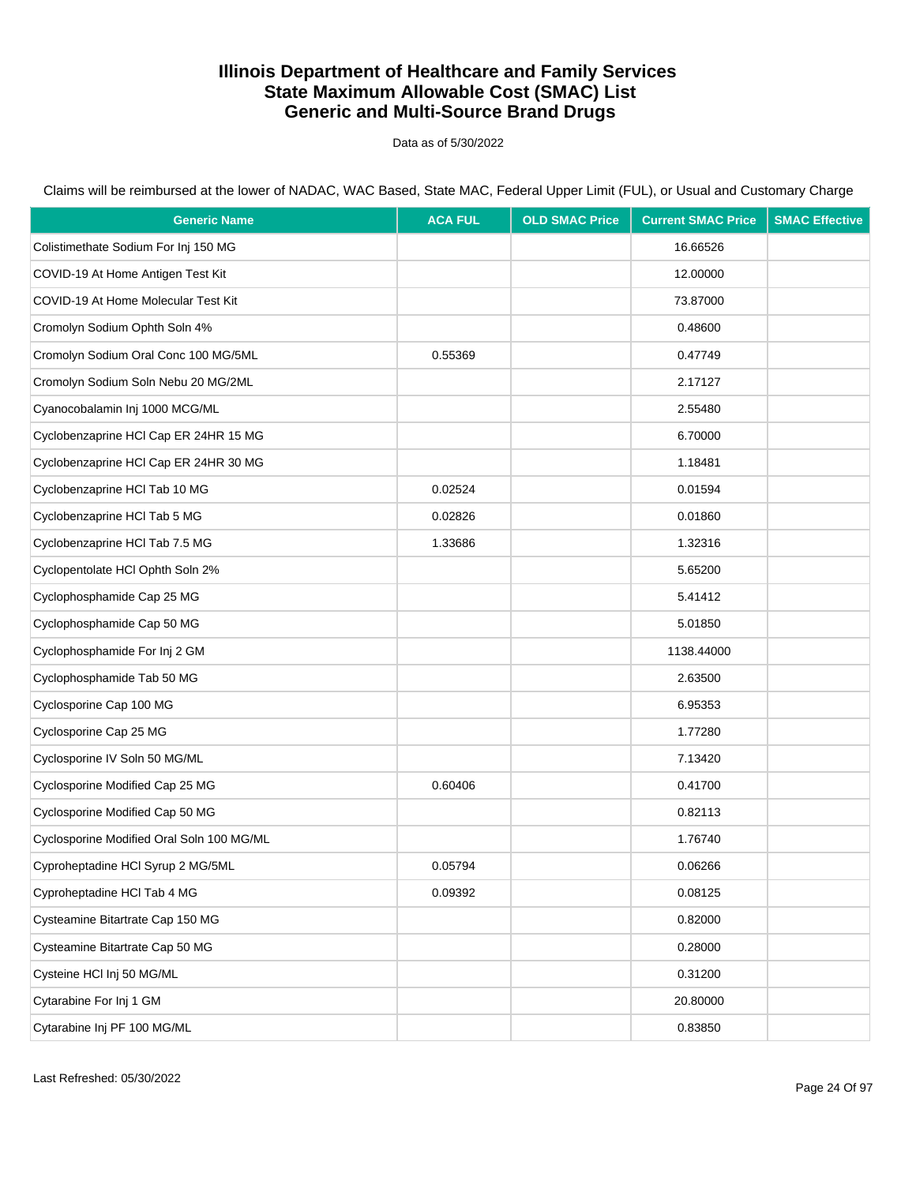# Illinois Department of Healthcare and Family Services
# State Maximum Allowable Cost (SMAC) List
# Generic and Multi-Source Brand Drugs

Data as of 5/30/2022

Claims will be reimbursed at the lower of NADAC, WAC Based, State MAC, Federal Upper Limit (FUL), or Usual and Customary Charge

| Generic Name | ACA FUL | OLD SMAC Price | Current SMAC Price | SMAC Effective |
|---|---|---|---|---|
| Colistimethate Sodium For Inj 150 MG | | | 16.66526 | |
| COVID-19 At Home Antigen Test Kit | | | 12.00000 | |
| COVID-19 At Home Molecular Test Kit | | | 73.87000 | |
| Cromolyn Sodium Ophth Soln 4% | | | 0.48600 | |
| Cromolyn Sodium Oral Conc 100 MG/5ML | 0.55369 | | 0.47749 | |
| Cromolyn Sodium Soln Nebu 20 MG/2ML | | | 2.17127 | |
| Cyanocobalamin Inj 1000 MCG/ML | | | 2.55480 | |
| Cyclobenzaprine HCl Cap ER 24HR 15 MG | | | 6.70000 | |
| Cyclobenzaprine HCl Cap ER 24HR 30 MG | | | 1.18481 | |
| Cyclobenzaprine HCl Tab 10 MG | 0.02524 | | 0.01594 | |
| Cyclobenzaprine HCl Tab 5 MG | 0.02826 | | 0.01860 | |
| Cyclobenzaprine HCl Tab 7.5 MG | 1.33686 | | 1.32316 | |
| Cyclopentolate HCl Ophth Soln 2% | | | 5.65200 | |
| Cyclophosphamide Cap 25 MG | | | 5.41412 | |
| Cyclophosphamide Cap 50 MG | | | 5.01850 | |
| Cyclophosphamide For Inj 2 GM | | | 1138.44000 | |
| Cyclophosphamide Tab 50 MG | | | 2.63500 | |
| Cyclosporine Cap 100 MG | | | 6.95353 | |
| Cyclosporine Cap 25 MG | | | 1.77280 | |
| Cyclosporine IV Soln 50 MG/ML | | | 7.13420 | |
| Cyclosporine Modified Cap 25 MG | 0.60406 | | 0.41700 | |
| Cyclosporine Modified Cap 50 MG | | | 0.82113 | |
| Cyclosporine Modified Oral Soln 100 MG/ML | | | 1.76740 | |
| Cyproheptadine HCl Syrup 2 MG/5ML | 0.05794 | | 0.06266 | |
| Cyproheptadine HCl Tab 4 MG | 0.09392 | | 0.08125 | |
| Cysteamine Bitartrate Cap 150 MG | | | 0.82000 | |
| Cysteamine Bitartrate Cap 50 MG | | | 0.28000 | |
| Cysteine HCl Inj 50 MG/ML | | | 0.31200 | |
| Cytarabine For Inj 1 GM | | | 20.80000 | |
| Cytarabine Inj PF 100 MG/ML | | | 0.83850 | |

Last Refreshed: 05/30/2022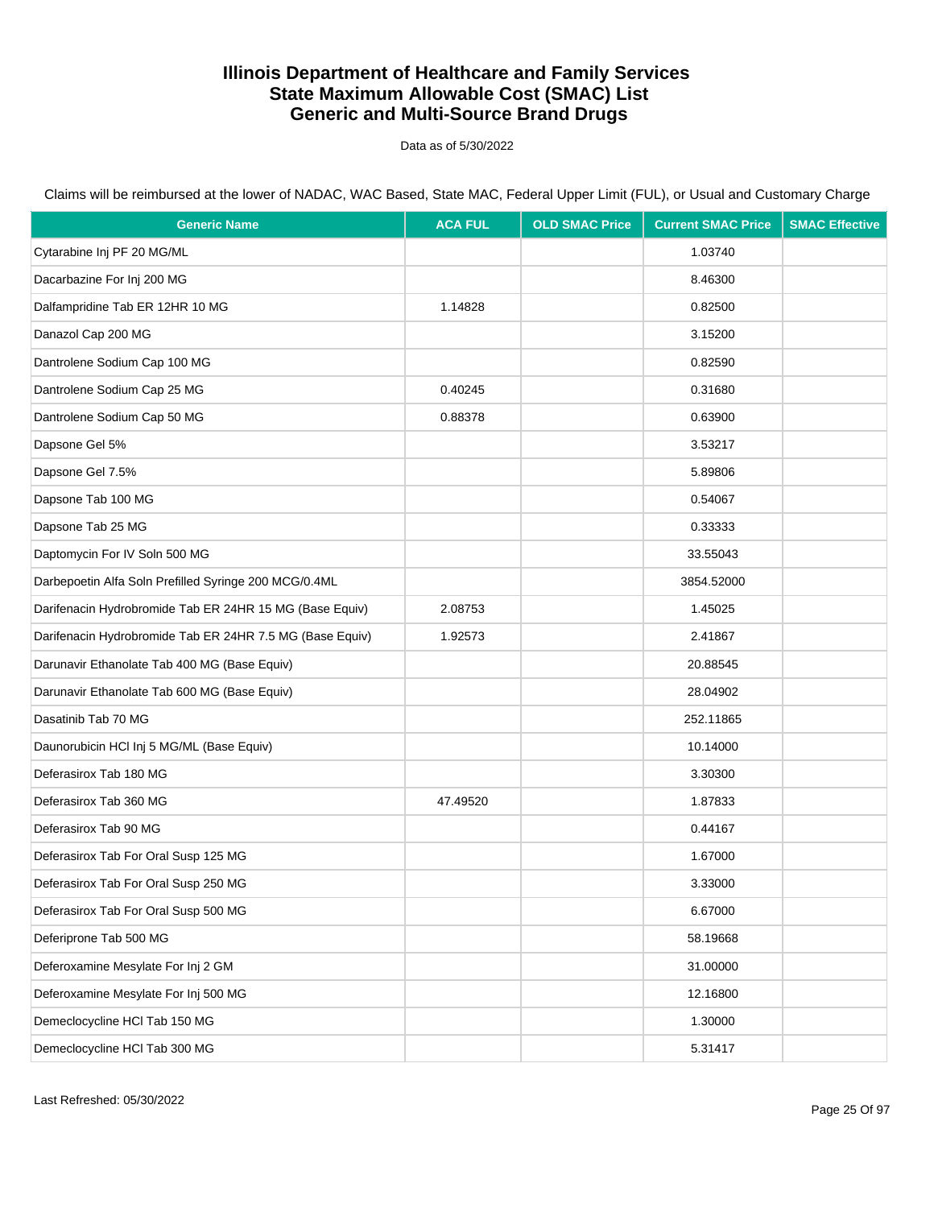# Illinois Department of Healthcare and Family Services
# State Maximum Allowable Cost (SMAC) List
# Generic and Multi-Source Brand Drugs

Data as of 5/30/2022

Claims will be reimbursed at the lower of NADAC, WAC Based, State MAC, Federal Upper Limit (FUL), or Usual and Customary Charge

| Generic Name | ACA FUL | OLD SMAC Price | Current SMAC Price | SMAC Effective |
|---|---|---|---|---|
| Cytarabine Inj PF 20 MG/ML | | | 1.03740 | |
| Dacarbazine For Inj 200 MG | | | 8.46300 | |
| Dalfampridine Tab ER 12HR 10 MG | 1.14828 | | 0.82500 | |
| Danazol Cap 200 MG | | | 3.15200 | |
| Dantrolene Sodium Cap 100 MG | | | 0.82590 | |
| Dantrolene Sodium Cap 25 MG | 0.40245 | | 0.31680 | |
| Dantrolene Sodium Cap 50 MG | 0.88378 | | 0.63900 | |
| Dapsone Gel 5% | | | 3.53217 | |
| Dapsone Gel 7.5% | | | 5.89806 | |
| Dapsone Tab 100 MG | | | 0.54067 | |
| Dapsone Tab 25 MG | | | 0.33333 | |
| Daptomycin For IV Soln 500 MG | | | 33.55043 | |
| Darbepoetin Alfa Soln Prefilled Syringe 200 MCG/0.4ML | | | 3854.52000 | |
| Darifenacin Hydrobromide Tab ER 24HR 15 MG (Base Equiv) | 2.08753 | | 1.45025 | |
| Darifenacin Hydrobromide Tab ER 24HR 7.5 MG (Base Equiv) | 1.92573 | | 2.41867 | |
| Darunavir Ethanolate Tab 400 MG (Base Equiv) | | | 20.88545 | |
| Darunavir Ethanolate Tab 600 MG (Base Equiv) | | | 28.04902 | |
| Dasatinib Tab 70 MG | | | 252.11865 | |
| Daunorubicin HCl Inj 5 MG/ML (Base Equiv) | | | 10.14000 | |
| Deferasirox Tab 180 MG | | | 3.30300 | |
| Deferasirox Tab 360 MG | 47.49520 | | 1.87833 | |
| Deferasirox Tab 90 MG | | | 0.44167 | |
| Deferasirox Tab For Oral Susp 125 MG | | | 1.67000 | |
| Deferasirox Tab For Oral Susp 250 MG | | | 3.33000 | |
| Deferasirox Tab For Oral Susp 500 MG | | | 6.67000 | |
| Deferiprone Tab 500 MG | | | 58.19668 | |
| Deferoxamine Mesylate For Inj 2 GM | | | 31.00000 | |
| Deferoxamine Mesylate For Inj 500 MG | | | 12.16800 | |
| Demeclocycline HCl Tab 150 MG | | | 1.30000 | |
| Demeclocycline HCl Tab 300 MG | | | 5.31417 | |

Last Refreshed: 05/30/2022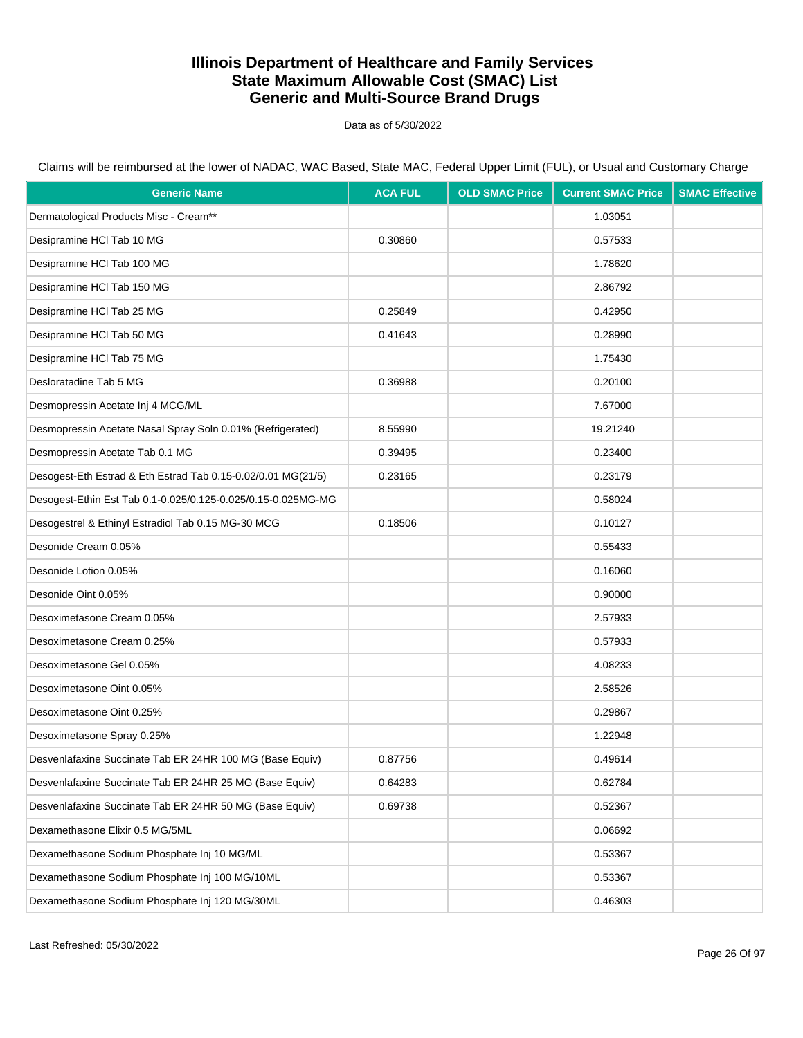# Illinois Department of Healthcare and Family Services
# State Maximum Allowable Cost (SMAC) List
# Generic and Multi-Source Brand Drugs

Data as of 5/30/2022

Claims will be reimbursed at the lower of NADAC, WAC Based, State MAC, Federal Upper Limit (FUL), or Usual and Customary Charge

| Generic Name | ACA FUL | OLD SMAC Price | Current SMAC Price | SMAC Effective |
|---|---|---|---|---|
| Dermatological Products Misc - Cream** | | | 1.03051 | |
| Desipramine HCl Tab 10 MG | 0.30860 | | 0.57533 | |
| Desipramine HCl Tab 100 MG | | | 1.78620 | |
| Desipramine HCl Tab 150 MG | | | 2.86792 | |
| Desipramine HCl Tab 25 MG | 0.25849 | | 0.42950 | |
| Desipramine HCl Tab 50 MG | 0.41643 | | 0.28990 | |
| Desipramine HCl Tab 75 MG | | | 1.75430 | |
| Desloratadine Tab 5 MG | 0.36988 | | 0.20100 | |
| Desmopressin Acetate Inj 4 MCG/ML | | | 7.67000 | |
| Desmopressin Acetate Nasal Spray Soln 0.01% (Refrigerated) | 8.55990 | | 19.21240 | |
| Desmopressin Acetate Tab 0.1 MG | 0.39495 | | 0.23400 | |
| Desogest-Eth Estrad & Eth Estrad Tab 0.15-0.02/0.01 MG(21/5) | 0.23165 | | 0.23179 | |
| Desogest-Ethin Est Tab 0.1-0.025/0.125-0.025/0.15-0.025MG-MG | | | 0.58024 | |
| Desogestrel & Ethinyl Estradiol Tab 0.15 MG-30 MCG | 0.18506 | | 0.10127 | |
| Desonide Cream 0.05% | | | 0.55433 | |
| Desonide Lotion 0.05% | | | 0.16060 | |
| Desonide Oint 0.05% | | | 0.90000 | |
| Desoximetasone Cream 0.05% | | | 2.57933 | |
| Desoximetasone Cream 0.25% | | | 0.57933 | |
| Desoximetasone Gel 0.05% | | | 4.08233 | |
| Desoximetasone Oint 0.05% | | | 2.58526 | |
| Desoximetasone Oint 0.25% | | | 0.29867 | |
| Desoximetasone Spray 0.25% | | | 1.22948 | |
| Desvenlafaxine Succinate Tab ER 24HR 100 MG (Base Equiv) | 0.87756 | | 0.49614 | |
| Desvenlafaxine Succinate Tab ER 24HR 25 MG (Base Equiv) | 0.64283 | | 0.62784 | |
| Desvenlafaxine Succinate Tab ER 24HR 50 MG (Base Equiv) | 0.69738 | | 0.52367 | |
| Dexamethasone Elixir 0.5 MG/5ML | | | 0.06692 | |
| Dexamethasone Sodium Phosphate Inj 10 MG/ML | | | 0.53367 | |
| Dexamethasone Sodium Phosphate Inj 100 MG/10ML | | | 0.53367 | |
| Dexamethasone Sodium Phosphate Inj 120 MG/30ML | | | 0.46303 | |

Last Refreshed: 05/30/2022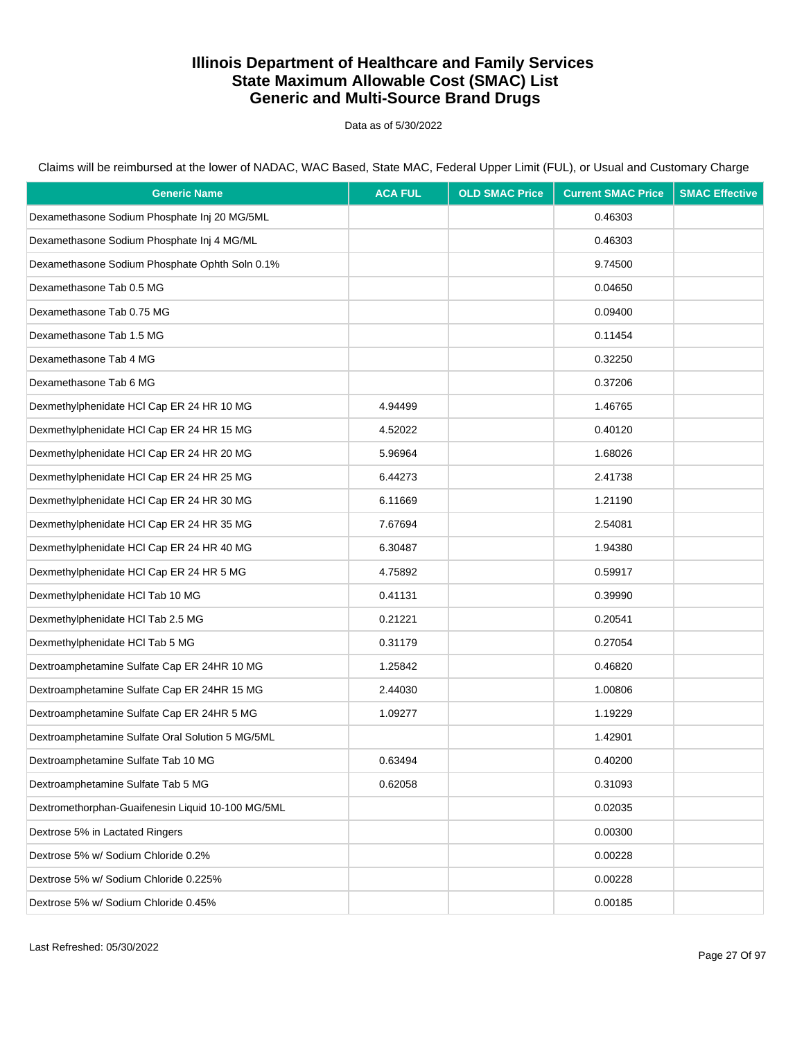# Illinois Department of Healthcare and Family Services
# State Maximum Allowable Cost (SMAC) List
# Generic and Multi-Source Brand Drugs

Data as of 5/30/2022

Claims will be reimbursed at the lower of NADAC, WAC Based, State MAC, Federal Upper Limit (FUL), or Usual and Customary Charge

| Generic Name | ACA FUL | OLD SMAC Price | Current SMAC Price | SMAC Effective |
|---|---|---|---|---|
| Dexamethasone Sodium Phosphate Inj 20 MG/5ML | | | 0.46303 | |
| Dexamethasone Sodium Phosphate Inj 4 MG/ML | | | 0.46303 | |
| Dexamethasone Sodium Phosphate Ophth Soln 0.1% | | | 9.74500 | |
| Dexamethasone Tab 0.5 MG | | | 0.04650 | |
| Dexamethasone Tab 0.75 MG | | | 0.09400 | |
| Dexamethasone Tab 1.5 MG | | | 0.11454 | |
| Dexamethasone Tab 4 MG | | | 0.32250 | |
| Dexamethasone Tab 6 MG | | | 0.37206 | |
| Dexmethylphenidate HCl Cap ER 24 HR 10 MG | 4.94499 | | 1.46765 | |
| Dexmethylphenidate HCl Cap ER 24 HR 15 MG | 4.52022 | | 0.40120 | |
| Dexmethylphenidate HCl Cap ER 24 HR 20 MG | 5.96964 | | 1.68026 | |
| Dexmethylphenidate HCl Cap ER 24 HR 25 MG | 6.44273 | | 2.41738 | |
| Dexmethylphenidate HCl Cap ER 24 HR 30 MG | 6.11669 | | 1.21190 | |
| Dexmethylphenidate HCl Cap ER 24 HR 35 MG | 7.67694 | | 2.54081 | |
| Dexmethylphenidate HCl Cap ER 24 HR 40 MG | 6.30487 | | 1.94380 | |
| Dexmethylphenidate HCl Cap ER 24 HR 5 MG | 4.75892 | | 0.59917 | |
| Dexmethylphenidate HCl Tab 10 MG | 0.41131 | | 0.39990 | |
| Dexmethylphenidate HCl Tab 2.5 MG | 0.21221 | | 0.20541 | |
| Dexmethylphenidate HCl Tab 5 MG | 0.31179 | | 0.27054 | |
| Dextroamphetamine Sulfate Cap ER 24HR 10 MG | 1.25842 | | 0.46820 | |
| Dextroamphetamine Sulfate Cap ER 24HR 15 MG | 2.44030 | | 1.00806 | |
| Dextroamphetamine Sulfate Cap ER 24HR 5 MG | 1.09277 | | 1.19229 | |
| Dextroamphetamine Sulfate Oral Solution 5 MG/5ML | | | 1.42901 | |
| Dextroamphetamine Sulfate Tab 10 MG | 0.63494 | | 0.40200 | |
| Dextroamphetamine Sulfate Tab 5 MG | 0.62058 | | 0.31093 | |
| Dextromethorphan-Guaifenesin Liquid 10-100 MG/5ML | | | 0.02035 | |
| Dextrose 5% in Lactated Ringers | | | 0.00300 | |
| Dextrose 5% w/ Sodium Chloride 0.2% | | | 0.00228 | |
| Dextrose 5% w/ Sodium Chloride 0.225% | | | 0.00228 | |
| Dextrose 5% w/ Sodium Chloride 0.45% | | | 0.00185 | |

Last Refreshed: 05/30/2022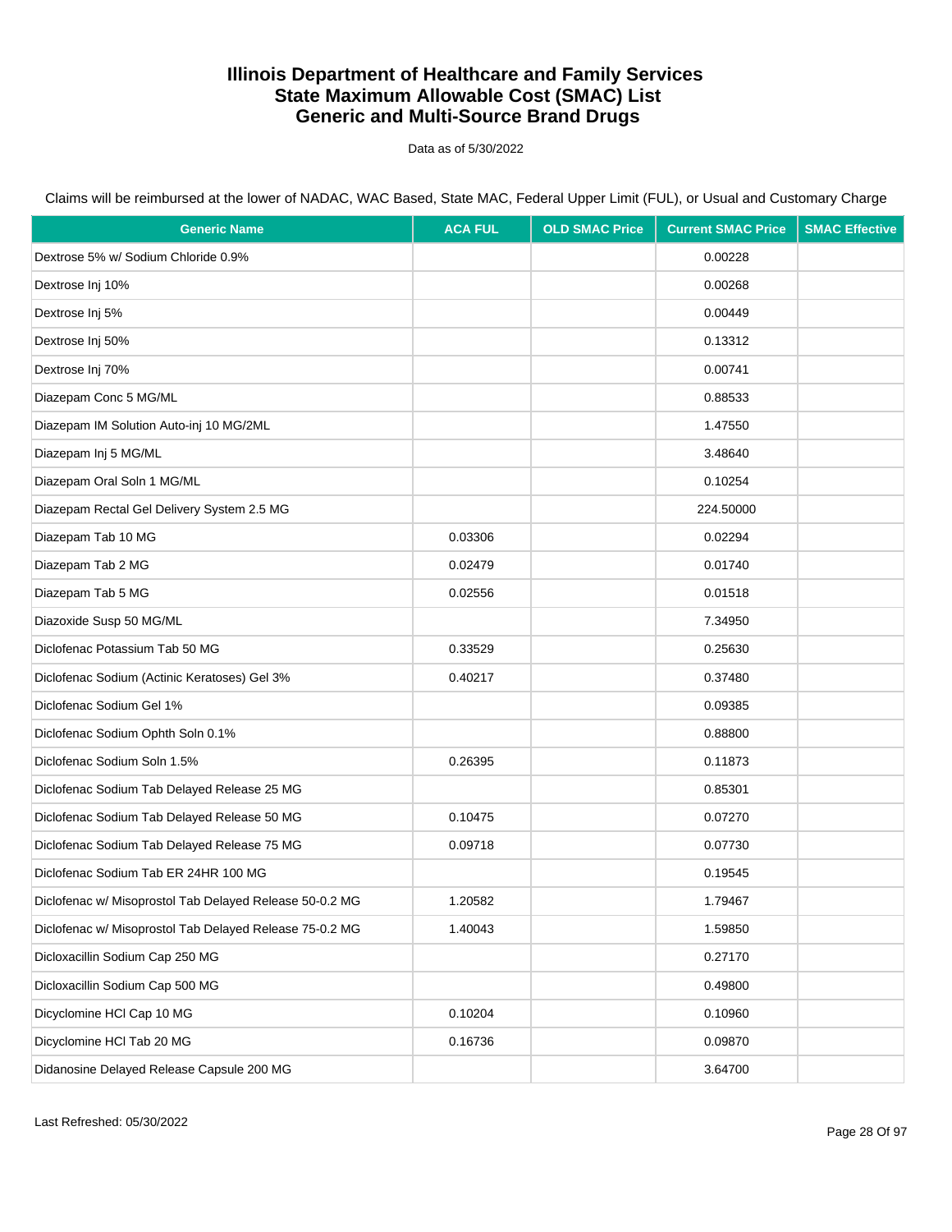# Illinois Department of Healthcare and Family Services
# State Maximum Allowable Cost (SMAC) List
# Generic and Multi-Source Brand Drugs

Data as of 5/30/2022

Claims will be reimbursed at the lower of NADAC, WAC Based, State MAC, Federal Upper Limit (FUL), or Usual and Customary Charge

| Generic Name | ACA FUL | OLD SMAC Price | Current SMAC Price | SMAC Effective |
|---|---|---|---|---|
| Dextrose 5% w/ Sodium Chloride 0.9% | | | 0.00228 | |
| Dextrose Inj 10% | | | 0.00268 | |
| Dextrose Inj 5% | | | 0.00449 | |
| Dextrose Inj 50% | | | 0.13312 | |
| Dextrose Inj 70% | | | 0.00741 | |
| Diazepam Conc 5 MG/ML | | | 0.88533 | |
| Diazepam IM Solution Auto-inj 10 MG/2ML | | | 1.47550 | |
| Diazepam Inj 5 MG/ML | | | 3.48640 | |
| Diazepam Oral Soln 1 MG/ML | | | 0.10254 | |
| Diazepam Rectal Gel Delivery System 2.5 MG | | | 224.50000 | |
| Diazepam Tab 10 MG | 0.03306 | | 0.02294 | |
| Diazepam Tab 2 MG | 0.02479 | | 0.01740 | |
| Diazepam Tab 5 MG | 0.02556 | | 0.01518 | |
| Diazoxide Susp 50 MG/ML | | | 7.34950 | |
| Diclofenac Potassium Tab 50 MG | 0.33529 | | 0.25630 | |
| Diclofenac Sodium (Actinic Keratoses) Gel 3% | 0.40217 | | 0.37480 | |
| Diclofenac Sodium Gel 1% | | | 0.09385 | |
| Diclofenac Sodium Ophth Soln 0.1% | | | 0.88800 | |
| Diclofenac Sodium Soln 1.5% | 0.26395 | | 0.11873 | |
| Diclofenac Sodium Tab Delayed Release 25 MG | | | 0.85301 | |
| Diclofenac Sodium Tab Delayed Release 50 MG | 0.10475 | | 0.07270 | |
| Diclofenac Sodium Tab Delayed Release 75 MG | 0.09718 | | 0.07730 | |
| Diclofenac Sodium Tab ER 24HR 100 MG | | | 0.19545 | |
| Diclofenac w/ Misoprostol Tab Delayed Release 50-0.2 MG | 1.20582 | | 1.79467 | |
| Diclofenac w/ Misoprostol Tab Delayed Release 75-0.2 MG | 1.40043 | | 1.59850 | |
| Dicloxacillin Sodium Cap 250 MG | | | 0.27170 | |
| Dicloxacillin Sodium Cap 500 MG | | | 0.49800 | |
| Dicyclomine HCl Cap 10 MG | 0.10204 | | 0.10960 | |
| Dicyclomine HCl Tab 20 MG | 0.16736 | | 0.09870 | |
| Didanosine Delayed Release Capsule 200 MG | | | 3.64700 | |

Last Refreshed: 05/30/2022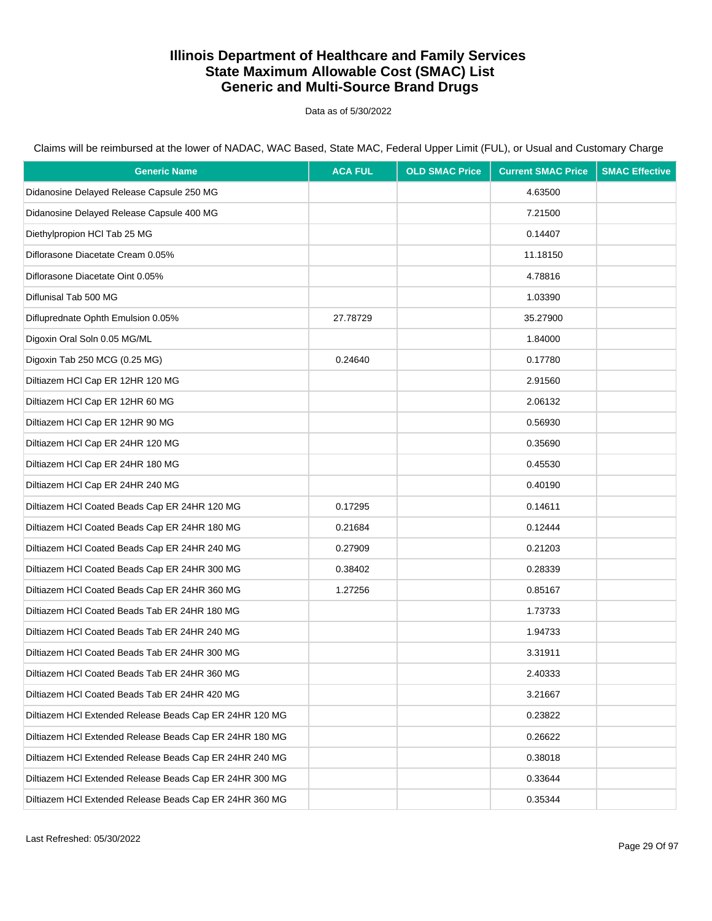# Illinois Department of Healthcare and Family Services
# State Maximum Allowable Cost (SMAC) List
# Generic and Multi-Source Brand Drugs

Data as of 5/30/2022

Claims will be reimbursed at the lower of NADAC, WAC Based, State MAC, Federal Upper Limit (FUL), or Usual and Customary Charge

| Generic Name | ACA FUL | OLD SMAC Price | Current SMAC Price | SMAC Effective |
|---|---|---|---|---|
| Didanosine Delayed Release Capsule 250 MG | | | 4.63500 | |
| Didanosine Delayed Release Capsule 400 MG | | | 7.21500 | |
| Diethylpropion HCl Tab 25 MG | | | 0.14407 | |
| Diflorasone Diacetate Cream 0.05% | | | 11.18150 | |
| Diflorasone Diacetate Oint 0.05% | | | 4.78816 | |
| Diflunisal Tab 500 MG | | | 1.03390 | |
| Difluprednate Ophth Emulsion 0.05% | 27.78729 | | 35.27900 | |
| Digoxin Oral Soln 0.05 MG/ML | | | 1.84000 | |
| Digoxin Tab 250 MCG (0.25 MG) | 0.24640 | | 0.17780 | |
| Diltiazem HCl Cap ER 12HR 120 MG | | | 2.91560 | |
| Diltiazem HCl Cap ER 12HR 60 MG | | | 2.06132 | |
| Diltiazem HCl Cap ER 12HR 90 MG | | | 0.56930 | |
| Diltiazem HCl Cap ER 24HR 120 MG | | | 0.35690 | |
| Diltiazem HCl Cap ER 24HR 180 MG | | | 0.45530 | |
| Diltiazem HCl Cap ER 24HR 240 MG | | | 0.40190 | |
| Diltiazem HCl Coated Beads Cap ER 24HR 120 MG | 0.17295 | | 0.14611 | |
| Diltiazem HCl Coated Beads Cap ER 24HR 180 MG | 0.21684 | | 0.12444 | |
| Diltiazem HCl Coated Beads Cap ER 24HR 240 MG | 0.27909 | | 0.21203 | |
| Diltiazem HCl Coated Beads Cap ER 24HR 300 MG | 0.38402 | | 0.28339 | |
| Diltiazem HCl Coated Beads Cap ER 24HR 360 MG | 1.27256 | | 0.85167 | |
| Diltiazem HCl Coated Beads Tab ER 24HR 180 MG | | | 1.73733 | |
| Diltiazem HCl Coated Beads Tab ER 24HR 240 MG | | | 1.94733 | |
| Diltiazem HCl Coated Beads Tab ER 24HR 300 MG | | | 3.31911 | |
| Diltiazem HCl Coated Beads Tab ER 24HR 360 MG | | | 2.40333 | |
| Diltiazem HCl Coated Beads Tab ER 24HR 420 MG | | | 3.21667 | |
| Diltiazem HCl Extended Release Beads Cap ER 24HR 120 MG | | | 0.23822 | |
| Diltiazem HCl Extended Release Beads Cap ER 24HR 180 MG | | | 0.26622 | |
| Diltiazem HCl Extended Release Beads Cap ER 24HR 240 MG | | | 0.38018 | |
| Diltiazem HCl Extended Release Beads Cap ER 24HR 300 MG | | | 0.33644 | |
| Diltiazem HCl Extended Release Beads Cap ER 24HR 360 MG | | | 0.35344 | |

Last Refreshed: 05/30/2022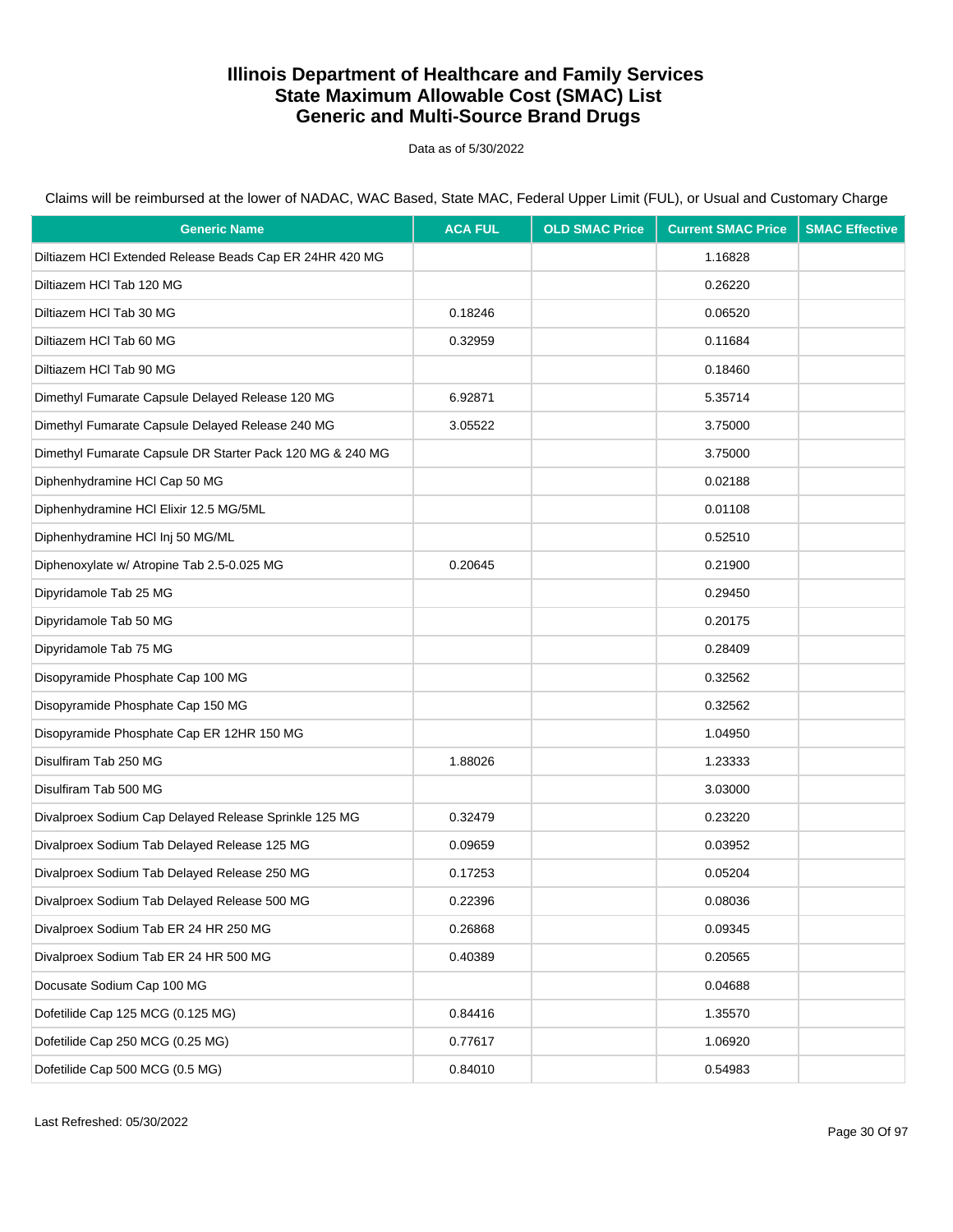# Illinois Department of Healthcare and Family Services
# State Maximum Allowable Cost (SMAC) List
# Generic and Multi-Source Brand Drugs

Data as of 5/30/2022

Claims will be reimbursed at the lower of NADAC, WAC Based, State MAC, Federal Upper Limit (FUL), or Usual and Customary Charge

| Generic Name | ACA FUL | OLD SMAC Price | Current SMAC Price | SMAC Effective |
|---|---|---|---|---|
| Diltiazem HCl Extended Release Beads Cap ER 24HR 420 MG | | | 1.16828 | |
| Diltiazem HCl Tab 120 MG | | | 0.26220 | |
| Diltiazem HCl Tab 30 MG | 0.18246 | | 0.06520 | |
| Diltiazem HCl Tab 60 MG | 0.32959 | | 0.11684 | |
| Diltiazem HCl Tab 90 MG | | | 0.18460 | |
| Dimethyl Fumarate Capsule Delayed Release 120 MG | 6.92871 | | 5.35714 | |
| Dimethyl Fumarate Capsule Delayed Release 240 MG | 3.05522 | | 3.75000 | |
| Dimethyl Fumarate Capsule DR Starter Pack 120 MG & 240 MG | | | 3.75000 | |
| Diphenhydramine HCl Cap 50 MG | | | 0.02188 | |
| Diphenhydramine HCl Elixir 12.5 MG/5ML | | | 0.01108 | |
| Diphenhydramine HCl Inj 50 MG/ML | | | 0.52510 | |
| Diphenoxylate w/ Atropine Tab 2.5-0.025 MG | 0.20645 | | 0.21900 | |
| Dipyridamole Tab 25 MG | | | 0.29450 | |
| Dipyridamole Tab 50 MG | | | 0.20175 | |
| Dipyridamole Tab 75 MG | | | 0.28409 | |
| Disopyramide Phosphate Cap 100 MG | | | 0.32562 | |
| Disopyramide Phosphate Cap 150 MG | | | 0.32562 | |
| Disopyramide Phosphate Cap ER 12HR 150 MG | | | 1.04950 | |
| Disulfiram Tab 250 MG | 1.88026 | | 1.23333 | |
| Disulfiram Tab 500 MG | | | 3.03000 | |
| Divalproex Sodium Cap Delayed Release Sprinkle 125 MG | 0.32479 | | 0.23220 | |
| Divalproex Sodium Tab Delayed Release 125 MG | 0.09659 | | 0.03952 | |
| Divalproex Sodium Tab Delayed Release 250 MG | 0.17253 | | 0.05204 | |
| Divalproex Sodium Tab Delayed Release 500 MG | 0.22396 | | 0.08036 | |
| Divalproex Sodium Tab ER 24 HR 250 MG | 0.26868 | | 0.09345 | |
| Divalproex Sodium Tab ER 24 HR 500 MG | 0.40389 | | 0.20565 | |
| Docusate Sodium Cap 100 MG | | | 0.04688 | |
| Dofetilide Cap 125 MCG (0.125 MG) | 0.84416 | | 1.35570 | |
| Dofetilide Cap 250 MCG (0.25 MG) | 0.77617 | | 1.06920 | |
| Dofetilide Cap 500 MCG (0.5 MG) | 0.84010 | | 0.54983 | |

Last Refreshed: 05/30/2022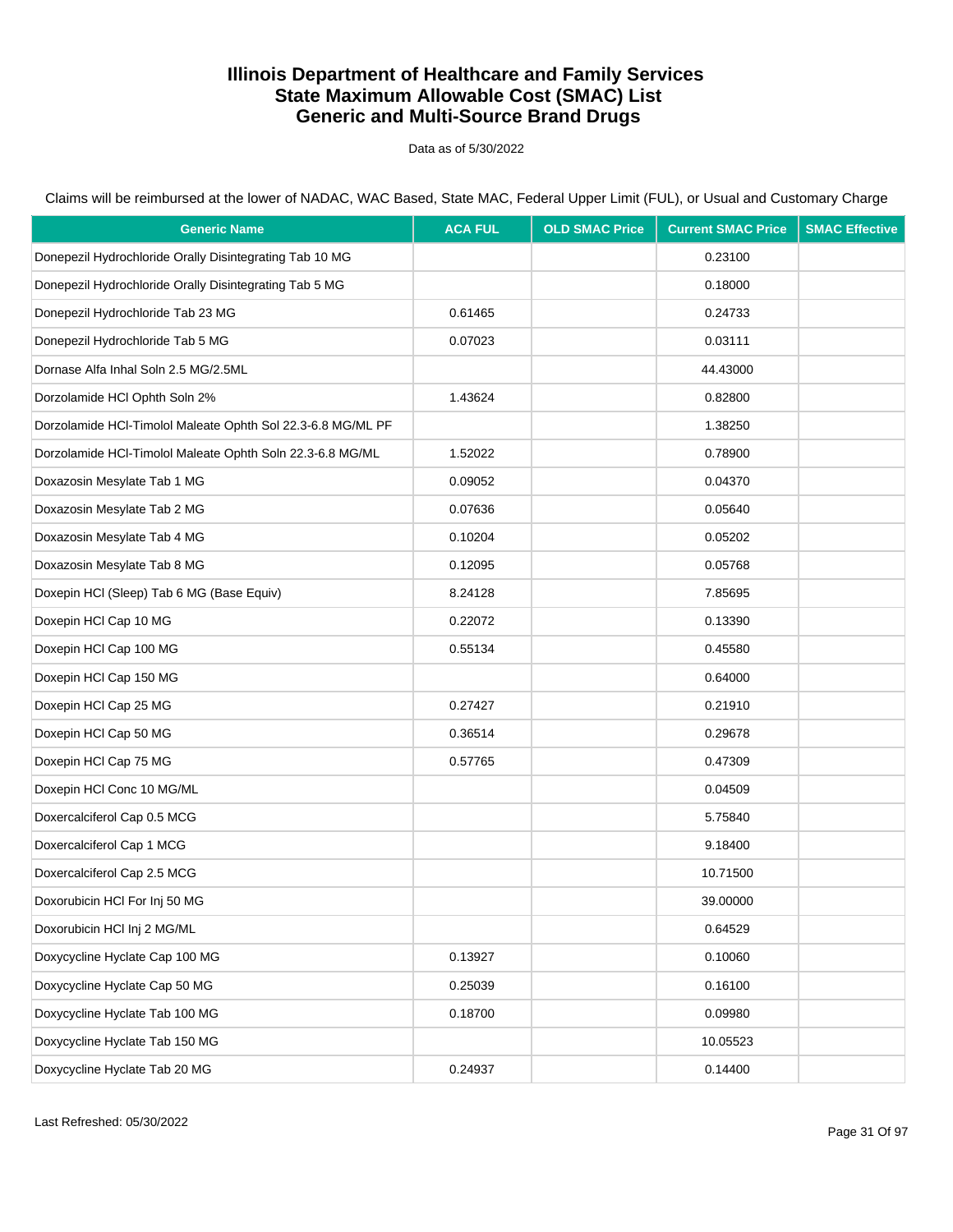# Illinois Department of Healthcare and Family Services
# State Maximum Allowable Cost (SMAC) List
# Generic and Multi-Source Brand Drugs

Data as of 5/30/2022

Claims will be reimbursed at the lower of NADAC, WAC Based, State MAC, Federal Upper Limit (FUL), or Usual and Customary Charge

| Generic Name | ACA FUL | OLD SMAC Price | Current SMAC Price | SMAC Effective |
|---|---|---|---|---|
| Donepezil Hydrochloride Orally Disintegrating Tab 10 MG | | | 0.23100 | |
| Donepezil Hydrochloride Orally Disintegrating Tab 5 MG | | | 0.18000 | |
| Donepezil Hydrochloride Tab 23 MG | 0.61465 | | 0.24733 | |
| Donepezil Hydrochloride Tab 5 MG | 0.07023 | | 0.03111 | |
| Dornase Alfa Inhal Soln 2.5 MG/2.5ML | | | 44.43000 | |
| Dorzolamide HCl Ophth Soln 2% | 1.43624 | | 0.82800 | |
| Dorzolamide HCl-Timolol Maleate Ophth Sol 22.3-6.8 MG/ML PF | | | 1.38250 | |
| Dorzolamide HCl-Timolol Maleate Ophth Soln 22.3-6.8 MG/ML | 1.52022 | | 0.78900 | |
| Doxazosin Mesylate Tab 1 MG | 0.09052 | | 0.04370 | |
| Doxazosin Mesylate Tab 2 MG | 0.07636 | | 0.05640 | |
| Doxazosin Mesylate Tab 4 MG | 0.10204 | | 0.05202 | |
| Doxazosin Mesylate Tab 8 MG | 0.12095 | | 0.05768 | |
| Doxepin HCl (Sleep) Tab 6 MG (Base Equiv) | 8.24128 | | 7.85695 | |
| Doxepin HCl Cap 10 MG | 0.22072 | | 0.13390 | |
| Doxepin HCl Cap 100 MG | 0.55134 | | 0.45580 | |
| Doxepin HCl Cap 150 MG | | | 0.64000 | |
| Doxepin HCl Cap 25 MG | 0.27427 | | 0.21910 | |
| Doxepin HCl Cap 50 MG | 0.36514 | | 0.29678 | |
| Doxepin HCl Cap 75 MG | 0.57765 | | 0.47309 | |
| Doxepin HCl Conc 10 MG/ML | | | 0.04509 | |
| Doxercalciferol Cap 0.5 MCG | | | 5.75840 | |
| Doxercalciferol Cap 1 MCG | | | 9.18400 | |
| Doxercalciferol Cap 2.5 MCG | | | 10.71500 | |
| Doxorubicin HCl For Inj 50 MG | | | 39.00000 | |
| Doxorubicin HCl Inj 2 MG/ML | | | 0.64529 | |
| Doxycycline Hyclate Cap 100 MG | 0.13927 | | 0.10060 | |
| Doxycycline Hyclate Cap 50 MG | 0.25039 | | 0.16100 | |
| Doxycycline Hyclate Tab 100 MG | 0.18700 | | 0.09980 | |
| Doxycycline Hyclate Tab 150 MG | | | 10.05523 | |
| Doxycycline Hyclate Tab 20 MG | 0.24937 | | 0.14400 | |

Last Refreshed: 05/30/2022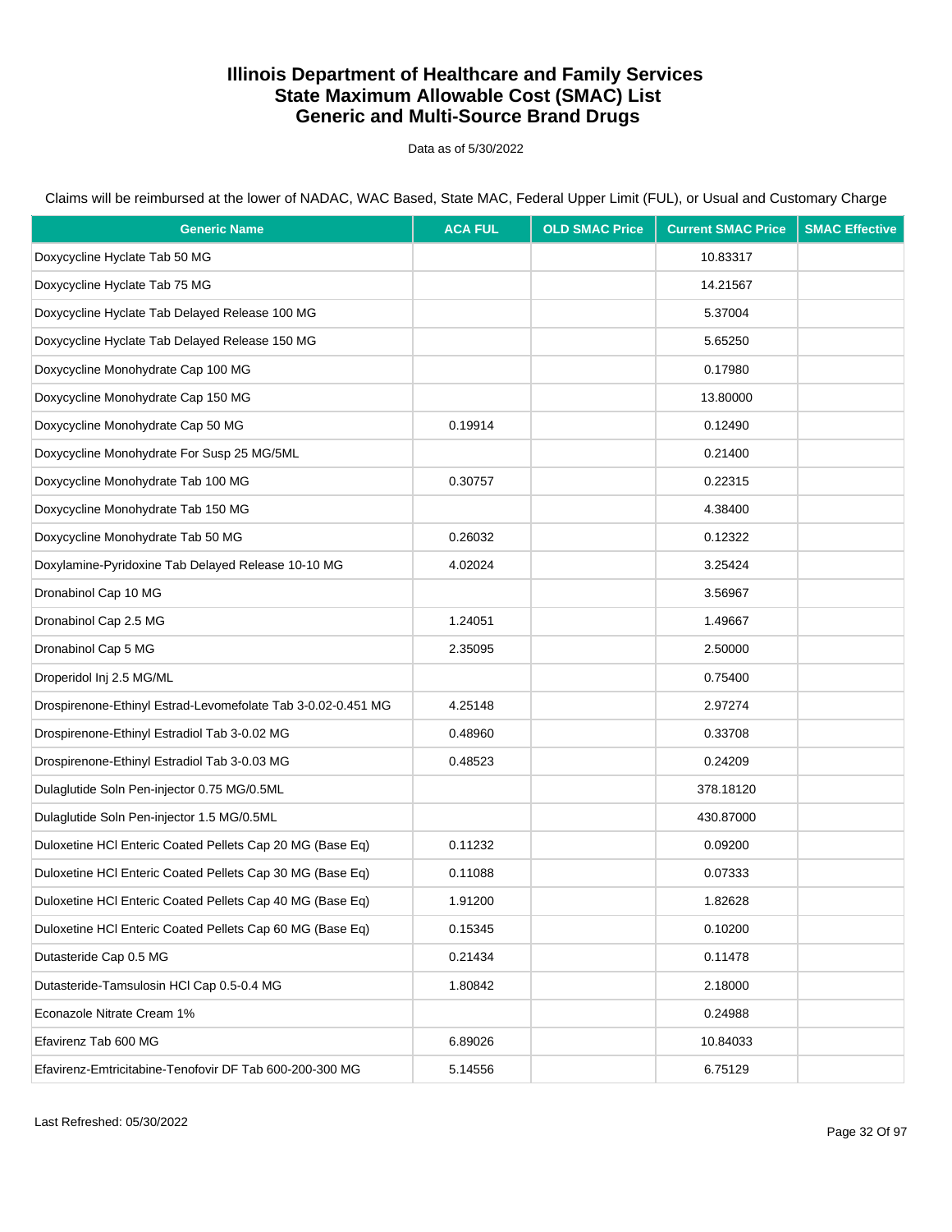# Illinois Department of Healthcare and Family Services
# State Maximum Allowable Cost (SMAC) List
# Generic and Multi-Source Brand Drugs

Data as of 5/30/2022

Claims will be reimbursed at the lower of NADAC, WAC Based, State MAC, Federal Upper Limit (FUL), or Usual and Customary Charge

| Generic Name | ACA FUL | OLD SMAC Price | Current SMAC Price | SMAC Effective |
|---|---|---|---|---|
| Doxycycline Hyclate Tab 50 MG | | | 10.83317 | |
| Doxycycline Hyclate Tab 75 MG | | | 14.21567 | |
| Doxycycline Hyclate Tab Delayed Release 100 MG | | | 5.37004 | |
| Doxycycline Hyclate Tab Delayed Release 150 MG | | | 5.65250 | |
| Doxycycline Monohydrate Cap 100 MG | | | 0.17980 | |
| Doxycycline Monohydrate Cap 150 MG | | | 13.80000 | |
| Doxycycline Monohydrate Cap 50 MG | 0.19914 | | 0.12490 | |
| Doxycycline Monohydrate For Susp 25 MG/5ML | | | 0.21400 | |
| Doxycycline Monohydrate Tab 100 MG | 0.30757 | | 0.22315 | |
| Doxycycline Monohydrate Tab 150 MG | | | 4.38400 | |
| Doxycycline Monohydrate Tab 50 MG | 0.26032 | | 0.12322 | |
| Doxylamine-Pyridoxine Tab Delayed Release 10-10 MG | 4.02024 | | 3.25424 | |
| Dronabinol Cap 10 MG | | | 3.56967 | |
| Dronabinol Cap 2.5 MG | 1.24051 | | 1.49667 | |
| Dronabinol Cap 5 MG | 2.35095 | | 2.50000 | |
| Droperidol Inj 2.5 MG/ML | | | 0.75400 | |
| Drospirenone-Ethinyl Estrad-Levomefolate Tab 3-0.02-0.451 MG | 4.25148 | | 2.97274 | |
| Drospirenone-Ethinyl Estradiol Tab 3-0.02 MG | 0.48960 | | 0.33708 | |
| Drospirenone-Ethinyl Estradiol Tab 3-0.03 MG | 0.48523 | | 0.24209 | |
| Dulaglutide Soln Pen-injector 0.75 MG/0.5ML | | | 378.18120 | |
| Dulaglutide Soln Pen-injector 1.5 MG/0.5ML | | | 430.87000 | |
| Duloxetine HCl Enteric Coated Pellets Cap 20 MG (Base Eq) | 0.11232 | | 0.09200 | |
| Duloxetine HCl Enteric Coated Pellets Cap 30 MG (Base Eq) | 0.11088 | | 0.07333 | |
| Duloxetine HCl Enteric Coated Pellets Cap 40 MG (Base Eq) | 1.91200 | | 1.82628 | |
| Duloxetine HCl Enteric Coated Pellets Cap 60 MG (Base Eq) | 0.15345 | | 0.10200 | |
| Dutasteride Cap 0.5 MG | 0.21434 | | 0.11478 | |
| Dutasteride-Tamsulosin HCl Cap 0.5-0.4 MG | 1.80842 | | 2.18000 | |
| Econazole Nitrate Cream 1% | | | 0.24988 | |
| Efavirenz Tab 600 MG | 6.89026 | | 10.84033 | |
| Efavirenz-Emtricitabine-Tenofovir DF Tab 600-200-300 MG | 5.14556 | | 6.75129 | |

Last Refreshed: 05/30/2022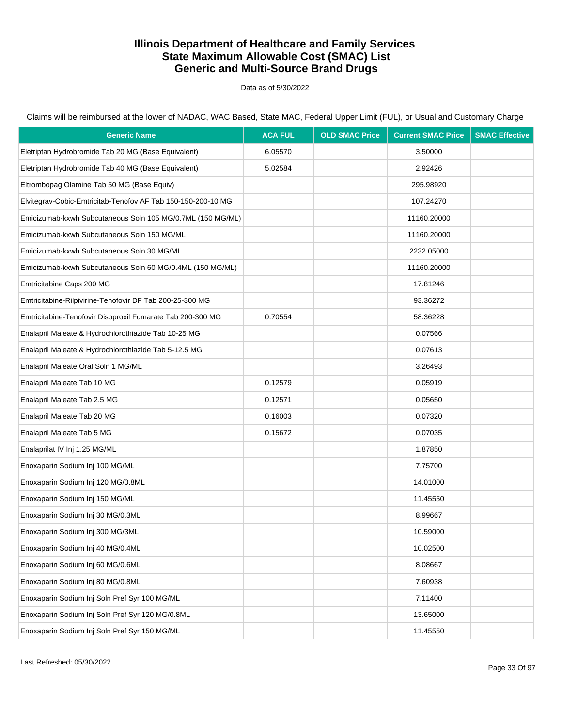# Illinois Department of Healthcare and Family Services
# State Maximum Allowable Cost (SMAC) List
# Generic and Multi-Source Brand Drugs

Data as of 5/30/2022

Claims will be reimbursed at the lower of NADAC, WAC Based, State MAC, Federal Upper Limit (FUL), or Usual and Customary Charge

| Generic Name | ACA FUL | OLD SMAC Price | Current SMAC Price | SMAC Effective |
|---|---|---|---|---|
| Eletriptan Hydrobromide Tab 20 MG (Base Equivalent) | 6.05570 | | 3.50000 | |
| Eletriptan Hydrobromide Tab 40 MG (Base Equivalent) | 5.02584 | | 2.92426 | |
| Eltrombopag Olamine Tab 50 MG (Base Equiv) | | | 295.98920 | |
| Elvitegrav-Cobic-Emtricitab-Tenofov AF Tab 150-150-200-10 MG | | | 107.24270 | |
| Emicizumab-kxwh Subcutaneous Soln 105 MG/0.7ML (150 MG/ML) | | | 11160.20000 | |
| Emicizumab-kxwh Subcutaneous Soln 150 MG/ML | | | 11160.20000 | |
| Emicizumab-kxwh Subcutaneous Soln 30 MG/ML | | | 2232.05000 | |
| Emicizumab-kxwh Subcutaneous Soln 60 MG/0.4ML (150 MG/ML) | | | 11160.20000 | |
| Emtricitabine Caps 200 MG | | | 17.81246 | |
| Emtricitabine-Rilpivirine-Tenofovir DF Tab 200-25-300 MG | | | 93.36272 | |
| Emtricitabine-Tenofovir Disoproxil Fumarate Tab 200-300 MG | 0.70554 | | 58.36228 | |
| Enalapril Maleate & Hydrochlorothiazide Tab 10-25 MG | | | 0.07566 | |
| Enalapril Maleate & Hydrochlorothiazide Tab 5-12.5 MG | | | 0.07613 | |
| Enalapril Maleate Oral Soln 1 MG/ML | | | 3.26493 | |
| Enalapril Maleate Tab 10 MG | 0.12579 | | 0.05919 | |
| Enalapril Maleate Tab 2.5 MG | 0.12571 | | 0.05650 | |
| Enalapril Maleate Tab 20 MG | 0.16003 | | 0.07320 | |
| Enalapril Maleate Tab 5 MG | 0.15672 | | 0.07035 | |
| Enalaprilat IV Inj 1.25 MG/ML | | | 1.87850 | |
| Enoxaparin Sodium Inj 100 MG/ML | | | 7.75700 | |
| Enoxaparin Sodium Inj 120 MG/0.8ML | | | 14.01000 | |
| Enoxaparin Sodium Inj 150 MG/ML | | | 11.45550 | |
| Enoxaparin Sodium Inj 30 MG/0.3ML | | | 8.99667 | |
| Enoxaparin Sodium Inj 300 MG/3ML | | | 10.59000 | |
| Enoxaparin Sodium Inj 40 MG/0.4ML | | | 10.02500 | |
| Enoxaparin Sodium Inj 60 MG/0.6ML | | | 8.08667 | |
| Enoxaparin Sodium Inj 80 MG/0.8ML | | | 7.60938 | |
| Enoxaparin Sodium Inj Soln Pref Syr 100 MG/ML | | | 7.11400 | |
| Enoxaparin Sodium Inj Soln Pref Syr 120 MG/0.8ML | | | 13.65000 | |
| Enoxaparin Sodium Inj Soln Pref Syr 150 MG/ML | | | 11.45550 | |

Last Refreshed: 05/30/2022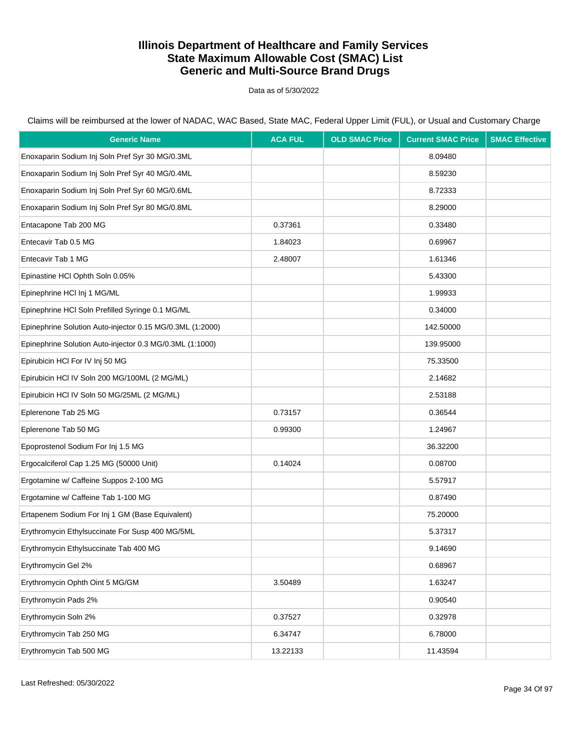# Illinois Department of Healthcare and Family Services
# State Maximum Allowable Cost (SMAC) List
# Generic and Multi-Source Brand Drugs

Data as of 5/30/2022

Claims will be reimbursed at the lower of NADAC, WAC Based, State MAC, Federal Upper Limit (FUL), or Usual and Customary Charge

| Generic Name | ACA FUL | OLD SMAC Price | Current SMAC Price | SMAC Effective |
|---|---|---|---|---|
| Enoxaparin Sodium Inj Soln Pref Syr 30 MG/0.3ML | | | 8.09480 | |
| Enoxaparin Sodium Inj Soln Pref Syr 40 MG/0.4ML | | | 8.59230 | |
| Enoxaparin Sodium Inj Soln Pref Syr 60 MG/0.6ML | | | 8.72333 | |
| Enoxaparin Sodium Inj Soln Pref Syr 80 MG/0.8ML | | | 8.29000 | |
| Entacapone Tab 200 MG | 0.37361 | | 0.33480 | |
| Entecavir Tab 0.5 MG | 1.84023 | | 0.69967 | |
| Entecavir Tab 1 MG | 2.48007 | | 1.61346 | |
| Epinastine HCl Ophth Soln 0.05% | | | 5.43300 | |
| Epinephrine HCl Inj 1 MG/ML | | | 1.99933 | |
| Epinephrine HCl Soln Prefilled Syringe 0.1 MG/ML | | | 0.34000 | |
| Epinephrine Solution Auto-injector 0.15 MG/0.3ML (1:2000) | | | 142.50000 | |
| Epinephrine Solution Auto-injector 0.3 MG/0.3ML (1:1000) | | | 139.95000 | |
| Epirubicin HCl For IV Inj 50 MG | | | 75.33500 | |
| Epirubicin HCl IV Soln 200 MG/100ML (2 MG/ML) | | | 2.14682 | |
| Epirubicin HCl IV Soln 50 MG/25ML (2 MG/ML) | | | 2.53188 | |
| Eplerenone Tab 25 MG | 0.73157 | | 0.36544 | |
| Eplerenone Tab 50 MG | 0.99300 | | 1.24967 | |
| Epoprostenol Sodium For Inj 1.5 MG | | | 36.32200 | |
| Ergocalciferol Cap 1.25 MG (50000 Unit) | 0.14024 | | 0.08700 | |
| Ergotamine w/ Caffeine Suppos 2-100 MG | | | 5.57917 | |
| Ergotamine w/ Caffeine Tab 1-100 MG | | | 0.87490 | |
| Ertapenem Sodium For Inj 1 GM (Base Equivalent) | | | 75.20000 | |
| Erythromycin Ethylsuccinate For Susp 400 MG/5ML | | | 5.37317 | |
| Erythromycin Ethylsuccinate Tab 400 MG | | | 9.14690 | |
| Erythromycin Gel 2% | | | 0.68967 | |
| Erythromycin Ophth Oint 5 MG/GM | 3.50489 | | 1.63247 | |
| Erythromycin Pads 2% | | | 0.90540 | |
| Erythromycin Soln 2% | 0.37527 | | 0.32978 | |
| Erythromycin Tab 250 MG | 6.34747 | | 6.78000 | |
| Erythromycin Tab 500 MG | 13.22133 | | 11.43594 | |

Last Refreshed: 05/30/2022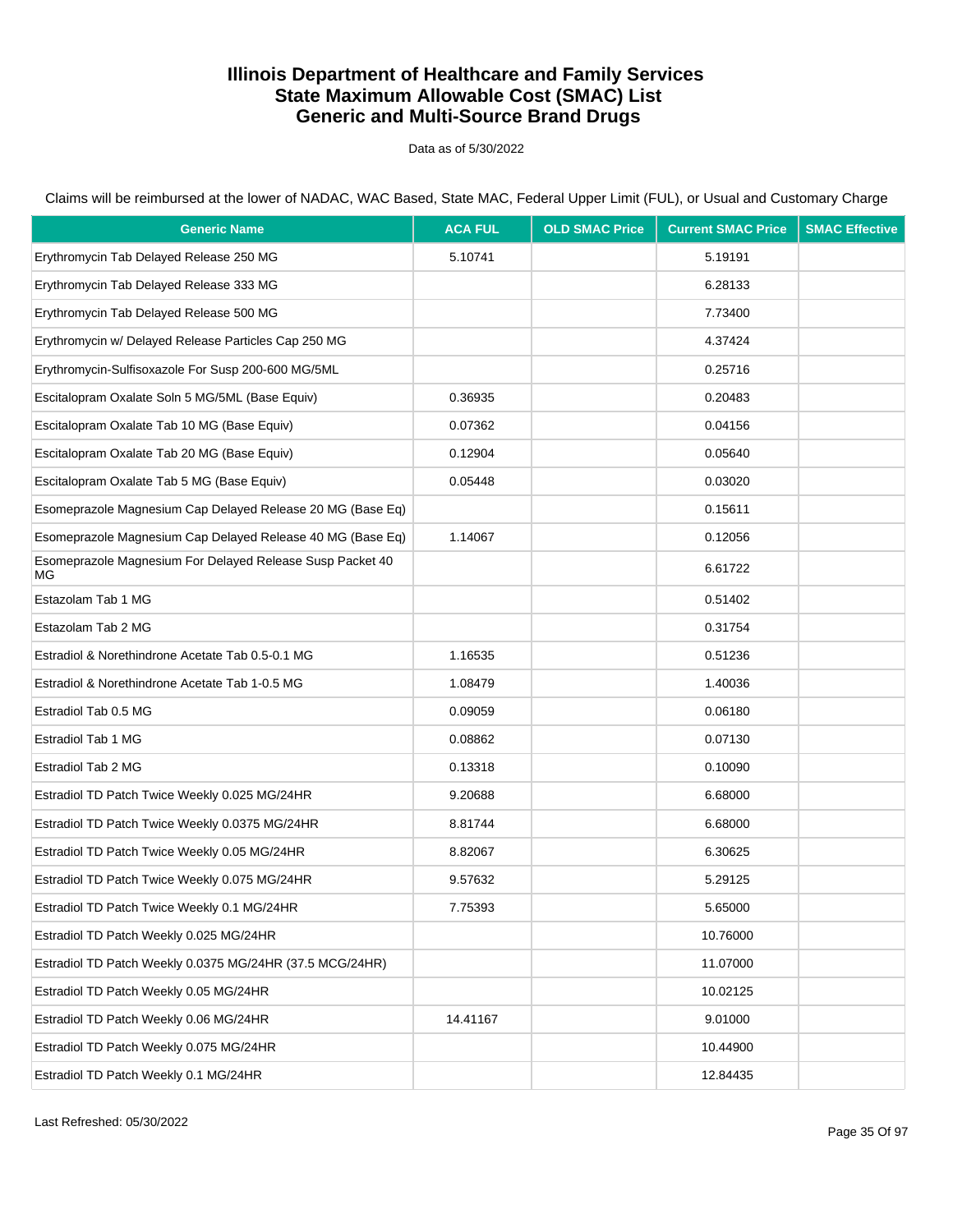# Illinois Department of Healthcare and Family Services
# State Maximum Allowable Cost (SMAC) List
# Generic and Multi-Source Brand Drugs

Data as of 5/30/2022

Claims will be reimbursed at the lower of NADAC, WAC Based, State MAC, Federal Upper Limit (FUL), or Usual and Customary Charge

| Generic Name | ACA FUL | OLD SMAC Price | Current SMAC Price | SMAC Effective |
|---|---|---|---|---|
| Erythromycin Tab Delayed Release 250 MG | 5.10741 | | 5.19191 | |
| Erythromycin Tab Delayed Release 333 MG | | | 6.28133 | |
| Erythromycin Tab Delayed Release 500 MG | | | 7.73400 | |
| Erythromycin w/ Delayed Release Particles Cap 250 MG | | | 4.37424 | |
| Erythromycin-Sulfisoxazole For Susp 200-600 MG/5ML | | | 0.25716 | |
| Escitalopram Oxalate Soln 5 MG/5ML (Base Equiv) | 0.36935 | | 0.20483 | |
| Escitalopram Oxalate Tab 10 MG (Base Equiv) | 0.07362 | | 0.04156 | |
| Escitalopram Oxalate Tab 20 MG (Base Equiv) | 0.12904 | | 0.05640 | |
| Escitalopram Oxalate Tab 5 MG (Base Equiv) | 0.05448 | | 0.03020 | |
| Esomeprazole Magnesium Cap Delayed Release 20 MG (Base Eq) | | | 0.15611 | |
| Esomeprazole Magnesium Cap Delayed Release 40 MG (Base Eq) | 1.14067 | | 0.12056 | |
| Esomeprazole Magnesium For Delayed Release Susp Packet 40 MG | | | 6.61722 | |
| Estazolam Tab 1 MG | | | 0.51402 | |
| Estazolam Tab 2 MG | | | 0.31754 | |
| Estradiol & Norethindrone Acetate Tab 0.5-0.1 MG | 1.16535 | | 0.51236 | |
| Estradiol & Norethindrone Acetate Tab 1-0.5 MG | 1.08479 | | 1.40036 | |
| Estradiol Tab 0.5 MG | 0.09059 | | 0.06180 | |
| Estradiol Tab 1 MG | 0.08862 | | 0.07130 | |
| Estradiol Tab 2 MG | 0.13318 | | 0.10090 | |
| Estradiol TD Patch Twice Weekly 0.025 MG/24HR | 9.20688 | | 6.68000 | |
| Estradiol TD Patch Twice Weekly 0.0375 MG/24HR | 8.81744 | | 6.68000 | |
| Estradiol TD Patch Twice Weekly 0.05 MG/24HR | 8.82067 | | 6.30625 | |
| Estradiol TD Patch Twice Weekly 0.075 MG/24HR | 9.57632 | | 5.29125 | |
| Estradiol TD Patch Twice Weekly 0.1 MG/24HR | 7.75393 | | 5.65000 | |
| Estradiol TD Patch Weekly 0.025 MG/24HR | | | 10.76000 | |
| Estradiol TD Patch Weekly 0.0375 MG/24HR (37.5 MCG/24HR) | | | 11.07000 | |
| Estradiol TD Patch Weekly 0.05 MG/24HR | | | 10.02125 | |
| Estradiol TD Patch Weekly 0.06 MG/24HR | 14.41167 | | 9.01000 | |
| Estradiol TD Patch Weekly 0.075 MG/24HR | | | 10.44900 | |
| Estradiol TD Patch Weekly 0.1 MG/24HR | | | 12.84435 | |

Last Refreshed: 05/30/2022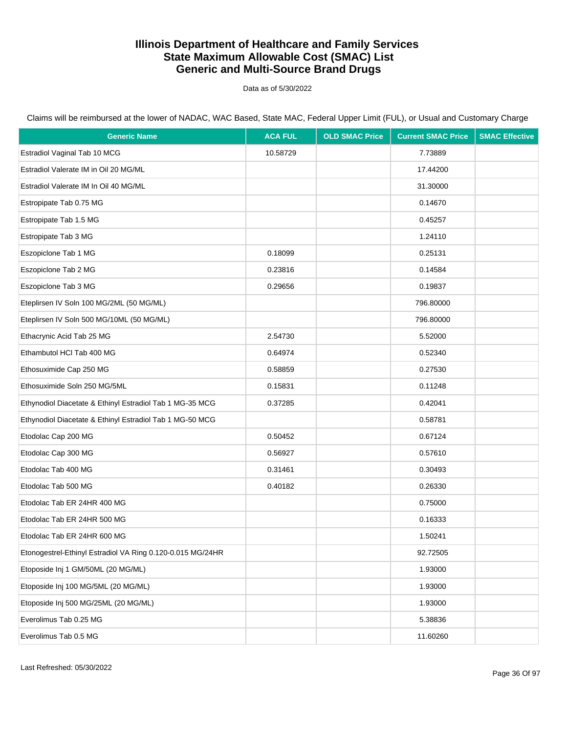# Illinois Department of Healthcare and Family Services
# State Maximum Allowable Cost (SMAC) List
# Generic and Multi-Source Brand Drugs

Data as of 5/30/2022

Claims will be reimbursed at the lower of NADAC, WAC Based, State MAC, Federal Upper Limit (FUL), or Usual and Customary Charge

| Generic Name | ACA FUL | OLD SMAC Price | Current SMAC Price | SMAC Effective |
|---|---|---|---|---|
| Estradiol Vaginal Tab 10 MCG | 10.58729 | | 7.73889 | |
| Estradiol Valerate IM in Oil 20 MG/ML | | | 17.44200 | |
| Estradiol Valerate IM In Oil 40 MG/ML | | | 31.30000 | |
| Estropipate Tab 0.75 MG | | | 0.14670 | |
| Estropipate Tab 1.5 MG | | | 0.45257 | |
| Estropipate Tab 3 MG | | | 1.24110 | |
| Eszopiclone Tab 1 MG | 0.18099 | | 0.25131 | |
| Eszopiclone Tab 2 MG | 0.23816 | | 0.14584 | |
| Eszopiclone Tab 3 MG | 0.29656 | | 0.19837 | |
| Eteplirsen IV Soln 100 MG/2ML (50 MG/ML) | | | 796.80000 | |
| Eteplirsen IV Soln 500 MG/10ML (50 MG/ML) | | | 796.80000 | |
| Ethacrynic Acid Tab 25 MG | 2.54730 | | 5.52000 | |
| Ethambutol HCl Tab 400 MG | 0.64974 | | 0.52340 | |
| Ethosuximide Cap 250 MG | 0.58859 | | 0.27530 | |
| Ethosuximide Soln 250 MG/5ML | 0.15831 | | 0.11248 | |
| Ethynodiol Diacetate & Ethinyl Estradiol Tab 1 MG-35 MCG | 0.37285 | | 0.42041 | |
| Ethynodiol Diacetate & Ethinyl Estradiol Tab 1 MG-50 MCG | | | 0.58781 | |
| Etodolac Cap 200 MG | 0.50452 | | 0.67124 | |
| Etodolac Cap 300 MG | 0.56927 | | 0.57610 | |
| Etodolac Tab 400 MG | 0.31461 | | 0.30493 | |
| Etodolac Tab 500 MG | 0.40182 | | 0.26330 | |
| Etodolac Tab ER 24HR 400 MG | | | 0.75000 | |
| Etodolac Tab ER 24HR 500 MG | | | 0.16333 | |
| Etodolac Tab ER 24HR 600 MG | | | 1.50241 | |
| Etonogestrel-Ethinyl Estradiol VA Ring 0.120-0.015 MG/24HR | | | 92.72505 | |
| Etoposide Inj 1 GM/50ML (20 MG/ML) | | | 1.93000 | |
| Etoposide Inj 100 MG/5ML (20 MG/ML) | | | 1.93000 | |
| Etoposide Inj 500 MG/25ML (20 MG/ML) | | | 1.93000 | |
| Everolimus Tab 0.25 MG | | | 5.38836 | |
| Everolimus Tab 0.5 MG | | | 11.60260 | |

Last Refreshed: 05/30/2022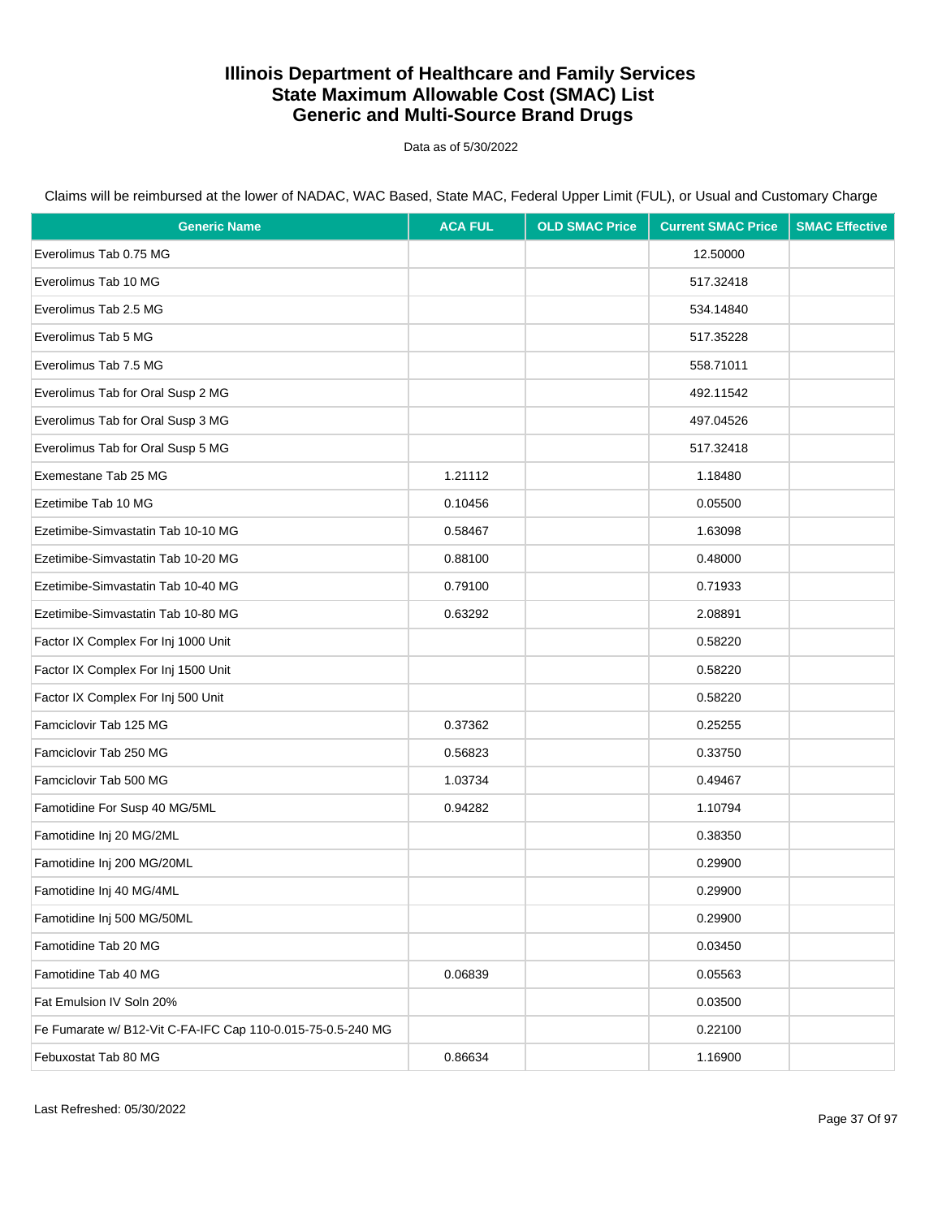# Illinois Department of Healthcare and Family Services
# State Maximum Allowable Cost (SMAC) List
# Generic and Multi-Source Brand Drugs

Data as of 5/30/2022

Claims will be reimbursed at the lower of NADAC, WAC Based, State MAC, Federal Upper Limit (FUL), or Usual and Customary Charge

| Generic Name | ACA FUL | OLD SMAC Price | Current SMAC Price | SMAC Effective |
|---|---|---|---|---|
| Everolimus Tab 0.75 MG | | | 12.50000 | |
| Everolimus Tab 10 MG | | | 517.32418 | |
| Everolimus Tab 2.5 MG | | | 534.14840 | |
| Everolimus Tab 5 MG | | | 517.35228 | |
| Everolimus Tab 7.5 MG | | | 558.71011 | |
| Everolimus Tab for Oral Susp 2 MG | | | 492.11542 | |
| Everolimus Tab for Oral Susp 3 MG | | | 497.04526 | |
| Everolimus Tab for Oral Susp 5 MG | | | 517.32418 | |
| Exemestane Tab 25 MG | 1.21112 | | 1.18480 | |
| Ezetimibe Tab 10 MG | 0.10456 | | 0.05500 | |
| Ezetimibe-Simvastatin Tab 10-10 MG | 0.58467 | | 1.63098 | |
| Ezetimibe-Simvastatin Tab 10-20 MG | 0.88100 | | 0.48000 | |
| Ezetimibe-Simvastatin Tab 10-40 MG | 0.79100 | | 0.71933 | |
| Ezetimibe-Simvastatin Tab 10-80 MG | 0.63292 | | 2.08891 | |
| Factor IX Complex For Inj 1000 Unit | | | 0.58220 | |
| Factor IX Complex For Inj 1500 Unit | | | 0.58220 | |
| Factor IX Complex For Inj 500 Unit | | | 0.58220 | |
| Famciclovir Tab 125 MG | 0.37362 | | 0.25255 | |
| Famciclovir Tab 250 MG | 0.56823 | | 0.33750 | |
| Famciclovir Tab 500 MG | 1.03734 | | 0.49467 | |
| Famotidine For Susp 40 MG/5ML | 0.94282 | | 1.10794 | |
| Famotidine Inj 20 MG/2ML | | | 0.38350 | |
| Famotidine Inj 200 MG/20ML | | | 0.29900 | |
| Famotidine Inj 40 MG/4ML | | | 0.29900 | |
| Famotidine Inj 500 MG/50ML | | | 0.29900 | |
| Famotidine Tab 20 MG | | | 0.03450 | |
| Famotidine Tab 40 MG | 0.06839 | | 0.05563 | |
| Fat Emulsion IV Soln 20% | | | 0.03500 | |
| Fe Fumarate w/ B12-Vit C-FA-IFC Cap 110-0.015-75-0.5-240 MG | | | 0.22100 | |
| Febuxostat Tab 80 MG | 0.86634 | | 1.16900 | |

Last Refreshed: 05/30/2022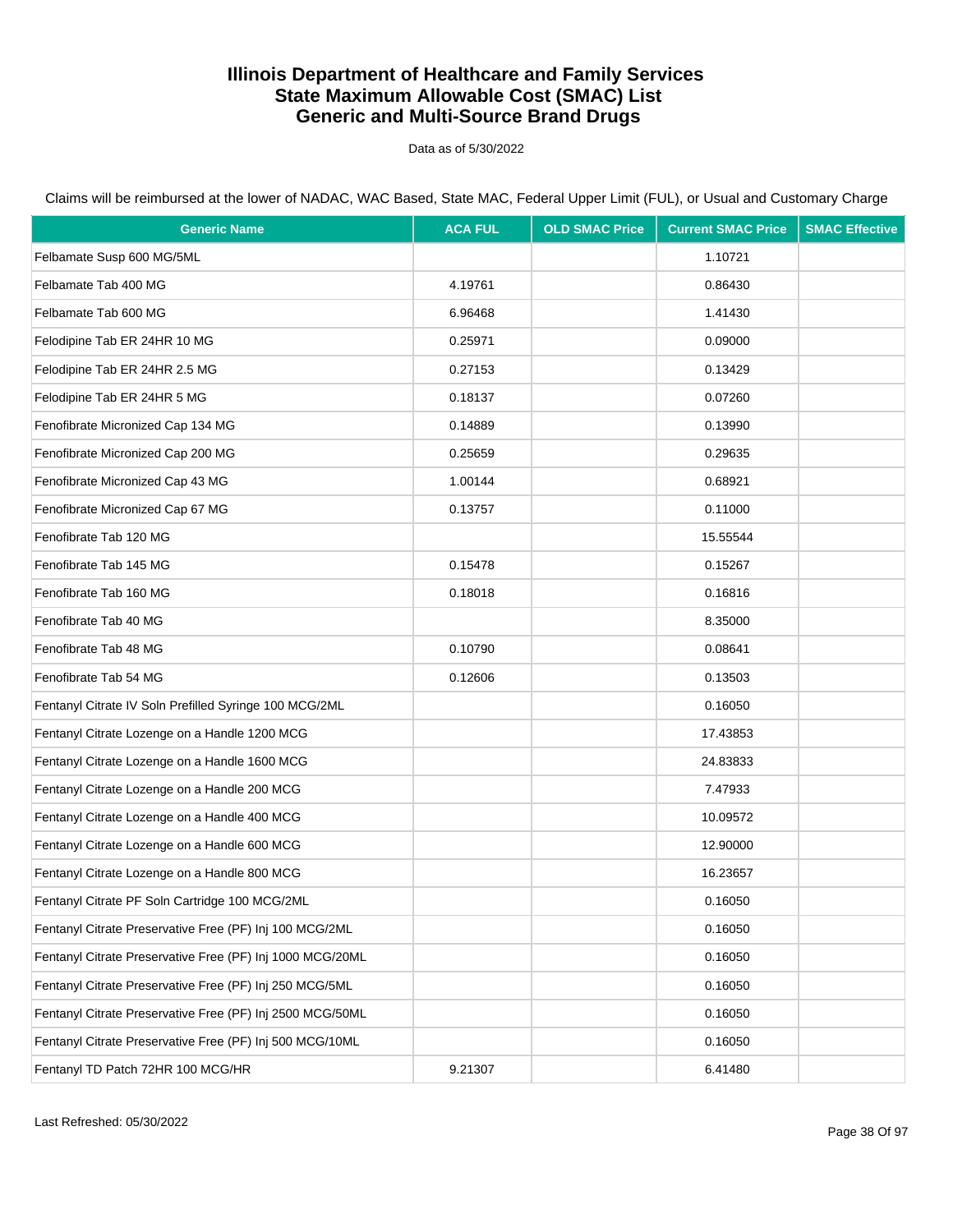# Illinois Department of Healthcare and Family Services
# State Maximum Allowable Cost (SMAC) List
# Generic and Multi-Source Brand Drugs

Data as of 5/30/2022

Claims will be reimbursed at the lower of NADAC, WAC Based, State MAC, Federal Upper Limit (FUL), or Usual and Customary Charge

| Generic Name | ACA FUL | OLD SMAC Price | Current SMAC Price | SMAC Effective |
|---|---|---|---|---|
| Felbamate Susp 600 MG/5ML | | | 1.10721 | |
| Felbamate Tab 400 MG | 4.19761 | | 0.86430 | |
| Felbamate Tab 600 MG | 6.96468 | | 1.41430 | |
| Felodipine Tab ER 24HR 10 MG | 0.25971 | | 0.09000 | |
| Felodipine Tab ER 24HR 2.5 MG | 0.27153 | | 0.13429 | |
| Felodipine Tab ER 24HR 5 MG | 0.18137 | | 0.07260 | |
| Fenofibrate Micronized Cap 134 MG | 0.14889 | | 0.13990 | |
| Fenofibrate Micronized Cap 200 MG | 0.25659 | | 0.29635 | |
| Fenofibrate Micronized Cap 43 MG | 1.00144 | | 0.68921 | |
| Fenofibrate Micronized Cap 67 MG | 0.13757 | | 0.11000 | |
| Fenofibrate Tab 120 MG | | | 15.55544 | |
| Fenofibrate Tab 145 MG | 0.15478 | | 0.15267 | |
| Fenofibrate Tab 160 MG | 0.18018 | | 0.16816 | |
| Fenofibrate Tab 40 MG | | | 8.35000 | |
| Fenofibrate Tab 48 MG | 0.10790 | | 0.08641 | |
| Fenofibrate Tab 54 MG | 0.12606 | | 0.13503 | |
| Fentanyl Citrate IV Soln Prefilled Syringe 100 MCG/2ML | | | 0.16050 | |
| Fentanyl Citrate Lozenge on a Handle 1200 MCG | | | 17.43853 | |
| Fentanyl Citrate Lozenge on a Handle 1600 MCG | | | 24.83833 | |
| Fentanyl Citrate Lozenge on a Handle 200 MCG | | | 7.47933 | |
| Fentanyl Citrate Lozenge on a Handle 400 MCG | | | 10.09572 | |
| Fentanyl Citrate Lozenge on a Handle 600 MCG | | | 12.90000 | |
| Fentanyl Citrate Lozenge on a Handle 800 MCG | | | 16.23657 | |
| Fentanyl Citrate PF Soln Cartridge 100 MCG/2ML | | | 0.16050 | |
| Fentanyl Citrate Preservative Free (PF) Inj 100 MCG/2ML | | | 0.16050 | |
| Fentanyl Citrate Preservative Free (PF) Inj 1000 MCG/20ML | | | 0.16050 | |
| Fentanyl Citrate Preservative Free (PF) Inj 250 MCG/5ML | | | 0.16050 | |
| Fentanyl Citrate Preservative Free (PF) Inj 2500 MCG/50ML | | | 0.16050 | |
| Fentanyl Citrate Preservative Free (PF) Inj 500 MCG/10ML | | | 0.16050 | |
| Fentanyl TD Patch 72HR 100 MCG/HR | 9.21307 | | 6.41480 | |

Last Refreshed: 05/30/2022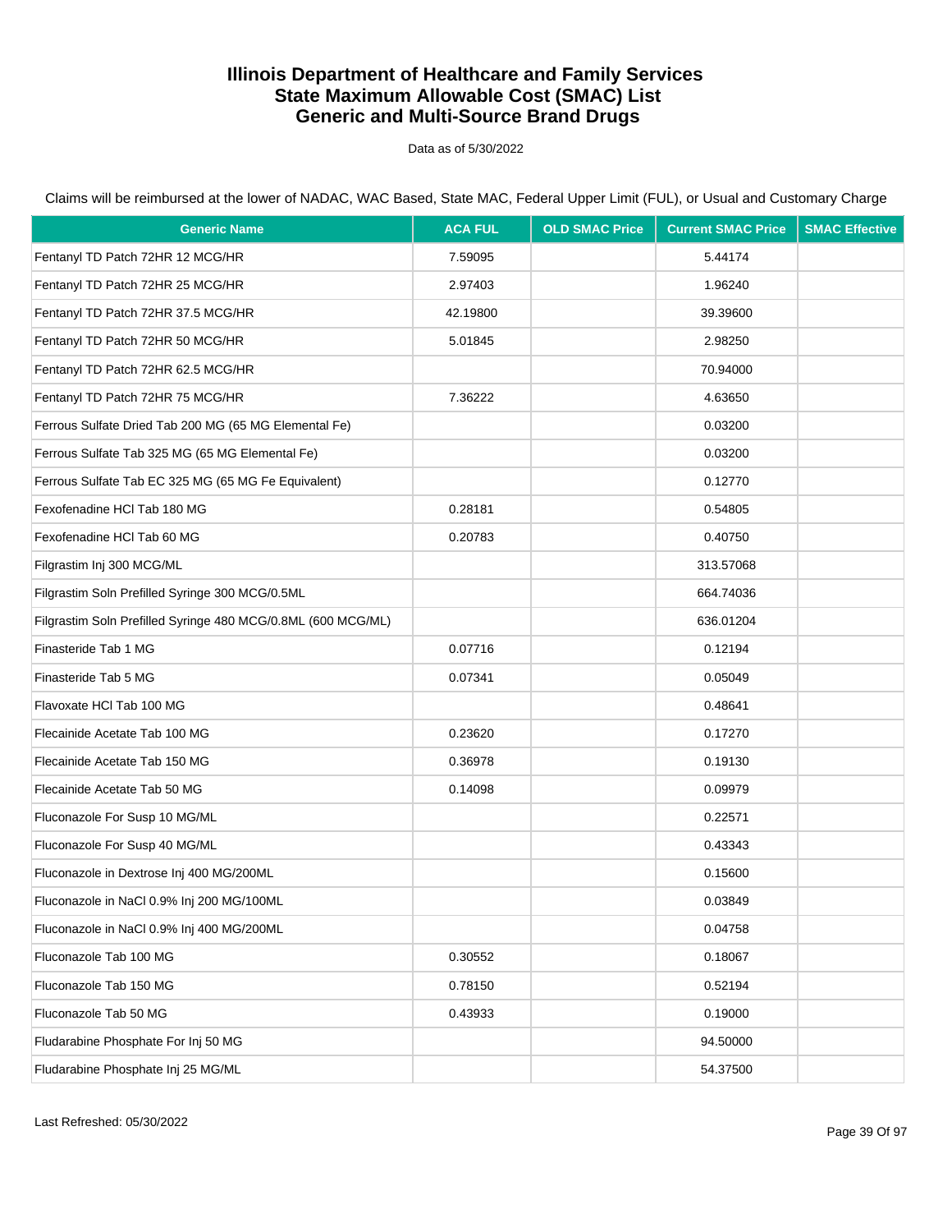# Illinois Department of Healthcare and Family Services
# State Maximum Allowable Cost (SMAC) List
# Generic and Multi-Source Brand Drugs

Data as of 5/30/2022

Claims will be reimbursed at the lower of NADAC, WAC Based, State MAC, Federal Upper Limit (FUL), or Usual and Customary Charge

| Generic Name | ACA FUL | OLD SMAC Price | Current SMAC Price | SMAC Effective |
|---|---|---|---|---|
| Fentanyl TD Patch 72HR 12 MCG/HR | 7.59095 | | 5.44174 | |
| Fentanyl TD Patch 72HR 25 MCG/HR | 2.97403 | | 1.96240 | |
| Fentanyl TD Patch 72HR 37.5 MCG/HR | 42.19800 | | 39.39600 | |
| Fentanyl TD Patch 72HR 50 MCG/HR | 5.01845 | | 2.98250 | |
| Fentanyl TD Patch 72HR 62.5 MCG/HR | | | 70.94000 | |
| Fentanyl TD Patch 72HR 75 MCG/HR | 7.36222 | | 4.63650 | |
| Ferrous Sulfate Dried Tab 200 MG (65 MG Elemental Fe) | | | 0.03200 | |
| Ferrous Sulfate Tab 325 MG (65 MG Elemental Fe) | | | 0.03200 | |
| Ferrous Sulfate Tab EC 325 MG (65 MG Fe Equivalent) | | | 0.12770 | |
| Fexofenadine HCl Tab 180 MG | 0.28181 | | 0.54805 | |
| Fexofenadine HCl Tab 60 MG | 0.20783 | | 0.40750 | |
| Filgrastim Inj 300 MCG/ML | | | 313.57068 | |
| Filgrastim Soln Prefilled Syringe 300 MCG/0.5ML | | | 664.74036 | |
| Filgrastim Soln Prefilled Syringe 480 MCG/0.8ML (600 MCG/ML) | | | 636.01204 | |
| Finasteride Tab 1 MG | 0.07716 | | 0.12194 | |
| Finasteride Tab 5 MG | 0.07341 | | 0.05049 | |
| Flavoxate HCl Tab 100 MG | | | 0.48641 | |
| Flecainide Acetate Tab 100 MG | 0.23620 | | 0.17270 | |
| Flecainide Acetate Tab 150 MG | 0.36978 | | 0.19130 | |
| Flecainide Acetate Tab 50 MG | 0.14098 | | 0.09979 | |
| Fluconazole For Susp 10 MG/ML | | | 0.22571 | |
| Fluconazole For Susp 40 MG/ML | | | 0.43343 | |
| Fluconazole in Dextrose Inj 400 MG/200ML | | | 0.15600 | |
| Fluconazole in NaCl 0.9% Inj 200 MG/100ML | | | 0.03849 | |
| Fluconazole in NaCl 0.9% Inj 400 MG/200ML | | | 0.04758 | |
| Fluconazole Tab 100 MG | 0.30552 | | 0.18067 | |
| Fluconazole Tab 150 MG | 0.78150 | | 0.52194 | |
| Fluconazole Tab 50 MG | 0.43933 | | 0.19000 | |
| Fludarabine Phosphate For Inj 50 MG | | | 94.50000 | |
| Fludarabine Phosphate Inj 25 MG/ML | | | 54.37500 | |

Last Refreshed: 05/30/2022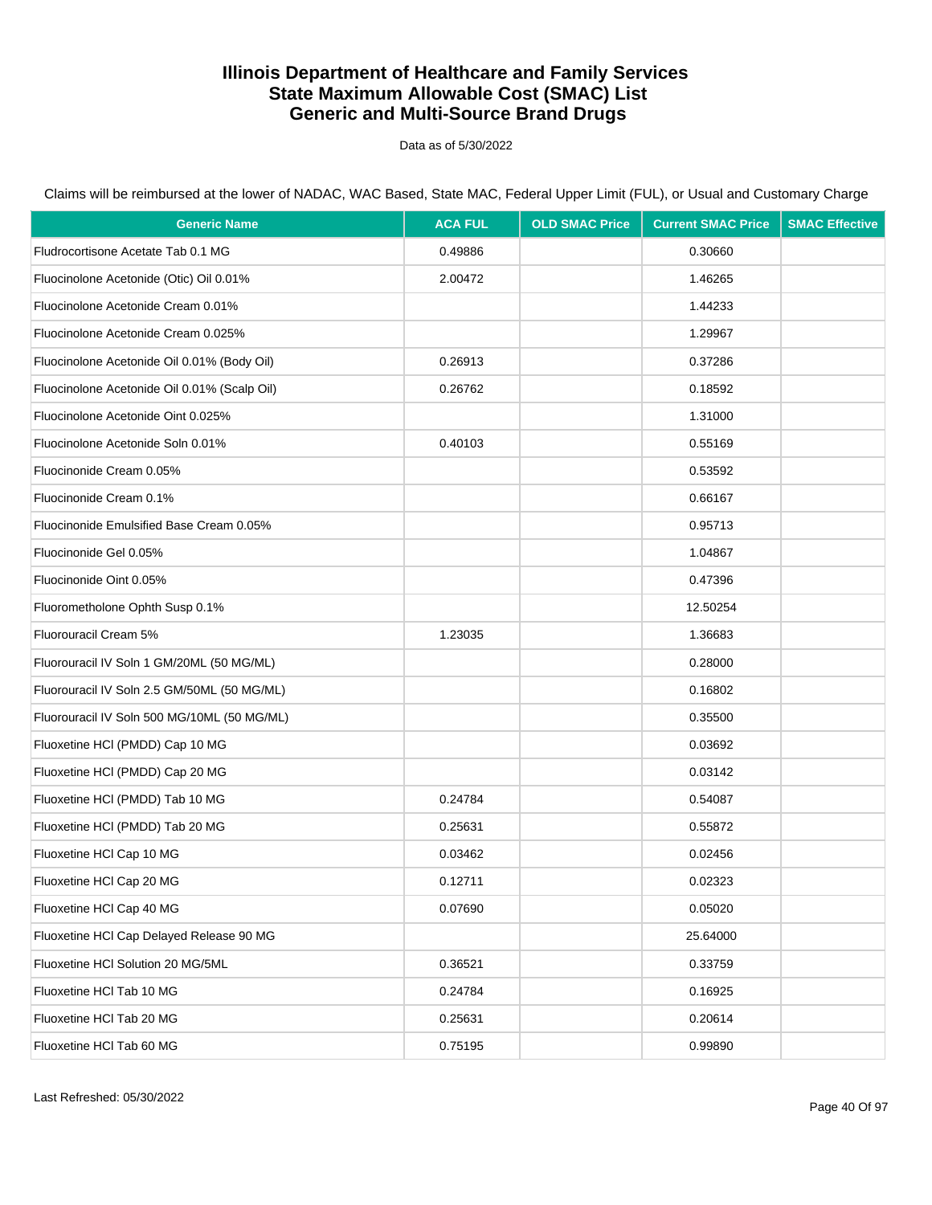# Illinois Department of Healthcare and Family Services
# State Maximum Allowable Cost (SMAC) List
# Generic and Multi-Source Brand Drugs

Data as of 5/30/2022

Claims will be reimbursed at the lower of NADAC, WAC Based, State MAC, Federal Upper Limit (FUL), or Usual and Customary Charge

| Generic Name | ACA FUL | OLD SMAC Price | Current SMAC Price | SMAC Effective |
|---|---|---|---|---|
| Fludrocortisone Acetate Tab 0.1 MG | 0.49886 | | 0.30660 | |
| Fluocinolone Acetonide (Otic) Oil 0.01% | 2.00472 | | 1.46265 | |
| Fluocinolone Acetonide Cream 0.01% | | | 1.44233 | |
| Fluocinolone Acetonide Cream 0.025% | | | 1.29967 | |
| Fluocinolone Acetonide Oil 0.01% (Body Oil) | 0.26913 | | 0.37286 | |
| Fluocinolone Acetonide Oil 0.01% (Scalp Oil) | 0.26762 | | 0.18592 | |
| Fluocinolone Acetonide Oint 0.025% | | | 1.31000 | |
| Fluocinolone Acetonide Soln 0.01% | 0.40103 | | 0.55169 | |
| Fluocinonide Cream 0.05% | | | 0.53592 | |
| Fluocinonide Cream 0.1% | | | 0.66167 | |
| Fluocinonide Emulsified Base Cream 0.05% | | | 0.95713 | |
| Fluocinonide Gel 0.05% | | | 1.04867 | |
| Fluocinonide Oint 0.05% | | | 0.47396 | |
| Fluorometholone Ophth Susp 0.1% | | | 12.50254 | |
| Fluorouracil Cream 5% | 1.23035 | | 1.36683 | |
| Fluorouracil IV Soln 1 GM/20ML (50 MG/ML) | | | 0.28000 | |
| Fluorouracil IV Soln 2.5 GM/50ML (50 MG/ML) | | | 0.16802 | |
| Fluorouracil IV Soln 500 MG/10ML (50 MG/ML) | | | 0.35500 | |
| Fluoxetine HCl (PMDD) Cap 10 MG | | | 0.03692 | |
| Fluoxetine HCl (PMDD) Cap 20 MG | | | 0.03142 | |
| Fluoxetine HCl (PMDD) Tab 10 MG | 0.24784 | | 0.54087 | |
| Fluoxetine HCl (PMDD) Tab 20 MG | 0.25631 | | 0.55872 | |
| Fluoxetine HCl Cap 10 MG | 0.03462 | | 0.02456 | |
| Fluoxetine HCl Cap 20 MG | 0.12711 | | 0.02323 | |
| Fluoxetine HCl Cap 40 MG | 0.07690 | | 0.05020 | |
| Fluoxetine HCl Cap Delayed Release 90 MG | | | 25.64000 | |
| Fluoxetine HCl Solution 20 MG/5ML | 0.36521 | | 0.33759 | |
| Fluoxetine HCl Tab 10 MG | 0.24784 | | 0.16925 | |
| Fluoxetine HCl Tab 20 MG | 0.25631 | | 0.20614 | |
| Fluoxetine HCl Tab 60 MG | 0.75195 | | 0.99890 | |

Last Refreshed: 05/30/2022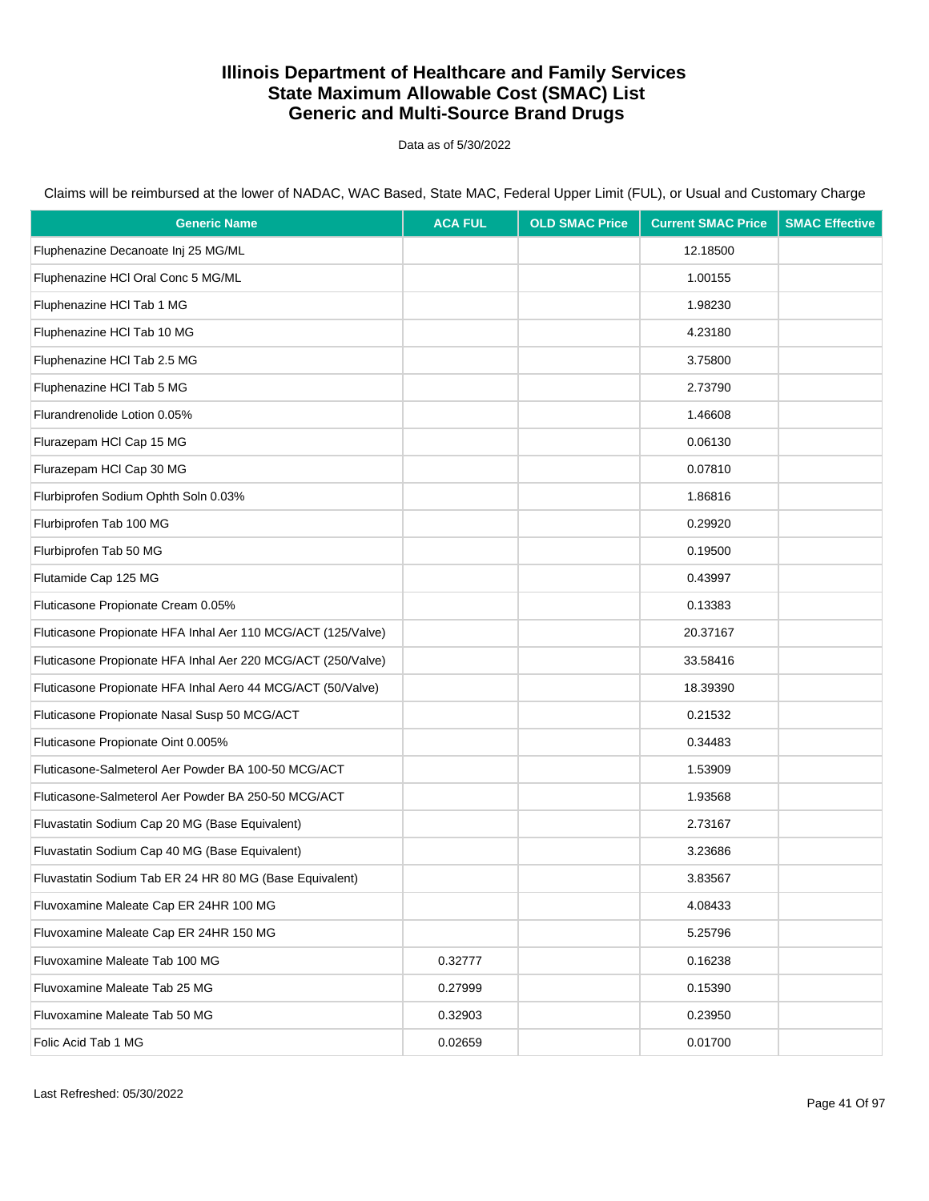# Illinois Department of Healthcare and Family Services
# State Maximum Allowable Cost (SMAC) List
# Generic and Multi-Source Brand Drugs

Data as of 5/30/2022

Claims will be reimbursed at the lower of NADAC, WAC Based, State MAC, Federal Upper Limit (FUL), or Usual and Customary Charge

| Generic Name | ACA FUL | OLD SMAC Price | Current SMAC Price | SMAC Effective |
|---|---|---|---|---|
| Fluphenazine Decanoate Inj 25 MG/ML | | | 12.18500 | |
| Fluphenazine HCl Oral Conc 5 MG/ML | | | 1.00155 | |
| Fluphenazine HCl Tab 1 MG | | | 1.98230 | |
| Fluphenazine HCl Tab 10 MG | | | 4.23180 | |
| Fluphenazine HCl Tab 2.5 MG | | | 3.75800 | |
| Fluphenazine HCl Tab 5 MG | | | 2.73790 | |
| Flurandrenolide Lotion 0.05% | | | 1.46608 | |
| Flurazepam HCl Cap 15 MG | | | 0.06130 | |
| Flurazepam HCl Cap 30 MG | | | 0.07810 | |
| Flurbiprofen Sodium Ophth Soln 0.03% | | | 1.86816 | |
| Flurbiprofen Tab 100 MG | | | 0.29920 | |
| Flurbiprofen Tab 50 MG | | | 0.19500 | |
| Flutamide Cap 125 MG | | | 0.43997 | |
| Fluticasone Propionate Cream 0.05% | | | 0.13383 | |
| Fluticasone Propionate HFA Inhal Aer 110 MCG/ACT (125/Valve) | | | 20.37167 | |
| Fluticasone Propionate HFA Inhal Aer 220 MCG/ACT (250/Valve) | | | 33.58416 | |
| Fluticasone Propionate HFA Inhal Aero 44 MCG/ACT (50/Valve) | | | 18.39390 | |
| Fluticasone Propionate Nasal Susp 50 MCG/ACT | | | 0.21532 | |
| Fluticasone Propionate Oint 0.005% | | | 0.34483 | |
| Fluticasone-Salmeterol Aer Powder BA 100-50 MCG/ACT | | | 1.53909 | |
| Fluticasone-Salmeterol Aer Powder BA 250-50 MCG/ACT | | | 1.93568 | |
| Fluvastatin Sodium Cap 20 MG (Base Equivalent) | | | 2.73167 | |
| Fluvastatin Sodium Cap 40 MG (Base Equivalent) | | | 3.23686 | |
| Fluvastatin Sodium Tab ER 24 HR 80 MG (Base Equivalent) | | | 3.83567 | |
| Fluvoxamine Maleate Cap ER 24HR 100 MG | | | 4.08433 | |
| Fluvoxamine Maleate Cap ER 24HR 150 MG | | | 5.25796 | |
| Fluvoxamine Maleate Tab 100 MG | 0.32777 | | 0.16238 | |
| Fluvoxamine Maleate Tab 25 MG | 0.27999 | | 0.15390 | |
| Fluvoxamine Maleate Tab 50 MG | 0.32903 | | 0.23950 | |
| Folic Acid Tab 1 MG | 0.02659 | | 0.01700 | |

Last Refreshed: 05/30/2022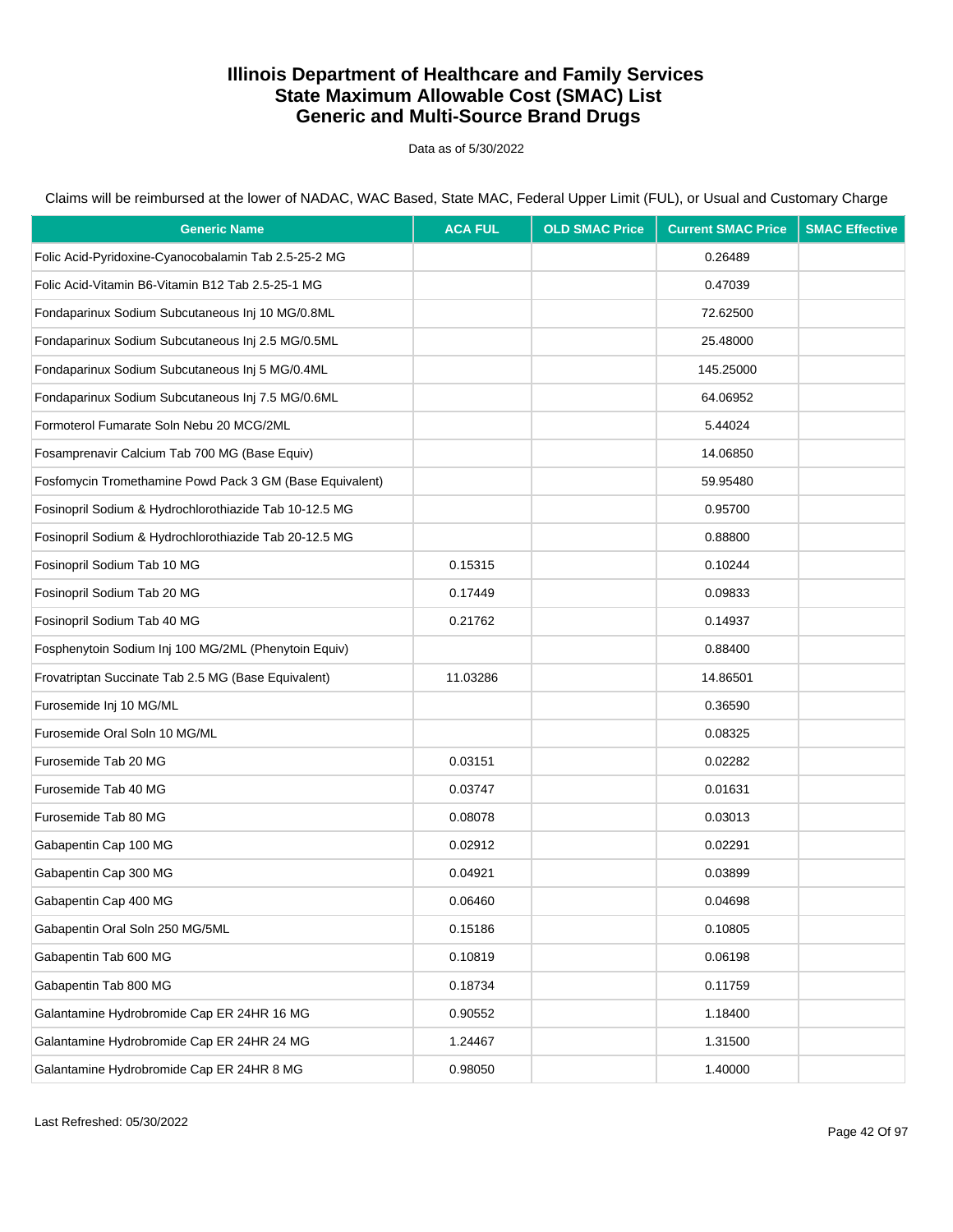# Illinois Department of Healthcare and Family Services
# State Maximum Allowable Cost (SMAC) List
# Generic and Multi-Source Brand Drugs

Data as of 5/30/2022

Claims will be reimbursed at the lower of NADAC, WAC Based, State MAC, Federal Upper Limit (FUL), or Usual and Customary Charge

| Generic Name | ACA FUL | OLD SMAC Price | Current SMAC Price | SMAC Effective |
|---|---|---|---|---|
| Folic Acid-Pyridoxine-Cyanocobalamin Tab 2.5-25-2 MG | | | 0.26489 | |
| Folic Acid-Vitamin B6-Vitamin B12 Tab 2.5-25-1 MG | | | 0.47039 | |
| Fondaparinux Sodium Subcutaneous Inj 10 MG/0.8ML | | | 72.62500 | |
| Fondaparinux Sodium Subcutaneous Inj 2.5 MG/0.5ML | | | 25.48000 | |
| Fondaparinux Sodium Subcutaneous Inj 5 MG/0.4ML | | | 145.25000 | |
| Fondaparinux Sodium Subcutaneous Inj 7.5 MG/0.6ML | | | 64.06952 | |
| Formoterol Fumarate Soln Nebu 20 MCG/2ML | | | 5.44024 | |
| Fosamprenavir Calcium Tab 700 MG (Base Equiv) | | | 14.06850 | |
| Fosfomycin Tromethamine Powd Pack 3 GM (Base Equivalent) | | | 59.95480 | |
| Fosinopril Sodium & Hydrochlorothiazide Tab 10-12.5 MG | | | 0.95700 | |
| Fosinopril Sodium & Hydrochlorothiazide Tab 20-12.5 MG | | | 0.88800 | |
| Fosinopril Sodium Tab 10 MG | 0.15315 | | 0.10244 | |
| Fosinopril Sodium Tab 20 MG | 0.17449 | | 0.09833 | |
| Fosinopril Sodium Tab 40 MG | 0.21762 | | 0.14937 | |
| Fosphenytoin Sodium Inj 100 MG/2ML (Phenytoin Equiv) | | | 0.88400 | |
| Frovatriptan Succinate Tab 2.5 MG (Base Equivalent) | 11.03286 | | 14.86501 | |
| Furosemide Inj 10 MG/ML | | | 0.36590 | |
| Furosemide Oral Soln 10 MG/ML | | | 0.08325 | |
| Furosemide Tab 20 MG | 0.03151 | | 0.02282 | |
| Furosemide Tab 40 MG | 0.03747 | | 0.01631 | |
| Furosemide Tab 80 MG | 0.08078 | | 0.03013 | |
| Gabapentin Cap 100 MG | 0.02912 | | 0.02291 | |
| Gabapentin Cap 300 MG | 0.04921 | | 0.03899 | |
| Gabapentin Cap 400 MG | 0.06460 | | 0.04698 | |
| Gabapentin Oral Soln 250 MG/5ML | 0.15186 | | 0.10805 | |
| Gabapentin Tab 600 MG | 0.10819 | | 0.06198 | |
| Gabapentin Tab 800 MG | 0.18734 | | 0.11759 | |
| Galantamine Hydrobromide Cap ER 24HR 16 MG | 0.90552 | | 1.18400 | |
| Galantamine Hydrobromide Cap ER 24HR 24 MG | 1.24467 | | 1.31500 | |
| Galantamine Hydrobromide Cap ER 24HR 8 MG | 0.98050 | | 1.40000 | |

Last Refreshed: 05/30/2022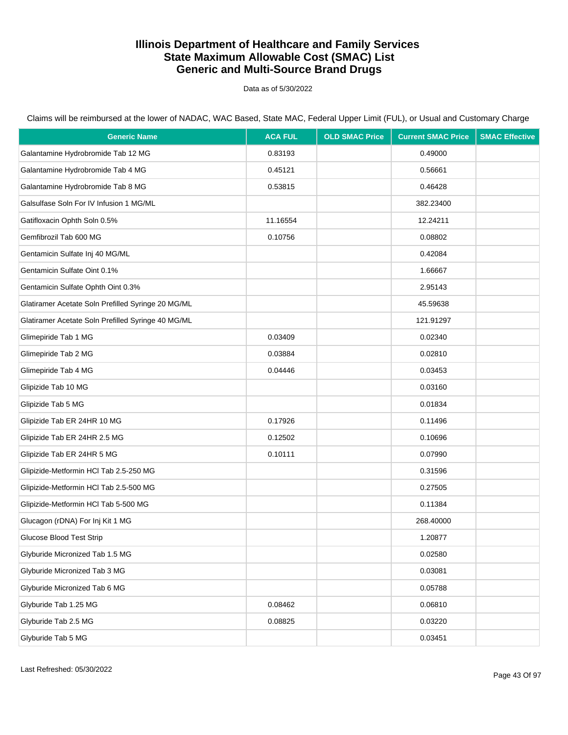# Illinois Department of Healthcare and Family Services
# State Maximum Allowable Cost (SMAC) List
# Generic and Multi-Source Brand Drugs

Data as of 5/30/2022

Claims will be reimbursed at the lower of NADAC, WAC Based, State MAC, Federal Upper Limit (FUL), or Usual and Customary Charge

| Generic Name | ACA FUL | OLD SMAC Price | Current SMAC Price | SMAC Effective |
|---|---|---|---|---|
| Galantamine Hydrobromide Tab 12 MG | 0.83193 | | 0.49000 | |
| Galantamine Hydrobromide Tab 4 MG | 0.45121 | | 0.56661 | |
| Galantamine Hydrobromide Tab 8 MG | 0.53815 | | 0.46428 | |
| Galsulfase Soln For IV Infusion 1 MG/ML | | | 382.23400 | |
| Gatifloxacin Ophth Soln 0.5% | 11.16554 | | 12.24211 | |
| Gemfibrozil Tab 600 MG | 0.10756 | | 0.08802 | |
| Gentamicin Sulfate Inj 40 MG/ML | | | 0.42084 | |
| Gentamicin Sulfate Oint 0.1% | | | 1.66667 | |
| Gentamicin Sulfate Ophth Oint 0.3% | | | 2.95143 | |
| Glatiramer Acetate Soln Prefilled Syringe 20 MG/ML | | | 45.59638 | |
| Glatiramer Acetate Soln Prefilled Syringe 40 MG/ML | | | 121.91297 | |
| Glimepiride Tab 1 MG | 0.03409 | | 0.02340 | |
| Glimepiride Tab 2 MG | 0.03884 | | 0.02810 | |
| Glimepiride Tab 4 MG | 0.04446 | | 0.03453 | |
| Glipizide Tab 10 MG | | | 0.03160 | |
| Glipizide Tab 5 MG | | | 0.01834 | |
| Glipizide Tab ER 24HR 10 MG | 0.17926 | | 0.11496 | |
| Glipizide Tab ER 24HR 2.5 MG | 0.12502 | | 0.10696 | |
| Glipizide Tab ER 24HR 5 MG | 0.10111 | | 0.07990 | |
| Glipizide-Metformin HCl Tab 2.5-250 MG | | | 0.31596 | |
| Glipizide-Metformin HCl Tab 2.5-500 MG | | | 0.27505 | |
| Glipizide-Metformin HCl Tab 5-500 MG | | | 0.11384 | |
| Glucagon (rDNA) For Inj Kit 1 MG | | | 268.40000 | |
| Glucose Blood Test Strip | | | 1.20877 | |
| Glyburide Micronized Tab 1.5 MG | | | 0.02580 | |
| Glyburide Micronized Tab 3 MG | | | 0.03081 | |
| Glyburide Micronized Tab 6 MG | | | 0.05788 | |
| Glyburide Tab 1.25 MG | 0.08462 | | 0.06810 | |
| Glyburide Tab 2.5 MG | 0.08825 | | 0.03220 | |
| Glyburide Tab 5 MG | | | 0.03451 | |

Last Refreshed: 05/30/2022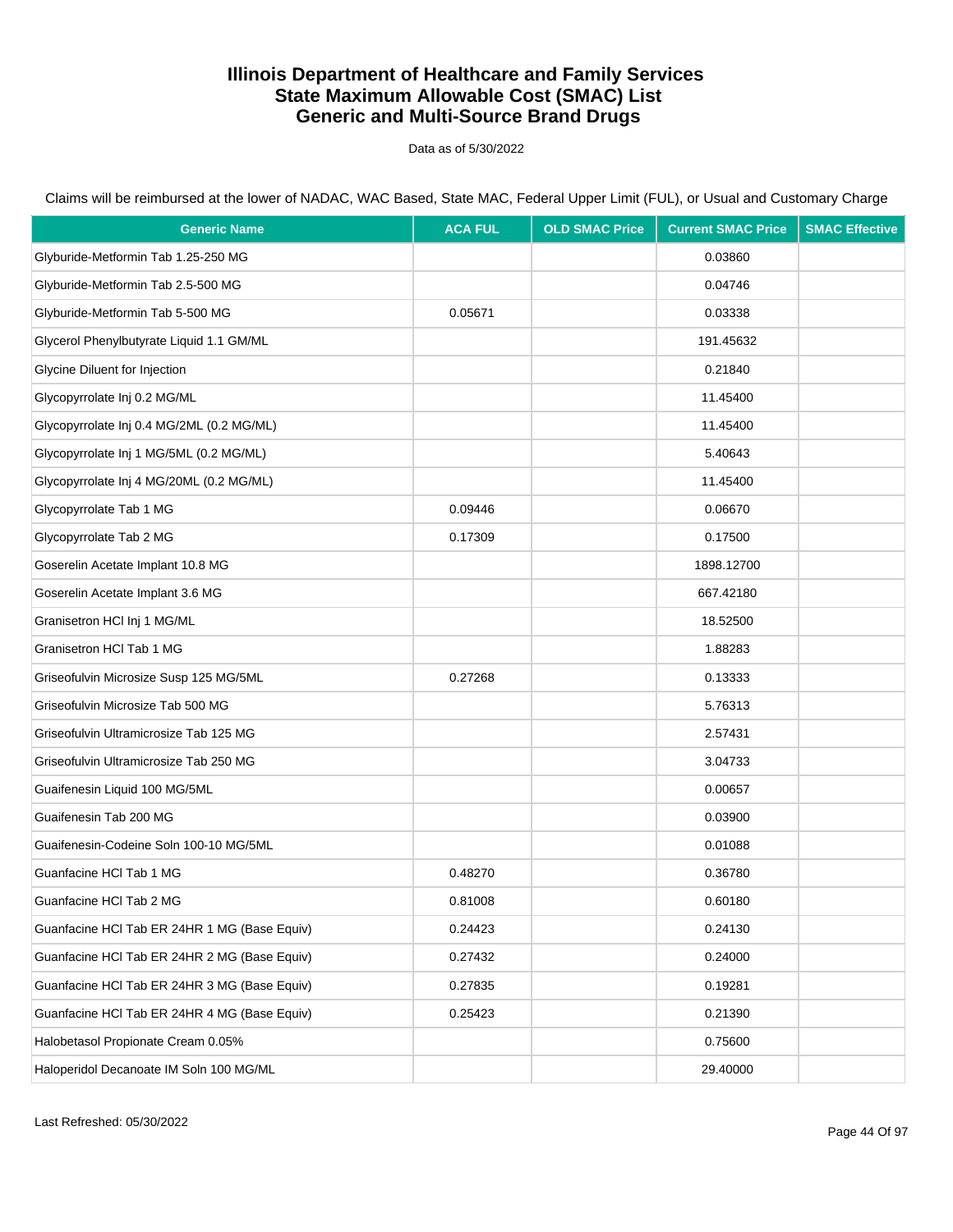# Illinois Department of Healthcare and Family Services
# State Maximum Allowable Cost (SMAC) List
# Generic and Multi-Source Brand Drugs

Data as of 5/30/2022

Claims will be reimbursed at the lower of NADAC, WAC Based, State MAC, Federal Upper Limit (FUL), or Usual and Customary Charge

| Generic Name | ACA FUL | OLD SMAC Price | Current SMAC Price | SMAC Effective |
|---|---|---|---|---|
| Glyburide-Metformin Tab 1.25-250 MG | | | 0.03860 | |
| Glyburide-Metformin Tab 2.5-500 MG | | | 0.04746 | |
| Glyburide-Metformin Tab 5-500 MG | 0.05671 | | 0.03338 | |
| Glycerol Phenylbutyrate Liquid 1.1 GM/ML | | | 191.45632 | |
| Glycine Diluent for Injection | | | 0.21840 | |
| Glycopyrrolate Inj 0.2 MG/ML | | | 11.45400 | |
| Glycopyrrolate Inj 0.4 MG/2ML (0.2 MG/ML) | | | 11.45400 | |
| Glycopyrrolate Inj 1 MG/5ML (0.2 MG/ML) | | | 5.40643 | |
| Glycopyrrolate Inj 4 MG/20ML (0.2 MG/ML) | | | 11.45400 | |
| Glycopyrrolate Tab 1 MG | 0.09446 | | 0.06670 | |
| Glycopyrrolate Tab 2 MG | 0.17309 | | 0.17500 | |
| Goserelin Acetate Implant 10.8 MG | | | 1898.12700 | |
| Goserelin Acetate Implant 3.6 MG | | | 667.42180 | |
| Granisetron HCl Inj 1 MG/ML | | | 18.52500 | |
| Granisetron HCl Tab 1 MG | | | 1.88283 | |
| Griseofulvin Microsize Susp 125 MG/5ML | 0.27268 | | 0.13333 | |
| Griseofulvin Microsize Tab 500 MG | | | 5.76313 | |
| Griseofulvin Ultramicrosize Tab 125 MG | | | 2.57431 | |
| Griseofulvin Ultramicrosize Tab 250 MG | | | 3.04733 | |
| Guaifenesin Liquid 100 MG/5ML | | | 0.00657 | |
| Guaifenesin Tab 200 MG | | | 0.03900 | |
| Guaifenesin-Codeine Soln 100-10 MG/5ML | | | 0.01088 | |
| Guanfacine HCl Tab 1 MG | 0.48270 | | 0.36780 | |
| Guanfacine HCl Tab 2 MG | 0.81008 | | 0.60180 | |
| Guanfacine HCl Tab ER 24HR 1 MG (Base Equiv) | 0.24423 | | 0.24130 | |
| Guanfacine HCl Tab ER 24HR 2 MG (Base Equiv) | 0.27432 | | 0.24000 | |
| Guanfacine HCl Tab ER 24HR 3 MG (Base Equiv) | 0.27835 | | 0.19281 | |
| Guanfacine HCl Tab ER 24HR 4 MG (Base Equiv) | 0.25423 | | 0.21390 | |
| Halobetasol Propionate Cream 0.05% | | | 0.75600 | |
| Haloperidol Decanoate IM Soln 100 MG/ML | | | 29.40000 | |

Last Refreshed: 05/30/2022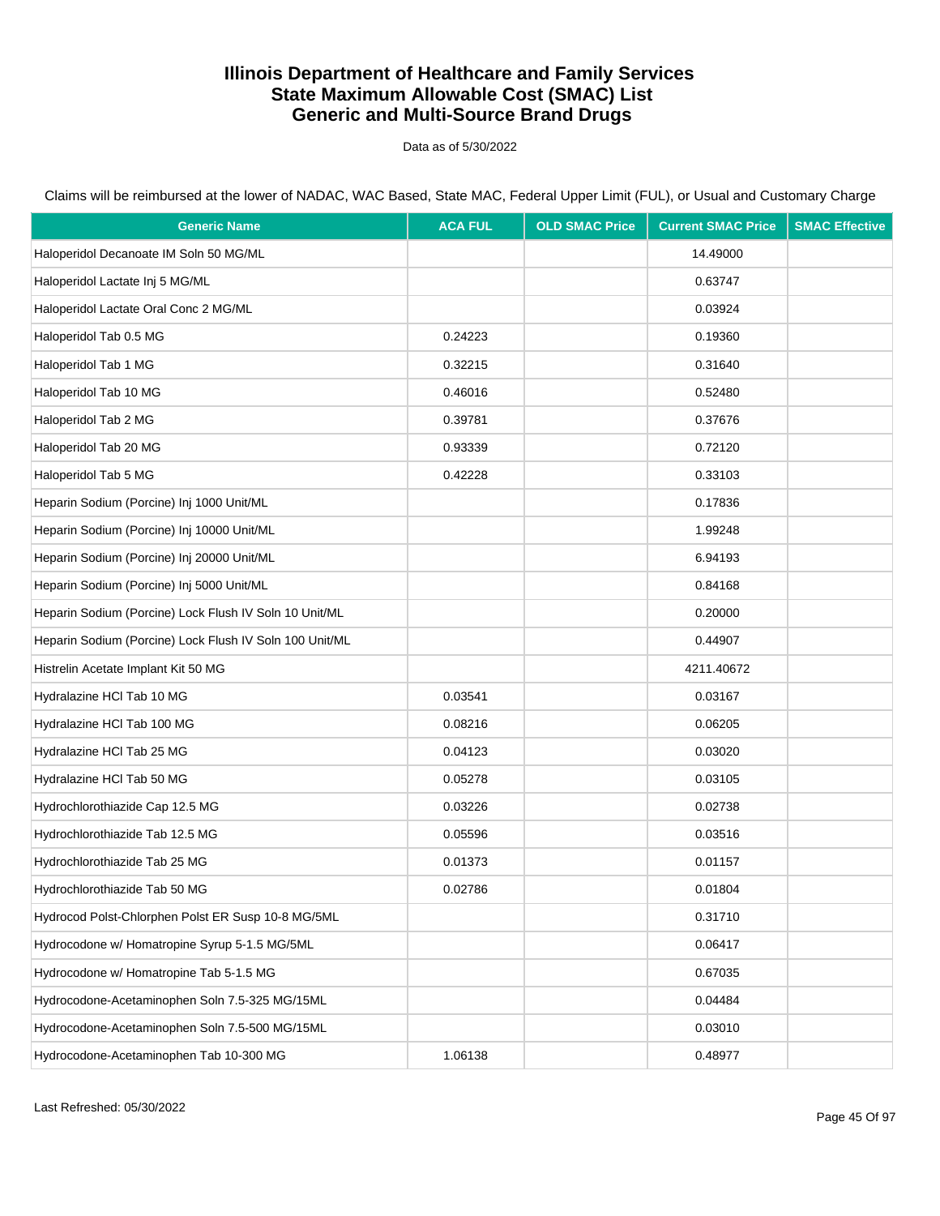# Illinois Department of Healthcare and Family Services
# State Maximum Allowable Cost (SMAC) List
# Generic and Multi-Source Brand Drugs

Data as of 5/30/2022

Claims will be reimbursed at the lower of NADAC, WAC Based, State MAC, Federal Upper Limit (FUL), or Usual and Customary Charge

| Generic Name | ACA FUL | OLD SMAC Price | Current SMAC Price | SMAC Effective |
|---|---|---|---|---|
| Haloperidol Decanoate IM Soln 50 MG/ML | | | 14.49000 | |
| Haloperidol Lactate Inj 5 MG/ML | | | 0.63747 | |
| Haloperidol Lactate Oral Conc 2 MG/ML | | | 0.03924 | |
| Haloperidol Tab 0.5 MG | 0.24223 | | 0.19360 | |
| Haloperidol Tab 1 MG | 0.32215 | | 0.31640 | |
| Haloperidol Tab 10 MG | 0.46016 | | 0.52480 | |
| Haloperidol Tab 2 MG | 0.39781 | | 0.37676 | |
| Haloperidol Tab 20 MG | 0.93339 | | 0.72120 | |
| Haloperidol Tab 5 MG | 0.42228 | | 0.33103 | |
| Heparin Sodium (Porcine) Inj 1000 Unit/ML | | | 0.17836 | |
| Heparin Sodium (Porcine) Inj 10000 Unit/ML | | | 1.99248 | |
| Heparin Sodium (Porcine) Inj 20000 Unit/ML | | | 6.94193 | |
| Heparin Sodium (Porcine) Inj 5000 Unit/ML | | | 0.84168 | |
| Heparin Sodium (Porcine) Lock Flush IV Soln 10 Unit/ML | | | 0.20000 | |
| Heparin Sodium (Porcine) Lock Flush IV Soln 100 Unit/ML | | | 0.44907 | |
| Histrelin Acetate Implant Kit 50 MG | | | 4211.40672 | |
| Hydralazine HCl Tab 10 MG | 0.03541 | | 0.03167 | |
| Hydralazine HCl Tab 100 MG | 0.08216 | | 0.06205 | |
| Hydralazine HCl Tab 25 MG | 0.04123 | | 0.03020 | |
| Hydralazine HCl Tab 50 MG | 0.05278 | | 0.03105 | |
| Hydrochlorothiazide Cap 12.5 MG | 0.03226 | | 0.02738 | |
| Hydrochlorothiazide Tab 12.5 MG | 0.05596 | | 0.03516 | |
| Hydrochlorothiazide Tab 25 MG | 0.01373 | | 0.01157 | |
| Hydrochlorothiazide Tab 50 MG | 0.02786 | | 0.01804 | |
| Hydrocod Polst-Chlorphen Polst ER Susp 10-8 MG/5ML | | | 0.31710 | |
| Hydrocodone w/ Homatropine Syrup 5-1.5 MG/5ML | | | 0.06417 | |
| Hydrocodone w/ Homatropine Tab 5-1.5 MG | | | 0.67035 | |
| Hydrocodone-Acetaminophen Soln 7.5-325 MG/15ML | | | 0.04484 | |
| Hydrocodone-Acetaminophen Soln 7.5-500 MG/15ML | | | 0.03010 | |
| Hydrocodone-Acetaminophen Tab 10-300 MG | 1.06138 | | 0.48977 | |

Last Refreshed: 05/30/2022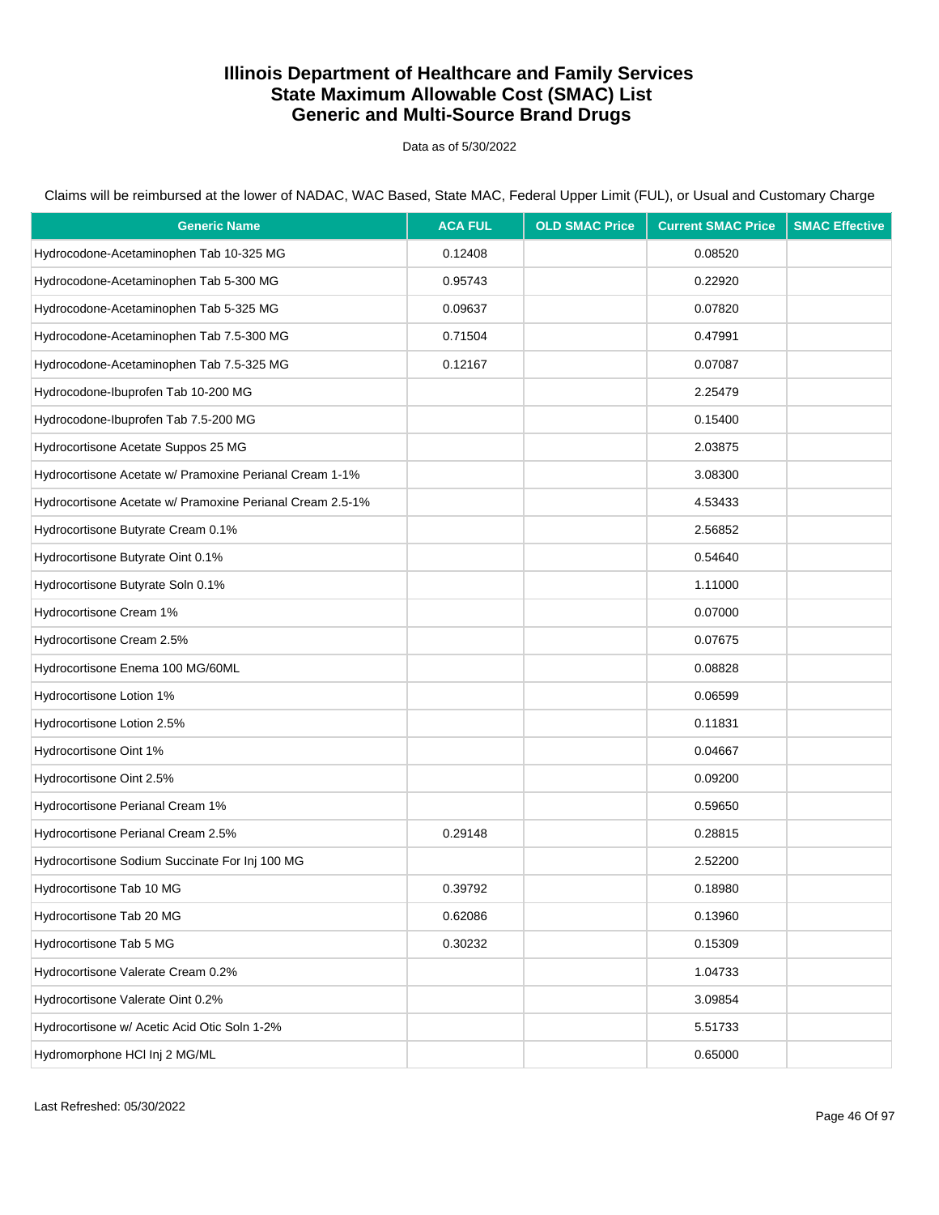# Illinois Department of Healthcare and Family Services
# State Maximum Allowable Cost (SMAC) List
# Generic and Multi-Source Brand Drugs

Data as of 5/30/2022

Claims will be reimbursed at the lower of NADAC, WAC Based, State MAC, Federal Upper Limit (FUL), or Usual and Customary Charge

| Generic Name | ACA FUL | OLD SMAC Price | Current SMAC Price | SMAC Effective |
|---|---|---|---|---|
| Hydrocodone-Acetaminophen Tab 10-325 MG | 0.12408 | | 0.08520 | |
| Hydrocodone-Acetaminophen Tab 5-300 MG | 0.95743 | | 0.22920 | |
| Hydrocodone-Acetaminophen Tab 5-325 MG | 0.09637 | | 0.07820 | |
| Hydrocodone-Acetaminophen Tab 7.5-300 MG | 0.71504 | | 0.47991 | |
| Hydrocodone-Acetaminophen Tab 7.5-325 MG | 0.12167 | | 0.07087 | |
| Hydrocodone-Ibuprofen Tab 10-200 MG | | | 2.25479 | |
| Hydrocodone-Ibuprofen Tab 7.5-200 MG | | | 0.15400 | |
| Hydrocortisone Acetate Suppos 25 MG | | | 2.03875 | |
| Hydrocortisone Acetate w/ Pramoxine Perianal Cream 1-1% | | | 3.08300 | |
| Hydrocortisone Acetate w/ Pramoxine Perianal Cream 2.5-1% | | | 4.53433 | |
| Hydrocortisone Butyrate Cream 0.1% | | | 2.56852 | |
| Hydrocortisone Butyrate Oint 0.1% | | | 0.54640 | |
| Hydrocortisone Butyrate Soln 0.1% | | | 1.11000 | |
| Hydrocortisone Cream 1% | | | 0.07000 | |
| Hydrocortisone Cream 2.5% | | | 0.07675 | |
| Hydrocortisone Enema 100 MG/60ML | | | 0.08828 | |
| Hydrocortisone Lotion 1% | | | 0.06599 | |
| Hydrocortisone Lotion 2.5% | | | 0.11831 | |
| Hydrocortisone Oint 1% | | | 0.04667 | |
| Hydrocortisone Oint 2.5% | | | 0.09200 | |
| Hydrocortisone Perianal Cream 1% | | | 0.59650 | |
| Hydrocortisone Perianal Cream 2.5% | 0.29148 | | 0.28815 | |
| Hydrocortisone Sodium Succinate For Inj 100 MG | | | 2.52200 | |
| Hydrocortisone Tab 10 MG | 0.39792 | | 0.18980 | |
| Hydrocortisone Tab 20 MG | 0.62086 | | 0.13960 | |
| Hydrocortisone Tab 5 MG | 0.30232 | | 0.15309 | |
| Hydrocortisone Valerate Cream 0.2% | | | 1.04733 | |
| Hydrocortisone Valerate Oint 0.2% | | | 3.09854 | |
| Hydrocortisone w/ Acetic Acid Otic Soln 1-2% | | | 5.51733 | |
| Hydromorphone HCl Inj 2 MG/ML | | | 0.65000 | |

Last Refreshed: 05/30/2022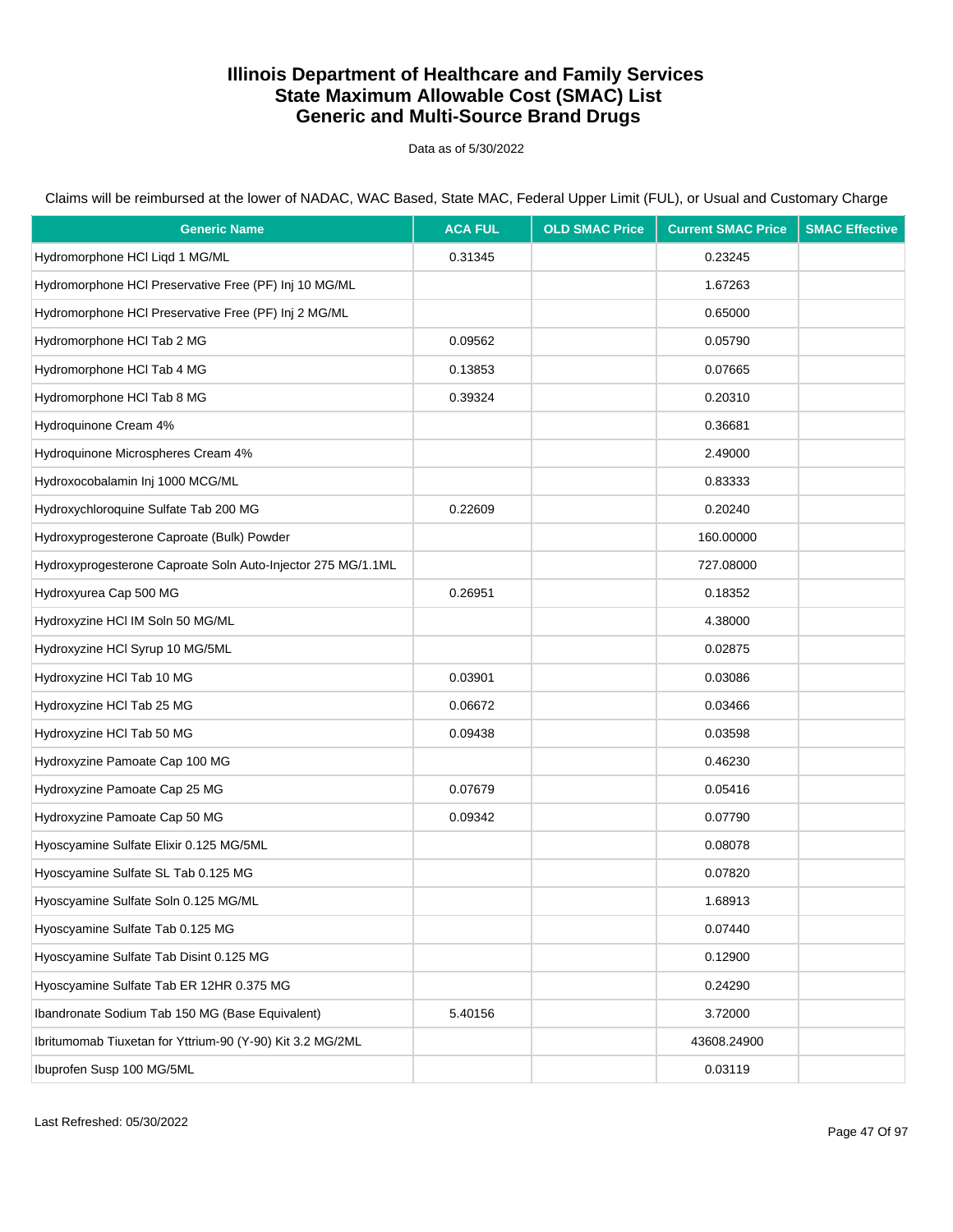# Illinois Department of Healthcare and Family Services
# State Maximum Allowable Cost (SMAC) List
# Generic and Multi-Source Brand Drugs

Data as of 5/30/2022

Claims will be reimbursed at the lower of NADAC, WAC Based, State MAC, Federal Upper Limit (FUL), or Usual and Customary Charge

| Generic Name | ACA FUL | OLD SMAC Price | Current SMAC Price | SMAC Effective |
|---|---|---|---|---|
| Hydromorphone HCl Liqd 1 MG/ML | 0.31345 | | 0.23245 | |
| Hydromorphone HCl Preservative Free (PF) Inj 10 MG/ML | | | 1.67263 | |
| Hydromorphone HCl Preservative Free (PF) Inj 2 MG/ML | | | 0.65000 | |
| Hydromorphone HCl Tab 2 MG | 0.09562 | | 0.05790 | |
| Hydromorphone HCl Tab 4 MG | 0.13853 | | 0.07665 | |
| Hydromorphone HCl Tab 8 MG | 0.39324 | | 0.20310 | |
| Hydroquinone Cream 4% | | | 0.36681 | |
| Hydroquinone Microspheres Cream 4% | | | 2.49000 | |
| Hydroxocobalamin Inj 1000 MCG/ML | | | 0.83333 | |
| Hydroxychloroquine Sulfate Tab 200 MG | 0.22609 | | 0.20240 | |
| Hydroxyprogesterone Caproate (Bulk) Powder | | | 160.00000 | |
| Hydroxyprogesterone Caproate Soln Auto-Injector 275 MG/1.1ML | | | 727.08000 | |
| Hydroxyurea Cap 500 MG | 0.26951 | | 0.18352 | |
| Hydroxyzine HCl IM Soln 50 MG/ML | | | 4.38000 | |
| Hydroxyzine HCl Syrup 10 MG/5ML | | | 0.02875 | |
| Hydroxyzine HCl Tab 10 MG | 0.03901 | | 0.03086 | |
| Hydroxyzine HCl Tab 25 MG | 0.06672 | | 0.03466 | |
| Hydroxyzine HCl Tab 50 MG | 0.09438 | | 0.03598 | |
| Hydroxyzine Pamoate Cap 100 MG | | | 0.46230 | |
| Hydroxyzine Pamoate Cap 25 MG | 0.07679 | | 0.05416 | |
| Hydroxyzine Pamoate Cap 50 MG | 0.09342 | | 0.07790 | |
| Hyoscyamine Sulfate Elixir 0.125 MG/5ML | | | 0.08078 | |
| Hyoscyamine Sulfate SL Tab 0.125 MG | | | 0.07820 | |
| Hyoscyamine Sulfate Soln 0.125 MG/ML | | | 1.68913 | |
| Hyoscyamine Sulfate Tab 0.125 MG | | | 0.07440 | |
| Hyoscyamine Sulfate Tab Disint 0.125 MG | | | 0.12900 | |
| Hyoscyamine Sulfate Tab ER 12HR 0.375 MG | | | 0.24290 | |
| Ibandronate Sodium Tab 150 MG (Base Equivalent) | 5.40156 | | 3.72000 | |
| Ibritumomab Tiuxetan for Yttrium-90 (Y-90) Kit 3.2 MG/2ML | | | 43608.24900 | |
| Ibuprofen Susp 100 MG/5ML | | | 0.03119 | |

Last Refreshed: 05/30/2022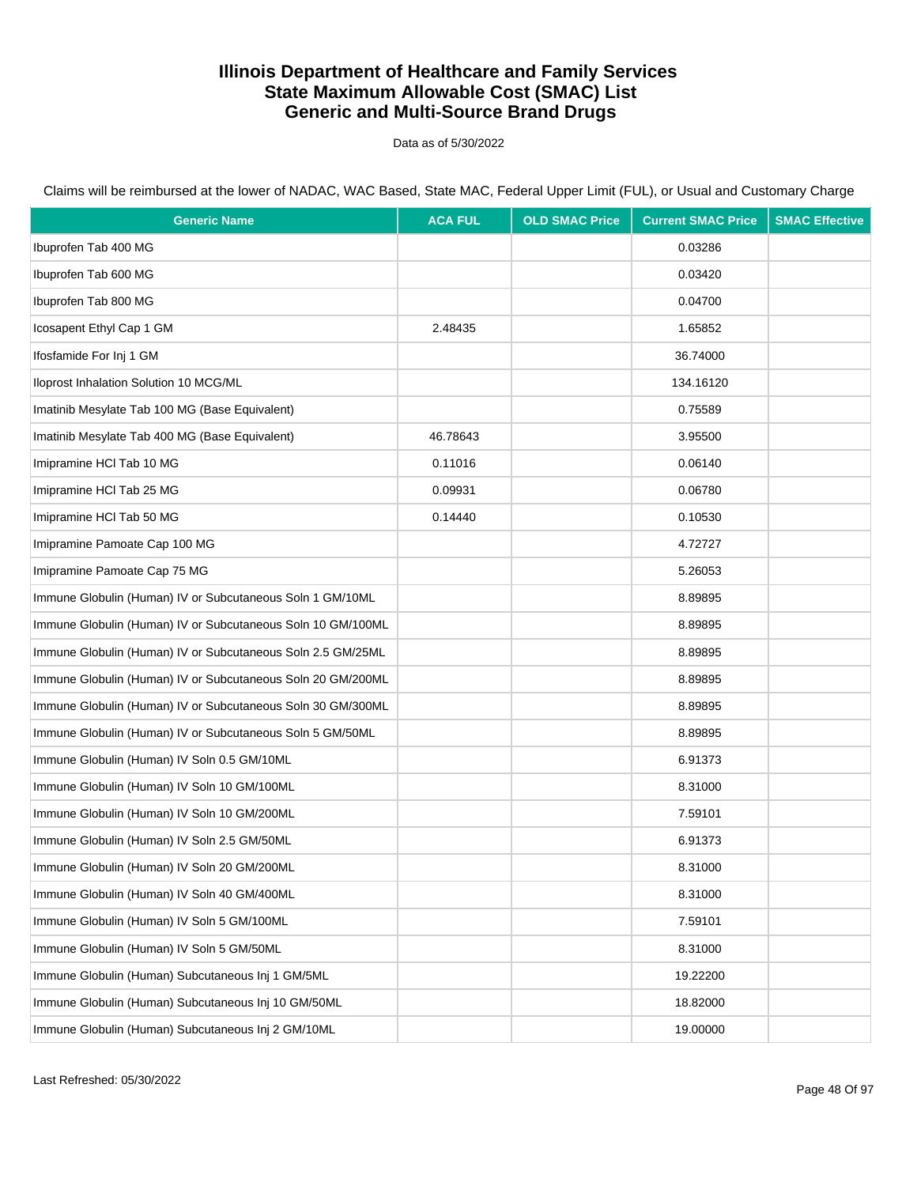# Illinois Department of Healthcare and Family Services
# State Maximum Allowable Cost (SMAC) List
# Generic and Multi-Source Brand Drugs

Data as of 5/30/2022

Claims will be reimbursed at the lower of NADAC, WAC Based, State MAC, Federal Upper Limit (FUL), or Usual and Customary Charge

| Generic Name | ACA FUL | OLD SMAC Price | Current SMAC Price | SMAC Effective |
|---|---|---|---|---|
| Ibuprofen Tab 400 MG | | | 0.03286 | |
| Ibuprofen Tab 600 MG | | | 0.03420 | |
| Ibuprofen Tab 800 MG | | | 0.04700 | |
| Icosapent Ethyl Cap 1 GM | 2.48435 | | 1.65852 | |
| Ifosfamide For Inj 1 GM | | | 36.74000 | |
| Iloprost Inhalation Solution 10 MCG/ML | | | 134.16120 | |
| Imatinib Mesylate Tab 100 MG (Base Equivalent) | | | 0.75589 | |
| Imatinib Mesylate Tab 400 MG (Base Equivalent) | 46.78643 | | 3.95500 | |
| Imipramine HCl Tab 10 MG | 0.11016 | | 0.06140 | |
| Imipramine HCl Tab 25 MG | 0.09931 | | 0.06780 | |
| Imipramine HCl Tab 50 MG | 0.14440 | | 0.10530 | |
| Imipramine Pamoate Cap 100 MG | | | 4.72727 | |
| Imipramine Pamoate Cap 75 MG | | | 5.26053 | |
| Immune Globulin (Human) IV or Subcutaneous Soln 1 GM/10ML | | | 8.89895 | |
| Immune Globulin (Human) IV or Subcutaneous Soln 10 GM/100ML | | | 8.89895 | |
| Immune Globulin (Human) IV or Subcutaneous Soln 2.5 GM/25ML | | | 8.89895 | |
| Immune Globulin (Human) IV or Subcutaneous Soln 20 GM/200ML | | | 8.89895 | |
| Immune Globulin (Human) IV or Subcutaneous Soln 30 GM/300ML | | | 8.89895 | |
| Immune Globulin (Human) IV or Subcutaneous Soln 5 GM/50ML | | | 8.89895 | |
| Immune Globulin (Human) IV Soln 0.5 GM/10ML | | | 6.91373 | |
| Immune Globulin (Human) IV Soln 10 GM/100ML | | | 8.31000 | |
| Immune Globulin (Human) IV Soln 10 GM/200ML | | | 7.59101 | |
| Immune Globulin (Human) IV Soln 2.5 GM/50ML | | | 6.91373 | |
| Immune Globulin (Human) IV Soln 20 GM/200ML | | | 8.31000 | |
| Immune Globulin (Human) IV Soln 40 GM/400ML | | | 8.31000 | |
| Immune Globulin (Human) IV Soln 5 GM/100ML | | | 7.59101 | |
| Immune Globulin (Human) IV Soln 5 GM/50ML | | | 8.31000 | |
| Immune Globulin (Human) Subcutaneous Inj 1 GM/5ML | | | 19.22200 | |
| Immune Globulin (Human) Subcutaneous Inj 10 GM/50ML | | | 18.82000 | |
| Immune Globulin (Human) Subcutaneous Inj 2 GM/10ML | | | 19.00000 | |

Last Refreshed: 05/30/2022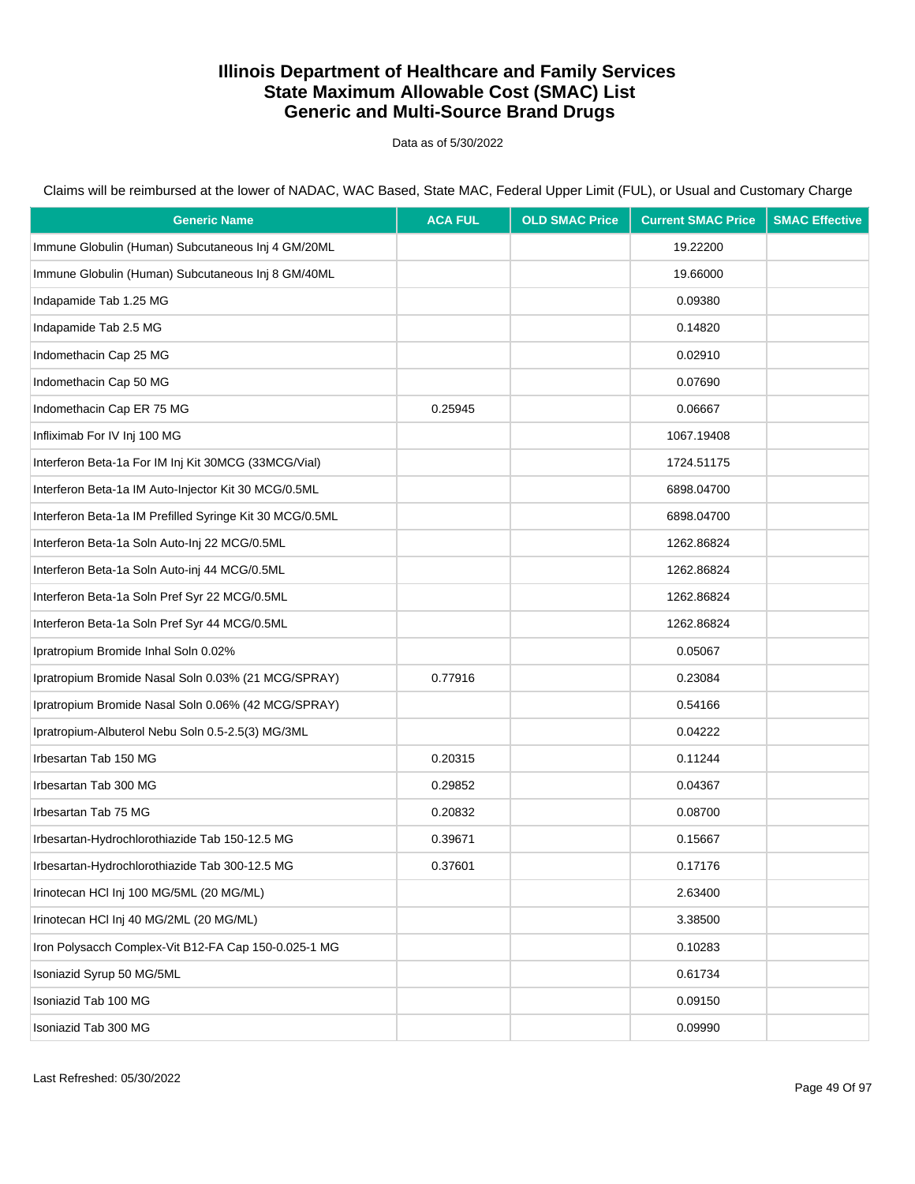# Illinois Department of Healthcare and Family Services
# State Maximum Allowable Cost (SMAC) List
# Generic and Multi-Source Brand Drugs

Data as of 5/30/2022

Claims will be reimbursed at the lower of NADAC, WAC Based, State MAC, Federal Upper Limit (FUL), or Usual and Customary Charge

| Generic Name | ACA FUL | OLD SMAC Price | Current SMAC Price | SMAC Effective |
|---|---|---|---|---|
| Immune Globulin (Human) Subcutaneous Inj 4 GM/20ML | | | 19.22200 | |
| Immune Globulin (Human) Subcutaneous Inj 8 GM/40ML | | | 19.66000 | |
| Indapamide Tab 1.25 MG | | | 0.09380 | |
| Indapamide Tab 2.5 MG | | | 0.14820 | |
| Indomethacin Cap 25 MG | | | 0.02910 | |
| Indomethacin Cap 50 MG | | | 0.07690 | |
| Indomethacin Cap ER 75 MG | 0.25945 | | 0.06667 | |
| Infliximab For IV Inj 100 MG | | | 1067.19408 | |
| Interferon Beta-1a For IM Inj Kit 30MCG (33MCG/Vial) | | | 1724.51175 | |
| Interferon Beta-1a IM Auto-Injector Kit 30 MCG/0.5ML | | | 6898.04700 | |
| Interferon Beta-1a IM Prefilled Syringe Kit 30 MCG/0.5ML | | | 6898.04700 | |
| Interferon Beta-1a Soln Auto-Inj 22 MCG/0.5ML | | | 1262.86824 | |
| Interferon Beta-1a Soln Auto-inj 44 MCG/0.5ML | | | 1262.86824 | |
| Interferon Beta-1a Soln Pref Syr 22 MCG/0.5ML | | | 1262.86824 | |
| Interferon Beta-1a Soln Pref Syr 44 MCG/0.5ML | | | 1262.86824 | |
| Ipratropium Bromide Inhal Soln 0.02% | | | 0.05067 | |
| Ipratropium Bromide Nasal Soln 0.03% (21 MCG/SPRAY) | 0.77916 | | 0.23084 | |
| Ipratropium Bromide Nasal Soln 0.06% (42 MCG/SPRAY) | | | 0.54166 | |
| Ipratropium-Albuterol Nebu Soln 0.5-2.5(3) MG/3ML | | | 0.04222 | |
| Irbesartan Tab 150 MG | 0.20315 | | 0.11244 | |
| Irbesartan Tab 300 MG | 0.29852 | | 0.04367 | |
| Irbesartan Tab 75 MG | 0.20832 | | 0.08700 | |
| Irbesartan-Hydrochlorothiazide Tab 150-12.5 MG | 0.39671 | | 0.15667 | |
| Irbesartan-Hydrochlorothiazide Tab 300-12.5 MG | 0.37601 | | 0.17176 | |
| Irinotecan HCl Inj 100 MG/5ML (20 MG/ML) | | | 2.63400 | |
| Irinotecan HCl Inj 40 MG/2ML (20 MG/ML) | | | 3.38500 | |
| Iron Polysacch Complex-Vit B12-FA Cap 150-0.025-1 MG | | | 0.10283 | |
| Isoniazid Syrup 50 MG/5ML | | | 0.61734 | |
| Isoniazid Tab 100 MG | | | 0.09150 | |
| Isoniazid Tab 300 MG | | | 0.09990 | |

Last Refreshed: 05/30/2022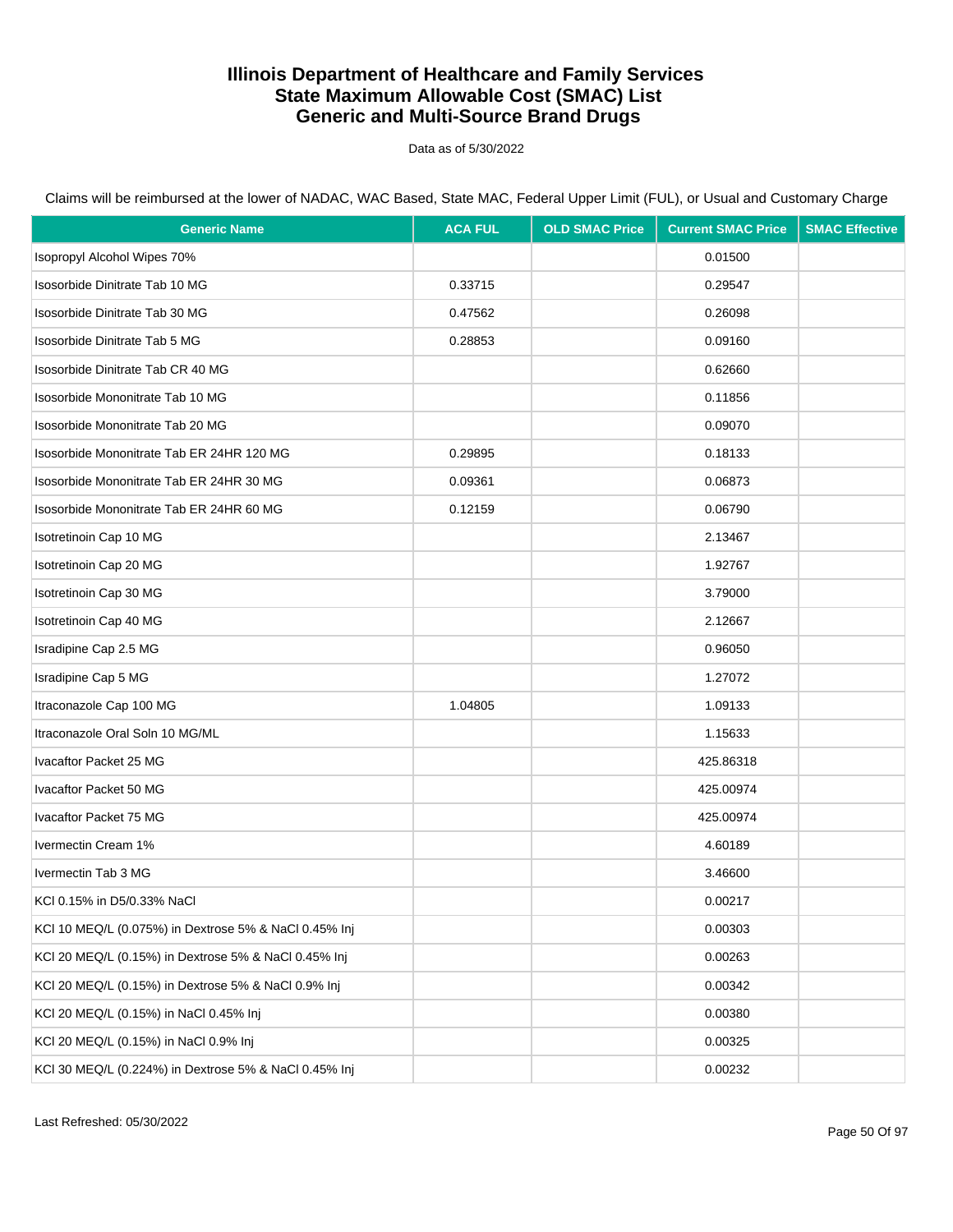# Illinois Department of Healthcare and Family Services
# State Maximum Allowable Cost (SMAC) List
# Generic and Multi-Source Brand Drugs

Data as of 5/30/2022

Claims will be reimbursed at the lower of NADAC, WAC Based, State MAC, Federal Upper Limit (FUL), or Usual and Customary Charge

| Generic Name | ACA FUL | OLD SMAC Price | Current SMAC Price | SMAC Effective |
|---|---|---|---|---|
| Isopropyl Alcohol Wipes 70% | | | 0.01500 | |
| Isosorbide Dinitrate Tab 10 MG | 0.33715 | | 0.29547 | |
| Isosorbide Dinitrate Tab 30 MG | 0.47562 | | 0.26098 | |
| Isosorbide Dinitrate Tab 5 MG | 0.28853 | | 0.09160 | |
| Isosorbide Dinitrate Tab CR 40 MG | | | 0.62660 | |
| Isosorbide Mononitrate Tab 10 MG | | | 0.11856 | |
| Isosorbide Mononitrate Tab 20 MG | | | 0.09070 | |
| Isosorbide Mononitrate Tab ER 24HR 120 MG | 0.29895 | | 0.18133 | |
| Isosorbide Mononitrate Tab ER 24HR 30 MG | 0.09361 | | 0.06873 | |
| Isosorbide Mononitrate Tab ER 24HR 60 MG | 0.12159 | | 0.06790 | |
| Isotretinoin Cap 10 MG | | | 2.13467 | |
| Isotretinoin Cap 20 MG | | | 1.92767 | |
| Isotretinoin Cap 30 MG | | | 3.79000 | |
| Isotretinoin Cap 40 MG | | | 2.12667 | |
| Isradipine Cap 2.5 MG | | | 0.96050 | |
| Isradipine Cap 5 MG | | | 1.27072 | |
| Itraconazole Cap 100 MG | 1.04805 | | 1.09133 | |
| Itraconazole Oral Soln 10 MG/ML | | | 1.15633 | |
| Ivacaftor Packet 25 MG | | | 425.86318 | |
| Ivacaftor Packet 50 MG | | | 425.00974 | |
| Ivacaftor Packet 75 MG | | | 425.00974 | |
| Ivermectin Cream 1% | | | 4.60189 | |
| Ivermectin Tab 3 MG | | | 3.46600 | |
| KCl 0.15% in D5/0.33% NaCl | | | 0.00217 | |
| KCl 10 MEQ/L (0.075%) in Dextrose 5% & NaCl 0.45% Inj | | | 0.00303 | |
| KCl 20 MEQ/L (0.15%) in Dextrose 5% & NaCl 0.45% Inj | | | 0.00263 | |
| KCl 20 MEQ/L (0.15%) in Dextrose 5% & NaCl 0.9% Inj | | | 0.00342 | |
| KCl 20 MEQ/L (0.15%) in NaCl 0.45% Inj | | | 0.00380 | |
| KCl 20 MEQ/L (0.15%) in NaCl 0.9% Inj | | | 0.00325 | |
| KCl 30 MEQ/L (0.224%) in Dextrose 5% & NaCl 0.45% Inj | | | 0.00232 | |

Last Refreshed: 05/30/2022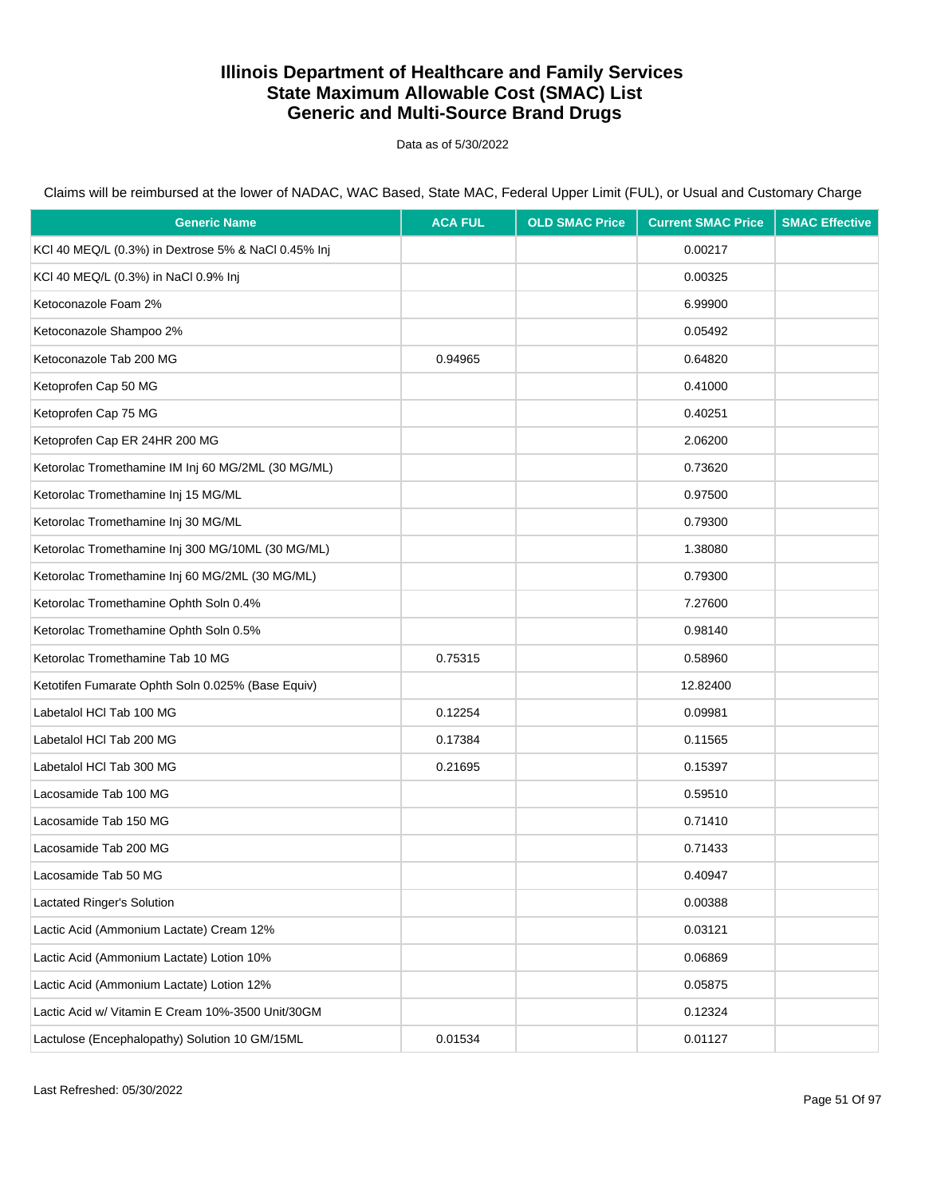# Illinois Department of Healthcare and Family Services
# State Maximum Allowable Cost (SMAC) List
# Generic and Multi-Source Brand Drugs

Data as of 5/30/2022

Claims will be reimbursed at the lower of NADAC, WAC Based, State MAC, Federal Upper Limit (FUL), or Usual and Customary Charge

| Generic Name | ACA FUL | OLD SMAC Price | Current SMAC Price | SMAC Effective |
|---|---|---|---|---|
| KCl 40 MEQ/L (0.3%) in Dextrose 5% & NaCl 0.45% Inj | | | 0.00217 | |
| KCl 40 MEQ/L (0.3%) in NaCl 0.9% Inj | | | 0.00325 | |
| Ketoconazole Foam 2% | | | 6.99900 | |
| Ketoconazole Shampoo 2% | | | 0.05492 | |
| Ketoconazole Tab 200 MG | 0.94965 | | 0.64820 | |
| Ketoprofen Cap 50 MG | | | 0.41000 | |
| Ketoprofen Cap 75 MG | | | 0.40251 | |
| Ketoprofen Cap ER 24HR 200 MG | | | 2.06200 | |
| Ketorolac Tromethamine IM Inj 60 MG/2ML (30 MG/ML) | | | 0.73620 | |
| Ketorolac Tromethamine Inj 15 MG/ML | | | 0.97500 | |
| Ketorolac Tromethamine Inj 30 MG/ML | | | 0.79300 | |
| Ketorolac Tromethamine Inj 300 MG/10ML (30 MG/ML) | | | 1.38080 | |
| Ketorolac Tromethamine Inj 60 MG/2ML (30 MG/ML) | | | 0.79300 | |
| Ketorolac Tromethamine Ophth Soln 0.4% | | | 7.27600 | |
| Ketorolac Tromethamine Ophth Soln 0.5% | | | 0.98140 | |
| Ketorolac Tromethamine Tab 10 MG | 0.75315 | | 0.58960 | |
| Ketotifen Fumarate Ophth Soln 0.025% (Base Equiv) | | | 12.82400 | |
| Labetalol HCl Tab 100 MG | 0.12254 | | 0.09981 | |
| Labetalol HCl Tab 200 MG | 0.17384 | | 0.11565 | |
| Labetalol HCl Tab 300 MG | 0.21695 | | 0.15397 | |
| Lacosamide Tab 100 MG | | | 0.59510 | |
| Lacosamide Tab 150 MG | | | 0.71410 | |
| Lacosamide Tab 200 MG | | | 0.71433 | |
| Lacosamide Tab 50 MG | | | 0.40947 | |
| Lactated Ringer's Solution | | | 0.00388 | |
| Lactic Acid (Ammonium Lactate) Cream 12% | | | 0.03121 | |
| Lactic Acid (Ammonium Lactate) Lotion 10% | | | 0.06869 | |
| Lactic Acid (Ammonium Lactate) Lotion 12% | | | 0.05875 | |
| Lactic Acid w/ Vitamin E Cream 10%-3500 Unit/30GM | | | 0.12324 | |
| Lactulose (Encephalopathy) Solution 10 GM/15ML | 0.01534 | | 0.01127 | |

Last Refreshed: 05/30/2022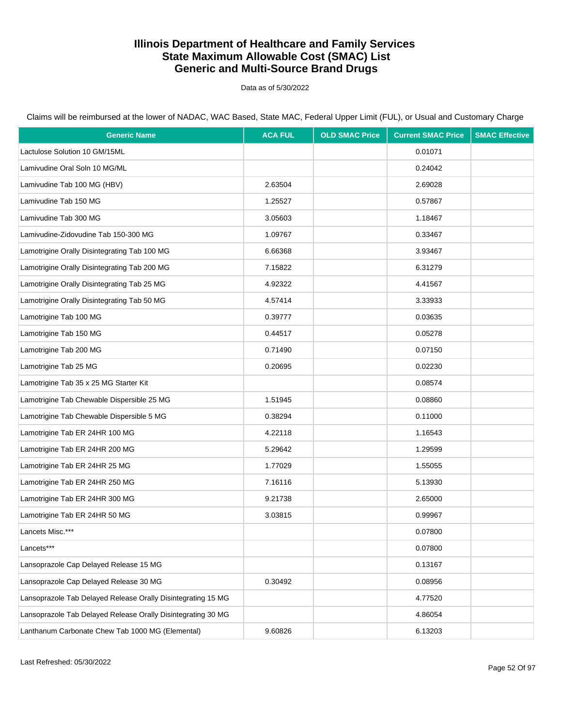# Illinois Department of Healthcare and Family Services
# State Maximum Allowable Cost (SMAC) List
# Generic and Multi-Source Brand Drugs

Data as of 5/30/2022

Claims will be reimbursed at the lower of NADAC, WAC Based, State MAC, Federal Upper Limit (FUL), or Usual and Customary Charge

| Generic Name | ACA FUL | OLD SMAC Price | Current SMAC Price | SMAC Effective |
|---|---|---|---|---|
| Lactulose Solution 10 GM/15ML | | | 0.01071 | |
| Lamivudine Oral Soln 10 MG/ML | | | 0.24042 | |
| Lamivudine Tab 100 MG (HBV) | 2.63504 | | 2.69028 | |
| Lamivudine Tab 150 MG | 1.25527 | | 0.57867 | |
| Lamivudine Tab 300 MG | 3.05603 | | 1.18467 | |
| Lamivudine-Zidovudine Tab 150-300 MG | 1.09767 | | 0.33467 | |
| Lamotrigine Orally Disintegrating Tab 100 MG | 6.66368 | | 3.93467 | |
| Lamotrigine Orally Disintegrating Tab 200 MG | 7.15822 | | 6.31279 | |
| Lamotrigine Orally Disintegrating Tab 25 MG | 4.92322 | | 4.41567 | |
| Lamotrigine Orally Disintegrating Tab 50 MG | 4.57414 | | 3.33933 | |
| Lamotrigine Tab 100 MG | 0.39777 | | 0.03635 | |
| Lamotrigine Tab 150 MG | 0.44517 | | 0.05278 | |
| Lamotrigine Tab 200 MG | 0.71490 | | 0.07150 | |
| Lamotrigine Tab 25 MG | 0.20695 | | 0.02230 | |
| Lamotrigine Tab 35 x 25 MG Starter Kit | | | 0.08574 | |
| Lamotrigine Tab Chewable Dispersible 25 MG | 1.51945 | | 0.08860 | |
| Lamotrigine Tab Chewable Dispersible 5 MG | 0.38294 | | 0.11000 | |
| Lamotrigine Tab ER 24HR 100 MG | 4.22118 | | 1.16543 | |
| Lamotrigine Tab ER 24HR 200 MG | 5.29642 | | 1.29599 | |
| Lamotrigine Tab ER 24HR 25 MG | 1.77029 | | 1.55055 | |
| Lamotrigine Tab ER 24HR 250 MG | 7.16116 | | 5.13930 | |
| Lamotrigine Tab ER 24HR 300 MG | 9.21738 | | 2.65000 | |
| Lamotrigine Tab ER 24HR 50 MG | 3.03815 | | 0.99967 | |
| Lancets Misc.*** | | | 0.07800 | |
| Lancets*** | | | 0.07800 | |
| Lansoprazole Cap Delayed Release 15 MG | | | 0.13167 | |
| Lansoprazole Cap Delayed Release 30 MG | 0.30492 | | 0.08956 | |
| Lansoprazole Tab Delayed Release Orally Disintegrating 15 MG | | | 4.77520 | |
| Lansoprazole Tab Delayed Release Orally Disintegrating 30 MG | | | 4.86054 | |
| Lanthanum Carbonate Chew Tab 1000 MG (Elemental) | 9.60826 | | 6.13203 | |

Last Refreshed: 05/30/2022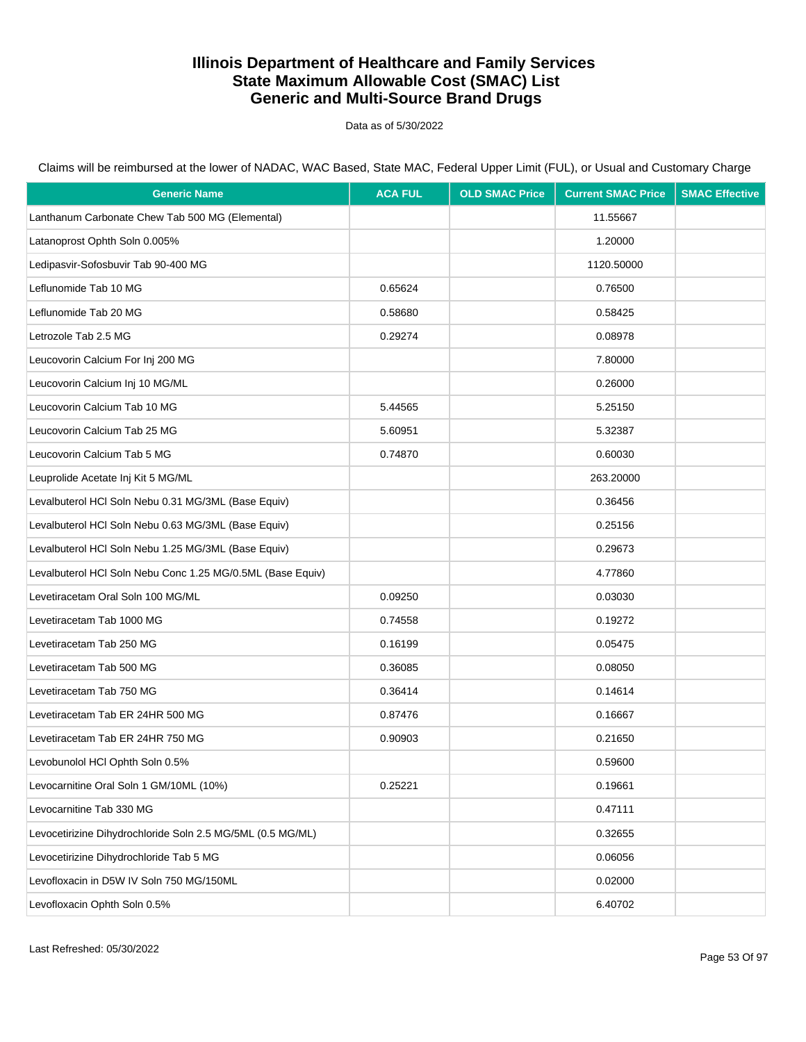# Illinois Department of Healthcare and Family Services
# State Maximum Allowable Cost (SMAC) List
# Generic and Multi-Source Brand Drugs

Data as of 5/30/2022

Claims will be reimbursed at the lower of NADAC, WAC Based, State MAC, Federal Upper Limit (FUL), or Usual and Customary Charge

| Generic Name | ACA FUL | OLD SMAC Price | Current SMAC Price | SMAC Effective |
|---|---|---|---|---|
| Lanthanum Carbonate Chew Tab 500 MG (Elemental) | | | 11.55667 | |
| Latanoprost Ophth Soln 0.005% | | | 1.20000 | |
| Ledipasvir-Sofosbuvir Tab 90-400 MG | | | 1120.50000 | |
| Leflunomide Tab 10 MG | 0.65624 | | 0.76500 | |
| Leflunomide Tab 20 MG | 0.58680 | | 0.58425 | |
| Letrozole Tab 2.5 MG | 0.29274 | | 0.08978 | |
| Leucovorin Calcium For Inj 200 MG | | | 7.80000 | |
| Leucovorin Calcium Inj 10 MG/ML | | | 0.26000 | |
| Leucovorin Calcium Tab 10 MG | 5.44565 | | 5.25150 | |
| Leucovorin Calcium Tab 25 MG | 5.60951 | | 5.32387 | |
| Leucovorin Calcium Tab 5 MG | 0.74870 | | 0.60030 | |
| Leuprolide Acetate Inj Kit 5 MG/ML | | | 263.20000 | |
| Levalbuterol HCl Soln Nebu 0.31 MG/3ML (Base Equiv) | | | 0.36456 | |
| Levalbuterol HCl Soln Nebu 0.63 MG/3ML (Base Equiv) | | | 0.25156 | |
| Levalbuterol HCl Soln Nebu 1.25 MG/3ML (Base Equiv) | | | 0.29673 | |
| Levalbuterol HCl Soln Nebu Conc 1.25 MG/0.5ML (Base Equiv) | | | 4.77860 | |
| Levetiracetam Oral Soln 100 MG/ML | 0.09250 | | 0.03030 | |
| Levetiracetam Tab 1000 MG | 0.74558 | | 0.19272 | |
| Levetiracetam Tab 250 MG | 0.16199 | | 0.05475 | |
| Levetiracetam Tab 500 MG | 0.36085 | | 0.08050 | |
| Levetiracetam Tab 750 MG | 0.36414 | | 0.14614 | |
| Levetiracetam Tab ER 24HR 500 MG | 0.87476 | | 0.16667 | |
| Levetiracetam Tab ER 24HR 750 MG | 0.90903 | | 0.21650 | |
| Levobunolol HCl Ophth Soln 0.5% | | | 0.59600 | |
| Levocarnitine Oral Soln 1 GM/10ML (10%) | 0.25221 | | 0.19661 | |
| Levocarnitine Tab 330 MG | | | 0.47111 | |
| Levocetirizine Dihydrochloride Soln 2.5 MG/5ML (0.5 MG/ML) | | | 0.32655 | |
| Levocetirizine Dihydrochloride Tab 5 MG | | | 0.06056 | |
| Levofloxacin in D5W IV Soln 750 MG/150ML | | | 0.02000 | |
| Levofloxacin Ophth Soln 0.5% | | | 6.40702 | |

Last Refreshed: 05/30/2022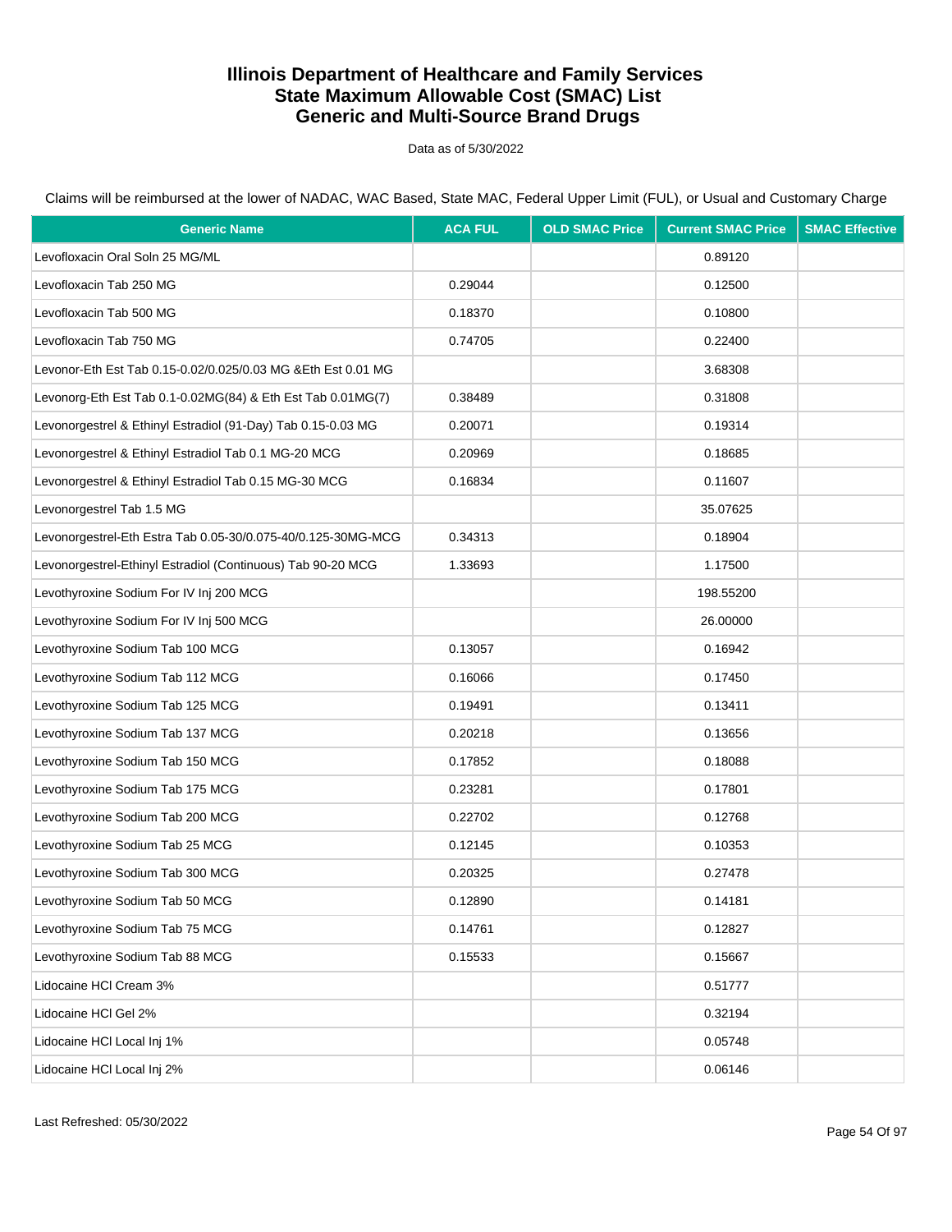# Illinois Department of Healthcare and Family Services
# State Maximum Allowable Cost (SMAC) List
# Generic and Multi-Source Brand Drugs

Data as of 5/30/2022

Claims will be reimbursed at the lower of NADAC, WAC Based, State MAC, Federal Upper Limit (FUL), or Usual and Customary Charge

| Generic Name | ACA FUL | OLD SMAC Price | Current SMAC Price | SMAC Effective |
|---|---|---|---|---|
| Levofloxacin Oral Soln 25 MG/ML | | | 0.89120 | |
| Levofloxacin Tab 250 MG | 0.29044 | | 0.12500 | |
| Levofloxacin Tab 500 MG | 0.18370 | | 0.10800 | |
| Levofloxacin Tab 750 MG | 0.74705 | | 0.22400 | |
| Levonor-Eth Est Tab 0.15-0.02/0.025/0.03 MG &Eth Est 0.01 MG | | | 3.68308 | |
| Levonorg-Eth Est Tab 0.1-0.02MG(84) & Eth Est Tab 0.01MG(7) | 0.38489 | | 0.31808 | |
| Levonorgestrel & Ethinyl Estradiol (91-Day) Tab 0.15-0.03 MG | 0.20071 | | 0.19314 | |
| Levonorgestrel & Ethinyl Estradiol Tab 0.1 MG-20 MCG | 0.20969 | | 0.18685 | |
| Levonorgestrel & Ethinyl Estradiol Tab 0.15 MG-30 MCG | 0.16834 | | 0.11607 | |
| Levonorgestrel Tab 1.5 MG | | | 35.07625 | |
| Levonorgestrel-Eth Estra Tab 0.05-30/0.075-40/0.125-30MG-MCG | 0.34313 | | 0.18904 | |
| Levonorgestrel-Ethinyl Estradiol (Continuous) Tab 90-20 MCG | 1.33693 | | 1.17500 | |
| Levothyroxine Sodium For IV Inj 200 MCG | | | 198.55200 | |
| Levothyroxine Sodium For IV Inj 500 MCG | | | 26.00000 | |
| Levothyroxine Sodium Tab 100 MCG | 0.13057 | | 0.16942 | |
| Levothyroxine Sodium Tab 112 MCG | 0.16066 | | 0.17450 | |
| Levothyroxine Sodium Tab 125 MCG | 0.19491 | | 0.13411 | |
| Levothyroxine Sodium Tab 137 MCG | 0.20218 | | 0.13656 | |
| Levothyroxine Sodium Tab 150 MCG | 0.17852 | | 0.18088 | |
| Levothyroxine Sodium Tab 175 MCG | 0.23281 | | 0.17801 | |
| Levothyroxine Sodium Tab 200 MCG | 0.22702 | | 0.12768 | |
| Levothyroxine Sodium Tab 25 MCG | 0.12145 | | 0.10353 | |
| Levothyroxine Sodium Tab 300 MCG | 0.20325 | | 0.27478 | |
| Levothyroxine Sodium Tab 50 MCG | 0.12890 | | 0.14181 | |
| Levothyroxine Sodium Tab 75 MCG | 0.14761 | | 0.12827 | |
| Levothyroxine Sodium Tab 88 MCG | 0.15533 | | 0.15667 | |
| Lidocaine HCl Cream 3% | | | 0.51777 | |
| Lidocaine HCl Gel 2% | | | 0.32194 | |
| Lidocaine HCl Local Inj 1% | | | 0.05748 | |
| Lidocaine HCl Local Inj 2% | | | 0.06146 | |

Last Refreshed: 05/30/2022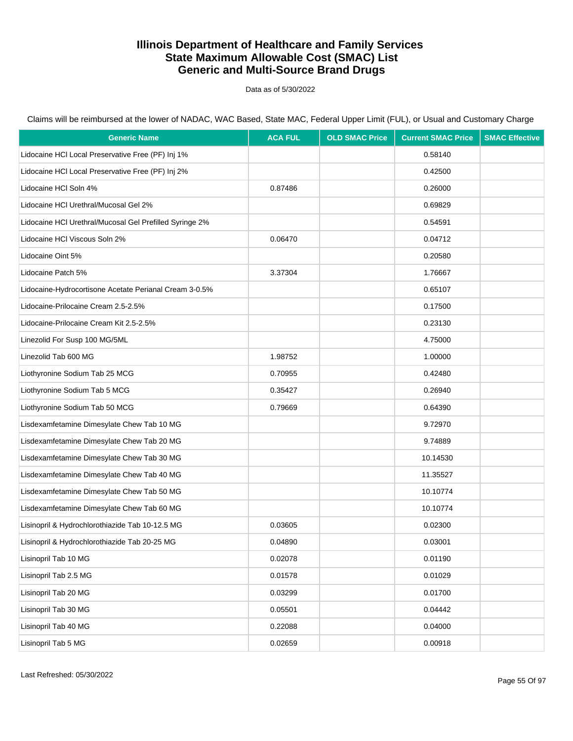# Illinois Department of Healthcare and Family Services
# State Maximum Allowable Cost (SMAC) List
# Generic and Multi-Source Brand Drugs

Data as of 5/30/2022

Claims will be reimbursed at the lower of NADAC, WAC Based, State MAC, Federal Upper Limit (FUL), or Usual and Customary Charge

| Generic Name | ACA FUL | OLD SMAC Price | Current SMAC Price | SMAC Effective |
|---|---|---|---|---|
| Lidocaine HCl Local Preservative Free (PF) Inj 1% | | | 0.58140 | |
| Lidocaine HCl Local Preservative Free (PF) Inj 2% | | | 0.42500 | |
| Lidocaine HCl Soln 4% | 0.87486 | | 0.26000 | |
| Lidocaine HCl Urethral/Mucosal Gel 2% | | | 0.69829 | |
| Lidocaine HCl Urethral/Mucosal Gel Prefilled Syringe 2% | | | 0.54591 | |
| Lidocaine HCl Viscous Soln 2% | 0.06470 | | 0.04712 | |
| Lidocaine Oint 5% | | | 0.20580 | |
| Lidocaine Patch 5% | 3.37304 | | 1.76667 | |
| Lidocaine-Hydrocortisone Acetate Perianal Cream 3-0.5% | | | 0.65107 | |
| Lidocaine-Prilocaine Cream 2.5-2.5% | | | 0.17500 | |
| Lidocaine-Prilocaine Cream Kit 2.5-2.5% | | | 0.23130 | |
| Linezolid For Susp 100 MG/5ML | | | 4.75000 | |
| Linezolid Tab 600 MG | 1.98752 | | 1.00000 | |
| Liothyronine Sodium Tab 25 MCG | 0.70955 | | 0.42480 | |
| Liothyronine Sodium Tab 5 MCG | 0.35427 | | 0.26940 | |
| Liothyronine Sodium Tab 50 MCG | 0.79669 | | 0.64390 | |
| Lisdexamfetamine Dimesylate Chew Tab 10 MG | | | 9.72970 | |
| Lisdexamfetamine Dimesylate Chew Tab 20 MG | | | 9.74889 | |
| Lisdexamfetamine Dimesylate Chew Tab 30 MG | | | 10.14530 | |
| Lisdexamfetamine Dimesylate Chew Tab 40 MG | | | 11.35527 | |
| Lisdexamfetamine Dimesylate Chew Tab 50 MG | | | 10.10774 | |
| Lisdexamfetamine Dimesylate Chew Tab 60 MG | | | 10.10774 | |
| Lisinopril & Hydrochlorothiazide Tab 10-12.5 MG | 0.03605 | | 0.02300 | |
| Lisinopril & Hydrochlorothiazide Tab 20-25 MG | 0.04890 | | 0.03001 | |
| Lisinopril Tab 10 MG | 0.02078 | | 0.01190 | |
| Lisinopril Tab 2.5 MG | 0.01578 | | 0.01029 | |
| Lisinopril Tab 20 MG | 0.03299 | | 0.01700 | |
| Lisinopril Tab 30 MG | 0.05501 | | 0.04442 | |
| Lisinopril Tab 40 MG | 0.22088 | | 0.04000 | |
| Lisinopril Tab 5 MG | 0.02659 | | 0.00918 | |

Last Refreshed: 05/30/2022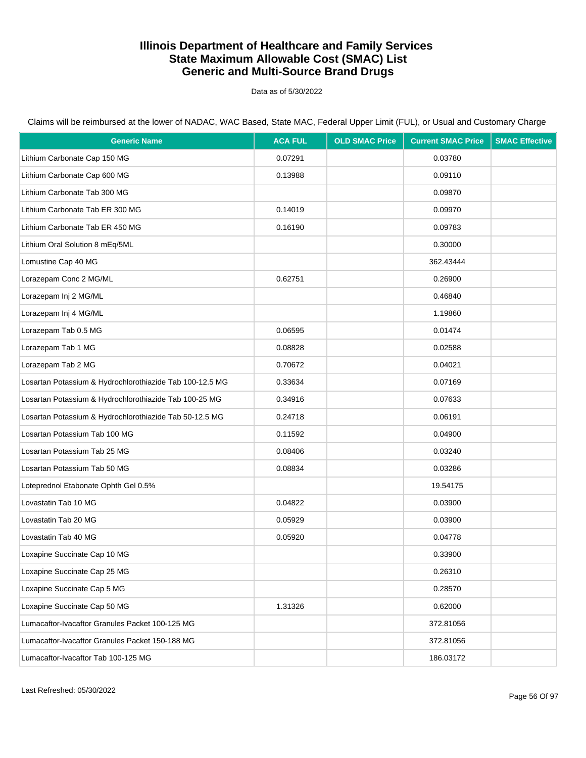# Illinois Department of Healthcare and Family Services
# State Maximum Allowable Cost (SMAC) List
# Generic and Multi-Source Brand Drugs

Data as of 5/30/2022

Claims will be reimbursed at the lower of NADAC, WAC Based, State MAC, Federal Upper Limit (FUL), or Usual and Customary Charge

| Generic Name | ACA FUL | OLD SMAC Price | Current SMAC Price | SMAC Effective |
|---|---|---|---|---|
| Lithium Carbonate Cap 150 MG | 0.07291 | | 0.03780 | |
| Lithium Carbonate Cap 600 MG | 0.13988 | | 0.09110 | |
| Lithium Carbonate Tab 300 MG | | | 0.09870 | |
| Lithium Carbonate Tab ER 300 MG | 0.14019 | | 0.09970 | |
| Lithium Carbonate Tab ER 450 MG | 0.16190 | | 0.09783 | |
| Lithium Oral Solution 8 mEq/5ML | | | 0.30000 | |
| Lomustine Cap 40 MG | | | 362.43444 | |
| Lorazepam Conc 2 MG/ML | 0.62751 | | 0.26900 | |
| Lorazepam Inj 2 MG/ML | | | 0.46840 | |
| Lorazepam Inj 4 MG/ML | | | 1.19860 | |
| Lorazepam Tab 0.5 MG | 0.06595 | | 0.01474 | |
| Lorazepam Tab 1 MG | 0.08828 | | 0.02588 | |
| Lorazepam Tab 2 MG | 0.70672 | | 0.04021 | |
| Losartan Potassium & Hydrochlorothiazide Tab 100-12.5 MG | 0.33634 | | 0.07169 | |
| Losartan Potassium & Hydrochlorothiazide Tab 100-25 MG | 0.34916 | | 0.07633 | |
| Losartan Potassium & Hydrochlorothiazide Tab 50-12.5 MG | 0.24718 | | 0.06191 | |
| Losartan Potassium Tab 100 MG | 0.11592 | | 0.04900 | |
| Losartan Potassium Tab 25 MG | 0.08406 | | 0.03240 | |
| Losartan Potassium Tab 50 MG | 0.08834 | | 0.03286 | |
| Loteprednol Etabonate Ophth Gel 0.5% | | | 19.54175 | |
| Lovastatin Tab 10 MG | 0.04822 | | 0.03900 | |
| Lovastatin Tab 20 MG | 0.05929 | | 0.03900 | |
| Lovastatin Tab 40 MG | 0.05920 | | 0.04778 | |
| Loxapine Succinate Cap 10 MG | | | 0.33900 | |
| Loxapine Succinate Cap 25 MG | | | 0.26310 | |
| Loxapine Succinate Cap 5 MG | | | 0.28570 | |
| Loxapine Succinate Cap 50 MG | 1.31326 | | 0.62000 | |
| Lumacaftor-Ivacaftor Granules Packet 100-125 MG | | | 372.81056 | |
| Lumacaftor-Ivacaftor Granules Packet 150-188 MG | | | 372.81056 | |
| Lumacaftor-Ivacaftor Tab 100-125 MG | | | 186.03172 | |

Last Refreshed: 05/30/2022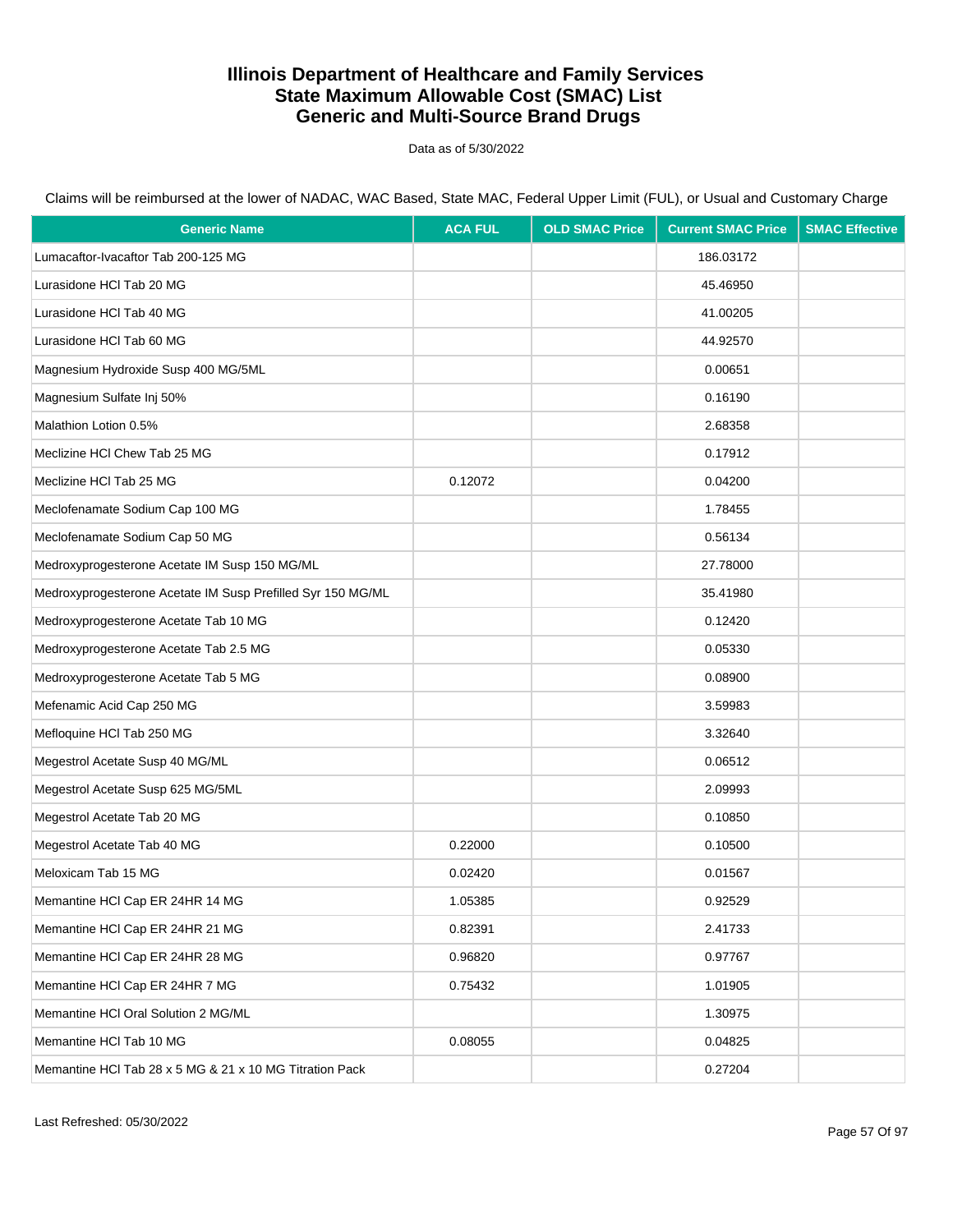# Illinois Department of Healthcare and Family Services
# State Maximum Allowable Cost (SMAC) List
# Generic and Multi-Source Brand Drugs

Data as of 5/30/2022

Claims will be reimbursed at the lower of NADAC, WAC Based, State MAC, Federal Upper Limit (FUL), or Usual and Customary Charge

| Generic Name | ACA FUL | OLD SMAC Price | Current SMAC Price | SMAC Effective |
|---|---|---|---|---|
| Lumacaftor-Ivacaftor Tab 200-125 MG | | | 186.03172 | |
| Lurasidone HCl Tab 20 MG | | | 45.46950 | |
| Lurasidone HCl Tab 40 MG | | | 41.00205 | |
| Lurasidone HCl Tab 60 MG | | | 44.92570 | |
| Magnesium Hydroxide Susp 400 MG/5ML | | | 0.00651 | |
| Magnesium Sulfate Inj 50% | | | 0.16190 | |
| Malathion Lotion 0.5% | | | 2.68358 | |
| Meclizine HCl Chew Tab 25 MG | | | 0.17912 | |
| Meclizine HCl Tab 25 MG | 0.12072 | | 0.04200 | |
| Meclofenamate Sodium Cap 100 MG | | | 1.78455 | |
| Meclofenamate Sodium Cap 50 MG | | | 0.56134 | |
| Medroxyprogesterone Acetate IM Susp 150 MG/ML | | | 27.78000 | |
| Medroxyprogesterone Acetate IM Susp Prefilled Syr 150 MG/ML | | | 35.41980 | |
| Medroxyprogesterone Acetate Tab 10 MG | | | 0.12420 | |
| Medroxyprogesterone Acetate Tab 2.5 MG | | | 0.05330 | |
| Medroxyprogesterone Acetate Tab 5 MG | | | 0.08900 | |
| Mefenamic Acid Cap 250 MG | | | 3.59983 | |
| Mefloquine HCl Tab 250 MG | | | 3.32640 | |
| Megestrol Acetate Susp 40 MG/ML | | | 0.06512 | |
| Megestrol Acetate Susp 625 MG/5ML | | | 2.09993 | |
| Megestrol Acetate Tab 20 MG | | | 0.10850 | |
| Megestrol Acetate Tab 40 MG | 0.22000 | | 0.10500 | |
| Meloxicam Tab 15 MG | 0.02420 | | 0.01567 | |
| Memantine HCl Cap ER 24HR 14 MG | 1.05385 | | 0.92529 | |
| Memantine HCl Cap ER 24HR 21 MG | 0.82391 | | 2.41733 | |
| Memantine HCl Cap ER 24HR 28 MG | 0.96820 | | 0.97767 | |
| Memantine HCl Cap ER 24HR 7 MG | 0.75432 | | 1.01905 | |
| Memantine HCl Oral Solution 2 MG/ML | | | 1.30975 | |
| Memantine HCl Tab 10 MG | 0.08055 | | 0.04825 | |
| Memantine HCl Tab 28 x 5 MG & 21 x 10 MG Titration Pack | | | 0.27204 | |

Last Refreshed: 05/30/2022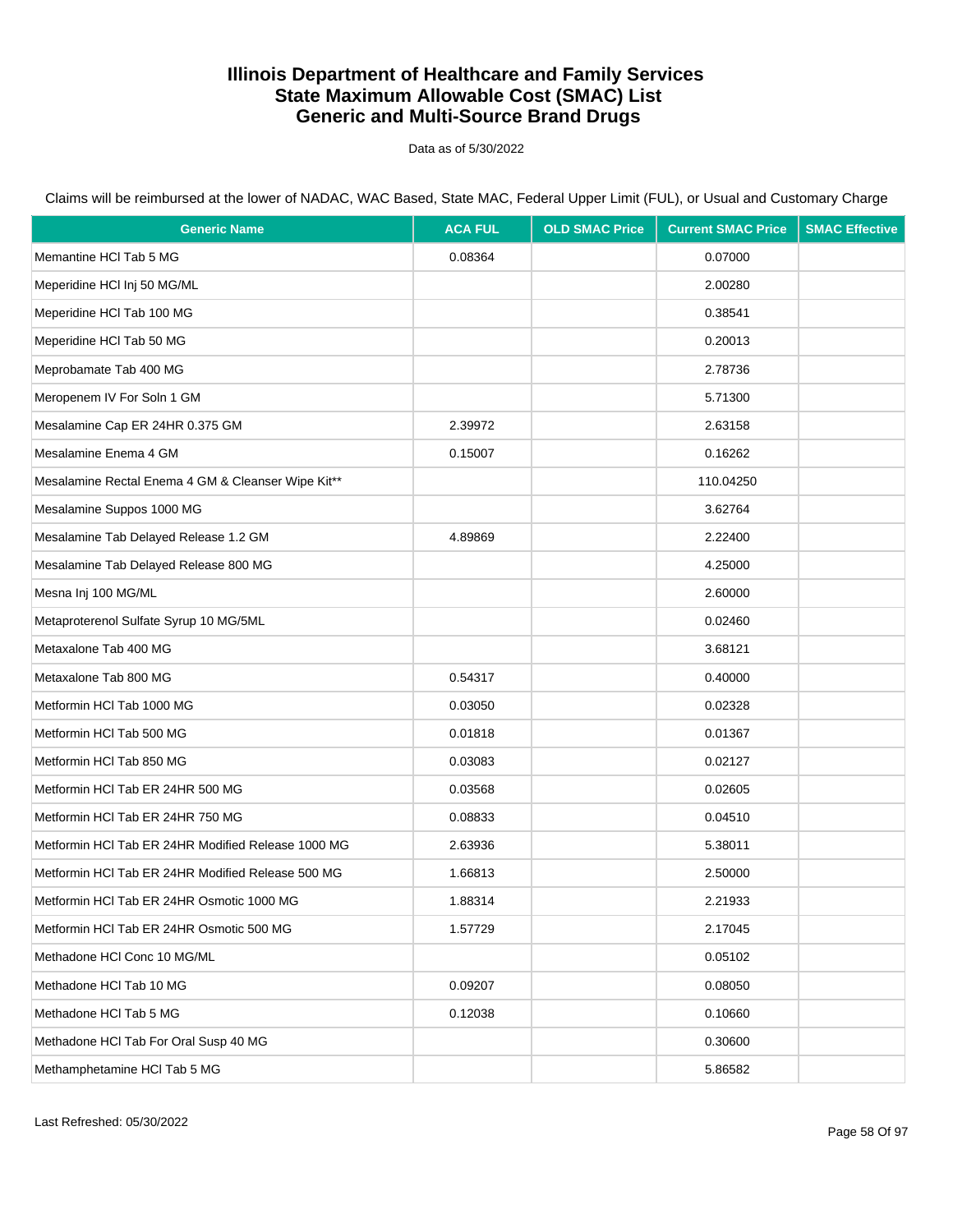# Illinois Department of Healthcare and Family Services
# State Maximum Allowable Cost (SMAC) List
# Generic and Multi-Source Brand Drugs

Data as of 5/30/2022

Claims will be reimbursed at the lower of NADAC, WAC Based, State MAC, Federal Upper Limit (FUL), or Usual and Customary Charge

| Generic Name | ACA FUL | OLD SMAC Price | Current SMAC Price | SMAC Effective |
|---|---|---|---|---|
| Memantine HCl Tab 5 MG | 0.08364 | | 0.07000 | |
| Meperidine HCl Inj 50 MG/ML | | | 2.00280 | |
| Meperidine HCl Tab 100 MG | | | 0.38541 | |
| Meperidine HCl Tab 50 MG | | | 0.20013 | |
| Meprobamate Tab 400 MG | | | 2.78736 | |
| Meropenem IV For Soln 1 GM | | | 5.71300 | |
| Mesalamine Cap ER 24HR 0.375 GM | 2.39972 | | 2.63158 | |
| Mesalamine Enema 4 GM | 0.15007 | | 0.16262 | |
| Mesalamine Rectal Enema 4 GM & Cleanser Wipe Kit** | | | 110.04250 | |
| Mesalamine Suppos 1000 MG | | | 3.62764 | |
| Mesalamine Tab Delayed Release 1.2 GM | 4.89869 | | 2.22400 | |
| Mesalamine Tab Delayed Release 800 MG | | | 4.25000 | |
| Mesna Inj 100 MG/ML | | | 2.60000 | |
| Metaproterenol Sulfate Syrup 10 MG/5ML | | | 0.02460 | |
| Metaxalone Tab 400 MG | | | 3.68121 | |
| Metaxalone Tab 800 MG | 0.54317 | | 0.40000 | |
| Metformin HCl Tab 1000 MG | 0.03050 | | 0.02328 | |
| Metformin HCl Tab 500 MG | 0.01818 | | 0.01367 | |
| Metformin HCl Tab 850 MG | 0.03083 | | 0.02127 | |
| Metformin HCl Tab ER 24HR 500 MG | 0.03568 | | 0.02605 | |
| Metformin HCl Tab ER 24HR 750 MG | 0.08833 | | 0.04510 | |
| Metformin HCl Tab ER 24HR Modified Release 1000 MG | 2.63936 | | 5.38011 | |
| Metformin HCl Tab ER 24HR Modified Release 500 MG | 1.66813 | | 2.50000 | |
| Metformin HCl Tab ER 24HR Osmotic 1000 MG | 1.88314 | | 2.21933 | |
| Metformin HCl Tab ER 24HR Osmotic 500 MG | 1.57729 | | 2.17045 | |
| Methadone HCl Conc 10 MG/ML | | | 0.05102 | |
| Methadone HCl Tab 10 MG | 0.09207 | | 0.08050 | |
| Methadone HCl Tab 5 MG | 0.12038 | | 0.10660 | |
| Methadone HCl Tab For Oral Susp 40 MG | | | 0.30600 | |
| Methamphetamine HCl Tab 5 MG | | | 5.86582 | |

Last Refreshed: 05/30/2022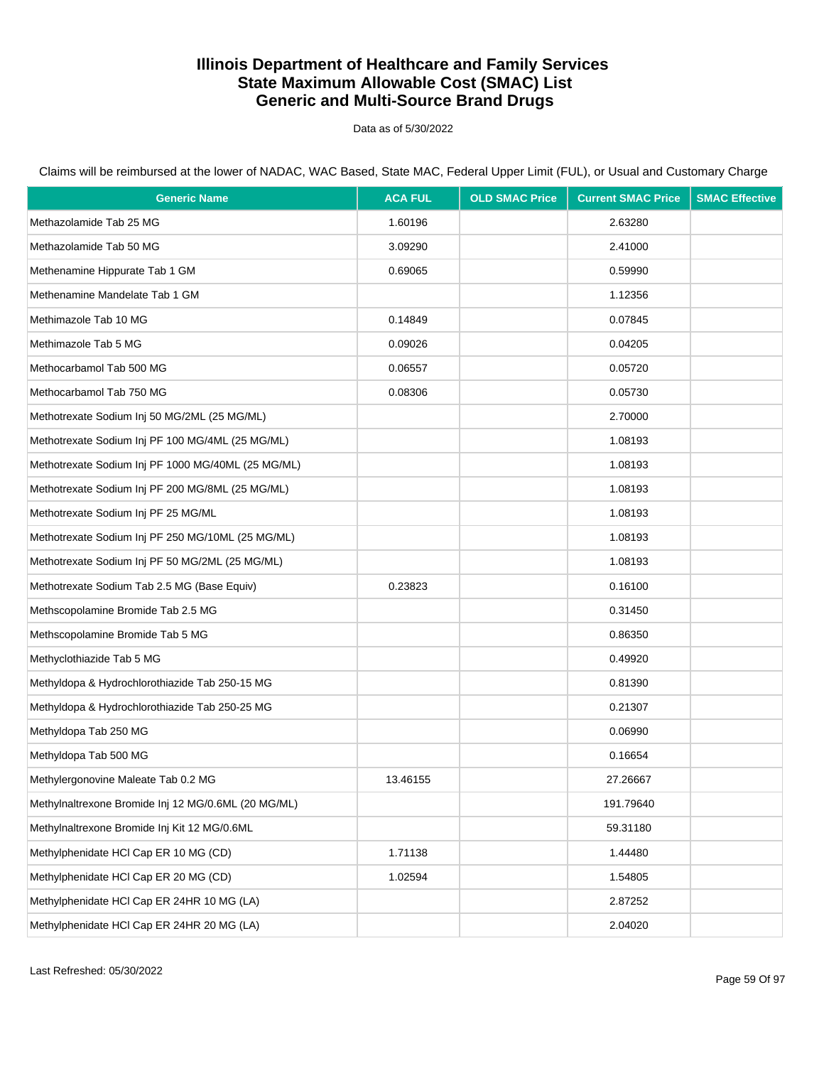# Illinois Department of Healthcare and Family Services
# State Maximum Allowable Cost (SMAC) List
# Generic and Multi-Source Brand Drugs

Data as of 5/30/2022

Claims will be reimbursed at the lower of NADAC, WAC Based, State MAC, Federal Upper Limit (FUL), or Usual and Customary Charge

| Generic Name | ACA FUL | OLD SMAC Price | Current SMAC Price | SMAC Effective |
|---|---|---|---|---|
| Methazolamide Tab 25 MG | 1.60196 | | 2.63280 | |
| Methazolamide Tab 50 MG | 3.09290 | | 2.41000 | |
| Methenamine Hippurate Tab 1 GM | 0.69065 | | 0.59990 | |
| Methenamine Mandelate Tab 1 GM | | | 1.12356 | |
| Methimazole Tab 10 MG | 0.14849 | | 0.07845 | |
| Methimazole Tab 5 MG | 0.09026 | | 0.04205 | |
| Methocarbamol Tab 500 MG | 0.06557 | | 0.05720 | |
| Methocarbamol Tab 750 MG | 0.08306 | | 0.05730 | |
| Methotrexate Sodium Inj 50 MG/2ML (25 MG/ML) | | | 2.70000 | |
| Methotrexate Sodium Inj PF 100 MG/4ML (25 MG/ML) | | | 1.08193 | |
| Methotrexate Sodium Inj PF 1000 MG/40ML (25 MG/ML) | | | 1.08193 | |
| Methotrexate Sodium Inj PF 200 MG/8ML (25 MG/ML) | | | 1.08193 | |
| Methotrexate Sodium Inj PF 25 MG/ML | | | 1.08193 | |
| Methotrexate Sodium Inj PF 250 MG/10ML (25 MG/ML) | | | 1.08193 | |
| Methotrexate Sodium Inj PF 50 MG/2ML (25 MG/ML) | | | 1.08193 | |
| Methotrexate Sodium Tab 2.5 MG (Base Equiv) | 0.23823 | | 0.16100 | |
| Methscopolamine Bromide Tab 2.5 MG | | | 0.31450 | |
| Methscopolamine Bromide Tab 5 MG | | | 0.86350 | |
| Methyclothiazide Tab 5 MG | | | 0.49920 | |
| Methyldopa & Hydrochlorothiazide Tab 250-15 MG | | | 0.81390 | |
| Methyldopa & Hydrochlorothiazide Tab 250-25 MG | | | 0.21307 | |
| Methyldopa Tab 250 MG | | | 0.06990 | |
| Methyldopa Tab 500 MG | | | 0.16654 | |
| Methylergonovine Maleate Tab 0.2 MG | 13.46155 | | 27.26667 | |
| Methylnaltrexone Bromide Inj 12 MG/0.6ML (20 MG/ML) | | | 191.79640 | |
| Methylnaltrexone Bromide Inj Kit 12 MG/0.6ML | | | 59.31180 | |
| Methylphenidate HCl Cap ER 10 MG (CD) | 1.71138 | | 1.44480 | |
| Methylphenidate HCl Cap ER 20 MG (CD) | 1.02594 | | 1.54805 | |
| Methylphenidate HCl Cap ER 24HR 10 MG (LA) | | | 2.87252 | |
| Methylphenidate HCl Cap ER 24HR 20 MG (LA) | | | 2.04020 | |

Last Refreshed: 05/30/2022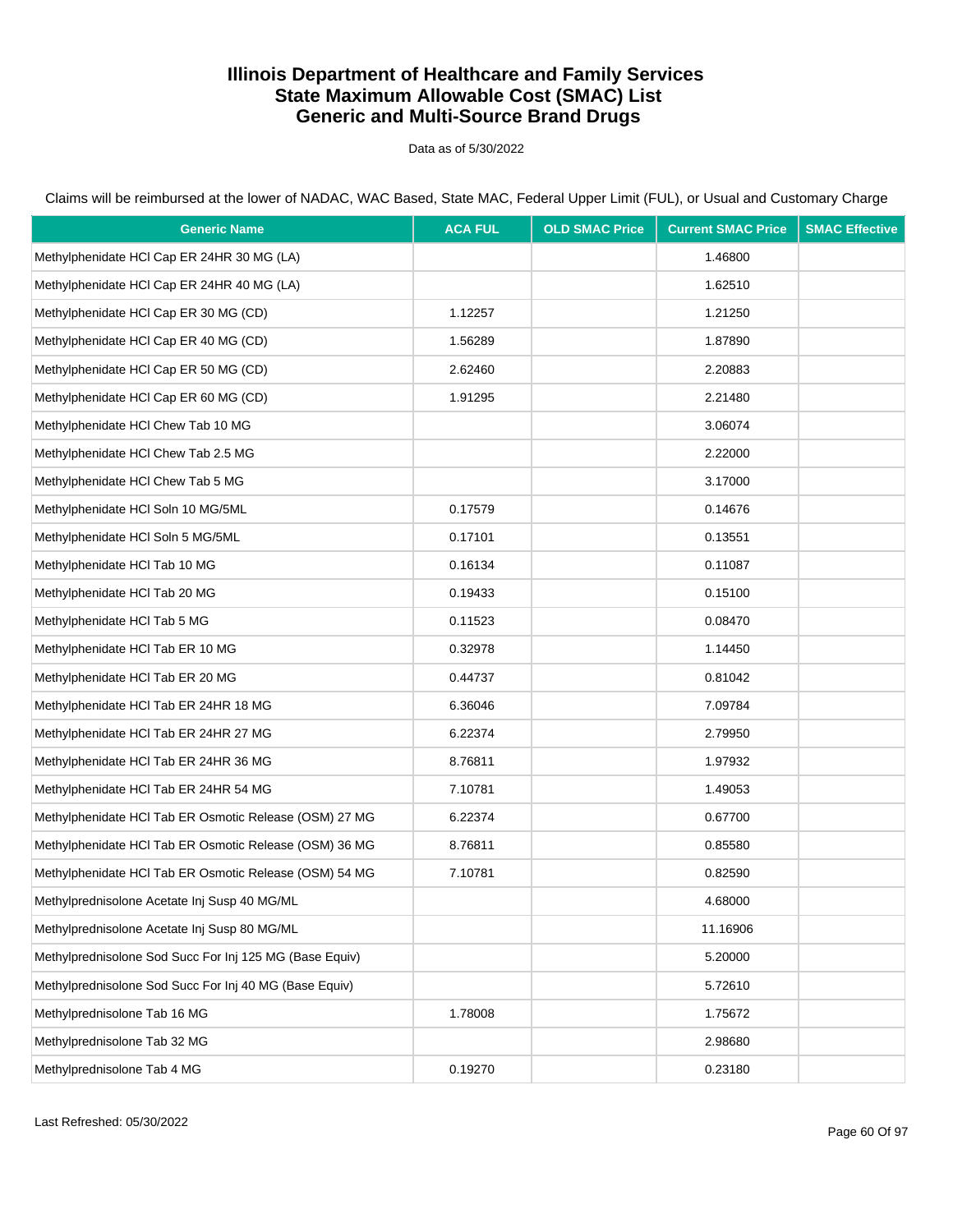# Illinois Department of Healthcare and Family Services
# State Maximum Allowable Cost (SMAC) List
# Generic and Multi-Source Brand Drugs

Data as of 5/30/2022

Claims will be reimbursed at the lower of NADAC, WAC Based, State MAC, Federal Upper Limit (FUL), or Usual and Customary Charge

| Generic Name | ACA FUL | OLD SMAC Price | Current SMAC Price | SMAC Effective |
|---|---|---|---|---|
| Methylphenidate HCl Cap ER 24HR 30 MG (LA) | | | 1.46800 | |
| Methylphenidate HCl Cap ER 24HR 40 MG (LA) | | | 1.62510 | |
| Methylphenidate HCl Cap ER 30 MG (CD) | 1.12257 | | 1.21250 | |
| Methylphenidate HCl Cap ER 40 MG (CD) | 1.56289 | | 1.87890 | |
| Methylphenidate HCl Cap ER 50 MG (CD) | 2.62460 | | 2.20883 | |
| Methylphenidate HCl Cap ER 60 MG (CD) | 1.91295 | | 2.21480 | |
| Methylphenidate HCl Chew Tab 10 MG | | | 3.06074 | |
| Methylphenidate HCl Chew Tab 2.5 MG | | | 2.22000 | |
| Methylphenidate HCl Chew Tab 5 MG | | | 3.17000 | |
| Methylphenidate HCl Soln 10 MG/5ML | 0.17579 | | 0.14676 | |
| Methylphenidate HCl Soln 5 MG/5ML | 0.17101 | | 0.13551 | |
| Methylphenidate HCl Tab 10 MG | 0.16134 | | 0.11087 | |
| Methylphenidate HCl Tab 20 MG | 0.19433 | | 0.15100 | |
| Methylphenidate HCl Tab 5 MG | 0.11523 | | 0.08470 | |
| Methylphenidate HCl Tab ER 10 MG | 0.32978 | | 1.14450 | |
| Methylphenidate HCl Tab ER 20 MG | 0.44737 | | 0.81042 | |
| Methylphenidate HCl Tab ER 24HR 18 MG | 6.36046 | | 7.09784 | |
| Methylphenidate HCl Tab ER 24HR 27 MG | 6.22374 | | 2.79950 | |
| Methylphenidate HCl Tab ER 24HR 36 MG | 8.76811 | | 1.97932 | |
| Methylphenidate HCl Tab ER 24HR 54 MG | 7.10781 | | 1.49053 | |
| Methylphenidate HCl Tab ER Osmotic Release (OSM) 27 MG | 6.22374 | | 0.67700 | |
| Methylphenidate HCl Tab ER Osmotic Release (OSM) 36 MG | 8.76811 | | 0.85580 | |
| Methylphenidate HCl Tab ER Osmotic Release (OSM) 54 MG | 7.10781 | | 0.82590 | |
| Methylprednisolone Acetate Inj Susp 40 MG/ML | | | 4.68000 | |
| Methylprednisolone Acetate Inj Susp 80 MG/ML | | | 11.16906 | |
| Methylprednisolone Sod Succ For Inj 125 MG (Base Equiv) | | | 5.20000 | |
| Methylprednisolone Sod Succ For Inj 40 MG (Base Equiv) | | | 5.72610 | |
| Methylprednisolone Tab 16 MG | 1.78008 | | 1.75672 | |
| Methylprednisolone Tab 32 MG | | | 2.98680 | |
| Methylprednisolone Tab 4 MG | 0.19270 | | 0.23180 | |

Last Refreshed: 05/30/2022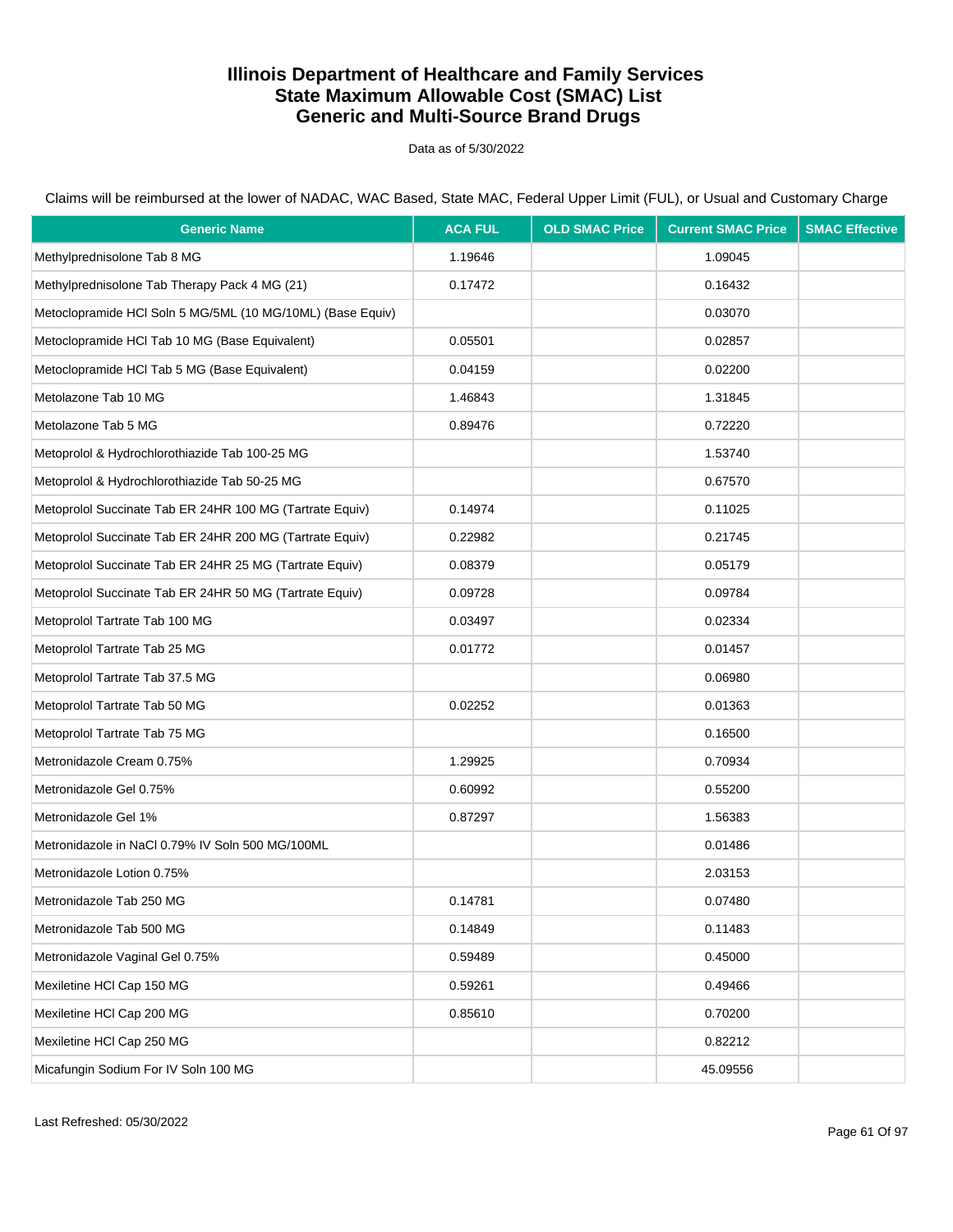# Illinois Department of Healthcare and Family Services
## State Maximum Allowable Cost (SMAC) List
## Generic and Multi-Source Brand Drugs

Data as of 5/30/2022

Claims will be reimbursed at the lower of NADAC, WAC Based, State MAC, Federal Upper Limit (FUL), or Usual and Customary Charge

| Generic Name | ACA FUL | OLD SMAC Price | Current SMAC Price | SMAC Effective |
|---|---|---|---|---|
| Methylprednisolone Tab 8 MG | 1.19646 | | 1.09045 | |
| Methylprednisolone Tab Therapy Pack 4 MG (21) | 0.17472 | | 0.16432 | |
| Metoclopramide HCl Soln 5 MG/5ML (10 MG/10ML) (Base Equiv) | | | 0.03070 | |
| Metoclopramide HCl Tab 10 MG (Base Equivalent) | 0.05501 | | 0.02857 | |
| Metoclopramide HCl Tab 5 MG (Base Equivalent) | 0.04159 | | 0.02200 | |
| Metolazone Tab 10 MG | 1.46843 | | 1.31845 | |
| Metolazone Tab 5 MG | 0.89476 | | 0.72220 | |
| Metoprolol & Hydrochlorothiazide Tab 100-25 MG | | | 1.53740 | |
| Metoprolol & Hydrochlorothiazide Tab 50-25 MG | | | 0.67570 | |
| Metoprolol Succinate Tab ER 24HR 100 MG (Tartrate Equiv) | 0.14974 | | 0.11025 | |
| Metoprolol Succinate Tab ER 24HR 200 MG (Tartrate Equiv) | 0.22982 | | 0.21745 | |
| Metoprolol Succinate Tab ER 24HR 25 MG (Tartrate Equiv) | 0.08379 | | 0.05179 | |
| Metoprolol Succinate Tab ER 24HR 50 MG (Tartrate Equiv) | 0.09728 | | 0.09784 | |
| Metoprolol Tartrate Tab 100 MG | 0.03497 | | 0.02334 | |
| Metoprolol Tartrate Tab 25 MG | 0.01772 | | 0.01457 | |
| Metoprolol Tartrate Tab 37.5 MG | | | 0.06980 | |
| Metoprolol Tartrate Tab 50 MG | 0.02252 | | 0.01363 | |
| Metoprolol Tartrate Tab 75 MG | | | 0.16500 | |
| Metronidazole Cream 0.75% | 1.29925 | | 0.70934 | |
| Metronidazole Gel 0.75% | 0.60992 | | 0.55200 | |
| Metronidazole Gel 1% | 0.87297 | | 1.56383 | |
| Metronidazole in NaCl 0.79% IV Soln 500 MG/100ML | | | 0.01486 | |
| Metronidazole Lotion 0.75% | | | 2.03153 | |
| Metronidazole Tab 250 MG | 0.14781 | | 0.07480 | |
| Metronidazole Tab 500 MG | 0.14849 | | 0.11483 | |
| Metronidazole Vaginal Gel 0.75% | 0.59489 | | 0.45000 | |
| Mexiletine HCl Cap 150 MG | 0.59261 | | 0.49466 | |
| Mexiletine HCl Cap 200 MG | 0.85610 | | 0.70200 | |
| Mexiletine HCl Cap 250 MG | | | 0.82212 | |
| Micafungin Sodium For IV Soln 100 MG | | | 45.09556 | |

Last Refreshed: 05/30/2022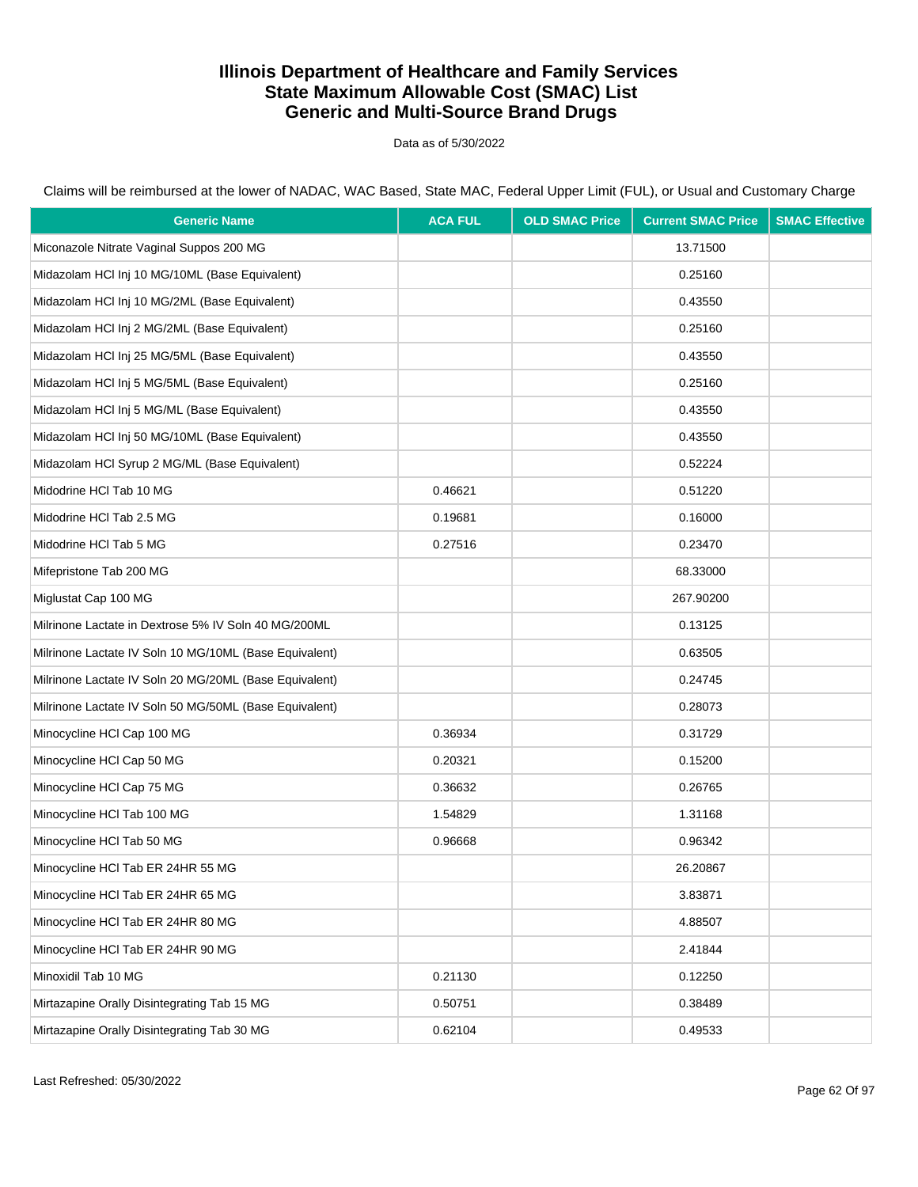# Illinois Department of Healthcare and Family Services
# State Maximum Allowable Cost (SMAC) List
# Generic and Multi-Source Brand Drugs

Data as of 5/30/2022

Claims will be reimbursed at the lower of NADAC, WAC Based, State MAC, Federal Upper Limit (FUL), or Usual and Customary Charge

| Generic Name | ACA FUL | OLD SMAC Price | Current SMAC Price | SMAC Effective |
|---|---|---|---|---|
| Miconazole Nitrate Vaginal Suppos 200 MG | | | 13.71500 | |
| Midazolam HCl Inj 10 MG/10ML (Base Equivalent) | | | 0.25160 | |
| Midazolam HCl Inj 10 MG/2ML (Base Equivalent) | | | 0.43550 | |
| Midazolam HCl Inj 2 MG/2ML (Base Equivalent) | | | 0.25160 | |
| Midazolam HCl Inj 25 MG/5ML (Base Equivalent) | | | 0.43550 | |
| Midazolam HCl Inj 5 MG/5ML (Base Equivalent) | | | 0.25160 | |
| Midazolam HCl Inj 5 MG/ML (Base Equivalent) | | | 0.43550 | |
| Midazolam HCl Inj 50 MG/10ML (Base Equivalent) | | | 0.43550 | |
| Midazolam HCl Syrup 2 MG/ML (Base Equivalent) | | | 0.52224 | |
| Midodrine HCl Tab 10 MG | 0.46621 | | 0.51220 | |
| Midodrine HCl Tab 2.5 MG | 0.19681 | | 0.16000 | |
| Midodrine HCl Tab 5 MG | 0.27516 | | 0.23470 | |
| Mifepristone Tab 200 MG | | | 68.33000 | |
| Miglustat Cap 100 MG | | | 267.90200 | |
| Milrinone Lactate in Dextrose 5% IV Soln 40 MG/200ML | | | 0.13125 | |
| Milrinone Lactate IV Soln 10 MG/10ML (Base Equivalent) | | | 0.63505 | |
| Milrinone Lactate IV Soln 20 MG/20ML (Base Equivalent) | | | 0.24745 | |
| Milrinone Lactate IV Soln 50 MG/50ML (Base Equivalent) | | | 0.28073 | |
| Minocycline HCl Cap 100 MG | 0.36934 | | 0.31729 | |
| Minocycline HCl Cap 50 MG | 0.20321 | | 0.15200 | |
| Minocycline HCl Cap 75 MG | 0.36632 | | 0.26765 | |
| Minocycline HCl Tab 100 MG | 1.54829 | | 1.31168 | |
| Minocycline HCl Tab 50 MG | 0.96668 | | 0.96342 | |
| Minocycline HCl Tab ER 24HR 55 MG | | | 26.20867 | |
| Minocycline HCl Tab ER 24HR 65 MG | | | 3.83871 | |
| Minocycline HCl Tab ER 24HR 80 MG | | | 4.88507 | |
| Minocycline HCl Tab ER 24HR 90 MG | | | 2.41844 | |
| Minoxidil Tab 10 MG | 0.21130 | | 0.12250 | |
| Mirtazapine Orally Disintegrating Tab 15 MG | 0.50751 | | 0.38489 | |
| Mirtazapine Orally Disintegrating Tab 30 MG | 0.62104 | | 0.49533 | |

Last Refreshed: 05/30/2022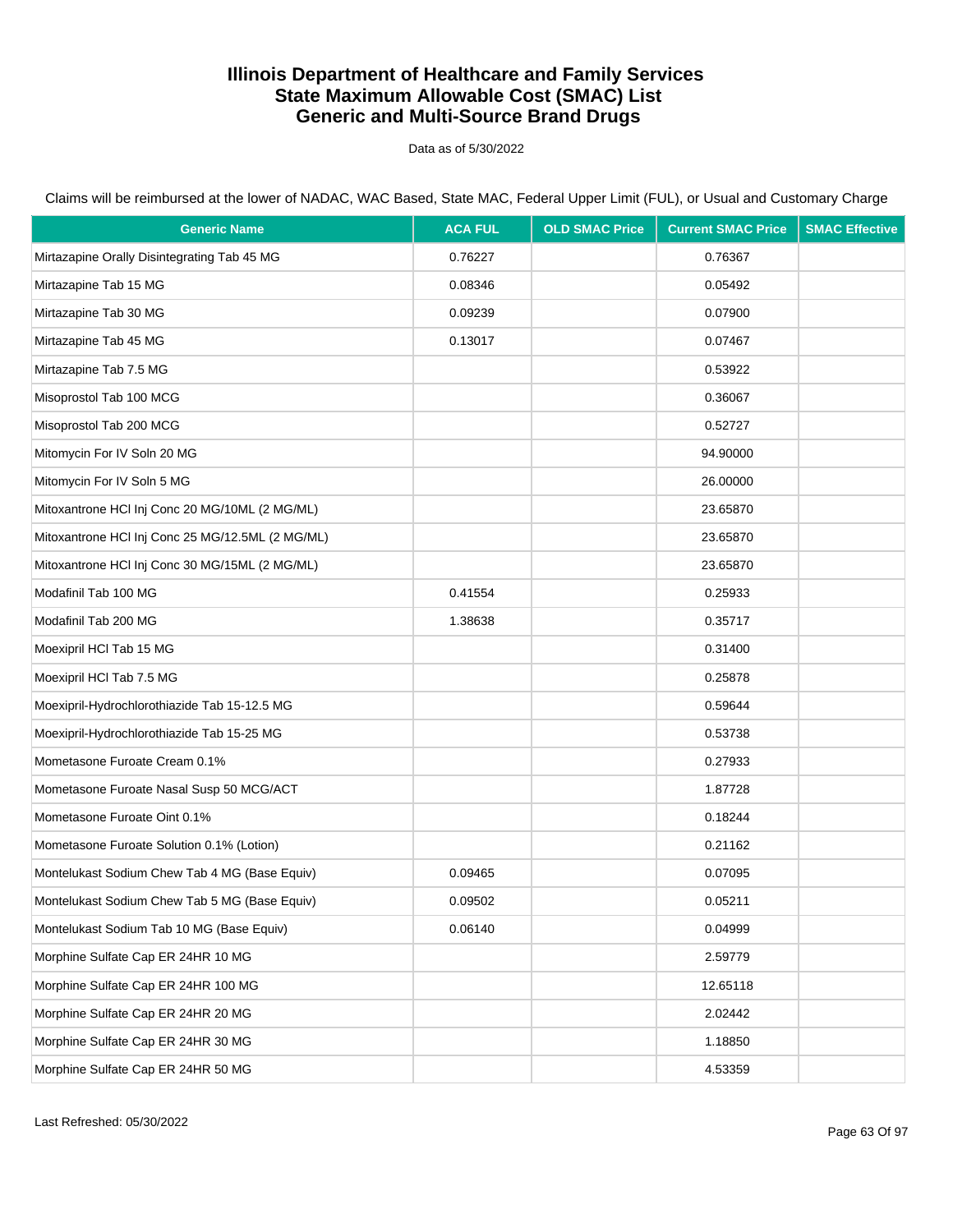# Illinois Department of Healthcare and Family Services
# State Maximum Allowable Cost (SMAC) List
# Generic and Multi-Source Brand Drugs

Data as of 5/30/2022

Claims will be reimbursed at the lower of NADAC, WAC Based, State MAC, Federal Upper Limit (FUL), or Usual and Customary Charge

| Generic Name | ACA FUL | OLD SMAC Price | Current SMAC Price | SMAC Effective |
|---|---|---|---|---|
| Mirtazapine Orally Disintegrating Tab 45 MG | 0.76227 | | 0.76367 | |
| Mirtazapine Tab 15 MG | 0.08346 | | 0.05492 | |
| Mirtazapine Tab 30 MG | 0.09239 | | 0.07900 | |
| Mirtazapine Tab 45 MG | 0.13017 | | 0.07467 | |
| Mirtazapine Tab 7.5 MG | | | 0.53922 | |
| Misoprostol Tab 100 MCG | | | 0.36067 | |
| Misoprostol Tab 200 MCG | | | 0.52727 | |
| Mitomycin For IV Soln 20 MG | | | 94.90000 | |
| Mitomycin For IV Soln 5 MG | | | 26.00000 | |
| Mitoxantrone HCl Inj Conc 20 MG/10ML (2 MG/ML) | | | 23.65870 | |
| Mitoxantrone HCl Inj Conc 25 MG/12.5ML (2 MG/ML) | | | 23.65870 | |
| Mitoxantrone HCl Inj Conc 30 MG/15ML (2 MG/ML) | | | 23.65870 | |
| Modafinil Tab 100 MG | 0.41554 | | 0.25933 | |
| Modafinil Tab 200 MG | 1.38638 | | 0.35717 | |
| Moexipril HCl Tab 15 MG | | | 0.31400 | |
| Moexipril HCl Tab 7.5 MG | | | 0.25878 | |
| Moexipril-Hydrochlorothiazide Tab 15-12.5 MG | | | 0.59644 | |
| Moexipril-Hydrochlorothiazide Tab 15-25 MG | | | 0.53738 | |
| Mometasone Furoate Cream 0.1% | | | 0.27933 | |
| Mometasone Furoate Nasal Susp 50 MCG/ACT | | | 1.87728 | |
| Mometasone Furoate Oint 0.1% | | | 0.18244 | |
| Mometasone Furoate Solution 0.1% (Lotion) | | | 0.21162 | |
| Montelukast Sodium Chew Tab 4 MG (Base Equiv) | 0.09465 | | 0.07095 | |
| Montelukast Sodium Chew Tab 5 MG (Base Equiv) | 0.09502 | | 0.05211 | |
| Montelukast Sodium Tab 10 MG (Base Equiv) | 0.06140 | | 0.04999 | |
| Morphine Sulfate Cap ER 24HR 10 MG | | | 2.59779 | |
| Morphine Sulfate Cap ER 24HR 100 MG | | | 12.65118 | |
| Morphine Sulfate Cap ER 24HR 20 MG | | | 2.02442 | |
| Morphine Sulfate Cap ER 24HR 30 MG | | | 1.18850 | |
| Morphine Sulfate Cap ER 24HR 50 MG | | | 4.53359 | |

Last Refreshed: 05/30/2022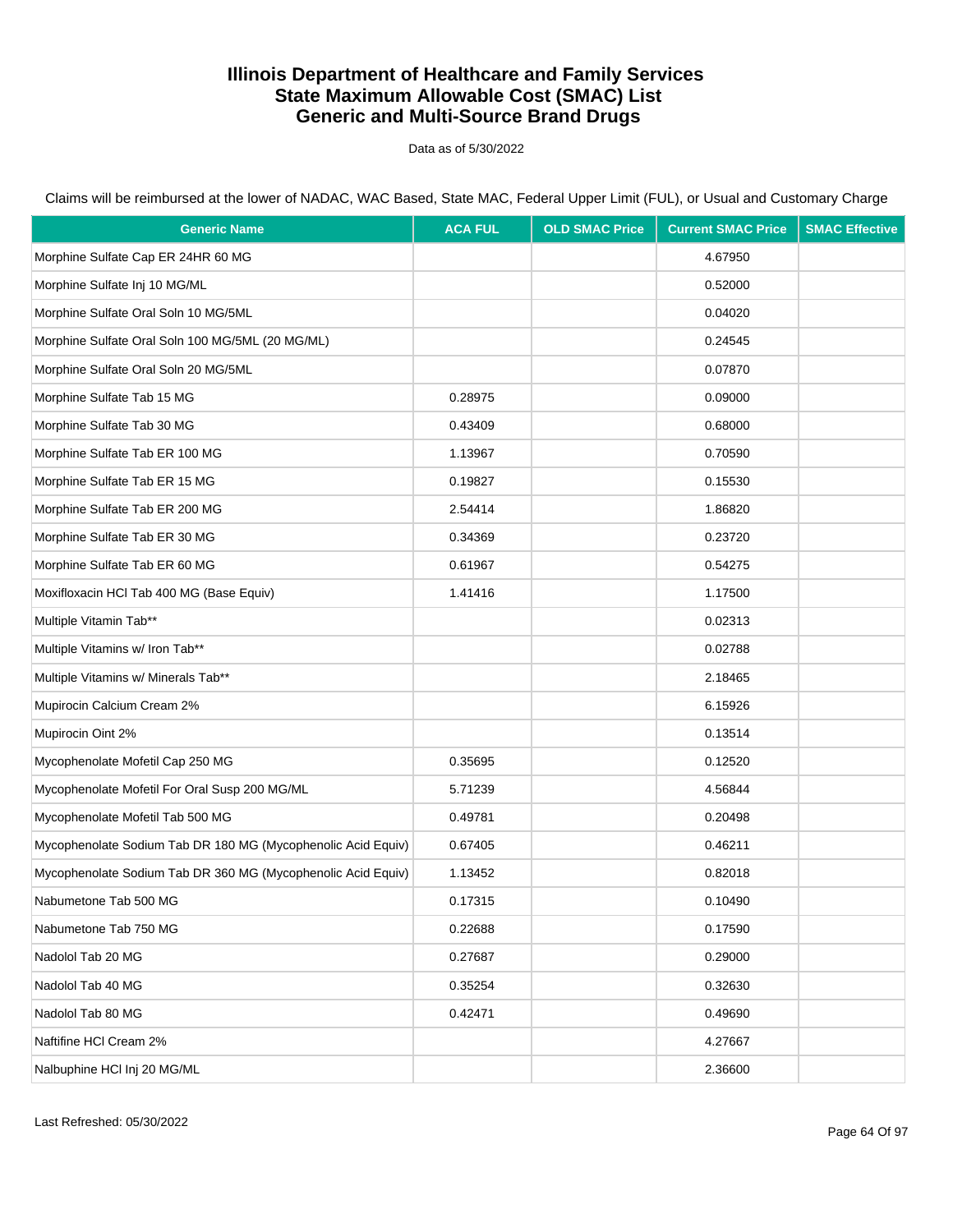# Illinois Department of Healthcare and Family Services
# State Maximum Allowable Cost (SMAC) List
# Generic and Multi-Source Brand Drugs

Data as of 5/30/2022

Claims will be reimbursed at the lower of NADAC, WAC Based, State MAC, Federal Upper Limit (FUL), or Usual and Customary Charge

| Generic Name | ACA FUL | OLD SMAC Price | Current SMAC Price | SMAC Effective |
|---|---|---|---|---|
| Morphine Sulfate Cap ER 24HR 60 MG | | | 4.67950 | |
| Morphine Sulfate Inj 10 MG/ML | | | 0.52000 | |
| Morphine Sulfate Oral Soln 10 MG/5ML | | | 0.04020 | |
| Morphine Sulfate Oral Soln 100 MG/5ML (20 MG/ML) | | | 0.24545 | |
| Morphine Sulfate Oral Soln 20 MG/5ML | | | 0.07870 | |
| Morphine Sulfate Tab 15 MG | 0.28975 | | 0.09000 | |
| Morphine Sulfate Tab 30 MG | 0.43409 | | 0.68000 | |
| Morphine Sulfate Tab ER 100 MG | 1.13967 | | 0.70590 | |
| Morphine Sulfate Tab ER 15 MG | 0.19827 | | 0.15530 | |
| Morphine Sulfate Tab ER 200 MG | 2.54414 | | 1.86820 | |
| Morphine Sulfate Tab ER 30 MG | 0.34369 | | 0.23720 | |
| Morphine Sulfate Tab ER 60 MG | 0.61967 | | 0.54275 | |
| Moxifloxacin HCl Tab 400 MG (Base Equiv) | 1.41416 | | 1.17500 | |
| Multiple Vitamin Tab** | | | 0.02313 | |
| Multiple Vitamins w/ Iron Tab** | | | 0.02788 | |
| Multiple Vitamins w/ Minerals Tab** | | | 2.18465 | |
| Mupirocin Calcium Cream 2% | | | 6.15926 | |
| Mupirocin Oint 2% | | | 0.13514 | |
| Mycophenolate Mofetil Cap 250 MG | 0.35695 | | 0.12520 | |
| Mycophenolate Mofetil For Oral Susp 200 MG/ML | 5.71239 | | 4.56844 | |
| Mycophenolate Mofetil Tab 500 MG | 0.49781 | | 0.20498 | |
| Mycophenolate Sodium Tab DR 180 MG (Mycophenolic Acid Equiv) | 0.67405 | | 0.46211 | |
| Mycophenolate Sodium Tab DR 360 MG (Mycophenolic Acid Equiv) | 1.13452 | | 0.82018 | |
| Nabumetone Tab 500 MG | 0.17315 | | 0.10490 | |
| Nabumetone Tab 750 MG | 0.22688 | | 0.17590 | |
| Nadolol Tab 20 MG | 0.27687 | | 0.29000 | |
| Nadolol Tab 40 MG | 0.35254 | | 0.32630 | |
| Nadolol Tab 80 MG | 0.42471 | | 0.49690 | |
| Naftifine HCl Cream 2% | | | 4.27667 | |
| Nalbuphine HCl Inj 20 MG/ML | | | 2.36600 | |

Last Refreshed: 05/30/2022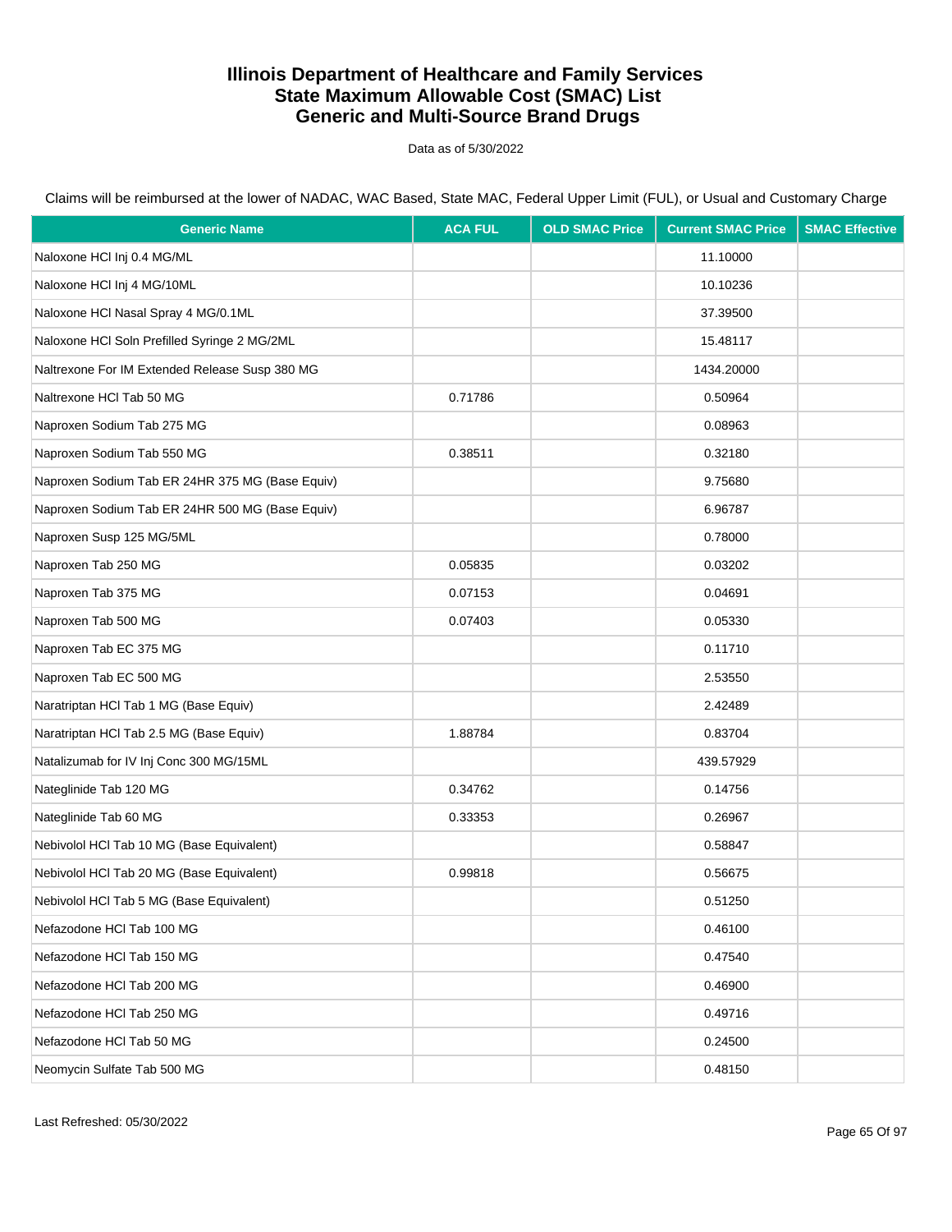# Illinois Department of Healthcare and Family Services
# State Maximum Allowable Cost (SMAC) List
# Generic and Multi-Source Brand Drugs

Data as of 5/30/2022

Claims will be reimbursed at the lower of NADAC, WAC Based, State MAC, Federal Upper Limit (FUL), or Usual and Customary Charge

| Generic Name | ACA FUL | OLD SMAC Price | Current SMAC Price | SMAC Effective |
|---|---|---|---|---|
| Naloxone HCl Inj 0.4 MG/ML | | | 11.10000 | |
| Naloxone HCl Inj 4 MG/10ML | | | 10.10236 | |
| Naloxone HCl Nasal Spray 4 MG/0.1ML | | | 37.39500 | |
| Naloxone HCl Soln Prefilled Syringe 2 MG/2ML | | | 15.48117 | |
| Naltrexone For IM Extended Release Susp 380 MG | | | 1434.20000 | |
| Naltrexone HCl Tab 50 MG | 0.71786 | | 0.50964 | |
| Naproxen Sodium Tab 275 MG | | | 0.08963 | |
| Naproxen Sodium Tab 550 MG | 0.38511 | | 0.32180 | |
| Naproxen Sodium Tab ER 24HR 375 MG (Base Equiv) | | | 9.75680 | |
| Naproxen Sodium Tab ER 24HR 500 MG (Base Equiv) | | | 6.96787 | |
| Naproxen Susp 125 MG/5ML | | | 0.78000 | |
| Naproxen Tab 250 MG | 0.05835 | | 0.03202 | |
| Naproxen Tab 375 MG | 0.07153 | | 0.04691 | |
| Naproxen Tab 500 MG | 0.07403 | | 0.05330 | |
| Naproxen Tab EC 375 MG | | | 0.11710 | |
| Naproxen Tab EC 500 MG | | | 2.53550 | |
| Naratriptan HCl Tab 1 MG (Base Equiv) | | | 2.42489 | |
| Naratriptan HCl Tab 2.5 MG (Base Equiv) | 1.88784 | | 0.83704 | |
| Natalizumab for IV Inj Conc 300 MG/15ML | | | 439.57929 | |
| Nateglinide Tab 120 MG | 0.34762 | | 0.14756 | |
| Nateglinide Tab 60 MG | 0.33353 | | 0.26967 | |
| Nebivolol HCl Tab 10 MG (Base Equivalent) | | | 0.58847 | |
| Nebivolol HCl Tab 20 MG (Base Equivalent) | 0.99818 | | 0.56675 | |
| Nebivolol HCl Tab 5 MG (Base Equivalent) | | | 0.51250 | |
| Nefazodone HCl Tab 100 MG | | | 0.46100 | |
| Nefazodone HCl Tab 150 MG | | | 0.47540 | |
| Nefazodone HCl Tab 200 MG | | | 0.46900 | |
| Nefazodone HCl Tab 250 MG | | | 0.49716 | |
| Nefazodone HCl Tab 50 MG | | | 0.24500 | |
| Neomycin Sulfate Tab 500 MG | | | 0.48150 | |

Last Refreshed: 05/30/2022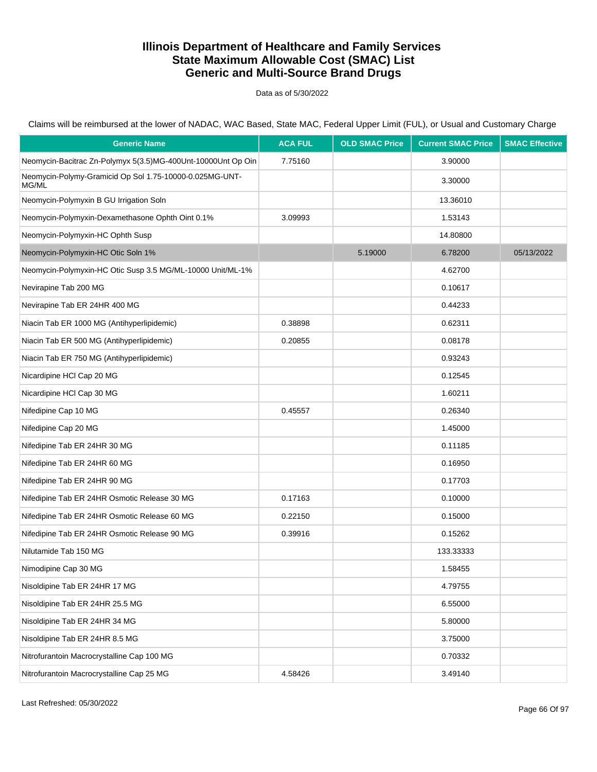# Illinois Department of Healthcare and Family Services
# State Maximum Allowable Cost (SMAC) List
# Generic and Multi-Source Brand Drugs

Data as of 5/30/2022

Claims will be reimbursed at the lower of NADAC, WAC Based, State MAC, Federal Upper Limit (FUL), or Usual and Customary Charge

| Generic Name | ACA FUL | OLD SMAC Price | Current SMAC Price | SMAC Effective |
|---|---|---|---|---|
| Neomycin-Bacitrac Zn-Polymyx 5(3.5)MG-400Unt-10000Unt Op Oin | 7.75160 | | 3.90000 | |
| Neomycin-Polymy-Gramicid Op Sol 1.75-10000-0.025MG-UNT-MG/ML | | | 3.30000 | |
| Neomycin-Polymyxin B GU Irrigation Soln | | | 13.36010 | |
| Neomycin-Polymyxin-Dexamethasone Ophth Oint 0.1% | 3.09993 | | 1.53143 | |
| Neomycin-Polymyxin-HC Ophth Susp | | | 14.80800 | |
| Neomycin-Polymyxin-HC Otic Soln 1% | | 5.19000 | 6.78200 | 05/13/2022 |
| Neomycin-Polymyxin-HC Otic Susp 3.5 MG/ML-10000 Unit/ML-1% | | | 4.62700 | |
| Nevirapine Tab 200 MG | | | 0.10617 | |
| Nevirapine Tab ER 24HR 400 MG | | | 0.44233 | |
| Niacin Tab ER 1000 MG (Antihyperlipidemic) | 0.38898 | | 0.62311 | |
| Niacin Tab ER 500 MG (Antihyperlipidemic) | 0.20855 | | 0.08178 | |
| Niacin Tab ER 750 MG (Antihyperlipidemic) | | | 0.93243 | |
| Nicardipine HCl Cap 20 MG | | | 0.12545 | |
| Nicardipine HCl Cap 30 MG | | | 1.60211 | |
| Nifedipine Cap 10 MG | 0.45557 | | 0.26340 | |
| Nifedipine Cap 20 MG | | | 1.45000 | |
| Nifedipine Tab ER 24HR 30 MG | | | 0.11185 | |
| Nifedipine Tab ER 24HR 60 MG | | | 0.16950 | |
| Nifedipine Tab ER 24HR 90 MG | | | 0.17703 | |
| Nifedipine Tab ER 24HR Osmotic Release 30 MG | 0.17163 | | 0.10000 | |
| Nifedipine Tab ER 24HR Osmotic Release 60 MG | 0.22150 | | 0.15000 | |
| Nifedipine Tab ER 24HR Osmotic Release 90 MG | 0.39916 | | 0.15262 | |
| Nilutamide Tab 150 MG | | | 133.33333 | |
| Nimodipine Cap 30 MG | | | 1.58455 | |
| Nisoldipine Tab ER 24HR 17 MG | | | 4.79755 | |
| Nisoldipine Tab ER 24HR 25.5 MG | | | 6.55000 | |
| Nisoldipine Tab ER 24HR 34 MG | | | 5.80000 | |
| Nisoldipine Tab ER 24HR 8.5 MG | | | 3.75000 | |
| Nitrofurantoin Macrocrystalline Cap 100 MG | | | 0.70332 | |
| Nitrofurantoin Macrocrystalline Cap 25 MG | 4.58426 | | 3.49140 | |

Last Refreshed: 05/30/2022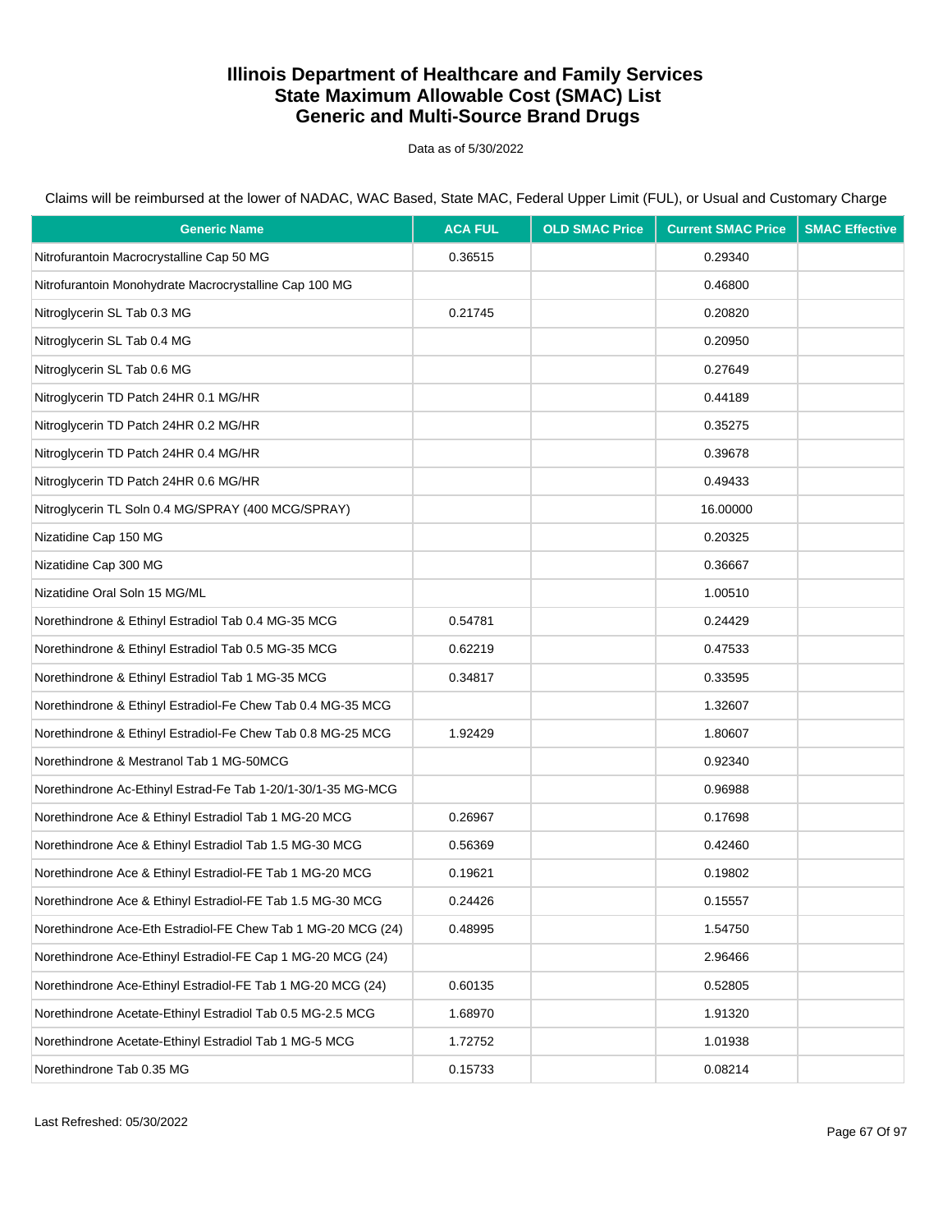# Illinois Department of Healthcare and Family Services
# State Maximum Allowable Cost (SMAC) List
# Generic and Multi-Source Brand Drugs

Data as of 5/30/2022

Claims will be reimbursed at the lower of NADAC, WAC Based, State MAC, Federal Upper Limit (FUL), or Usual and Customary Charge

| Generic Name | ACA FUL | OLD SMAC Price | Current SMAC Price | SMAC Effective |
|---|---|---|---|---|
| Nitrofurantoin Macrocrystalline Cap 50 MG | 0.36515 | | 0.29340 | |
| Nitrofurantoin Monohydrate Macrocrystalline Cap 100 MG | | | 0.46800 | |
| Nitroglycerin SL Tab 0.3 MG | 0.21745 | | 0.20820 | |
| Nitroglycerin SL Tab 0.4 MG | | | 0.20950 | |
| Nitroglycerin SL Tab 0.6 MG | | | 0.27649 | |
| Nitroglycerin TD Patch 24HR 0.1 MG/HR | | | 0.44189 | |
| Nitroglycerin TD Patch 24HR 0.2 MG/HR | | | 0.35275 | |
| Nitroglycerin TD Patch 24HR 0.4 MG/HR | | | 0.39678 | |
| Nitroglycerin TD Patch 24HR 0.6 MG/HR | | | 0.49433 | |
| Nitroglycerin TL Soln 0.4 MG/SPRAY (400 MCG/SPRAY) | | | 16.00000 | |
| Nizatidine Cap 150 MG | | | 0.20325 | |
| Nizatidine Cap 300 MG | | | 0.36667 | |
| Nizatidine Oral Soln 15 MG/ML | | | 1.00510 | |
| Norethindrone & Ethinyl Estradiol Tab 0.4 MG-35 MCG | 0.54781 | | 0.24429 | |
| Norethindrone & Ethinyl Estradiol Tab 0.5 MG-35 MCG | 0.62219 | | 0.47533 | |
| Norethindrone & Ethinyl Estradiol Tab 1 MG-35 MCG | 0.34817 | | 0.33595 | |
| Norethindrone & Ethinyl Estradiol-Fe Chew Tab 0.4 MG-35 MCG | | | 1.32607 | |
| Norethindrone & Ethinyl Estradiol-Fe Chew Tab 0.8 MG-25 MCG | 1.92429 | | 1.80607 | |
| Norethindrone & Mestranol Tab 1 MG-50MCG | | | 0.92340 | |
| Norethindrone Ac-Ethinyl Estrad-Fe Tab 1-20/1-30/1-35 MG-MCG | | | 0.96988 | |
| Norethindrone Ace & Ethinyl Estradiol Tab 1 MG-20 MCG | 0.26967 | | 0.17698 | |
| Norethindrone Ace & Ethinyl Estradiol Tab 1.5 MG-30 MCG | 0.56369 | | 0.42460 | |
| Norethindrone Ace & Ethinyl Estradiol-FE Tab 1 MG-20 MCG | 0.19621 | | 0.19802 | |
| Norethindrone Ace & Ethinyl Estradiol-FE Tab 1.5 MG-30 MCG | 0.24426 | | 0.15557 | |
| Norethindrone Ace-Eth Estradiol-FE Chew Tab 1 MG-20 MCG (24) | 0.48995 | | 1.54750 | |
| Norethindrone Ace-Ethinyl Estradiol-FE Cap 1 MG-20 MCG (24) | | | 2.96466 | |
| Norethindrone Ace-Ethinyl Estradiol-FE Tab 1 MG-20 MCG (24) | 0.60135 | | 0.52805 | |
| Norethindrone Acetate-Ethinyl Estradiol Tab 0.5 MG-2.5 MCG | 1.68970 | | 1.91320 | |
| Norethindrone Acetate-Ethinyl Estradiol Tab 1 MG-5 MCG | 1.72752 | | 1.01938 | |
| Norethindrone Tab 0.35 MG | 0.15733 | | 0.08214 | |

Last Refreshed: 05/30/2022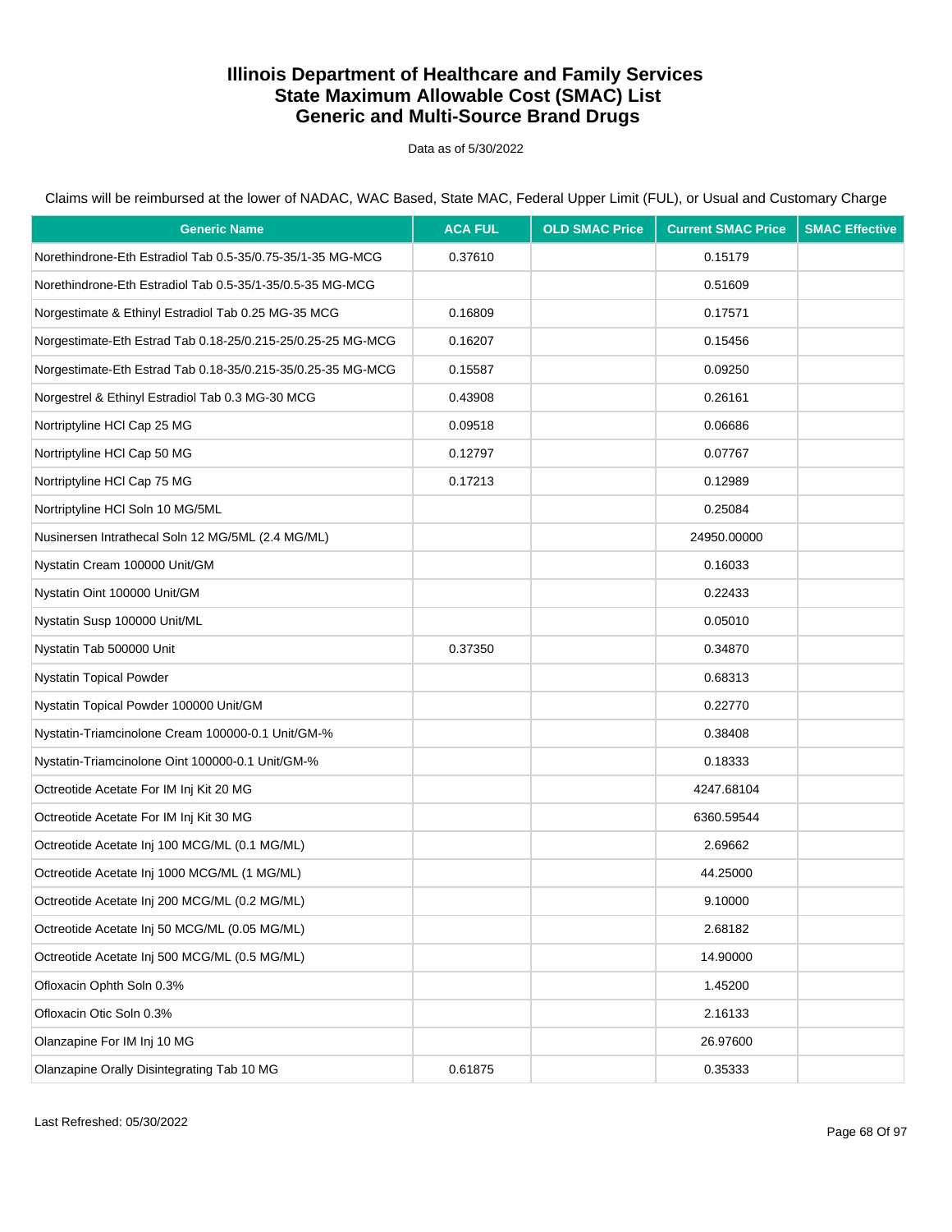# Illinois Department of Healthcare and Family Services
# State Maximum Allowable Cost (SMAC) List
# Generic and Multi-Source Brand Drugs

Data as of 5/30/2022

Claims will be reimbursed at the lower of NADAC, WAC Based, State MAC, Federal Upper Limit (FUL), or Usual and Customary Charge

| Generic Name | ACA FUL | OLD SMAC Price | Current SMAC Price | SMAC Effective |
|---|---|---|---|---|
| Norethindrone-Eth Estradiol Tab 0.5-35/0.75-35/1-35 MG-MCG | 0.37610 | | 0.15179 | |
| Norethindrone-Eth Estradiol Tab 0.5-35/1-35/0.5-35 MG-MCG | | | 0.51609 | |
| Norgestimate & Ethinyl Estradiol Tab 0.25 MG-35 MCG | 0.16809 | | 0.17571 | |
| Norgestimate-Eth Estrad Tab 0.18-25/0.215-25/0.25-25 MG-MCG | 0.16207 | | 0.15456 | |
| Norgestimate-Eth Estrad Tab 0.18-35/0.215-35/0.25-35 MG-MCG | 0.15587 | | 0.09250 | |
| Norgestrel & Ethinyl Estradiol Tab 0.3 MG-30 MCG | 0.43908 | | 0.26161 | |
| Nortriptyline HCl Cap 25 MG | 0.09518 | | 0.06686 | |
| Nortriptyline HCl Cap 50 MG | 0.12797 | | 0.07767 | |
| Nortriptyline HCl Cap 75 MG | 0.17213 | | 0.12989 | |
| Nortriptyline HCl Soln 10 MG/5ML | | | 0.25084 | |
| Nusinersen Intrathecal Soln 12 MG/5ML (2.4 MG/ML) | | | 24950.00000 | |
| Nystatin Cream 100000 Unit/GM | | | 0.16033 | |
| Nystatin Oint 100000 Unit/GM | | | 0.22433 | |
| Nystatin Susp 100000 Unit/ML | | | 0.05010 | |
| Nystatin Tab 500000 Unit | 0.37350 | | 0.34870 | |
| Nystatin Topical Powder | | | 0.68313 | |
| Nystatin Topical Powder 100000 Unit/GM | | | 0.22770 | |
| Nystatin-Triamcinolone Cream 100000-0.1 Unit/GM-% | | | 0.38408 | |
| Nystatin-Triamcinolone Oint 100000-0.1 Unit/GM-% | | | 0.18333 | |
| Octreotide Acetate For IM Inj Kit 20 MG | | | 4247.68104 | |
| Octreotide Acetate For IM Inj Kit 30 MG | | | 6360.59544 | |
| Octreotide Acetate Inj 100 MCG/ML (0.1 MG/ML) | | | 2.69662 | |
| Octreotide Acetate Inj 1000 MCG/ML (1 MG/ML) | | | 44.25000 | |
| Octreotide Acetate Inj 200 MCG/ML (0.2 MG/ML) | | | 9.10000 | |
| Octreotide Acetate Inj 50 MCG/ML (0.05 MG/ML) | | | 2.68182 | |
| Octreotide Acetate Inj 500 MCG/ML (0.5 MG/ML) | | | 14.90000 | |
| Ofloxacin Ophth Soln 0.3% | | | 1.45200 | |
| Ofloxacin Otic Soln 0.3% | | | 2.16133 | |
| Olanzapine For IM Inj 10 MG | | | 26.97600 | |
| Olanzapine Orally Disintegrating Tab 10 MG | 0.61875 | | 0.35333 | |

Last Refreshed: 05/30/2022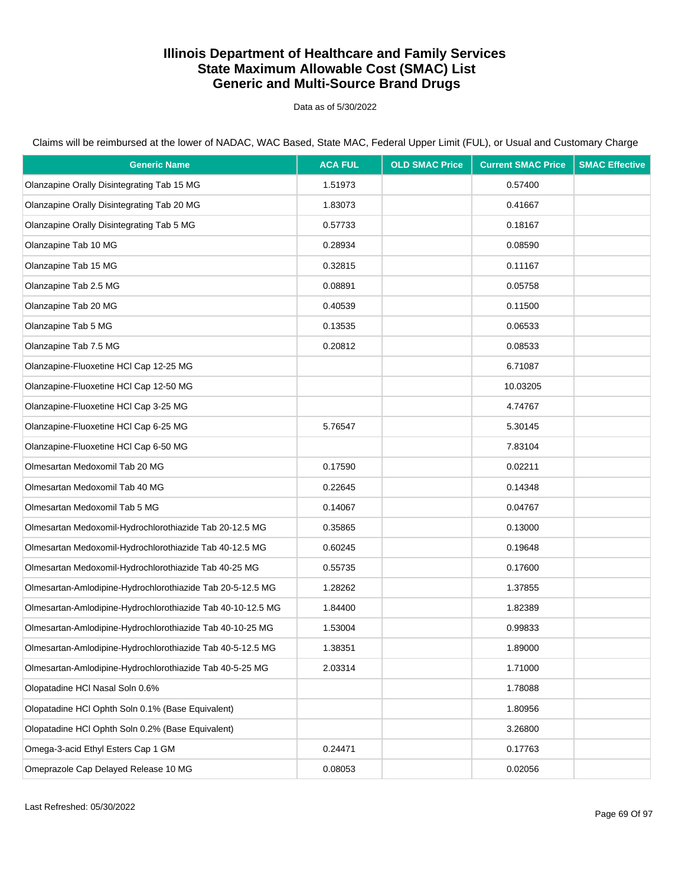# Illinois Department of Healthcare and Family Services
# State Maximum Allowable Cost (SMAC) List
# Generic and Multi-Source Brand Drugs

Data as of 5/30/2022

Claims will be reimbursed at the lower of NADAC, WAC Based, State MAC, Federal Upper Limit (FUL), or Usual and Customary Charge

| Generic Name | ACA FUL | OLD SMAC Price | Current SMAC Price | SMAC Effective |
|---|---|---|---|---|
| Olanzapine Orally Disintegrating Tab 15 MG | 1.51973 | | 0.57400 | |
| Olanzapine Orally Disintegrating Tab 20 MG | 1.83073 | | 0.41667 | |
| Olanzapine Orally Disintegrating Tab 5 MG | 0.57733 | | 0.18167 | |
| Olanzapine Tab 10 MG | 0.28934 | | 0.08590 | |
| Olanzapine Tab 15 MG | 0.32815 | | 0.11167 | |
| Olanzapine Tab 2.5 MG | 0.08891 | | 0.05758 | |
| Olanzapine Tab 20 MG | 0.40539 | | 0.11500 | |
| Olanzapine Tab 5 MG | 0.13535 | | 0.06533 | |
| Olanzapine Tab 7.5 MG | 0.20812 | | 0.08533 | |
| Olanzapine-Fluoxetine HCl Cap 12-25 MG | | | 6.71087 | |
| Olanzapine-Fluoxetine HCl Cap 12-50 MG | | | 10.03205 | |
| Olanzapine-Fluoxetine HCl Cap 3-25 MG | | | 4.74767 | |
| Olanzapine-Fluoxetine HCl Cap 6-25 MG | 5.76547 | | 5.30145 | |
| Olanzapine-Fluoxetine HCl Cap 6-50 MG | | | 7.83104 | |
| Olmesartan Medoxomil Tab 20 MG | 0.17590 | | 0.02211 | |
| Olmesartan Medoxomil Tab 40 MG | 0.22645 | | 0.14348 | |
| Olmesartan Medoxomil Tab 5 MG | 0.14067 | | 0.04767 | |
| Olmesartan Medoxomil-Hydrochlorothiazide Tab 20-12.5 MG | 0.35865 | | 0.13000 | |
| Olmesartan Medoxomil-Hydrochlorothiazide Tab 40-12.5 MG | 0.60245 | | 0.19648 | |
| Olmesartan Medoxomil-Hydrochlorothiazide Tab 40-25 MG | 0.55735 | | 0.17600 | |
| Olmesartan-Amlodipine-Hydrochlorothiazide Tab 20-5-12.5 MG | 1.28262 | | 1.37855 | |
| Olmesartan-Amlodipine-Hydrochlorothiazide Tab 40-10-12.5 MG | 1.84400 | | 1.82389 | |
| Olmesartan-Amlodipine-Hydrochlorothiazide Tab 40-10-25 MG | 1.53004 | | 0.99833 | |
| Olmesartan-Amlodipine-Hydrochlorothiazide Tab 40-5-12.5 MG | 1.38351 | | 1.89000 | |
| Olmesartan-Amlodipine-Hydrochlorothiazide Tab 40-5-25 MG | 2.03314 | | 1.71000 | |
| Olopatadine HCl Nasal Soln 0.6% | | | 1.78088 | |
| Olopatadine HCl Ophth Soln 0.1% (Base Equivalent) | | | 1.80956 | |
| Olopatadine HCl Ophth Soln 0.2% (Base Equivalent) | | | 3.26800 | |
| Omega-3-acid Ethyl Esters Cap 1 GM | 0.24471 | | 0.17763 | |
| Omeprazole Cap Delayed Release 10 MG | 0.08053 | | 0.02056 | |

Last Refreshed: 05/30/2022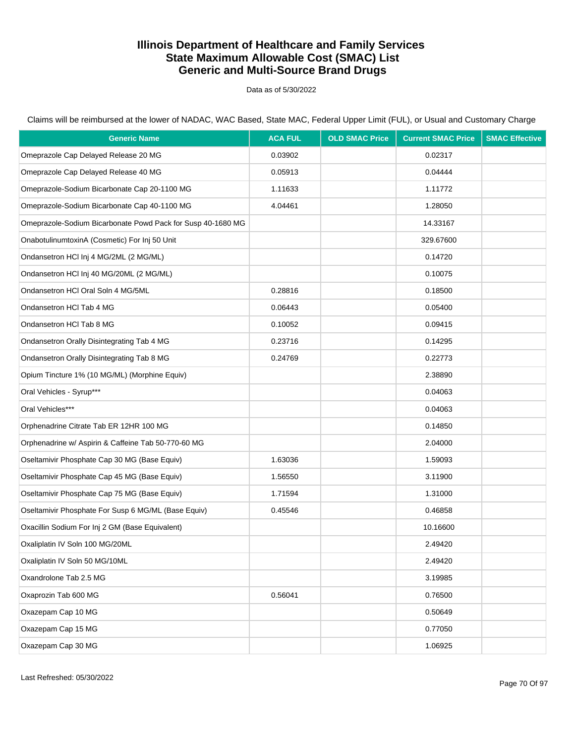# Illinois Department of Healthcare and Family Services
## State Maximum Allowable Cost (SMAC) List
## Generic and Multi-Source Brand Drugs

Data as of 5/30/2022

Claims will be reimbursed at the lower of NADAC, WAC Based, State MAC, Federal Upper Limit (FUL), or Usual and Customary Charge

| Generic Name | ACA FUL | OLD SMAC Price | Current SMAC Price | SMAC Effective |
|---|---|---|---|---|
| Omeprazole Cap Delayed Release 20 MG | 0.03902 | | 0.02317 | |
| Omeprazole Cap Delayed Release 40 MG | 0.05913 | | 0.04444 | |
| Omeprazole-Sodium Bicarbonate Cap 20-1100 MG | 1.11633 | | 1.11772 | |
| Omeprazole-Sodium Bicarbonate Cap 40-1100 MG | 4.04461 | | 1.28050 | |
| Omeprazole-Sodium Bicarbonate Powd Pack for Susp 40-1680 MG | | | 14.33167 | |
| OnabotulinumtoxinA (Cosmetic) For Inj 50 Unit | | | 329.67600 | |
| Ondansetron HCl Inj 4 MG/2ML (2 MG/ML) | | | 0.14720 | |
| Ondansetron HCl Inj 40 MG/20ML (2 MG/ML) | | | 0.10075 | |
| Ondansetron HCl Oral Soln 4 MG/5ML | 0.28816 | | 0.18500 | |
| Ondansetron HCl Tab 4 MG | 0.06443 | | 0.05400 | |
| Ondansetron HCl Tab 8 MG | 0.10052 | | 0.09415 | |
| Ondansetron Orally Disintegrating Tab 4 MG | 0.23716 | | 0.14295 | |
| Ondansetron Orally Disintegrating Tab 8 MG | 0.24769 | | 0.22773 | |
| Opium Tincture 1% (10 MG/ML) (Morphine Equiv) | | | 2.38890 | |
| Oral Vehicles - Syrup*** | | | 0.04063 | |
| Oral Vehicles*** | | | 0.04063 | |
| Orphenadrine Citrate Tab ER 12HR 100 MG | | | 0.14850 | |
| Orphenadrine w/ Aspirin & Caffeine Tab 50-770-60 MG | | | 2.04000 | |
| Oseltamivir Phosphate Cap 30 MG (Base Equiv) | 1.63036 | | 1.59093 | |
| Oseltamivir Phosphate Cap 45 MG (Base Equiv) | 1.56550 | | 3.11900 | |
| Oseltamivir Phosphate Cap 75 MG (Base Equiv) | 1.71594 | | 1.31000 | |
| Oseltamivir Phosphate For Susp 6 MG/ML (Base Equiv) | 0.45546 | | 0.46858 | |
| Oxacillin Sodium For Inj 2 GM (Base Equivalent) | | | 10.16600 | |
| Oxaliplatin IV Soln 100 MG/20ML | | | 2.49420 | |
| Oxaliplatin IV Soln 50 MG/10ML | | | 2.49420 | |
| Oxandrolone Tab 2.5 MG | | | 3.19985 | |
| Oxaprozin Tab 600 MG | 0.56041 | | 0.76500 | |
| Oxazepam Cap 10 MG | | | 0.50649 | |
| Oxazepam Cap 15 MG | | | 0.77050 | |
| Oxazepam Cap 30 MG | | | 1.06925 | |

Last Refreshed: 05/30/2022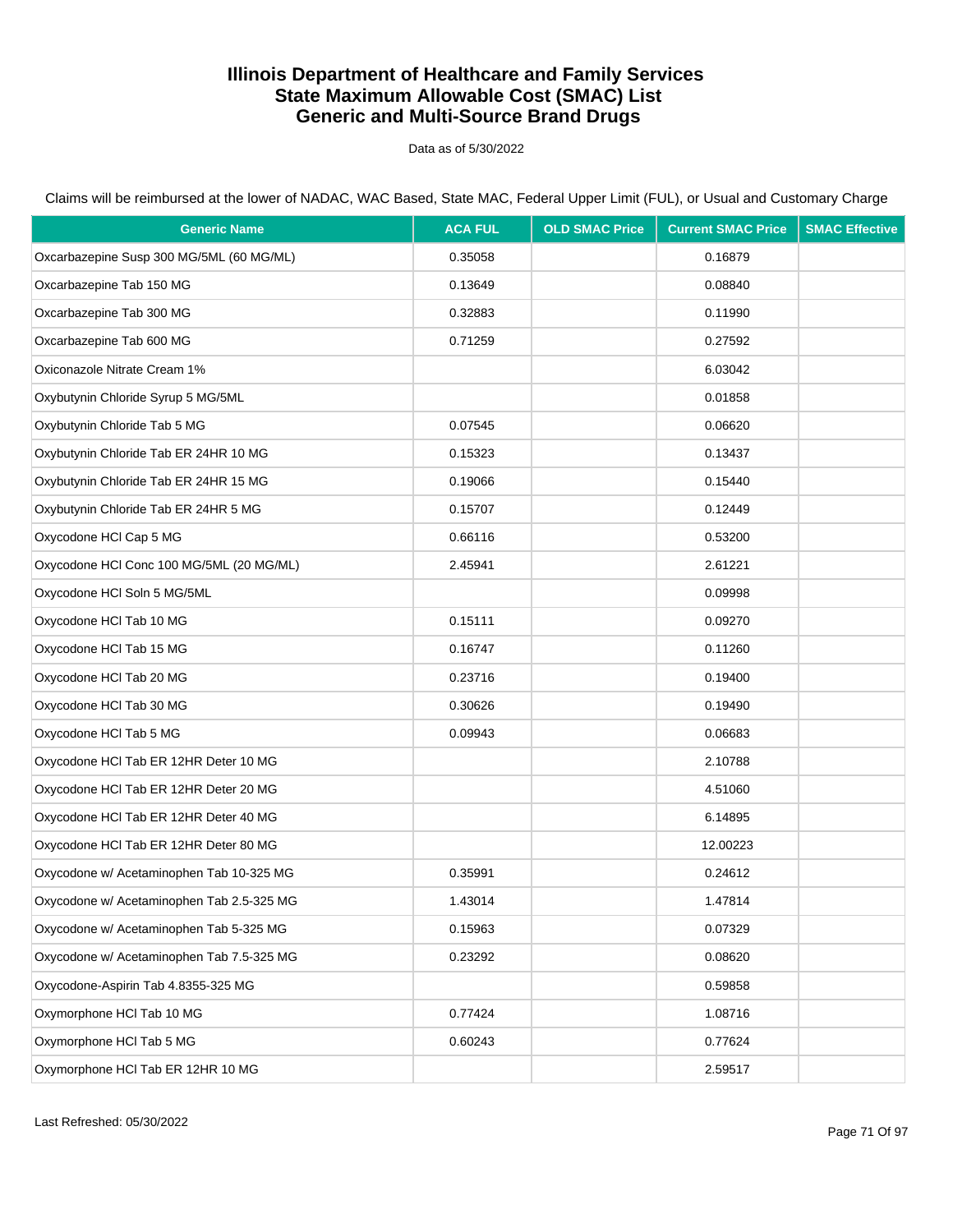# Illinois Department of Healthcare and Family Services
# State Maximum Allowable Cost (SMAC) List
# Generic and Multi-Source Brand Drugs

Data as of 5/30/2022

Claims will be reimbursed at the lower of NADAC, WAC Based, State MAC, Federal Upper Limit (FUL), or Usual and Customary Charge

| Generic Name | ACA FUL | OLD SMAC Price | Current SMAC Price | SMAC Effective |
|---|---|---|---|---|
| Oxcarbazepine Susp 300 MG/5ML (60 MG/ML) | 0.35058 | | 0.16879 | |
| Oxcarbazepine Tab 150 MG | 0.13649 | | 0.08840 | |
| Oxcarbazepine Tab 300 MG | 0.32883 | | 0.11990 | |
| Oxcarbazepine Tab 600 MG | 0.71259 | | 0.27592 | |
| Oxiconazole Nitrate Cream 1% | | | 6.03042 | |
| Oxybutynin Chloride Syrup 5 MG/5ML | | | 0.01858 | |
| Oxybutynin Chloride Tab 5 MG | 0.07545 | | 0.06620 | |
| Oxybutynin Chloride Tab ER 24HR 10 MG | 0.15323 | | 0.13437 | |
| Oxybutynin Chloride Tab ER 24HR 15 MG | 0.19066 | | 0.15440 | |
| Oxybutynin Chloride Tab ER 24HR 5 MG | 0.15707 | | 0.12449 | |
| Oxycodone HCl Cap 5 MG | 0.66116 | | 0.53200 | |
| Oxycodone HCl Conc 100 MG/5ML (20 MG/ML) | 2.45941 | | 2.61221 | |
| Oxycodone HCl Soln 5 MG/5ML | | | 0.09998 | |
| Oxycodone HCl Tab 10 MG | 0.15111 | | 0.09270 | |
| Oxycodone HCl Tab 15 MG | 0.16747 | | 0.11260 | |
| Oxycodone HCl Tab 20 MG | 0.23716 | | 0.19400 | |
| Oxycodone HCl Tab 30 MG | 0.30626 | | 0.19490 | |
| Oxycodone HCl Tab 5 MG | 0.09943 | | 0.06683 | |
| Oxycodone HCl Tab ER 12HR Deter 10 MG | | | 2.10788 | |
| Oxycodone HCl Tab ER 12HR Deter 20 MG | | | 4.51060 | |
| Oxycodone HCl Tab ER 12HR Deter 40 MG | | | 6.14895 | |
| Oxycodone HCl Tab ER 12HR Deter 80 MG | | | 12.00223 | |
| Oxycodone w/ Acetaminophen Tab 10-325 MG | 0.35991 | | 0.24612 | |
| Oxycodone w/ Acetaminophen Tab 2.5-325 MG | 1.43014 | | 1.47814 | |
| Oxycodone w/ Acetaminophen Tab 5-325 MG | 0.15963 | | 0.07329 | |
| Oxycodone w/ Acetaminophen Tab 7.5-325 MG | 0.23292 | | 0.08620 | |
| Oxycodone-Aspirin Tab 4.8355-325 MG | | | 0.59858 | |
| Oxymorphone HCl Tab 10 MG | 0.77424 | | 1.08716 | |
| Oxymorphone HCl Tab 5 MG | 0.60243 | | 0.77624 | |
| Oxymorphone HCl Tab ER 12HR 10 MG | | | 2.59517 | |

Last Refreshed: 05/30/2022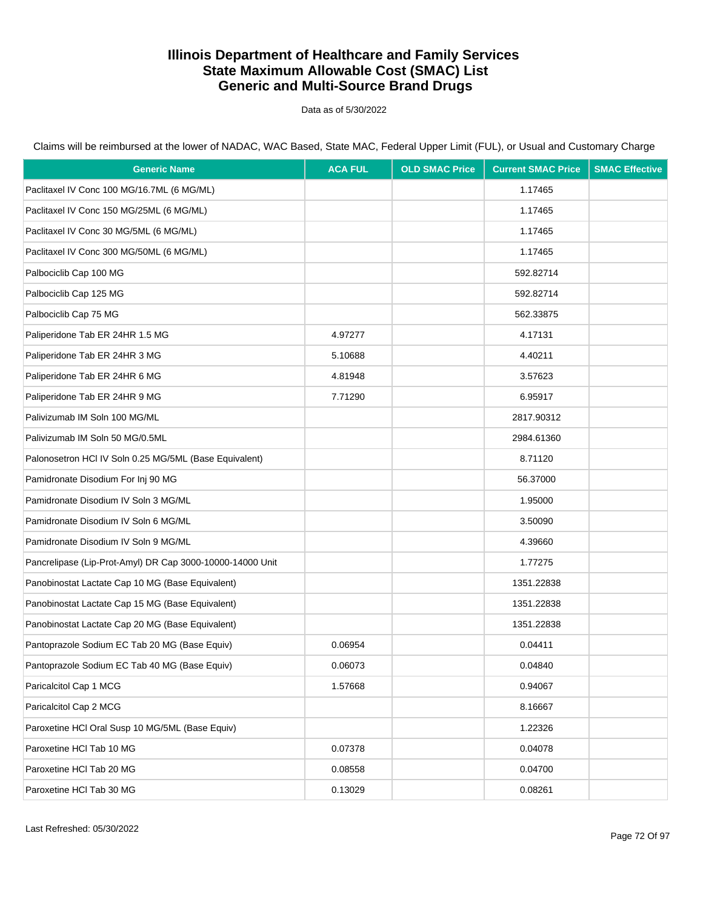# Illinois Department of Healthcare and Family Services
# State Maximum Allowable Cost (SMAC) List
# Generic and Multi-Source Brand Drugs

Data as of 5/30/2022

Claims will be reimbursed at the lower of NADAC, WAC Based, State MAC, Federal Upper Limit (FUL), or Usual and Customary Charge

| Generic Name | ACA FUL | OLD SMAC Price | Current SMAC Price | SMAC Effective |
|---|---|---|---|---|
| Paclitaxel IV Conc 100 MG/16.7ML (6 MG/ML) | | | 1.17465 | |
| Paclitaxel IV Conc 150 MG/25ML (6 MG/ML) | | | 1.17465 | |
| Paclitaxel IV Conc 30 MG/5ML (6 MG/ML) | | | 1.17465 | |
| Paclitaxel IV Conc 300 MG/50ML (6 MG/ML) | | | 1.17465 | |
| Palbociclib Cap 100 MG | | | 592.82714 | |
| Palbociclib Cap 125 MG | | | 592.82714 | |
| Palbociclib Cap 75 MG | | | 562.33875 | |
| Paliperidone Tab ER 24HR 1.5 MG | 4.97277 | | 4.17131 | |
| Paliperidone Tab ER 24HR 3 MG | 5.10688 | | 4.40211 | |
| Paliperidone Tab ER 24HR 6 MG | 4.81948 | | 3.57623 | |
| Paliperidone Tab ER 24HR 9 MG | 7.71290 | | 6.95917 | |
| Palivizumab IM Soln 100 MG/ML | | | 2817.90312 | |
| Palivizumab IM Soln 50 MG/0.5ML | | | 2984.61360 | |
| Palonosetron HCl IV Soln 0.25 MG/5ML (Base Equivalent) | | | 8.71120 | |
| Pamidronate Disodium For Inj 90 MG | | | 56.37000 | |
| Pamidronate Disodium IV Soln 3 MG/ML | | | 1.95000 | |
| Pamidronate Disodium IV Soln 6 MG/ML | | | 3.50090 | |
| Pamidronate Disodium IV Soln 9 MG/ML | | | 4.39660 | |
| Pancrelipase (Lip-Prot-Amyl) DR Cap 3000-10000-14000 Unit | | | 1.77275 | |
| Panobinostat Lactate Cap 10 MG (Base Equivalent) | | | 1351.22838 | |
| Panobinostat Lactate Cap 15 MG (Base Equivalent) | | | 1351.22838 | |
| Panobinostat Lactate Cap 20 MG (Base Equivalent) | | | 1351.22838 | |
| Pantoprazole Sodium EC Tab 20 MG (Base Equiv) | 0.06954 | | 0.04411 | |
| Pantoprazole Sodium EC Tab 40 MG (Base Equiv) | 0.06073 | | 0.04840 | |
| Paricalcitol Cap 1 MCG | 1.57668 | | 0.94067 | |
| Paricalcitol Cap 2 MCG | | | 8.16667 | |
| Paroxetine HCl Oral Susp 10 MG/5ML (Base Equiv) | | | 1.22326 | |
| Paroxetine HCl Tab 10 MG | 0.07378 | | 0.04078 | |
| Paroxetine HCl Tab 20 MG | 0.08558 | | 0.04700 | |
| Paroxetine HCl Tab 30 MG | 0.13029 | | 0.08261 | |

Last Refreshed: 05/30/2022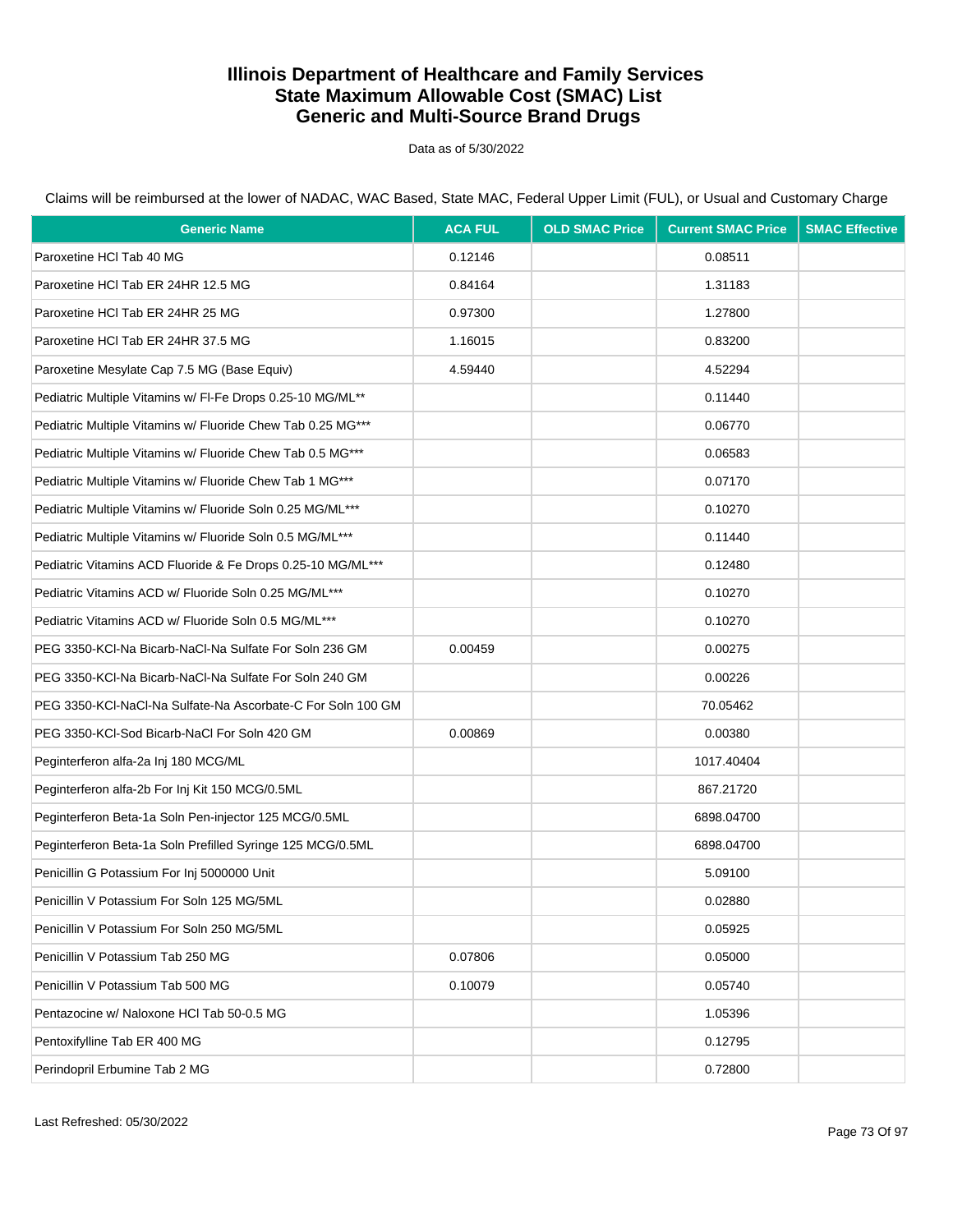# Illinois Department of Healthcare and Family Services
# State Maximum Allowable Cost (SMAC) List
# Generic and Multi-Source Brand Drugs

Data as of 5/30/2022

Claims will be reimbursed at the lower of NADAC, WAC Based, State MAC, Federal Upper Limit (FUL), or Usual and Customary Charge

| Generic Name | ACA FUL | OLD SMAC Price | Current SMAC Price | SMAC Effective |
|---|---|---|---|---|
| Paroxetine HCl Tab 40 MG | 0.12146 | | 0.08511 | |
| Paroxetine HCl Tab ER 24HR 12.5 MG | 0.84164 | | 1.31183 | |
| Paroxetine HCl Tab ER 24HR 25 MG | 0.97300 | | 1.27800 | |
| Paroxetine HCl Tab ER 24HR 37.5 MG | 1.16015 | | 0.83200 | |
| Paroxetine Mesylate Cap 7.5 MG (Base Equiv) | 4.59440 | | 4.52294 | |
| Pediatric Multiple Vitamins w/ Fl-Fe Drops 0.25-10 MG/ML** | | | 0.11440 | |
| Pediatric Multiple Vitamins w/ Fluoride Chew Tab 0.25 MG*** | | | 0.06770 | |
| Pediatric Multiple Vitamins w/ Fluoride Chew Tab 0.5 MG*** | | | 0.06583 | |
| Pediatric Multiple Vitamins w/ Fluoride Chew Tab 1 MG*** | | | 0.07170 | |
| Pediatric Multiple Vitamins w/ Fluoride Soln 0.25 MG/ML*** | | | 0.10270 | |
| Pediatric Multiple Vitamins w/ Fluoride Soln 0.5 MG/ML*** | | | 0.11440 | |
| Pediatric Vitamins ACD Fluoride & Fe Drops 0.25-10 MG/ML*** | | | 0.12480 | |
| Pediatric Vitamins ACD w/ Fluoride Soln 0.25 MG/ML*** | | | 0.10270 | |
| Pediatric Vitamins ACD w/ Fluoride Soln 0.5 MG/ML*** | | | 0.10270 | |
| PEG 3350-KCl-Na Bicarb-NaCl-Na Sulfate For Soln 236 GM | 0.00459 | | 0.00275 | |
| PEG 3350-KCl-Na Bicarb-NaCl-Na Sulfate For Soln 240 GM | | | 0.00226 | |
| PEG 3350-KCl-NaCl-Na Sulfate-Na Ascorbate-C For Soln 100 GM | | | 70.05462 | |
| PEG 3350-KCl-Sod Bicarb-NaCl For Soln 420 GM | 0.00869 | | 0.00380 | |
| Peginterferon alfa-2a Inj 180 MCG/ML | | | 1017.40404 | |
| Peginterferon alfa-2b For Inj Kit 150 MCG/0.5ML | | | 867.21720 | |
| Peginterferon Beta-1a Soln Pen-injector 125 MCG/0.5ML | | | 6898.04700 | |
| Peginterferon Beta-1a Soln Prefilled Syringe 125 MCG/0.5ML | | | 6898.04700 | |
| Penicillin G Potassium For Inj 5000000 Unit | | | 5.09100 | |
| Penicillin V Potassium For Soln 125 MG/5ML | | | 0.02880 | |
| Penicillin V Potassium For Soln 250 MG/5ML | | | 0.05925 | |
| Penicillin V Potassium Tab 250 MG | 0.07806 | | 0.05000 | |
| Penicillin V Potassium Tab 500 MG | 0.10079 | | 0.05740 | |
| Pentazocine w/ Naloxone HCl Tab 50-0.5 MG | | | 1.05396 | |
| Pentoxifylline Tab ER 400 MG | | | 0.12795 | |
| Perindopril Erbumine Tab 2 MG | | | 0.72800 | |

Last Refreshed: 05/30/2022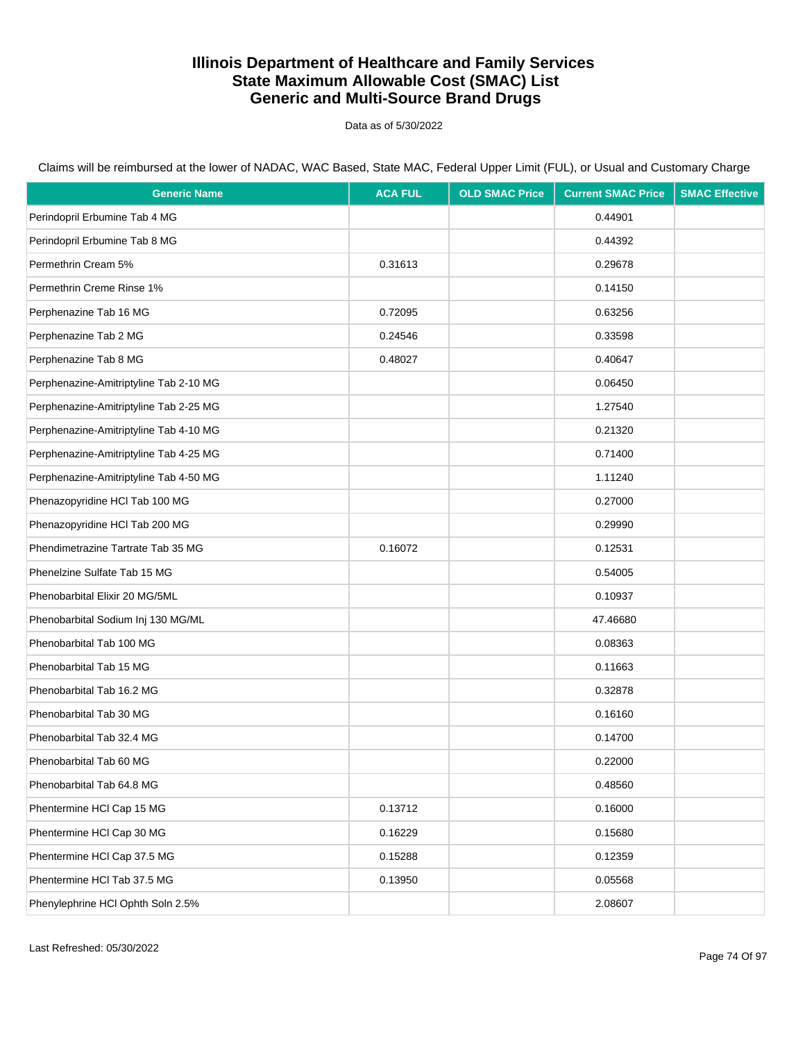# Illinois Department of Healthcare and Family Services
# State Maximum Allowable Cost (SMAC) List
# Generic and Multi-Source Brand Drugs

Data as of 5/30/2022

Claims will be reimbursed at the lower of NADAC, WAC Based, State MAC, Federal Upper Limit (FUL), or Usual and Customary Charge

| Generic Name | ACA FUL | OLD SMAC Price | Current SMAC Price | SMAC Effective |
|---|---|---|---|---|
| Perindopril Erbumine Tab 4 MG | | | 0.44901 | |
| Perindopril Erbumine Tab 8 MG | | | 0.44392 | |
| Permethrin Cream 5% | 0.31613 | | 0.29678 | |
| Permethrin Creme Rinse 1% | | | 0.14150 | |
| Perphenazine Tab 16 MG | 0.72095 | | 0.63256 | |
| Perphenazine Tab 2 MG | 0.24546 | | 0.33598 | |
| Perphenazine Tab 8 MG | 0.48027 | | 0.40647 | |
| Perphenazine-Amitriptyline Tab 2-10 MG | | | 0.06450 | |
| Perphenazine-Amitriptyline Tab 2-25 MG | | | 1.27540 | |
| Perphenazine-Amitriptyline Tab 4-10 MG | | | 0.21320 | |
| Perphenazine-Amitriptyline Tab 4-25 MG | | | 0.71400 | |
| Perphenazine-Amitriptyline Tab 4-50 MG | | | 1.11240 | |
| Phenazopyridine HCl Tab 100 MG | | | 0.27000 | |
| Phenazopyridine HCl Tab 200 MG | | | 0.29990 | |
| Phendimetrazine Tartrate Tab 35 MG | 0.16072 | | 0.12531 | |
| Phenelzine Sulfate Tab 15 MG | | | 0.54005 | |
| Phenobarbital Elixir 20 MG/5ML | | | 0.10937 | |
| Phenobarbital Sodium Inj 130 MG/ML | | | 47.46680 | |
| Phenobarbital Tab 100 MG | | | 0.08363 | |
| Phenobarbital Tab 15 MG | | | 0.11663 | |
| Phenobarbital Tab 16.2 MG | | | 0.32878 | |
| Phenobarbital Tab 30 MG | | | 0.16160 | |
| Phenobarbital Tab 32.4 MG | | | 0.14700 | |
| Phenobarbital Tab 60 MG | | | 0.22000 | |
| Phenobarbital Tab 64.8 MG | | | 0.48560 | |
| Phentermine HCl Cap 15 MG | 0.13712 | | 0.16000 | |
| Phentermine HCl Cap 30 MG | 0.16229 | | 0.15680 | |
| Phentermine HCl Cap 37.5 MG | 0.15288 | | 0.12359 | |
| Phentermine HCl Tab 37.5 MG | 0.13950 | | 0.05568 | |
| Phenylephrine HCl Ophth Soln 2.5% | | | 2.08607 | |

Last Refreshed: 05/30/2022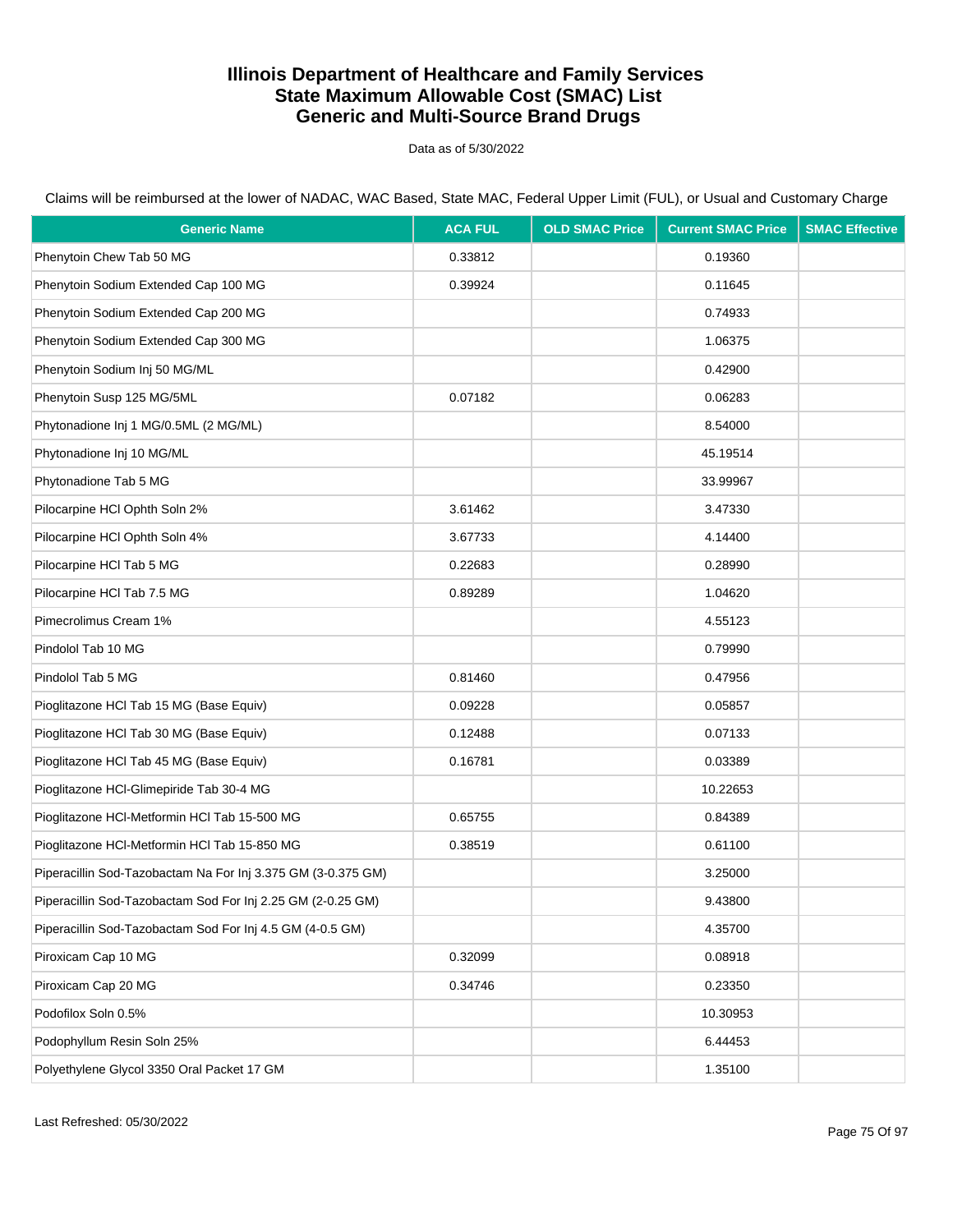# Illinois Department of Healthcare and Family Services
# State Maximum Allowable Cost (SMAC) List
# Generic and Multi-Source Brand Drugs

Data as of 5/30/2022

Claims will be reimbursed at the lower of NADAC, WAC Based, State MAC, Federal Upper Limit (FUL), or Usual and Customary Charge

| Generic Name | ACA FUL | OLD SMAC Price | Current SMAC Price | SMAC Effective |
|---|---|---|---|---|
| Phenytoin Chew Tab 50 MG | 0.33812 | | 0.19360 | |
| Phenytoin Sodium Extended Cap 100 MG | 0.39924 | | 0.11645 | |
| Phenytoin Sodium Extended Cap 200 MG | | | 0.74933 | |
| Phenytoin Sodium Extended Cap 300 MG | | | 1.06375 | |
| Phenytoin Sodium Inj 50 MG/ML | | | 0.42900 | |
| Phenytoin Susp 125 MG/5ML | 0.07182 | | 0.06283 | |
| Phytonadione Inj 1 MG/0.5ML (2 MG/ML) | | | 8.54000 | |
| Phytonadione Inj 10 MG/ML | | | 45.19514 | |
| Phytonadione Tab 5 MG | | | 33.99967 | |
| Pilocarpine HCl Ophth Soln 2% | 3.61462 | | 3.47330 | |
| Pilocarpine HCl Ophth Soln 4% | 3.67733 | | 4.14400 | |
| Pilocarpine HCl Tab 5 MG | 0.22683 | | 0.28990 | |
| Pilocarpine HCl Tab 7.5 MG | 0.89289 | | 1.04620 | |
| Pimecrolimus Cream 1% | | | 4.55123 | |
| Pindolol Tab 10 MG | | | 0.79990 | |
| Pindolol Tab 5 MG | 0.81460 | | 0.47956 | |
| Pioglitazone HCl Tab 15 MG (Base Equiv) | 0.09228 | | 0.05857 | |
| Pioglitazone HCl Tab 30 MG (Base Equiv) | 0.12488 | | 0.07133 | |
| Pioglitazone HCl Tab 45 MG (Base Equiv) | 0.16781 | | 0.03389 | |
| Pioglitazone HCl-Glimepiride Tab 30-4 MG | | | 10.22653 | |
| Pioglitazone HCl-Metformin HCl Tab 15-500 MG | 0.65755 | | 0.84389 | |
| Pioglitazone HCl-Metformin HCl Tab 15-850 MG | 0.38519 | | 0.61100 | |
| Piperacillin Sod-Tazobactam Na For Inj 3.375 GM (3-0.375 GM) | | | 3.25000 | |
| Piperacillin Sod-Tazobactam Sod For Inj 2.25 GM (2-0.25 GM) | | | 9.43800 | |
| Piperacillin Sod-Tazobactam Sod For Inj 4.5 GM (4-0.5 GM) | | | 4.35700 | |
| Piroxicam Cap 10 MG | 0.32099 | | 0.08918 | |
| Piroxicam Cap 20 MG | 0.34746 | | 0.23350 | |
| Podofilox Soln 0.5% | | | 10.30953 | |
| Podophyllum Resin Soln 25% | | | 6.44453 | |
| Polyethylene Glycol 3350 Oral Packet 17 GM | | | 1.35100 | |

Last Refreshed: 05/30/2022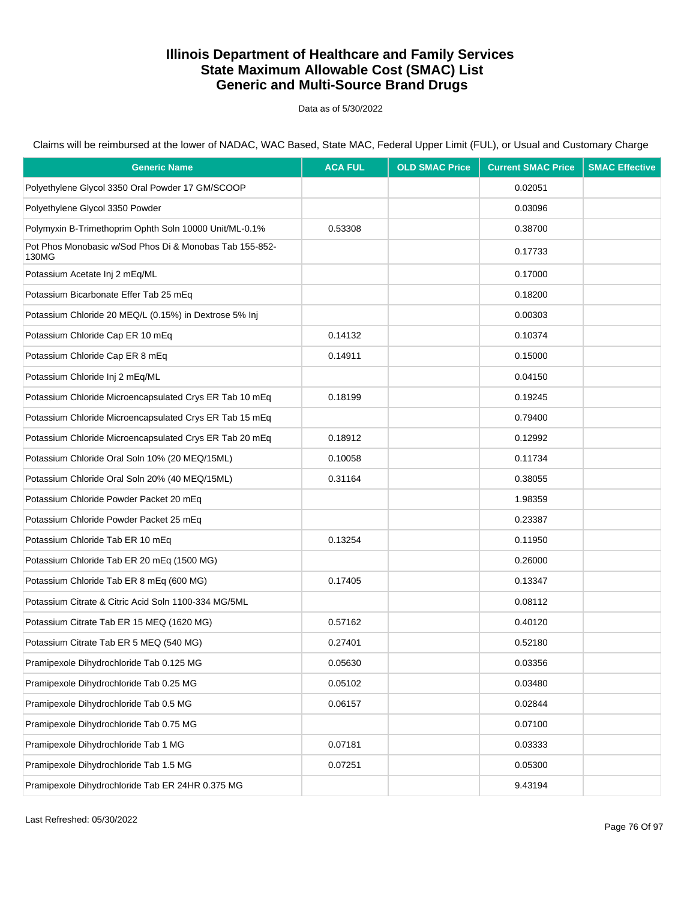# Illinois Department of Healthcare and Family Services
# State Maximum Allowable Cost (SMAC) List
# Generic and Multi-Source Brand Drugs

Data as of 5/30/2022

Claims will be reimbursed at the lower of NADAC, WAC Based, State MAC, Federal Upper Limit (FUL), or Usual and Customary Charge

| Generic Name | ACA FUL | OLD SMAC Price | Current SMAC Price | SMAC Effective |
|---|---|---|---|---|
| Polyethylene Glycol 3350 Oral Powder 17 GM/SCOOP | | | 0.02051 | |
| Polyethylene Glycol 3350 Powder | | | 0.03096 | |
| Polymyxin B-Trimethoprim Ophth Soln 10000 Unit/ML-0.1% | 0.53308 | | 0.38700 | |
| Pot Phos Monobasic w/Sod Phos Di & Monobas Tab 155-852-130MG | | | 0.17733 | |
| Potassium Acetate Inj 2 mEq/ML | | | 0.17000 | |
| Potassium Bicarbonate Effer Tab 25 mEq | | | 0.18200 | |
| Potassium Chloride 20 MEQ/L (0.15%) in Dextrose 5% Inj | | | 0.00303 | |
| Potassium Chloride Cap ER 10 mEq | 0.14132 | | 0.10374 | |
| Potassium Chloride Cap ER 8 mEq | 0.14911 | | 0.15000 | |
| Potassium Chloride Inj 2 mEq/ML | | | 0.04150 | |
| Potassium Chloride Microencapsulated Crys ER Tab 10 mEq | 0.18199 | | 0.19245 | |
| Potassium Chloride Microencapsulated Crys ER Tab 15 mEq | | | 0.79400 | |
| Potassium Chloride Microencapsulated Crys ER Tab 20 mEq | 0.18912 | | 0.12992 | |
| Potassium Chloride Oral Soln 10% (20 MEQ/15ML) | 0.10058 | | 0.11734 | |
| Potassium Chloride Oral Soln 20% (40 MEQ/15ML) | 0.31164 | | 0.38055 | |
| Potassium Chloride Powder Packet 20 mEq | | | 1.98359 | |
| Potassium Chloride Powder Packet 25 mEq | | | 0.23387 | |
| Potassium Chloride Tab ER 10 mEq | 0.13254 | | 0.11950 | |
| Potassium Chloride Tab ER 20 mEq (1500 MG) | | | 0.26000 | |
| Potassium Chloride Tab ER 8 mEq (600 MG) | 0.17405 | | 0.13347 | |
| Potassium Citrate & Citric Acid Soln 1100-334 MG/5ML | | | 0.08112 | |
| Potassium Citrate Tab ER 15 MEQ (1620 MG) | 0.57162 | | 0.40120 | |
| Potassium Citrate Tab ER 5 MEQ (540 MG) | 0.27401 | | 0.52180 | |
| Pramipexole Dihydrochloride Tab 0.125 MG | 0.05630 | | 0.03356 | |
| Pramipexole Dihydrochloride Tab 0.25 MG | 0.05102 | | 0.03480 | |
| Pramipexole Dihydrochloride Tab 0.5 MG | 0.06157 | | 0.02844 | |
| Pramipexole Dihydrochloride Tab 0.75 MG | | | 0.07100 | |
| Pramipexole Dihydrochloride Tab 1 MG | 0.07181 | | 0.03333 | |
| Pramipexole Dihydrochloride Tab 1.5 MG | 0.07251 | | 0.05300 | |
| Pramipexole Dihydrochloride Tab ER 24HR 0.375 MG | | | 9.43194 | |

Last Refreshed: 05/30/2022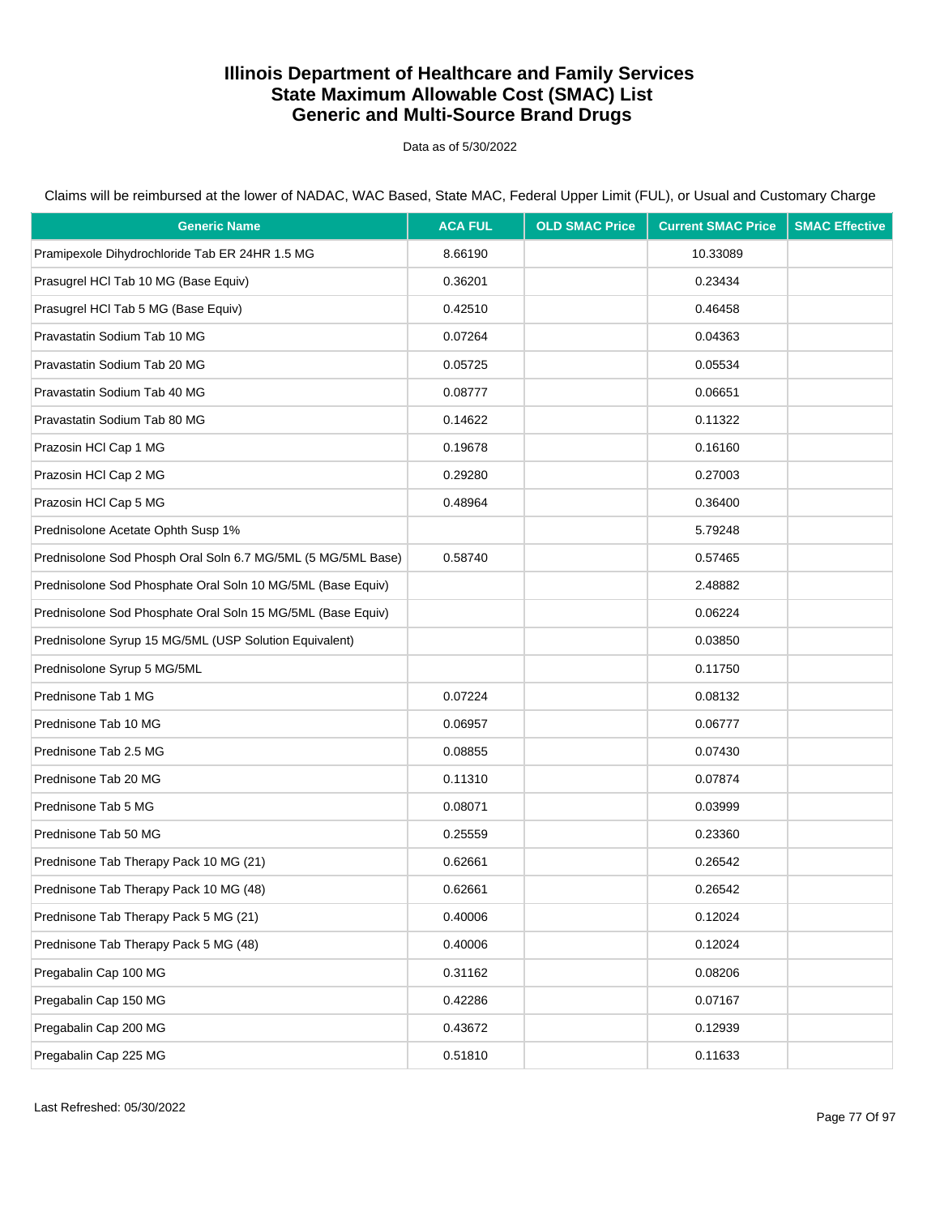# Illinois Department of Healthcare and Family Services
# State Maximum Allowable Cost (SMAC) List
# Generic and Multi-Source Brand Drugs

Data as of 5/30/2022

Claims will be reimbursed at the lower of NADAC, WAC Based, State MAC, Federal Upper Limit (FUL), or Usual and Customary Charge

| Generic Name | ACA FUL | OLD SMAC Price | Current SMAC Price | SMAC Effective |
|---|---|---|---|---|
| Pramipexole Dihydrochloride Tab ER 24HR 1.5 MG | 8.66190 | | 10.33089 | |
| Prasugrel HCl Tab 10 MG (Base Equiv) | 0.36201 | | 0.23434 | |
| Prasugrel HCl Tab 5 MG (Base Equiv) | 0.42510 | | 0.46458 | |
| Pravastatin Sodium Tab 10 MG | 0.07264 | | 0.04363 | |
| Pravastatin Sodium Tab 20 MG | 0.05725 | | 0.05534 | |
| Pravastatin Sodium Tab 40 MG | 0.08777 | | 0.06651 | |
| Pravastatin Sodium Tab 80 MG | 0.14622 | | 0.11322 | |
| Prazosin HCl Cap 1 MG | 0.19678 | | 0.16160 | |
| Prazosin HCl Cap 2 MG | 0.29280 | | 0.27003 | |
| Prazosin HCl Cap 5 MG | 0.48964 | | 0.36400 | |
| Prednisolone Acetate Ophth Susp 1% | | | 5.79248 | |
| Prednisolone Sod Phosph Oral Soln 6.7 MG/5ML (5 MG/5ML Base) | 0.58740 | | 0.57465 | |
| Prednisolone Sod Phosphate Oral Soln 10 MG/5ML (Base Equiv) | | | 2.48882 | |
| Prednisolone Sod Phosphate Oral Soln 15 MG/5ML (Base Equiv) | | | 0.06224 | |
| Prednisolone Syrup 15 MG/5ML (USP Solution Equivalent) | | | 0.03850 | |
| Prednisolone Syrup 5 MG/5ML | | | 0.11750 | |
| Prednisone Tab 1 MG | 0.07224 | | 0.08132 | |
| Prednisone Tab 10 MG | 0.06957 | | 0.06777 | |
| Prednisone Tab 2.5 MG | 0.08855 | | 0.07430 | |
| Prednisone Tab 20 MG | 0.11310 | | 0.07874 | |
| Prednisone Tab 5 MG | 0.08071 | | 0.03999 | |
| Prednisone Tab 50 MG | 0.25559 | | 0.23360 | |
| Prednisone Tab Therapy Pack 10 MG (21) | 0.62661 | | 0.26542 | |
| Prednisone Tab Therapy Pack 10 MG (48) | 0.62661 | | 0.26542 | |
| Prednisone Tab Therapy Pack 5 MG (21) | 0.40006 | | 0.12024 | |
| Prednisone Tab Therapy Pack 5 MG (48) | 0.40006 | | 0.12024 | |
| Pregabalin Cap 100 MG | 0.31162 | | 0.08206 | |
| Pregabalin Cap 150 MG | 0.42286 | | 0.07167 | |
| Pregabalin Cap 200 MG | 0.43672 | | 0.12939 | |
| Pregabalin Cap 225 MG | 0.51810 | | 0.11633 | |

Last Refreshed: 05/30/2022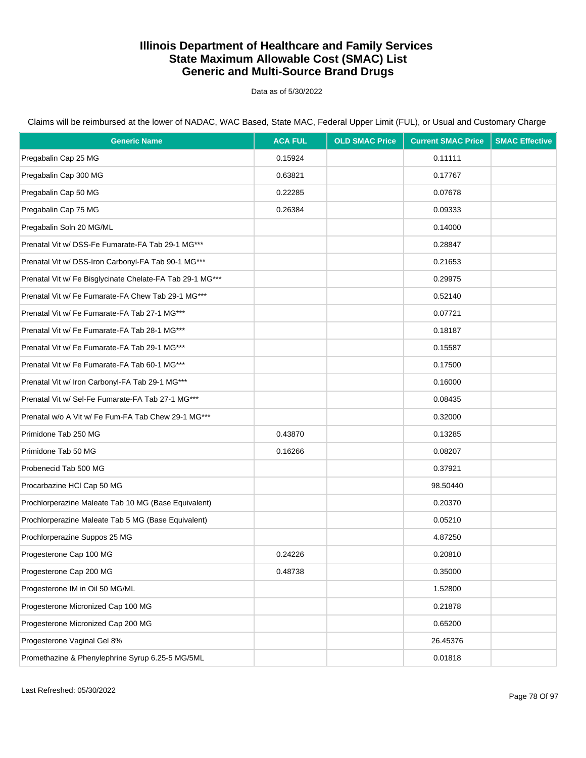# Illinois Department of Healthcare and Family Services
# State Maximum Allowable Cost (SMAC) List
# Generic and Multi-Source Brand Drugs

Data as of 5/30/2022

Claims will be reimbursed at the lower of NADAC, WAC Based, State MAC, Federal Upper Limit (FUL), or Usual and Customary Charge

| Generic Name | ACA FUL | OLD SMAC Price | Current SMAC Price | SMAC Effective |
|---|---|---|---|---|
| Pregabalin Cap 25 MG | 0.15924 | | 0.11111 | |
| Pregabalin Cap 300 MG | 0.63821 | | 0.17767 | |
| Pregabalin Cap 50 MG | 0.22285 | | 0.07678 | |
| Pregabalin Cap 75 MG | 0.26384 | | 0.09333 | |
| Pregabalin Soln 20 MG/ML | | | 0.14000 | |
| Prenatal Vit w/ DSS-Fe Fumarate-FA Tab 29-1 MG*** | | | 0.28847 | |
| Prenatal Vit w/ DSS-Iron Carbonyl-FA Tab 90-1 MG*** | | | 0.21653 | |
| Prenatal Vit w/ Fe Bisglycinate Chelate-FA Tab 29-1 MG*** | | | 0.29975 | |
| Prenatal Vit w/ Fe Fumarate-FA Chew Tab 29-1 MG*** | | | 0.52140 | |
| Prenatal Vit w/ Fe Fumarate-FA Tab 27-1 MG*** | | | 0.07721 | |
| Prenatal Vit w/ Fe Fumarate-FA Tab 28-1 MG*** | | | 0.18187 | |
| Prenatal Vit w/ Fe Fumarate-FA Tab 29-1 MG*** | | | 0.15587 | |
| Prenatal Vit w/ Fe Fumarate-FA Tab 60-1 MG*** | | | 0.17500 | |
| Prenatal Vit w/ Iron Carbonyl-FA Tab 29-1 MG*** | | | 0.16000 | |
| Prenatal Vit w/ Sel-Fe Fumarate-FA Tab 27-1 MG*** | | | 0.08435 | |
| Prenatal w/o A Vit w/ Fe Fum-FA Tab Chew 29-1 MG*** | | | 0.32000 | |
| Primidone Tab 250 MG | 0.43870 | | 0.13285 | |
| Primidone Tab 50 MG | 0.16266 | | 0.08207 | |
| Probenecid Tab 500 MG | | | 0.37921 | |
| Procarbazine HCl Cap 50 MG | | | 98.50440 | |
| Prochlorperazine Maleate Tab 10 MG (Base Equivalent) | | | 0.20370 | |
| Prochlorperazine Maleate Tab 5 MG (Base Equivalent) | | | 0.05210 | |
| Prochlorperazine Suppos 25 MG | | | 4.87250 | |
| Progesterone Cap 100 MG | 0.24226 | | 0.20810 | |
| Progesterone Cap 200 MG | 0.48738 | | 0.35000 | |
| Progesterone IM in Oil 50 MG/ML | | | 1.52800 | |
| Progesterone Micronized Cap 100 MG | | | 0.21878 | |
| Progesterone Micronized Cap 200 MG | | | 0.65200 | |
| Progesterone Vaginal Gel 8% | | | 26.45376 | |
| Promethazine & Phenylephrine Syrup 6.25-5 MG/5ML | | | 0.01818 | |

Last Refreshed: 05/30/2022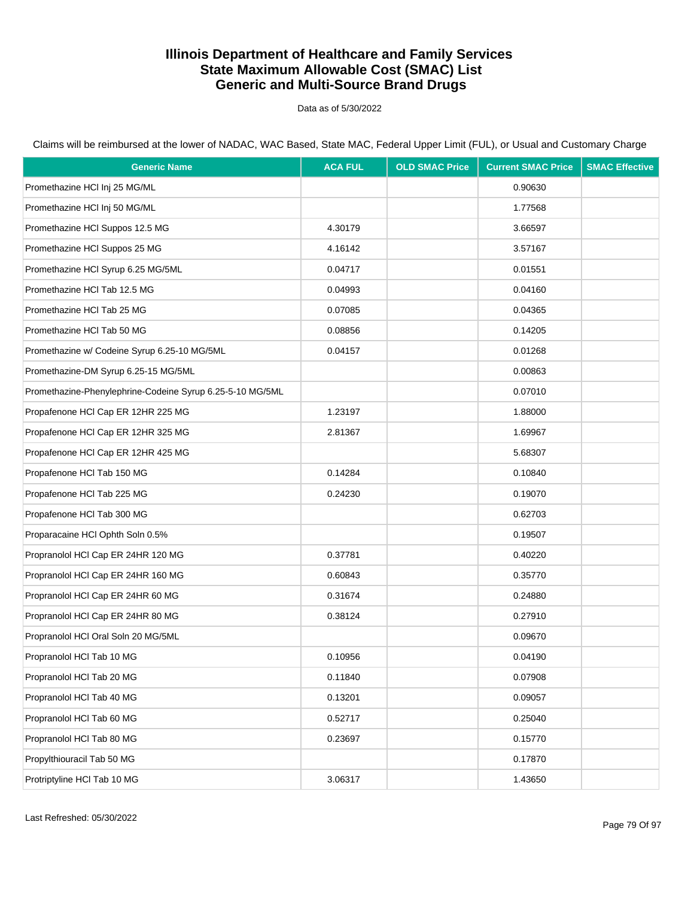# Illinois Department of Healthcare and Family Services
# State Maximum Allowable Cost (SMAC) List
# Generic and Multi-Source Brand Drugs

Data as of 5/30/2022

Claims will be reimbursed at the lower of NADAC, WAC Based, State MAC, Federal Upper Limit (FUL), or Usual and Customary Charge

| Generic Name | ACA FUL | OLD SMAC Price | Current SMAC Price | SMAC Effective |
|---|---|---|---|---|
| Promethazine HCl Inj 25 MG/ML | | | 0.90630 | |
| Promethazine HCl Inj 50 MG/ML | | | 1.77568 | |
| Promethazine HCl Suppos 12.5 MG | 4.30179 | | 3.66597 | |
| Promethazine HCl Suppos 25 MG | 4.16142 | | 3.57167 | |
| Promethazine HCl Syrup 6.25 MG/5ML | 0.04717 | | 0.01551 | |
| Promethazine HCl Tab 12.5 MG | 0.04993 | | 0.04160 | |
| Promethazine HCl Tab 25 MG | 0.07085 | | 0.04365 | |
| Promethazine HCl Tab 50 MG | 0.08856 | | 0.14205 | |
| Promethazine w/ Codeine Syrup 6.25-10 MG/5ML | 0.04157 | | 0.01268 | |
| Promethazine-DM Syrup 6.25-15 MG/5ML | | | 0.00863 | |
| Promethazine-Phenylephrine-Codeine Syrup 6.25-5-10 MG/5ML | | | 0.07010 | |
| Propafenone HCl Cap ER 12HR 225 MG | 1.23197 | | 1.88000 | |
| Propafenone HCl Cap ER 12HR 325 MG | 2.81367 | | 1.69967 | |
| Propafenone HCl Cap ER 12HR 425 MG | | | 5.68307 | |
| Propafenone HCl Tab 150 MG | 0.14284 | | 0.10840 | |
| Propafenone HCl Tab 225 MG | 0.24230 | | 0.19070 | |
| Propafenone HCl Tab 300 MG | | | 0.62703 | |
| Proparacaine HCl Ophth Soln 0.5% | | | 0.19507 | |
| Propranolol HCl Cap ER 24HR 120 MG | 0.37781 | | 0.40220 | |
| Propranolol HCl Cap ER 24HR 160 MG | 0.60843 | | 0.35770 | |
| Propranolol HCl Cap ER 24HR 60 MG | 0.31674 | | 0.24880 | |
| Propranolol HCl Cap ER 24HR 80 MG | 0.38124 | | 0.27910 | |
| Propranolol HCl Oral Soln 20 MG/5ML | | | 0.09670 | |
| Propranolol HCl Tab 10 MG | 0.10956 | | 0.04190 | |
| Propranolol HCl Tab 20 MG | 0.11840 | | 0.07908 | |
| Propranolol HCl Tab 40 MG | 0.13201 | | 0.09057 | |
| Propranolol HCl Tab 60 MG | 0.52717 | | 0.25040 | |
| Propranolol HCl Tab 80 MG | 0.23697 | | 0.15770 | |
| Propylthiouracil Tab 50 MG | | | 0.17870 | |
| Protriptyline HCl Tab 10 MG | 3.06317 | | 1.43650 | |

Last Refreshed: 05/30/2022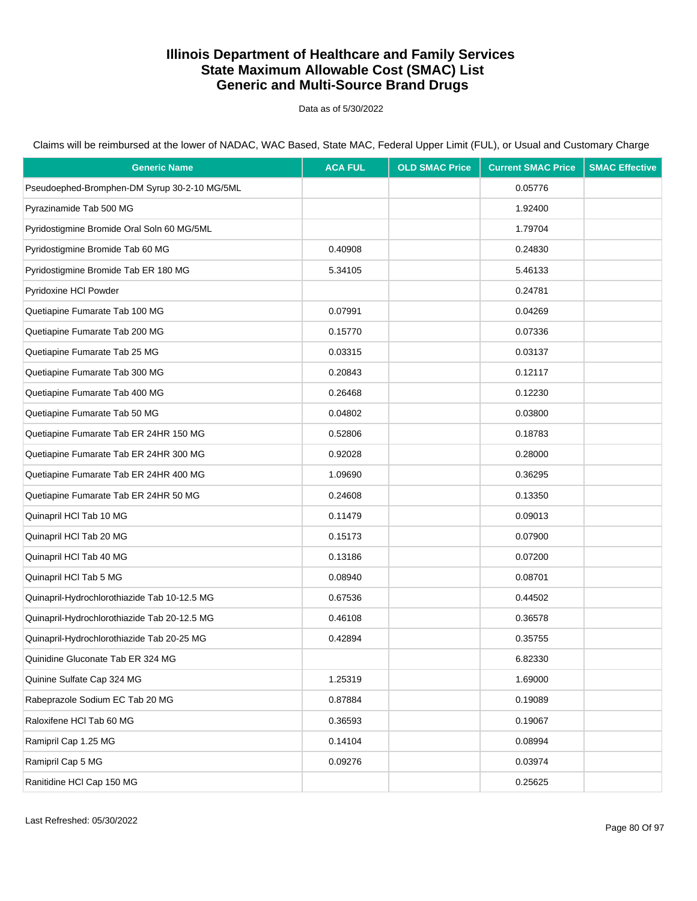# Illinois Department of Healthcare and Family Services
# State Maximum Allowable Cost (SMAC) List
# Generic and Multi-Source Brand Drugs

Data as of 5/30/2022

Claims will be reimbursed at the lower of NADAC, WAC Based, State MAC, Federal Upper Limit (FUL), or Usual and Customary Charge

| Generic Name | ACA FUL | OLD SMAC Price | Current SMAC Price | SMAC Effective |
|---|---|---|---|---|
| Pseudoephed-Bromphen-DM Syrup 30-2-10 MG/5ML | | | 0.05776 | |
| Pyrazinamide Tab 500 MG | | | 1.92400 | |
| Pyridostigmine Bromide Oral Soln 60 MG/5ML | | | 1.79704 | |
| Pyridostigmine Bromide Tab 60 MG | 0.40908 | | 0.24830 | |
| Pyridostigmine Bromide Tab ER 180 MG | 5.34105 | | 5.46133 | |
| Pyridoxine HCl Powder | | | 0.24781 | |
| Quetiapine Fumarate Tab 100 MG | 0.07991 | | 0.04269 | |
| Quetiapine Fumarate Tab 200 MG | 0.15770 | | 0.07336 | |
| Quetiapine Fumarate Tab 25 MG | 0.03315 | | 0.03137 | |
| Quetiapine Fumarate Tab 300 MG | 0.20843 | | 0.12117 | |
| Quetiapine Fumarate Tab 400 MG | 0.26468 | | 0.12230 | |
| Quetiapine Fumarate Tab 50 MG | 0.04802 | | 0.03800 | |
| Quetiapine Fumarate Tab ER 24HR 150 MG | 0.52806 | | 0.18783 | |
| Quetiapine Fumarate Tab ER 24HR 300 MG | 0.92028 | | 0.28000 | |
| Quetiapine Fumarate Tab ER 24HR 400 MG | 1.09690 | | 0.36295 | |
| Quetiapine Fumarate Tab ER 24HR 50 MG | 0.24608 | | 0.13350 | |
| Quinapril HCl Tab 10 MG | 0.11479 | | 0.09013 | |
| Quinapril HCl Tab 20 MG | 0.15173 | | 0.07900 | |
| Quinapril HCl Tab 40 MG | 0.13186 | | 0.07200 | |
| Quinapril HCl Tab 5 MG | 0.08940 | | 0.08701 | |
| Quinapril-Hydrochlorothiazide Tab 10-12.5 MG | 0.67536 | | 0.44502 | |
| Quinapril-Hydrochlorothiazide Tab 20-12.5 MG | 0.46108 | | 0.36578 | |
| Quinapril-Hydrochlorothiazide Tab 20-25 MG | 0.42894 | | 0.35755 | |
| Quinidine Gluconate Tab ER 324 MG | | | 6.82330 | |
| Quinine Sulfate Cap 324 MG | 1.25319 | | 1.69000 | |
| Rabeprazole Sodium EC Tab 20 MG | 0.87884 | | 0.19089 | |
| Raloxifene HCl Tab 60 MG | 0.36593 | | 0.19067 | |
| Ramipril Cap 1.25 MG | 0.14104 | | 0.08994 | |
| Ramipril Cap 5 MG | 0.09276 | | 0.03974 | |
| Ranitidine HCl Cap 150 MG | | | 0.25625 | |

Last Refreshed: 05/30/2022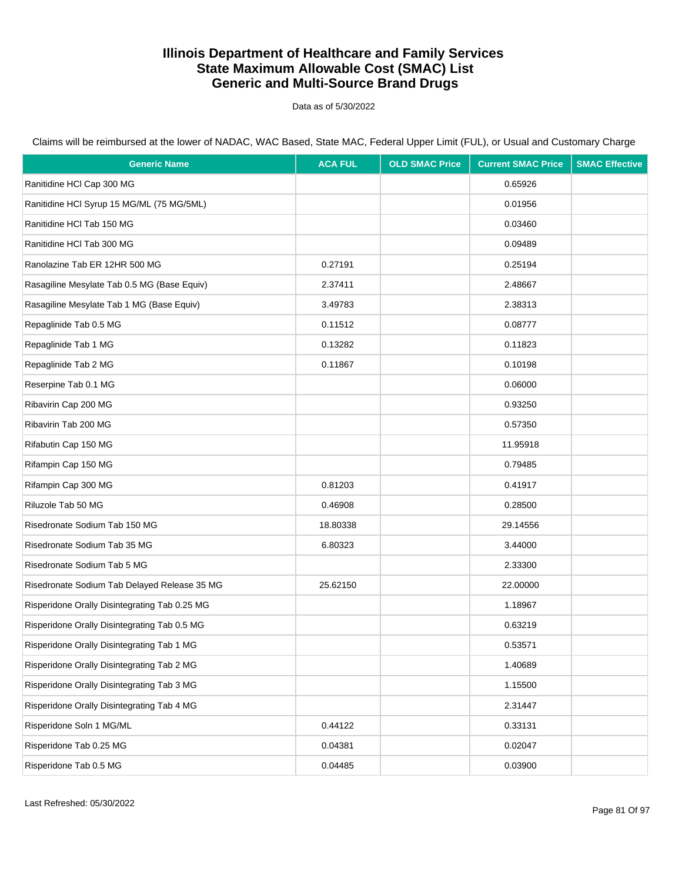# Illinois Department of Healthcare and Family Services
# State Maximum Allowable Cost (SMAC) List
# Generic and Multi-Source Brand Drugs

Data as of 5/30/2022

Claims will be reimbursed at the lower of NADAC, WAC Based, State MAC, Federal Upper Limit (FUL), or Usual and Customary Charge

| Generic Name | ACA FUL | OLD SMAC Price | Current SMAC Price | SMAC Effective |
|---|---|---|---|---|
| Ranitidine HCl Cap 300 MG | | | 0.65926 | |
| Ranitidine HCl Syrup 15 MG/ML (75 MG/5ML) | | | 0.01956 | |
| Ranitidine HCl Tab 150 MG | | | 0.03460 | |
| Ranitidine HCl Tab 300 MG | | | 0.09489 | |
| Ranolazine Tab ER 12HR 500 MG | 0.27191 | | 0.25194 | |
| Rasagiline Mesylate Tab 0.5 MG (Base Equiv) | 2.37411 | | 2.48667 | |
| Rasagiline Mesylate Tab 1 MG (Base Equiv) | 3.49783 | | 2.38313 | |
| Repaglinide Tab 0.5 MG | 0.11512 | | 0.08777 | |
| Repaglinide Tab 1 MG | 0.13282 | | 0.11823 | |
| Repaglinide Tab 2 MG | 0.11867 | | 0.10198 | |
| Reserpine Tab 0.1 MG | | | 0.06000 | |
| Ribavirin Cap 200 MG | | | 0.93250 | |
| Ribavirin Tab 200 MG | | | 0.57350 | |
| Rifabutin Cap 150 MG | | | 11.95918 | |
| Rifampin Cap 150 MG | | | 0.79485 | |
| Rifampin Cap 300 MG | 0.81203 | | 0.41917 | |
| Riluzole Tab 50 MG | 0.46908 | | 0.28500 | |
| Risedronate Sodium Tab 150 MG | 18.80338 | | 29.14556 | |
| Risedronate Sodium Tab 35 MG | 6.80323 | | 3.44000 | |
| Risedronate Sodium Tab 5 MG | | | 2.33300 | |
| Risedronate Sodium Tab Delayed Release 35 MG | 25.62150 | | 22.00000 | |
| Risperidone Orally Disintegrating Tab 0.25 MG | | | 1.18967 | |
| Risperidone Orally Disintegrating Tab 0.5 MG | | | 0.63219 | |
| Risperidone Orally Disintegrating Tab 1 MG | | | 0.53571 | |
| Risperidone Orally Disintegrating Tab 2 MG | | | 1.40689 | |
| Risperidone Orally Disintegrating Tab 3 MG | | | 1.15500 | |
| Risperidone Orally Disintegrating Tab 4 MG | | | 2.31447 | |
| Risperidone Soln 1 MG/ML | 0.44122 | | 0.33131 | |
| Risperidone Tab 0.25 MG | 0.04381 | | 0.02047 | |
| Risperidone Tab 0.5 MG | 0.04485 | | 0.03900 | |

Last Refreshed: 05/30/2022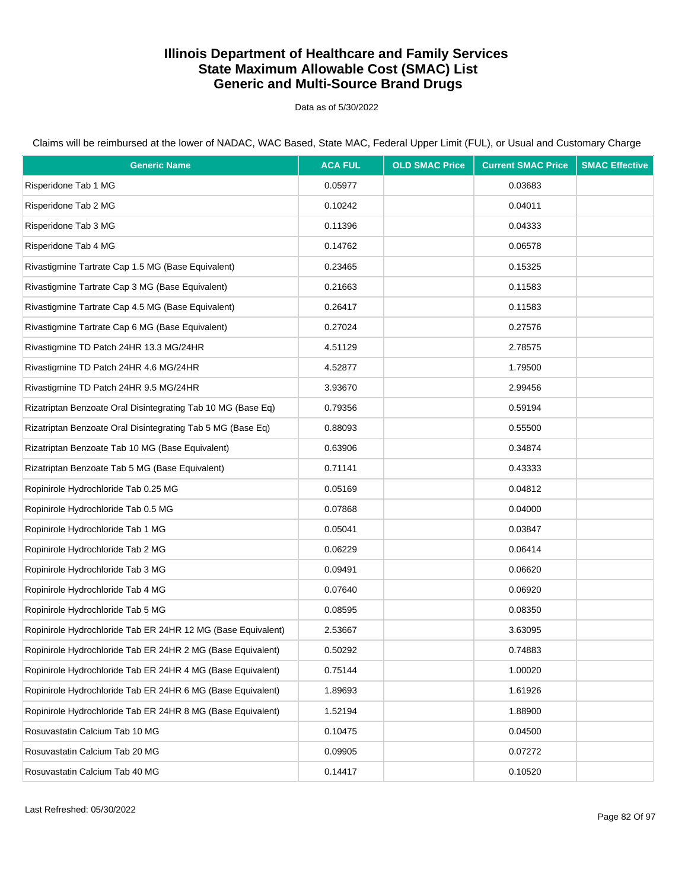# Illinois Department of Healthcare and Family Services
# State Maximum Allowable Cost (SMAC) List
# Generic and Multi-Source Brand Drugs

Data as of 5/30/2022

Claims will be reimbursed at the lower of NADAC, WAC Based, State MAC, Federal Upper Limit (FUL), or Usual and Customary Charge

| Generic Name | ACA FUL | OLD SMAC Price | Current SMAC Price | SMAC Effective |
|---|---|---|---|---|
| Risperidone Tab 1 MG | 0.05977 | | 0.03683 | |
| Risperidone Tab 2 MG | 0.10242 | | 0.04011 | |
| Risperidone Tab 3 MG | 0.11396 | | 0.04333 | |
| Risperidone Tab 4 MG | 0.14762 | | 0.06578 | |
| Rivastigmine Tartrate Cap 1.5 MG (Base Equivalent) | 0.23465 | | 0.15325 | |
| Rivastigmine Tartrate Cap 3 MG (Base Equivalent) | 0.21663 | | 0.11583 | |
| Rivastigmine Tartrate Cap 4.5 MG (Base Equivalent) | 0.26417 | | 0.11583 | |
| Rivastigmine Tartrate Cap 6 MG (Base Equivalent) | 0.27024 | | 0.27576 | |
| Rivastigmine TD Patch 24HR 13.3 MG/24HR | 4.51129 | | 2.78575 | |
| Rivastigmine TD Patch 24HR 4.6 MG/24HR | 4.52877 | | 1.79500 | |
| Rivastigmine TD Patch 24HR 9.5 MG/24HR | 3.93670 | | 2.99456 | |
| Rizatriptan Benzoate Oral Disintegrating Tab 10 MG (Base Eq) | 0.79356 | | 0.59194 | |
| Rizatriptan Benzoate Oral Disintegrating Tab 5 MG (Base Eq) | 0.88093 | | 0.55500 | |
| Rizatriptan Benzoate Tab 10 MG (Base Equivalent) | 0.63906 | | 0.34874 | |
| Rizatriptan Benzoate Tab 5 MG (Base Equivalent) | 0.71141 | | 0.43333 | |
| Ropinirole Hydrochloride Tab 0.25 MG | 0.05169 | | 0.04812 | |
| Ropinirole Hydrochloride Tab 0.5 MG | 0.07868 | | 0.04000 | |
| Ropinirole Hydrochloride Tab 1 MG | 0.05041 | | 0.03847 | |
| Ropinirole Hydrochloride Tab 2 MG | 0.06229 | | 0.06414 | |
| Ropinirole Hydrochloride Tab 3 MG | 0.09491 | | 0.06620 | |
| Ropinirole Hydrochloride Tab 4 MG | 0.07640 | | 0.06920 | |
| Ropinirole Hydrochloride Tab 5 MG | 0.08595 | | 0.08350 | |
| Ropinirole Hydrochloride Tab ER 24HR 12 MG (Base Equivalent) | 2.53667 | | 3.63095 | |
| Ropinirole Hydrochloride Tab ER 24HR 2 MG (Base Equivalent) | 0.50292 | | 0.74883 | |
| Ropinirole Hydrochloride Tab ER 24HR 4 MG (Base Equivalent) | 0.75144 | | 1.00020 | |
| Ropinirole Hydrochloride Tab ER 24HR 6 MG (Base Equivalent) | 1.89693 | | 1.61926 | |
| Ropinirole Hydrochloride Tab ER 24HR 8 MG (Base Equivalent) | 1.52194 | | 1.88900 | |
| Rosuvastatin Calcium Tab 10 MG | 0.10475 | | 0.04500 | |
| Rosuvastatin Calcium Tab 20 MG | 0.09905 | | 0.07272 | |
| Rosuvastatin Calcium Tab 40 MG | 0.14417 | | 0.10520 | |

Last Refreshed: 05/30/2022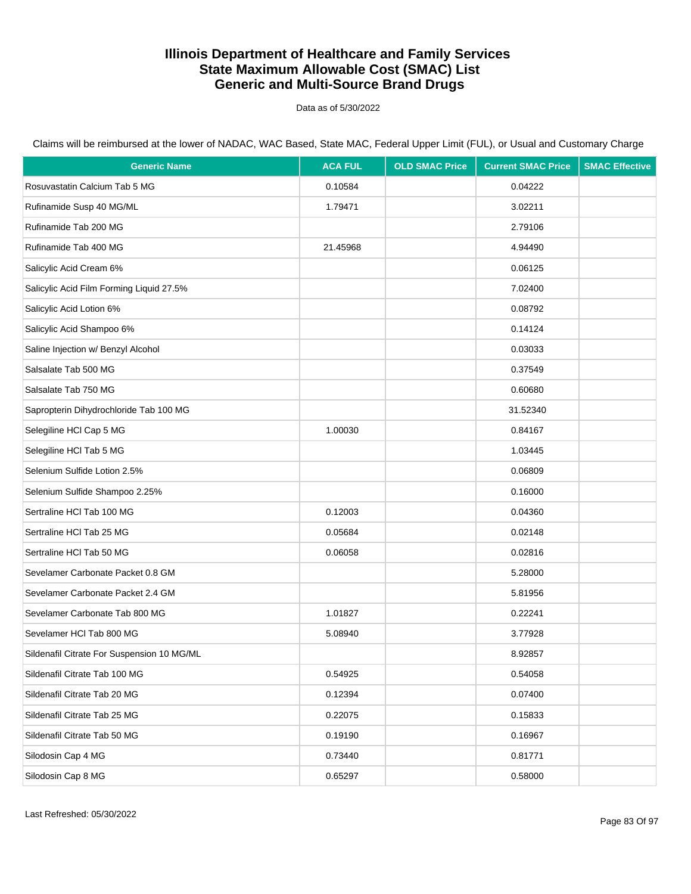# Illinois Department of Healthcare and Family Services
# State Maximum Allowable Cost (SMAC) List
# Generic and Multi-Source Brand Drugs

Data as of 5/30/2022

Claims will be reimbursed at the lower of NADAC, WAC Based, State MAC, Federal Upper Limit (FUL), or Usual and Customary Charge

| Generic Name | ACA FUL | OLD SMAC Price | Current SMAC Price | SMAC Effective |
|---|---|---|---|---|
| Rosuvastatin Calcium Tab 5 MG | 0.10584 | | 0.04222 | |
| Rufinamide Susp 40 MG/ML | 1.79471 | | 3.02211 | |
| Rufinamide Tab 200 MG | | | 2.79106 | |
| Rufinamide Tab 400 MG | 21.45968 | | 4.94490 | |
| Salicylic Acid Cream 6% | | | 0.06125 | |
| Salicylic Acid Film Forming Liquid 27.5% | | | 7.02400 | |
| Salicylic Acid Lotion 6% | | | 0.08792 | |
| Salicylic Acid Shampoo 6% | | | 0.14124 | |
| Saline Injection w/ Benzyl Alcohol | | | 0.03033 | |
| Salsalate Tab 500 MG | | | 0.37549 | |
| Salsalate Tab 750 MG | | | 0.60680 | |
| Sapropterin Dihydrochloride Tab 100 MG | | | 31.52340 | |
| Selegiline HCl Cap 5 MG | 1.00030 | | 0.84167 | |
| Selegiline HCl Tab 5 MG | | | 1.03445 | |
| Selenium Sulfide Lotion 2.5% | | | 0.06809 | |
| Selenium Sulfide Shampoo 2.25% | | | 0.16000 | |
| Sertraline HCl Tab 100 MG | 0.12003 | | 0.04360 | |
| Sertraline HCl Tab 25 MG | 0.05684 | | 0.02148 | |
| Sertraline HCl Tab 50 MG | 0.06058 | | 0.02816 | |
| Sevelamer Carbonate Packet 0.8 GM | | | 5.28000 | |
| Sevelamer Carbonate Packet 2.4 GM | | | 5.81956 | |
| Sevelamer Carbonate Tab 800 MG | 1.01827 | | 0.22241 | |
| Sevelamer HCl Tab 800 MG | 5.08940 | | 3.77928 | |
| Sildenafil Citrate For Suspension 10 MG/ML | | | 8.92857 | |
| Sildenafil Citrate Tab 100 MG | 0.54925 | | 0.54058 | |
| Sildenafil Citrate Tab 20 MG | 0.12394 | | 0.07400 | |
| Sildenafil Citrate Tab 25 MG | 0.22075 | | 0.15833 | |
| Sildenafil Citrate Tab 50 MG | 0.19190 | | 0.16967 | |
| Silodosin Cap 4 MG | 0.73440 | | 0.81771 | |
| Silodosin Cap 8 MG | 0.65297 | | 0.58000 | |

Last Refreshed: 05/30/2022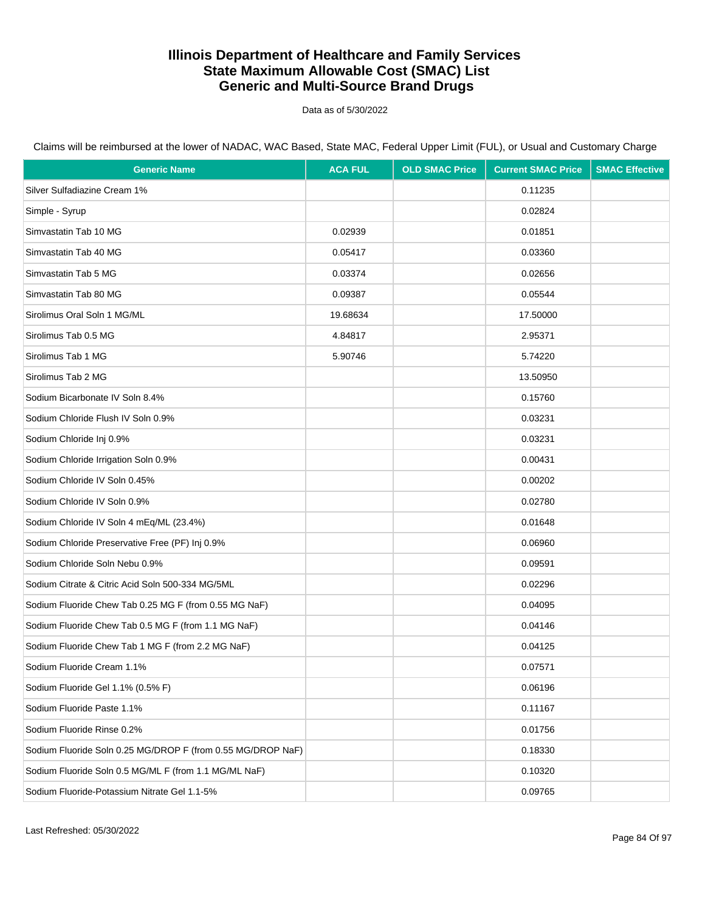# Illinois Department of Healthcare and Family Services
# State Maximum Allowable Cost (SMAC) List
# Generic and Multi-Source Brand Drugs

Data as of 5/30/2022

Claims will be reimbursed at the lower of NADAC, WAC Based, State MAC, Federal Upper Limit (FUL), or Usual and Customary Charge

| Generic Name | ACA FUL | OLD SMAC Price | Current SMAC Price | SMAC Effective |
|---|---|---|---|---|
| Silver Sulfadiazine Cream 1% | | | 0.11235 | |
| Simple - Syrup | | | 0.02824 | |
| Simvastatin Tab 10 MG | 0.02939 | | 0.01851 | |
| Simvastatin Tab 40 MG | 0.05417 | | 0.03360 | |
| Simvastatin Tab 5 MG | 0.03374 | | 0.02656 | |
| Simvastatin Tab 80 MG | 0.09387 | | 0.05544 | |
| Sirolimus Oral Soln 1 MG/ML | 19.68634 | | 17.50000 | |
| Sirolimus Tab 0.5 MG | 4.84817 | | 2.95371 | |
| Sirolimus Tab 1 MG | 5.90746 | | 5.74220 | |
| Sirolimus Tab 2 MG | | | 13.50950 | |
| Sodium Bicarbonate IV Soln 8.4% | | | 0.15760 | |
| Sodium Chloride Flush IV Soln 0.9% | | | 0.03231 | |
| Sodium Chloride Inj 0.9% | | | 0.03231 | |
| Sodium Chloride Irrigation Soln 0.9% | | | 0.00431 | |
| Sodium Chloride IV Soln 0.45% | | | 0.00202 | |
| Sodium Chloride IV Soln 0.9% | | | 0.02780 | |
| Sodium Chloride IV Soln 4 mEq/ML (23.4%) | | | 0.01648 | |
| Sodium Chloride Preservative Free (PF) Inj 0.9% | | | 0.06960 | |
| Sodium Chloride Soln Nebu 0.9% | | | 0.09591 | |
| Sodium Citrate & Citric Acid Soln 500-334 MG/5ML | | | 0.02296 | |
| Sodium Fluoride Chew Tab 0.25 MG F (from 0.55 MG NaF) | | | 0.04095 | |
| Sodium Fluoride Chew Tab 0.5 MG F (from 1.1 MG NaF) | | | 0.04146 | |
| Sodium Fluoride Chew Tab 1 MG F (from 2.2 MG NaF) | | | 0.04125 | |
| Sodium Fluoride Cream 1.1% | | | 0.07571 | |
| Sodium Fluoride Gel 1.1% (0.5% F) | | | 0.06196 | |
| Sodium Fluoride Paste 1.1% | | | 0.11167 | |
| Sodium Fluoride Rinse 0.2% | | | 0.01756 | |
| Sodium Fluoride Soln 0.25 MG/DROP F (from 0.55 MG/DROP NaF) | | | 0.18330 | |
| Sodium Fluoride Soln 0.5 MG/ML F (from 1.1 MG/ML NaF) | | | 0.10320 | |
| Sodium Fluoride-Potassium Nitrate Gel 1.1-5% | | | 0.09765 | |

Last Refreshed: 05/30/2022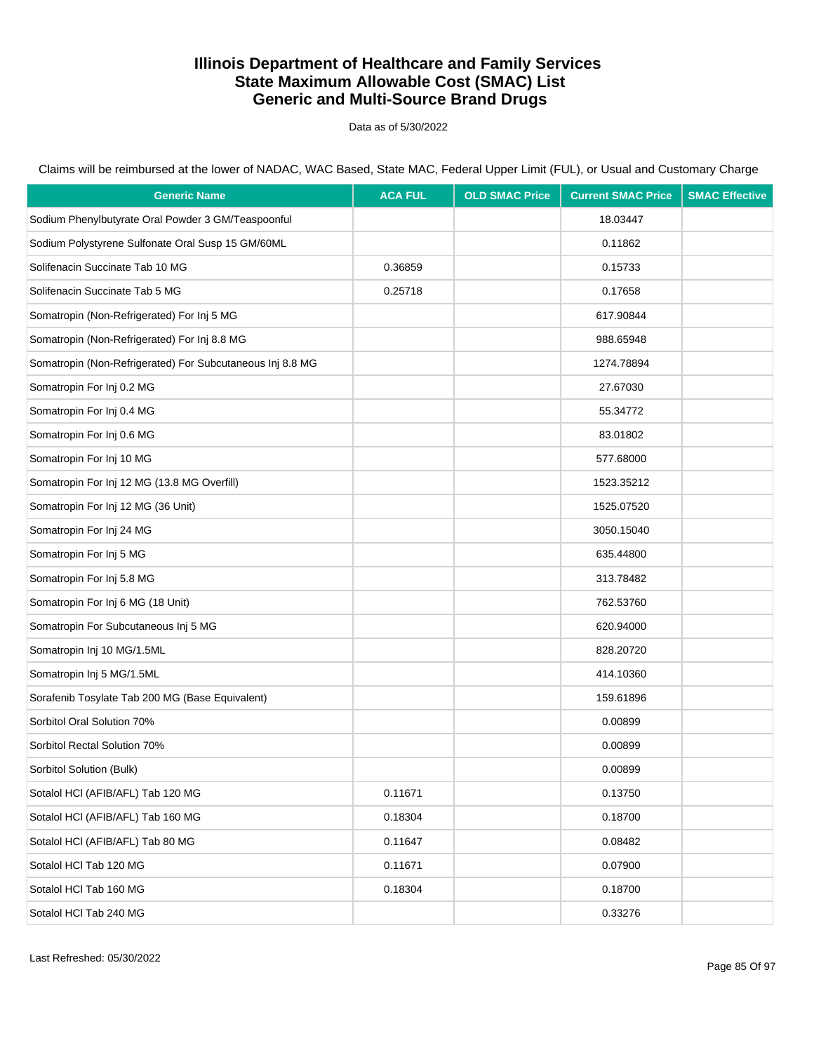# Illinois Department of Healthcare and Family Services
# State Maximum Allowable Cost (SMAC) List
# Generic and Multi-Source Brand Drugs

Data as of 5/30/2022

Claims will be reimbursed at the lower of NADAC, WAC Based, State MAC, Federal Upper Limit (FUL), or Usual and Customary Charge

| Generic Name | ACA FUL | OLD SMAC Price | Current SMAC Price | SMAC Effective |
|---|---|---|---|---|
| Sodium Phenylbutyrate Oral Powder 3 GM/Teaspoonful | | | 18.03447 | |
| Sodium Polystyrene Sulfonate Oral Susp 15 GM/60ML | | | 0.11862 | |
| Solifenacin Succinate Tab 10 MG | 0.36859 | | 0.15733 | |
| Solifenacin Succinate Tab 5 MG | 0.25718 | | 0.17658 | |
| Somatropin (Non-Refrigerated) For Inj 5 MG | | | 617.90844 | |
| Somatropin (Non-Refrigerated) For Inj 8.8 MG | | | 988.65948 | |
| Somatropin (Non-Refrigerated) For Subcutaneous Inj 8.8 MG | | | 1274.78894 | |
| Somatropin For Inj 0.2 MG | | | 27.67030 | |
| Somatropin For Inj 0.4 MG | | | 55.34772 | |
| Somatropin For Inj 0.6 MG | | | 83.01802 | |
| Somatropin For Inj 10 MG | | | 577.68000 | |
| Somatropin For Inj 12 MG (13.8 MG Overfill) | | | 1523.35212 | |
| Somatropin For Inj 12 MG (36 Unit) | | | 1525.07520 | |
| Somatropin For Inj 24 MG | | | 3050.15040 | |
| Somatropin For Inj 5 MG | | | 635.44800 | |
| Somatropin For Inj 5.8 MG | | | 313.78482 | |
| Somatropin For Inj 6 MG (18 Unit) | | | 762.53760 | |
| Somatropin For Subcutaneous Inj 5 MG | | | 620.94000 | |
| Somatropin Inj 10 MG/1.5ML | | | 828.20720 | |
| Somatropin Inj 5 MG/1.5ML | | | 414.10360 | |
| Sorafenib Tosylate Tab 200 MG (Base Equivalent) | | | 159.61896 | |
| Sorbitol Oral Solution 70% | | | 0.00899 | |
| Sorbitol Rectal Solution 70% | | | 0.00899 | |
| Sorbitol Solution (Bulk) | | | 0.00899 | |
| Sotalol HCl (AFIB/AFL) Tab 120 MG | 0.11671 | | 0.13750 | |
| Sotalol HCl (AFIB/AFL) Tab 160 MG | 0.18304 | | 0.18700 | |
| Sotalol HCl (AFIB/AFL) Tab 80 MG | 0.11647 | | 0.08482 | |
| Sotalol HCl Tab 120 MG | 0.11671 | | 0.07900 | |
| Sotalol HCl Tab 160 MG | 0.18304 | | 0.18700 | |
| Sotalol HCl Tab 240 MG | | | 0.33276 | |

Last Refreshed: 05/30/2022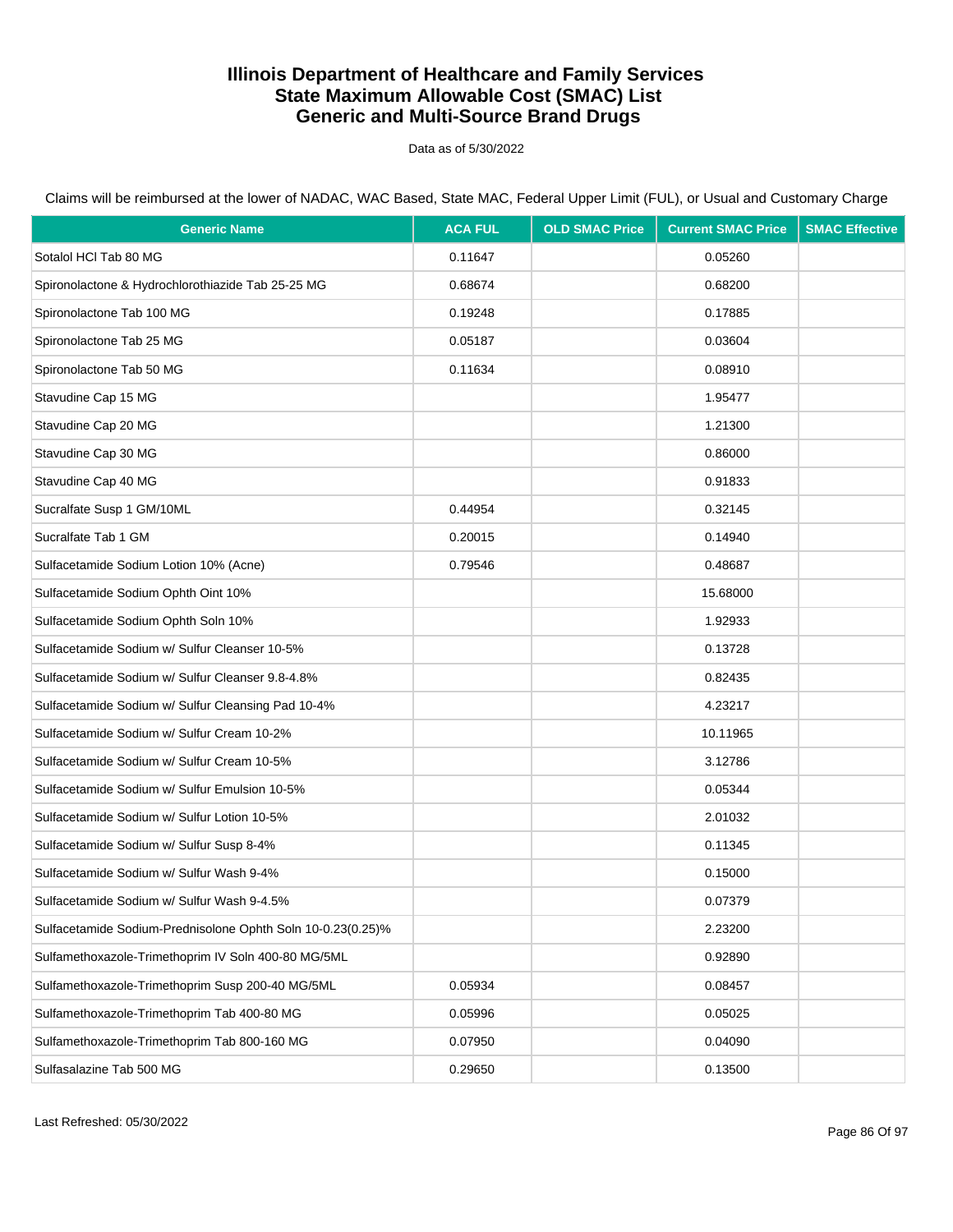# Illinois Department of Healthcare and Family Services
# State Maximum Allowable Cost (SMAC) List
# Generic and Multi-Source Brand Drugs

Data as of 5/30/2022

Claims will be reimbursed at the lower of NADAC, WAC Based, State MAC, Federal Upper Limit (FUL), or Usual and Customary Charge

| Generic Name | ACA FUL | OLD SMAC Price | Current SMAC Price | SMAC Effective |
|---|---|---|---|---|
| Sotalol HCl Tab 80 MG | 0.11647 | | 0.05260 | |
| Spironolactone & Hydrochlorothiazide Tab 25-25 MG | 0.68674 | | 0.68200 | |
| Spironolactone Tab 100 MG | 0.19248 | | 0.17885 | |
| Spironolactone Tab 25 MG | 0.05187 | | 0.03604 | |
| Spironolactone Tab 50 MG | 0.11634 | | 0.08910 | |
| Stavudine Cap 15 MG | | | 1.95477 | |
| Stavudine Cap 20 MG | | | 1.21300 | |
| Stavudine Cap 30 MG | | | 0.86000 | |
| Stavudine Cap 40 MG | | | 0.91833 | |
| Sucralfate Susp 1 GM/10ML | 0.44954 | | 0.32145 | |
| Sucralfate Tab 1 GM | 0.20015 | | 0.14940 | |
| Sulfacetamide Sodium Lotion 10% (Acne) | 0.79546 | | 0.48687 | |
| Sulfacetamide Sodium Ophth Oint 10% | | | 15.68000 | |
| Sulfacetamide Sodium Ophth Soln 10% | | | 1.92933 | |
| Sulfacetamide Sodium w/ Sulfur Cleanser 10-5% | | | 0.13728 | |
| Sulfacetamide Sodium w/ Sulfur Cleanser 9.8-4.8% | | | 0.82435 | |
| Sulfacetamide Sodium w/ Sulfur Cleansing Pad 10-4% | | | 4.23217 | |
| Sulfacetamide Sodium w/ Sulfur Cream 10-2% | | | 10.11965 | |
| Sulfacetamide Sodium w/ Sulfur Cream 10-5% | | | 3.12786 | |
| Sulfacetamide Sodium w/ Sulfur Emulsion 10-5% | | | 0.05344 | |
| Sulfacetamide Sodium w/ Sulfur Lotion 10-5% | | | 2.01032 | |
| Sulfacetamide Sodium w/ Sulfur Susp 8-4% | | | 0.11345 | |
| Sulfacetamide Sodium w/ Sulfur Wash 9-4% | | | 0.15000 | |
| Sulfacetamide Sodium w/ Sulfur Wash 9-4.5% | | | 0.07379 | |
| Sulfacetamide Sodium-Prednisolone Ophth Soln 10-0.23(0.25)% | | | 2.23200 | |
| Sulfamethoxazole-Trimethoprim IV Soln 400-80 MG/5ML | | | 0.92890 | |
| Sulfamethoxazole-Trimethoprim Susp 200-40 MG/5ML | 0.05934 | | 0.08457 | |
| Sulfamethoxazole-Trimethoprim Tab 400-80 MG | 0.05996 | | 0.05025 | |
| Sulfamethoxazole-Trimethoprim Tab 800-160 MG | 0.07950 | | 0.04090 | |
| Sulfasalazine Tab 500 MG | 0.29650 | | 0.13500 | |

Last Refreshed: 05/30/2022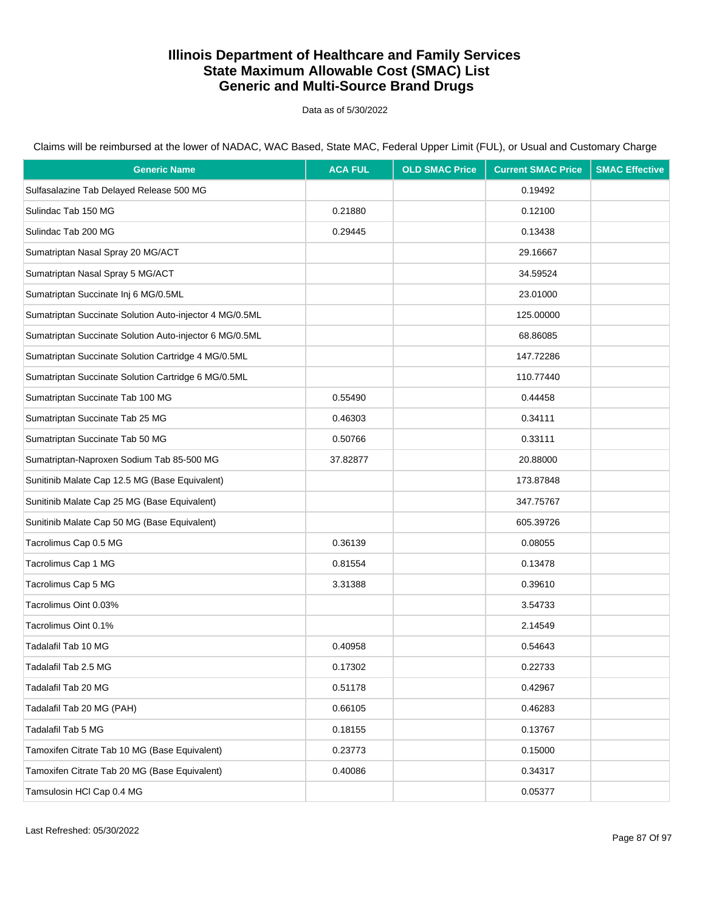# Illinois Department of Healthcare and Family Services
# State Maximum Allowable Cost (SMAC) List
# Generic and Multi-Source Brand Drugs

Data as of 5/30/2022

Claims will be reimbursed at the lower of NADAC, WAC Based, State MAC, Federal Upper Limit (FUL), or Usual and Customary Charge

| Generic Name | ACA FUL | OLD SMAC Price | Current SMAC Price | SMAC Effective |
|---|---|---|---|---|
| Sulfasalazine Tab Delayed Release 500 MG | | | 0.19492 | |
| Sulindac Tab 150 MG | 0.21880 | | 0.12100 | |
| Sulindac Tab 200 MG | 0.29445 | | 0.13438 | |
| Sumatriptan Nasal Spray 20 MG/ACT | | | 29.16667 | |
| Sumatriptan Nasal Spray 5 MG/ACT | | | 34.59524 | |
| Sumatriptan Succinate Inj 6 MG/0.5ML | | | 23.01000 | |
| Sumatriptan Succinate Solution Auto-injector 4 MG/0.5ML | | | 125.00000 | |
| Sumatriptan Succinate Solution Auto-injector 6 MG/0.5ML | | | 68.86085 | |
| Sumatriptan Succinate Solution Cartridge 4 MG/0.5ML | | | 147.72286 | |
| Sumatriptan Succinate Solution Cartridge 6 MG/0.5ML | | | 110.77440 | |
| Sumatriptan Succinate Tab 100 MG | 0.55490 | | 0.44458 | |
| Sumatriptan Succinate Tab 25 MG | 0.46303 | | 0.34111 | |
| Sumatriptan Succinate Tab 50 MG | 0.50766 | | 0.33111 | |
| Sumatriptan-Naproxen Sodium Tab 85-500 MG | 37.82877 | | 20.88000 | |
| Sunitinib Malate Cap 12.5 MG (Base Equivalent) | | | 173.87848 | |
| Sunitinib Malate Cap 25 MG (Base Equivalent) | | | 347.75767 | |
| Sunitinib Malate Cap 50 MG (Base Equivalent) | | | 605.39726 | |
| Tacrolimus Cap 0.5 MG | 0.36139 | | 0.08055 | |
| Tacrolimus Cap 1 MG | 0.81554 | | 0.13478 | |
| Tacrolimus Cap 5 MG | 3.31388 | | 0.39610 | |
| Tacrolimus Oint 0.03% | | | 3.54733 | |
| Tacrolimus Oint 0.1% | | | 2.14549 | |
| Tadalafil Tab 10 MG | 0.40958 | | 0.54643 | |
| Tadalafil Tab 2.5 MG | 0.17302 | | 0.22733 | |
| Tadalafil Tab 20 MG | 0.51178 | | 0.42967 | |
| Tadalafil Tab 20 MG (PAH) | 0.66105 | | 0.46283 | |
| Tadalafil Tab 5 MG | 0.18155 | | 0.13767 | |
| Tamoxifen Citrate Tab 10 MG (Base Equivalent) | 0.23773 | | 0.15000 | |
| Tamoxifen Citrate Tab 20 MG (Base Equivalent) | 0.40086 | | 0.34317 | |
| Tamsulosin HCl Cap 0.4 MG | | | 0.05377 | |

Last Refreshed: 05/30/2022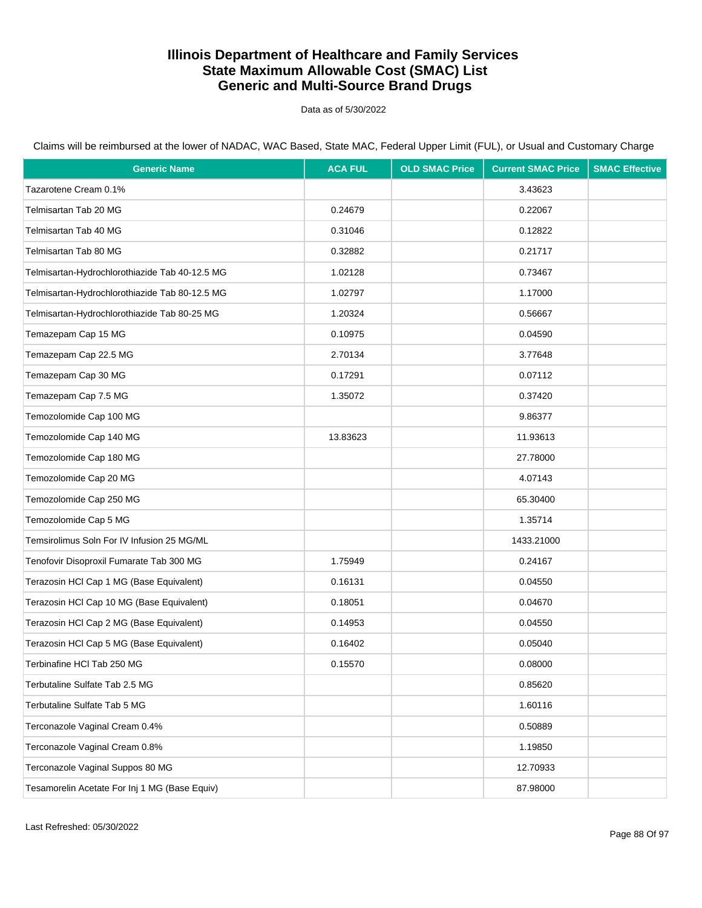# Illinois Department of Healthcare and Family Services
# State Maximum Allowable Cost (SMAC) List
# Generic and Multi-Source Brand Drugs

Data as of 5/30/2022

Claims will be reimbursed at the lower of NADAC, WAC Based, State MAC, Federal Upper Limit (FUL), or Usual and Customary Charge

| Generic Name | ACA FUL | OLD SMAC Price | Current SMAC Price | SMAC Effective |
|---|---|---|---|---|
| Tazarotene Cream 0.1% | | | 3.43623 | |
| Telmisartan Tab 20 MG | 0.24679 | | 0.22067 | |
| Telmisartan Tab 40 MG | 0.31046 | | 0.12822 | |
| Telmisartan Tab 80 MG | 0.32882 | | 0.21717 | |
| Telmisartan-Hydrochlorothiazide Tab 40-12.5 MG | 1.02128 | | 0.73467 | |
| Telmisartan-Hydrochlorothiazide Tab 80-12.5 MG | 1.02797 | | 1.17000 | |
| Telmisartan-Hydrochlorothiazide Tab 80-25 MG | 1.20324 | | 0.56667 | |
| Temazepam Cap 15 MG | 0.10975 | | 0.04590 | |
| Temazepam Cap 22.5 MG | 2.70134 | | 3.77648 | |
| Temazepam Cap 30 MG | 0.17291 | | 0.07112 | |
| Temazepam Cap 7.5 MG | 1.35072 | | 0.37420 | |
| Temozolomide Cap 100 MG | | | 9.86377 | |
| Temozolomide Cap 140 MG | 13.83623 | | 11.93613 | |
| Temozolomide Cap 180 MG | | | 27.78000 | |
| Temozolomide Cap 20 MG | | | 4.07143 | |
| Temozolomide Cap 250 MG | | | 65.30400 | |
| Temozolomide Cap 5 MG | | | 1.35714 | |
| Temsirolimus Soln For IV Infusion 25 MG/ML | | | 1433.21000 | |
| Tenofovir Disoproxil Fumarate Tab 300 MG | 1.75949 | | 0.24167 | |
| Terazosin HCl Cap 1 MG (Base Equivalent) | 0.16131 | | 0.04550 | |
| Terazosin HCl Cap 10 MG (Base Equivalent) | 0.18051 | | 0.04670 | |
| Terazosin HCl Cap 2 MG (Base Equivalent) | 0.14953 | | 0.04550 | |
| Terazosin HCl Cap 5 MG (Base Equivalent) | 0.16402 | | 0.05040 | |
| Terbinafine HCl Tab 250 MG | 0.15570 | | 0.08000 | |
| Terbutaline Sulfate Tab 2.5 MG | | | 0.85620 | |
| Terbutaline Sulfate Tab 5 MG | | | 1.60116 | |
| Terconazole Vaginal Cream 0.4% | | | 0.50889 | |
| Terconazole Vaginal Cream 0.8% | | | 1.19850 | |
| Terconazole Vaginal Suppos 80 MG | | | 12.70933 | |
| Tesamorelin Acetate For Inj 1 MG (Base Equiv) | | | 87.98000 | |

Last Refreshed: 05/30/2022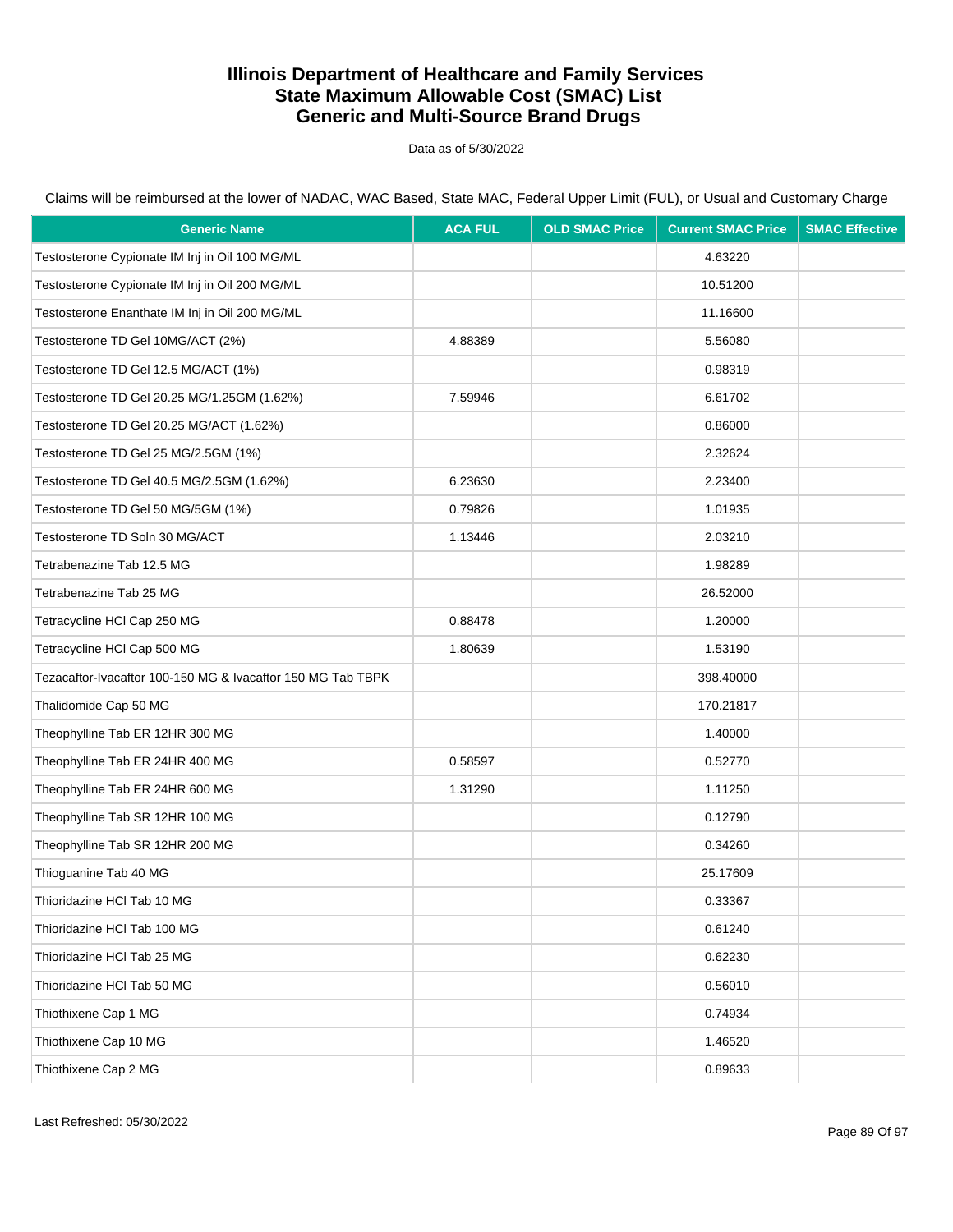# Illinois Department of Healthcare and Family Services
# State Maximum Allowable Cost (SMAC) List
# Generic and Multi-Source Brand Drugs

Data as of 5/30/2022

Claims will be reimbursed at the lower of NADAC, WAC Based, State MAC, Federal Upper Limit (FUL), or Usual and Customary Charge

| Generic Name | ACA FUL | OLD SMAC Price | Current SMAC Price | SMAC Effective |
|---|---|---|---|---|
| Testosterone Cypionate IM Inj in Oil 100 MG/ML | | | 4.63220 | |
| Testosterone Cypionate IM Inj in Oil 200 MG/ML | | | 10.51200 | |
| Testosterone Enanthate IM Inj in Oil 200 MG/ML | | | 11.16600 | |
| Testosterone TD Gel 10MG/ACT (2%) | 4.88389 | | 5.56080 | |
| Testosterone TD Gel 12.5 MG/ACT (1%) | | | 0.98319 | |
| Testosterone TD Gel 20.25 MG/1.25GM (1.62%) | 7.59946 | | 6.61702 | |
| Testosterone TD Gel 20.25 MG/ACT (1.62%) | | | 0.86000 | |
| Testosterone TD Gel 25 MG/2.5GM (1%) | | | 2.32624 | |
| Testosterone TD Gel 40.5 MG/2.5GM (1.62%) | 6.23630 | | 2.23400 | |
| Testosterone TD Gel 50 MG/5GM (1%) | 0.79826 | | 1.01935 | |
| Testosterone TD Soln 30 MG/ACT | 1.13446 | | 2.03210 | |
| Tetrabenazine Tab 12.5 MG | | | 1.98289 | |
| Tetrabenazine Tab 25 MG | | | 26.52000 | |
| Tetracycline HCl Cap 250 MG | 0.88478 | | 1.20000 | |
| Tetracycline HCl Cap 500 MG | 1.80639 | | 1.53190 | |
| Tezacaftor-Ivacaftor 100-150 MG & Ivacaftor 150 MG Tab TBPK | | | 398.40000 | |
| Thalidomide Cap 50 MG | | | 170.21817 | |
| Theophylline Tab ER 12HR 300 MG | | | 1.40000 | |
| Theophylline Tab ER 24HR 400 MG | 0.58597 | | 0.52770 | |
| Theophylline Tab ER 24HR 600 MG | 1.31290 | | 1.11250 | |
| Theophylline Tab SR 12HR 100 MG | | | 0.12790 | |
| Theophylline Tab SR 12HR 200 MG | | | 0.34260 | |
| Thioguanine Tab 40 MG | | | 25.17609 | |
| Thioridazine HCl Tab 10 MG | | | 0.33367 | |
| Thioridazine HCl Tab 100 MG | | | 0.61240 | |
| Thioridazine HCl Tab 25 MG | | | 0.62230 | |
| Thioridazine HCl Tab 50 MG | | | 0.56010 | |
| Thiothixene Cap 1 MG | | | 0.74934 | |
| Thiothixene Cap 10 MG | | | 1.46520 | |
| Thiothixene Cap 2 MG | | | 0.89633 | |

Last Refreshed: 05/30/2022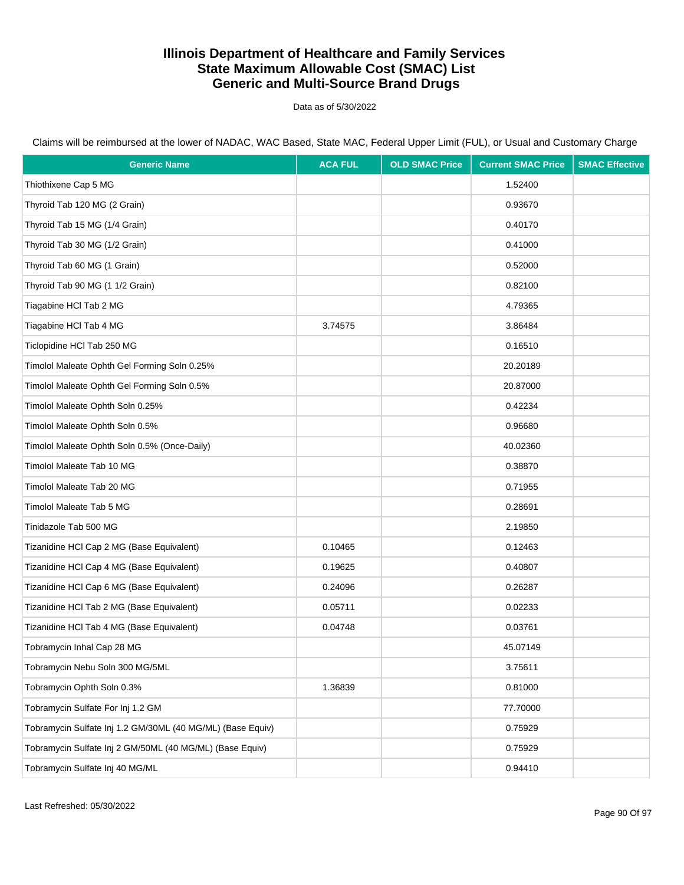# Illinois Department of Healthcare and Family Services
# State Maximum Allowable Cost (SMAC) List
# Generic and Multi-Source Brand Drugs

Data as of 5/30/2022

Claims will be reimbursed at the lower of NADAC, WAC Based, State MAC, Federal Upper Limit (FUL), or Usual and Customary Charge

| Generic Name | ACA FUL | OLD SMAC Price | Current SMAC Price | SMAC Effective |
|---|---|---|---|---|
| Thiothixene Cap 5 MG | | | 1.52400 | |
| Thyroid Tab 120 MG (2 Grain) | | | 0.93670 | |
| Thyroid Tab 15 MG (1/4 Grain) | | | 0.40170 | |
| Thyroid Tab 30 MG (1/2 Grain) | | | 0.41000 | |
| Thyroid Tab 60 MG (1 Grain) | | | 0.52000 | |
| Thyroid Tab 90 MG (1 1/2 Grain) | | | 0.82100 | |
| Tiagabine HCl Tab 2 MG | | | 4.79365 | |
| Tiagabine HCl Tab 4 MG | 3.74575 | | 3.86484 | |
| Ticlopidine HCl Tab 250 MG | | | 0.16510 | |
| Timolol Maleate Ophth Gel Forming Soln 0.25% | | | 20.20189 | |
| Timolol Maleate Ophth Gel Forming Soln 0.5% | | | 20.87000 | |
| Timolol Maleate Ophth Soln 0.25% | | | 0.42234 | |
| Timolol Maleate Ophth Soln 0.5% | | | 0.96680 | |
| Timolol Maleate Ophth Soln 0.5% (Once-Daily) | | | 40.02360 | |
| Timolol Maleate Tab 10 MG | | | 0.38870 | |
| Timolol Maleate Tab 20 MG | | | 0.71955 | |
| Timolol Maleate Tab 5 MG | | | 0.28691 | |
| Tinidazole Tab 500 MG | | | 2.19850 | |
| Tizanidine HCl Cap 2 MG (Base Equivalent) | 0.10465 | | 0.12463 | |
| Tizanidine HCl Cap 4 MG (Base Equivalent) | 0.19625 | | 0.40807 | |
| Tizanidine HCl Cap 6 MG (Base Equivalent) | 0.24096 | | 0.26287 | |
| Tizanidine HCl Tab 2 MG (Base Equivalent) | 0.05711 | | 0.02233 | |
| Tizanidine HCl Tab 4 MG (Base Equivalent) | 0.04748 | | 0.03761 | |
| Tobramycin Inhal Cap 28 MG | | | 45.07149 | |
| Tobramycin Nebu Soln 300 MG/5ML | | | 3.75611 | |
| Tobramycin Ophth Soln 0.3% | 1.36839 | | 0.81000 | |
| Tobramycin Sulfate For Inj 1.2 GM | | | 77.70000 | |
| Tobramycin Sulfate Inj 1.2 GM/30ML (40 MG/ML) (Base Equiv) | | | 0.75929 | |
| Tobramycin Sulfate Inj 2 GM/50ML (40 MG/ML) (Base Equiv) | | | 0.75929 | |
| Tobramycin Sulfate Inj 40 MG/ML | | | 0.94410 | |

Last Refreshed: 05/30/2022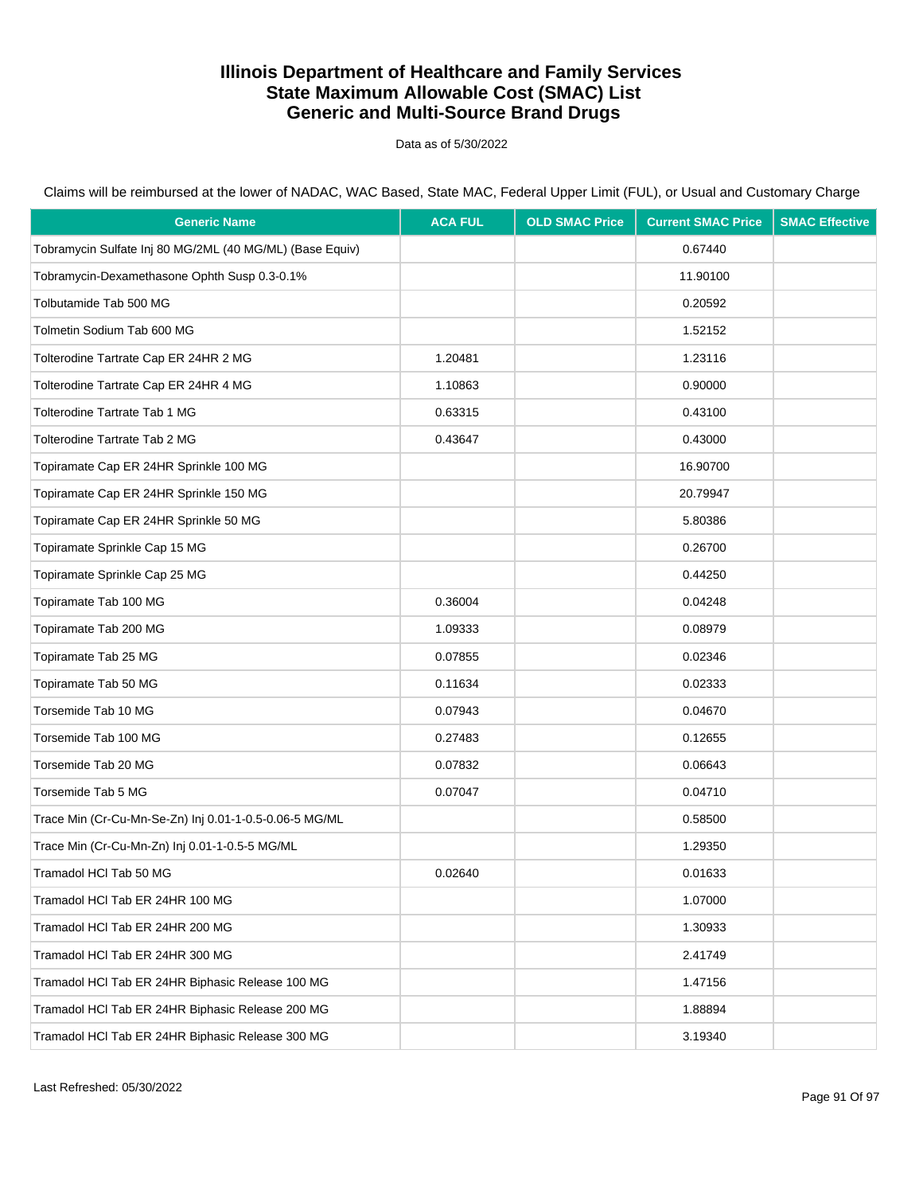# Illinois Department of Healthcare and Family Services
# State Maximum Allowable Cost (SMAC) List
# Generic and Multi-Source Brand Drugs

Data as of 5/30/2022

Claims will be reimbursed at the lower of NADAC, WAC Based, State MAC, Federal Upper Limit (FUL), or Usual and Customary Charge

| Generic Name | ACA FUL | OLD SMAC Price | Current SMAC Price | SMAC Effective |
|---|---|---|---|---|
| Tobramycin Sulfate Inj 80 MG/2ML (40 MG/ML) (Base Equiv) | | | 0.67440 | |
| Tobramycin-Dexamethasone Ophth Susp 0.3-0.1% | | | 11.90100 | |
| Tolbutamide Tab 500 MG | | | 0.20592 | |
| Tolmetin Sodium Tab 600 MG | | | 1.52152 | |
| Tolterodine Tartrate Cap ER 24HR 2 MG | 1.20481 | | 1.23116 | |
| Tolterodine Tartrate Cap ER 24HR 4 MG | 1.10863 | | 0.90000 | |
| Tolterodine Tartrate Tab 1 MG | 0.63315 | | 0.43100 | |
| Tolterodine Tartrate Tab 2 MG | 0.43647 | | 0.43000 | |
| Topiramate Cap ER 24HR Sprinkle 100 MG | | | 16.90700 | |
| Topiramate Cap ER 24HR Sprinkle 150 MG | | | 20.79947 | |
| Topiramate Cap ER 24HR Sprinkle 50 MG | | | 5.80386 | |
| Topiramate Sprinkle Cap 15 MG | | | 0.26700 | |
| Topiramate Sprinkle Cap 25 MG | | | 0.44250 | |
| Topiramate Tab 100 MG | 0.36004 | | 0.04248 | |
| Topiramate Tab 200 MG | 1.09333 | | 0.08979 | |
| Topiramate Tab 25 MG | 0.07855 | | 0.02346 | |
| Topiramate Tab 50 MG | 0.11634 | | 0.02333 | |
| Torsemide Tab 10 MG | 0.07943 | | 0.04670 | |
| Torsemide Tab 100 MG | 0.27483 | | 0.12655 | |
| Torsemide Tab 20 MG | 0.07832 | | 0.06643 | |
| Torsemide Tab 5 MG | 0.07047 | | 0.04710 | |
| Trace Min (Cr-Cu-Mn-Se-Zn) Inj 0.01-1-0.5-0.06-5 MG/ML | | | 0.58500 | |
| Trace Min (Cr-Cu-Mn-Zn) Inj 0.01-1-0.5-5 MG/ML | | | 1.29350 | |
| Tramadol HCl Tab 50 MG | 0.02640 | | 0.01633 | |
| Tramadol HCl Tab ER 24HR 100 MG | | | 1.07000 | |
| Tramadol HCl Tab ER 24HR 200 MG | | | 1.30933 | |
| Tramadol HCl Tab ER 24HR 300 MG | | | 2.41749 | |
| Tramadol HCl Tab ER 24HR Biphasic Release 100 MG | | | 1.47156 | |
| Tramadol HCl Tab ER 24HR Biphasic Release 200 MG | | | 1.88894 | |
| Tramadol HCl Tab ER 24HR Biphasic Release 300 MG | | | 3.19340 | |

Last Refreshed: 05/30/2022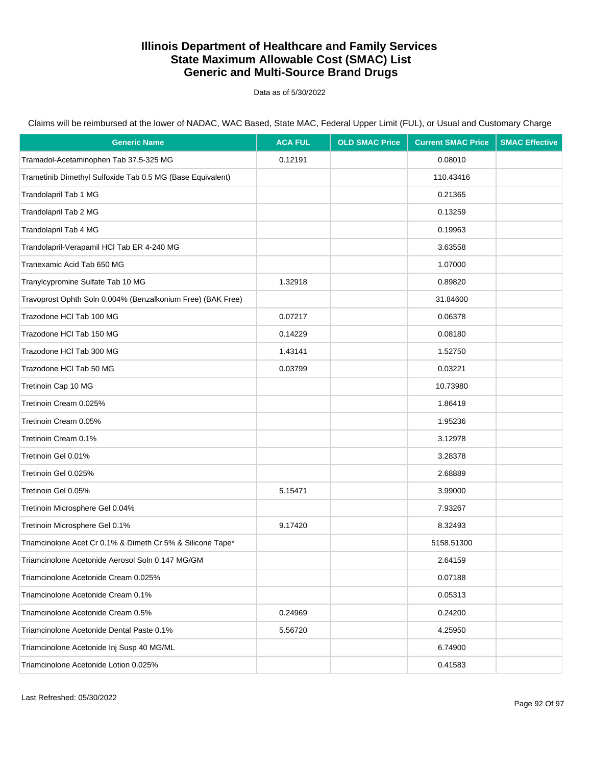# Illinois Department of Healthcare and Family Services
# State Maximum Allowable Cost (SMAC) List
# Generic and Multi-Source Brand Drugs

Data as of 5/30/2022

Claims will be reimbursed at the lower of NADAC, WAC Based, State MAC, Federal Upper Limit (FUL), or Usual and Customary Charge

| Generic Name | ACA FUL | OLD SMAC Price | Current SMAC Price | SMAC Effective |
|---|---|---|---|---|
| Tramadol-Acetaminophen Tab 37.5-325 MG | 0.12191 | | 0.08010 | |
| Trametinib Dimethyl Sulfoxide Tab 0.5 MG (Base Equivalent) | | | 110.43416 | |
| Trandolapril Tab 1 MG | | | 0.21365 | |
| Trandolapril Tab 2 MG | | | 0.13259 | |
| Trandolapril Tab 4 MG | | | 0.19963 | |
| Trandolapril-Verapamil HCl Tab ER 4-240 MG | | | 3.63558 | |
| Tranexamic Acid Tab 650 MG | | | 1.07000 | |
| Tranylcypromine Sulfate Tab 10 MG | 1.32918 | | 0.89820 | |
| Travoprost Ophth Soln 0.004% (Benzalkonium Free) (BAK Free) | | | 31.84600 | |
| Trazodone HCl Tab 100 MG | 0.07217 | | 0.06378 | |
| Trazodone HCl Tab 150 MG | 0.14229 | | 0.08180 | |
| Trazodone HCl Tab 300 MG | 1.43141 | | 1.52750 | |
| Trazodone HCl Tab 50 MG | 0.03799 | | 0.03221 | |
| Tretinoin Cap 10 MG | | | 10.73980 | |
| Tretinoin Cream 0.025% | | | 1.86419 | |
| Tretinoin Cream 0.05% | | | 1.95236 | |
| Tretinoin Cream 0.1% | | | 3.12978 | |
| Tretinoin Gel 0.01% | | | 3.28378 | |
| Tretinoin Gel 0.025% | | | 2.68889 | |
| Tretinoin Gel 0.05% | 5.15471 | | 3.99000 | |
| Tretinoin Microsphere Gel 0.04% | | | 7.93267 | |
| Tretinoin Microsphere Gel 0.1% | 9.17420 | | 8.32493 | |
| Triamcinolone Acet Cr 0.1% & Dimeth Cr 5% & Silicone Tape* | | | 5158.51300 | |
| Triamcinolone Acetonide Aerosol Soln 0.147 MG/GM | | | 2.64159 | |
| Triamcinolone Acetonide Cream 0.025% | | | 0.07188 | |
| Triamcinolone Acetonide Cream 0.1% | | | 0.05313 | |
| Triamcinolone Acetonide Cream 0.5% | 0.24969 | | 0.24200 | |
| Triamcinolone Acetonide Dental Paste 0.1% | 5.56720 | | 4.25950 | |
| Triamcinolone Acetonide Inj Susp 40 MG/ML | | | 6.74900 | |
| Triamcinolone Acetonide Lotion 0.025% | | | 0.41583 | |

Last Refreshed: 05/30/2022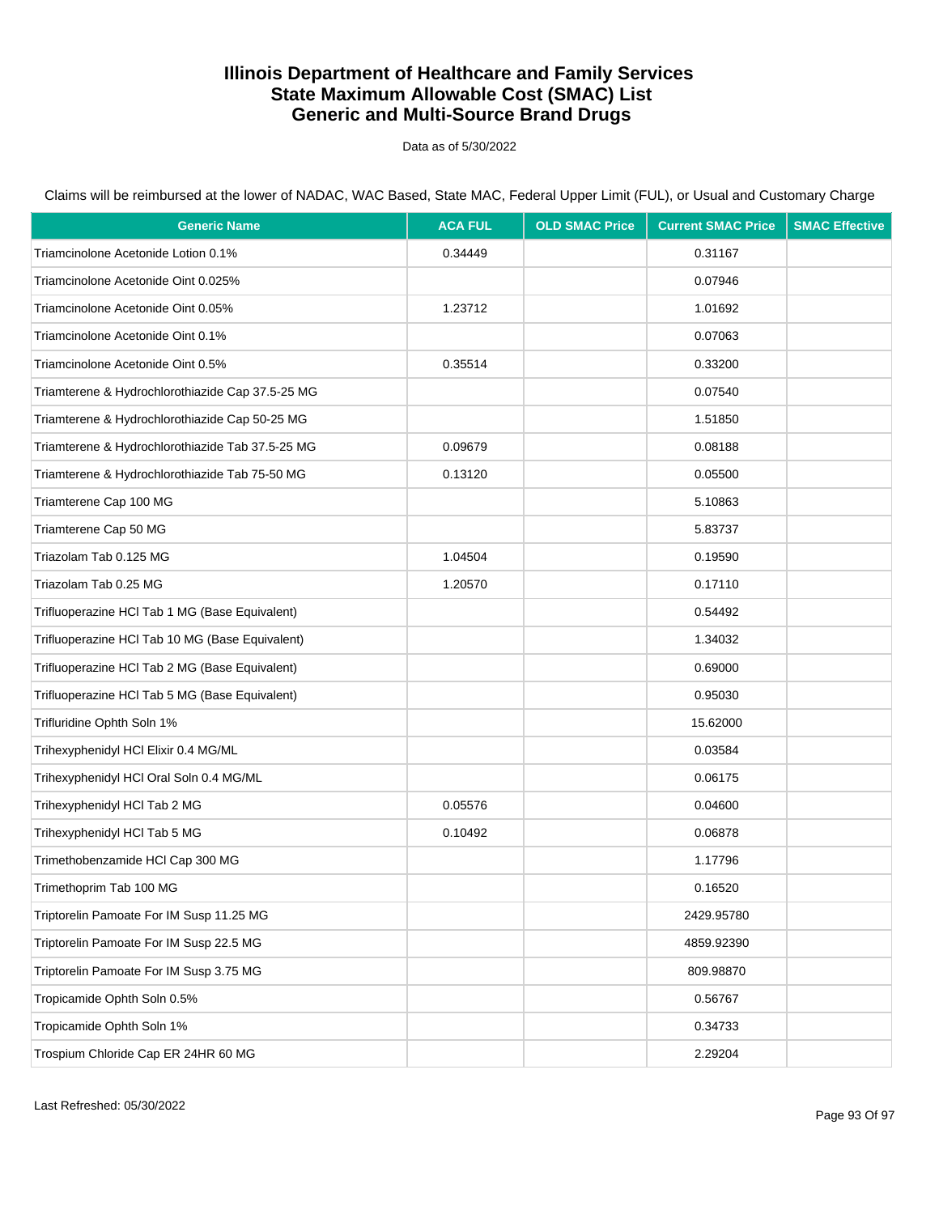# Illinois Department of Healthcare and Family Services
# State Maximum Allowable Cost (SMAC) List
# Generic and Multi-Source Brand Drugs

Data as of 5/30/2022

Claims will be reimbursed at the lower of NADAC, WAC Based, State MAC, Federal Upper Limit (FUL), or Usual and Customary Charge

| Generic Name | ACA FUL | OLD SMAC Price | Current SMAC Price | SMAC Effective |
|---|---|---|---|---|
| Triamcinolone Acetonide Lotion 0.1% | 0.34449 | | 0.31167 | |
| Triamcinolone Acetonide Oint 0.025% | | | 0.07946 | |
| Triamcinolone Acetonide Oint 0.05% | 1.23712 | | 1.01692 | |
| Triamcinolone Acetonide Oint 0.1% | | | 0.07063 | |
| Triamcinolone Acetonide Oint 0.5% | 0.35514 | | 0.33200 | |
| Triamterene & Hydrochlorothiazide Cap 37.5-25 MG | | | 0.07540 | |
| Triamterene & Hydrochlorothiazide Cap 50-25 MG | | | 1.51850 | |
| Triamterene & Hydrochlorothiazide Tab 37.5-25 MG | 0.09679 | | 0.08188 | |
| Triamterene & Hydrochlorothiazide Tab 75-50 MG | 0.13120 | | 0.05500 | |
| Triamterene Cap 100 MG | | | 5.10863 | |
| Triamterene Cap 50 MG | | | 5.83737 | |
| Triazolam Tab 0.125 MG | 1.04504 | | 0.19590 | |
| Triazolam Tab 0.25 MG | 1.20570 | | 0.17110 | |
| Trifluoperazine HCl Tab 1 MG (Base Equivalent) | | | 0.54492 | |
| Trifluoperazine HCl Tab 10 MG (Base Equivalent) | | | 1.34032 | |
| Trifluoperazine HCl Tab 2 MG (Base Equivalent) | | | 0.69000 | |
| Trifluoperazine HCl Tab 5 MG (Base Equivalent) | | | 0.95030 | |
| Trifluridine Ophth Soln 1% | | | 15.62000 | |
| Trihexyphenidyl HCl Elixir 0.4 MG/ML | | | 0.03584 | |
| Trihexyphenidyl HCl Oral Soln 0.4 MG/ML | | | 0.06175 | |
| Trihexyphenidyl HCl Tab 2 MG | 0.05576 | | 0.04600 | |
| Trihexyphenidyl HCl Tab 5 MG | 0.10492 | | 0.06878 | |
| Trimethobenzamide HCl Cap 300 MG | | | 1.17796 | |
| Trimethoprim Tab 100 MG | | | 0.16520 | |
| Triptorelin Pamoate For IM Susp 11.25 MG | | | 2429.95780 | |
| Triptorelin Pamoate For IM Susp 22.5 MG | | | 4859.92390 | |
| Triptorelin Pamoate For IM Susp 3.75 MG | | | 809.98870 | |
| Tropicamide Ophth Soln 0.5% | | | 0.56767 | |
| Tropicamide Ophth Soln 1% | | | 0.34733 | |
| Trospium Chloride Cap ER 24HR 60 MG | | | 2.29204 | |

Last Refreshed: 05/30/2022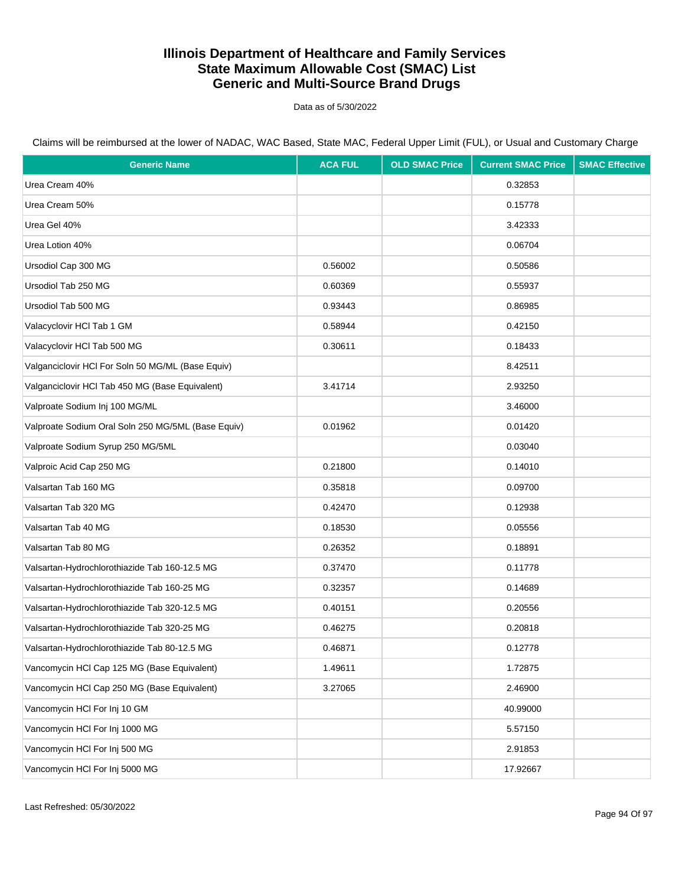# Illinois Department of Healthcare and Family Services
# State Maximum Allowable Cost (SMAC) List
# Generic and Multi-Source Brand Drugs

Data as of 5/30/2022

Claims will be reimbursed at the lower of NADAC, WAC Based, State MAC, Federal Upper Limit (FUL), or Usual and Customary Charge

| Generic Name | ACA FUL | OLD SMAC Price | Current SMAC Price | SMAC Effective |
|---|---|---|---|---|
| Urea Cream 40% | | | 0.32853 | |
| Urea Cream 50% | | | 0.15778 | |
| Urea Gel 40% | | | 3.42333 | |
| Urea Lotion 40% | | | 0.06704 | |
| Ursodiol Cap 300 MG | 0.56002 | | 0.50586 | |
| Ursodiol Tab 250 MG | 0.60369 | | 0.55937 | |
| Ursodiol Tab 500 MG | 0.93443 | | 0.86985 | |
| Valacyclovir HCl Tab 1 GM | 0.58944 | | 0.42150 | |
| Valacyclovir HCl Tab 500 MG | 0.30611 | | 0.18433 | |
| Valganciclovir HCl For Soln 50 MG/ML (Base Equiv) | | | 8.42511 | |
| Valganciclovir HCl Tab 450 MG (Base Equivalent) | 3.41714 | | 2.93250 | |
| Valproate Sodium Inj 100 MG/ML | | | 3.46000 | |
| Valproate Sodium Oral Soln 250 MG/5ML (Base Equiv) | 0.01962 | | 0.01420 | |
| Valproate Sodium Syrup 250 MG/5ML | | | 0.03040 | |
| Valproic Acid Cap 250 MG | 0.21800 | | 0.14010 | |
| Valsartan Tab 160 MG | 0.35818 | | 0.09700 | |
| Valsartan Tab 320 MG | 0.42470 | | 0.12938 | |
| Valsartan Tab 40 MG | 0.18530 | | 0.05556 | |
| Valsartan Tab 80 MG | 0.26352 | | 0.18891 | |
| Valsartan-Hydrochlorothiazide Tab 160-12.5 MG | 0.37470 | | 0.11778 | |
| Valsartan-Hydrochlorothiazide Tab 160-25 MG | 0.32357 | | 0.14689 | |
| Valsartan-Hydrochlorothiazide Tab 320-12.5 MG | 0.40151 | | 0.20556 | |
| Valsartan-Hydrochlorothiazide Tab 320-25 MG | 0.46275 | | 0.20818 | |
| Valsartan-Hydrochlorothiazide Tab 80-12.5 MG | 0.46871 | | 0.12778 | |
| Vancomycin HCl Cap 125 MG (Base Equivalent) | 1.49611 | | 1.72875 | |
| Vancomycin HCl Cap 250 MG (Base Equivalent) | 3.27065 | | 2.46900 | |
| Vancomycin HCl For Inj 10 GM | | | 40.99000 | |
| Vancomycin HCl For Inj 1000 MG | | | 5.57150 | |
| Vancomycin HCl For Inj 500 MG | | | 2.91853 | |
| Vancomycin HCl For Inj 5000 MG | | | 17.92667 | |

Last Refreshed: 05/30/2022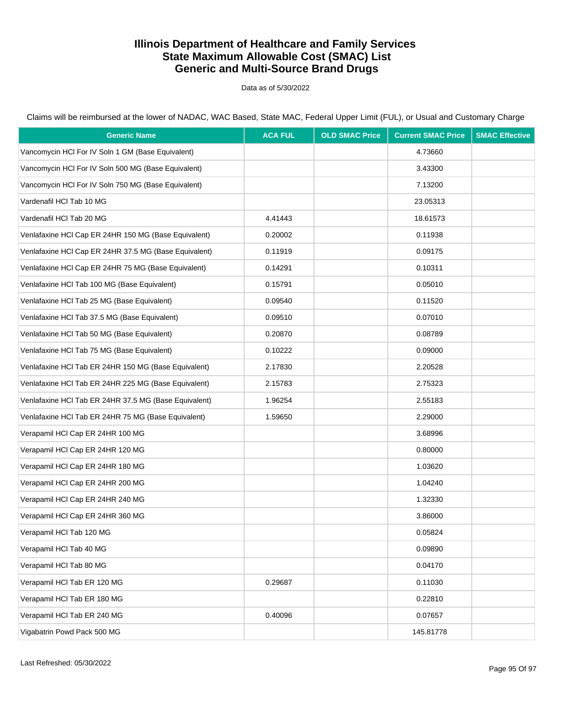# Illinois Department of Healthcare and Family Services
# State Maximum Allowable Cost (SMAC) List
# Generic and Multi-Source Brand Drugs

Data as of 5/30/2022

Claims will be reimbursed at the lower of NADAC, WAC Based, State MAC, Federal Upper Limit (FUL), or Usual and Customary Charge

| Generic Name | ACA FUL | OLD SMAC Price | Current SMAC Price | SMAC Effective |
|---|---|---|---|---|
| Vancomycin HCl For IV Soln 1 GM (Base Equivalent) | | | 4.73660 | |
| Vancomycin HCl For IV Soln 500 MG (Base Equivalent) | | | 3.43300 | |
| Vancomycin HCl For IV Soln 750 MG (Base Equivalent) | | | 7.13200 | |
| Vardenafil HCl Tab 10 MG | | | 23.05313 | |
| Vardenafil HCl Tab 20 MG | 4.41443 | | 18.61573 | |
| Venlafaxine HCl Cap ER 24HR 150 MG (Base Equivalent) | 0.20002 | | 0.11938 | |
| Venlafaxine HCl Cap ER 24HR 37.5 MG (Base Equivalent) | 0.11919 | | 0.09175 | |
| Venlafaxine HCl Cap ER 24HR 75 MG (Base Equivalent) | 0.14291 | | 0.10311 | |
| Venlafaxine HCl Tab 100 MG (Base Equivalent) | 0.15791 | | 0.05010 | |
| Venlafaxine HCl Tab 25 MG (Base Equivalent) | 0.09540 | | 0.11520 | |
| Venlafaxine HCl Tab 37.5 MG (Base Equivalent) | 0.09510 | | 0.07010 | |
| Venlafaxine HCl Tab 50 MG (Base Equivalent) | 0.20870 | | 0.08789 | |
| Venlafaxine HCl Tab 75 MG (Base Equivalent) | 0.10222 | | 0.09000 | |
| Venlafaxine HCl Tab ER 24HR 150 MG (Base Equivalent) | 2.17830 | | 2.20528 | |
| Venlafaxine HCl Tab ER 24HR 225 MG (Base Equivalent) | 2.15783 | | 2.75323 | |
| Venlafaxine HCl Tab ER 24HR 37.5 MG (Base Equivalent) | 1.96254 | | 2.55183 | |
| Venlafaxine HCl Tab ER 24HR 75 MG (Base Equivalent) | 1.59650 | | 2.29000 | |
| Verapamil HCl Cap ER 24HR 100 MG | | | 3.68996 | |
| Verapamil HCl Cap ER 24HR 120 MG | | | 0.80000 | |
| Verapamil HCl Cap ER 24HR 180 MG | | | 1.03620 | |
| Verapamil HCl Cap ER 24HR 200 MG | | | 1.04240 | |
| Verapamil HCl Cap ER 24HR 240 MG | | | 1.32330 | |
| Verapamil HCl Cap ER 24HR 360 MG | | | 3.86000 | |
| Verapamil HCl Tab 120 MG | | | 0.05824 | |
| Verapamil HCl Tab 40 MG | | | 0.09890 | |
| Verapamil HCl Tab 80 MG | | | 0.04170 | |
| Verapamil HCl Tab ER 120 MG | 0.29687 | | 0.11030 | |
| Verapamil HCl Tab ER 180 MG | | | 0.22810 | |
| Verapamil HCl Tab ER 240 MG | 0.40096 | | 0.07657 | |
| Vigabatrin Powd Pack 500 MG | | | 145.81778 | |

Last Refreshed: 05/30/2022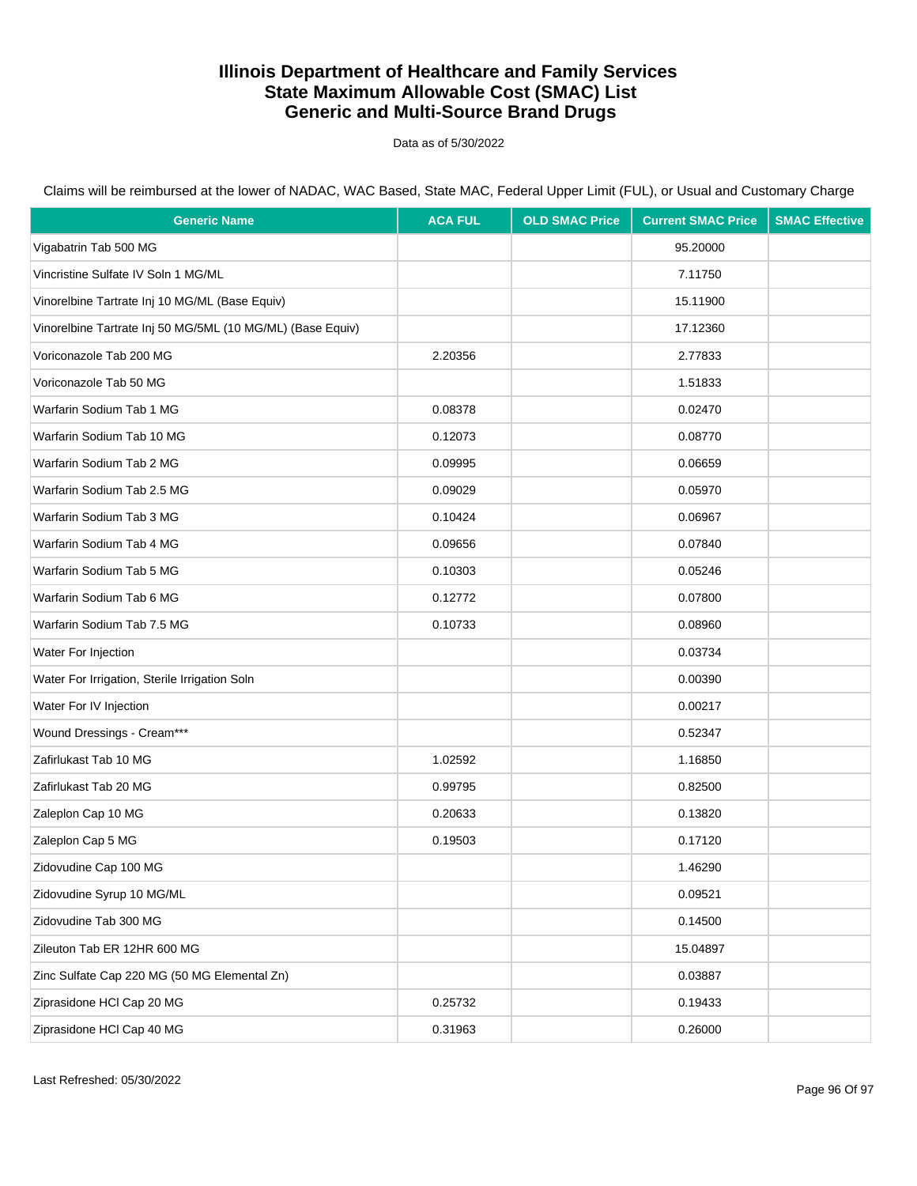# Illinois Department of Healthcare and Family Services
# State Maximum Allowable Cost (SMAC) List
# Generic and Multi-Source Brand Drugs

Data as of 5/30/2022

Claims will be reimbursed at the lower of NADAC, WAC Based, State MAC, Federal Upper Limit (FUL), or Usual and Customary Charge

| Generic Name | ACA FUL | OLD SMAC Price | Current SMAC Price | SMAC Effective |
|---|---|---|---|---|
| Vigabatrin Tab 500 MG | | | 95.20000 | |
| Vincristine Sulfate IV Soln 1 MG/ML | | | 7.11750 | |
| Vinorelbine Tartrate Inj 10 MG/ML (Base Equiv) | | | 15.11900 | |
| Vinorelbine Tartrate Inj 50 MG/5ML (10 MG/ML) (Base Equiv) | | | 17.12360 | |
| Voriconazole Tab 200 MG | 2.20356 | | 2.77833 | |
| Voriconazole Tab 50 MG | | | 1.51833 | |
| Warfarin Sodium Tab 1 MG | 0.08378 | | 0.02470 | |
| Warfarin Sodium Tab 10 MG | 0.12073 | | 0.08770 | |
| Warfarin Sodium Tab 2 MG | 0.09995 | | 0.06659 | |
| Warfarin Sodium Tab 2.5 MG | 0.09029 | | 0.05970 | |
| Warfarin Sodium Tab 3 MG | 0.10424 | | 0.06967 | |
| Warfarin Sodium Tab 4 MG | 0.09656 | | 0.07840 | |
| Warfarin Sodium Tab 5 MG | 0.10303 | | 0.05246 | |
| Warfarin Sodium Tab 6 MG | 0.12772 | | 0.07800 | |
| Warfarin Sodium Tab 7.5 MG | 0.10733 | | 0.08960 | |
| Water For Injection | | | 0.03734 | |
| Water For Irrigation, Sterile Irrigation Soln | | | 0.00390 | |
| Water For IV Injection | | | 0.00217 | |
| Wound Dressings - Cream*** | | | 0.52347 | |
| Zafirlukast Tab 10 MG | 1.02592 | | 1.16850 | |
| Zafirlukast Tab 20 MG | 0.99795 | | 0.82500 | |
| Zaleplon Cap 10 MG | 0.20633 | | 0.13820 | |
| Zaleplon Cap 5 MG | 0.19503 | | 0.17120 | |
| Zidovudine Cap 100 MG | | | 1.46290 | |
| Zidovudine Syrup 10 MG/ML | | | 0.09521 | |
| Zidovudine Tab 300 MG | | | 0.14500 | |
| Zileuton Tab ER 12HR 600 MG | | | 15.04897 | |
| Zinc Sulfate Cap 220 MG (50 MG Elemental Zn) | | | 0.03887 | |
| Ziprasidone HCl Cap 20 MG | 0.25732 | | 0.19433 | |
| Ziprasidone HCl Cap 40 MG | 0.31963 | | 0.26000 | |

Last Refreshed: 05/30/2022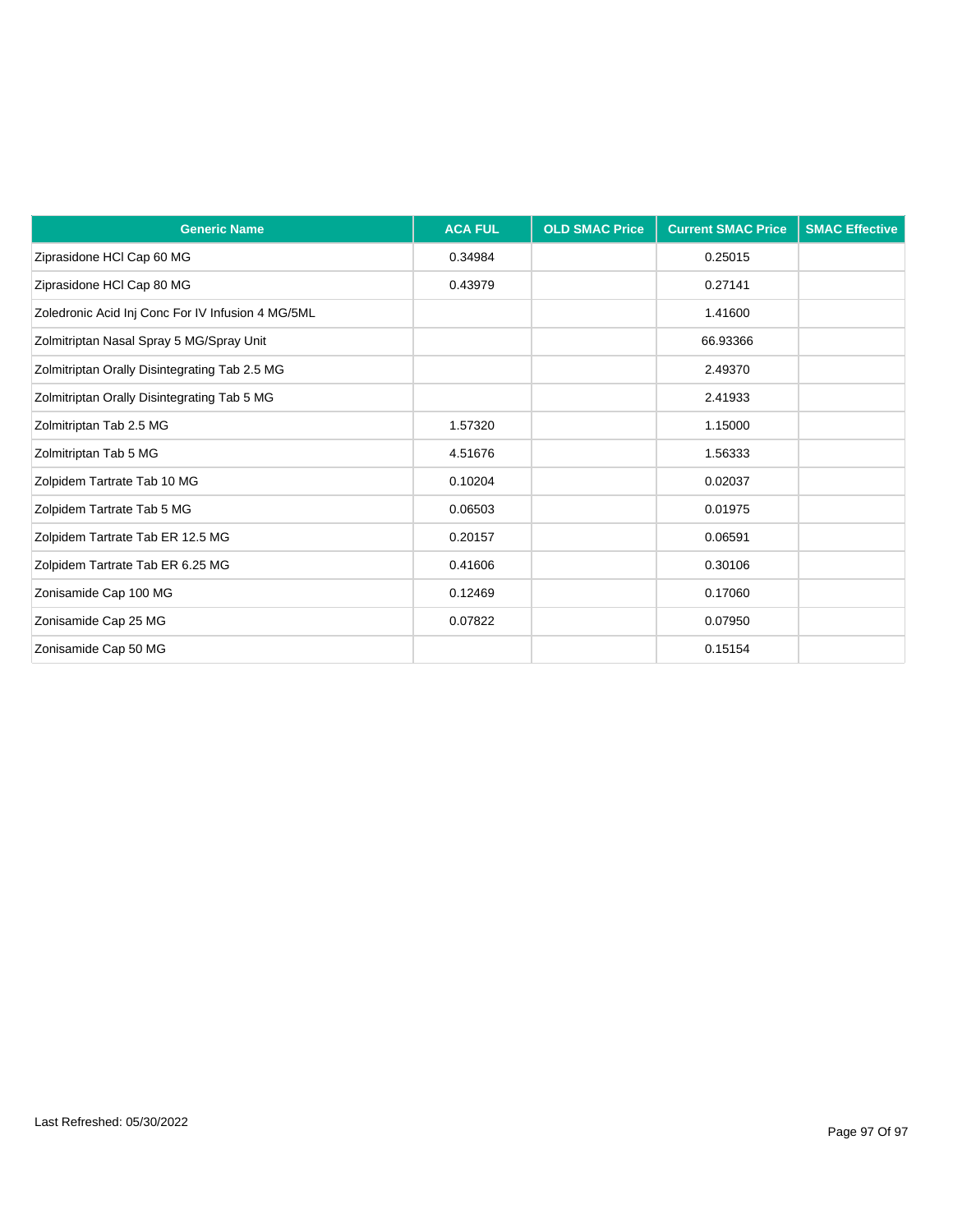| Generic Name | ACA FUL | OLD SMAC Price | Current SMAC Price | SMAC Effective |
|---|---|---|---|---|
| Ziprasidone HCl Cap 60 MG | 0.34984 | | 0.25015 | |
| Ziprasidone HCl Cap 80 MG | 0.43979 | | 0.27141 | |
| Zoledronic Acid Inj Conc For IV Infusion 4 MG/5ML | | | 1.41600 | |
| Zolmitriptan Nasal Spray 5 MG/Spray Unit | | | 66.93366 | |
| Zolmitriptan Orally Disintegrating Tab 2.5 MG | | | 2.49370 | |
| Zolmitriptan Orally Disintegrating Tab 5 MG | | | 2.41933 | |
| Zolmitriptan Tab 2.5 MG | 1.57320 | | 1.15000 | |
| Zolmitriptan Tab 5 MG | 4.51676 | | 1.56333 | |
| Zolpidem Tartrate Tab 10 MG | 0.10204 | | 0.02037 | |
| Zolpidem Tartrate Tab 5 MG | 0.06503 | | 0.01975 | |
| Zolpidem Tartrate Tab ER 12.5 MG | 0.20157 | | 0.06591 | |
| Zolpidem Tartrate Tab ER 6.25 MG | 0.41606 | | 0.30106 | |
| Zonisamide Cap 100 MG | 0.12469 | | 0.17060 | |
| Zonisamide Cap 25 MG | 0.07822 | | 0.07950 | |
| Zonisamide Cap 50 MG | | | 0.15154 | |

Last Refreshed: 05/30/2022